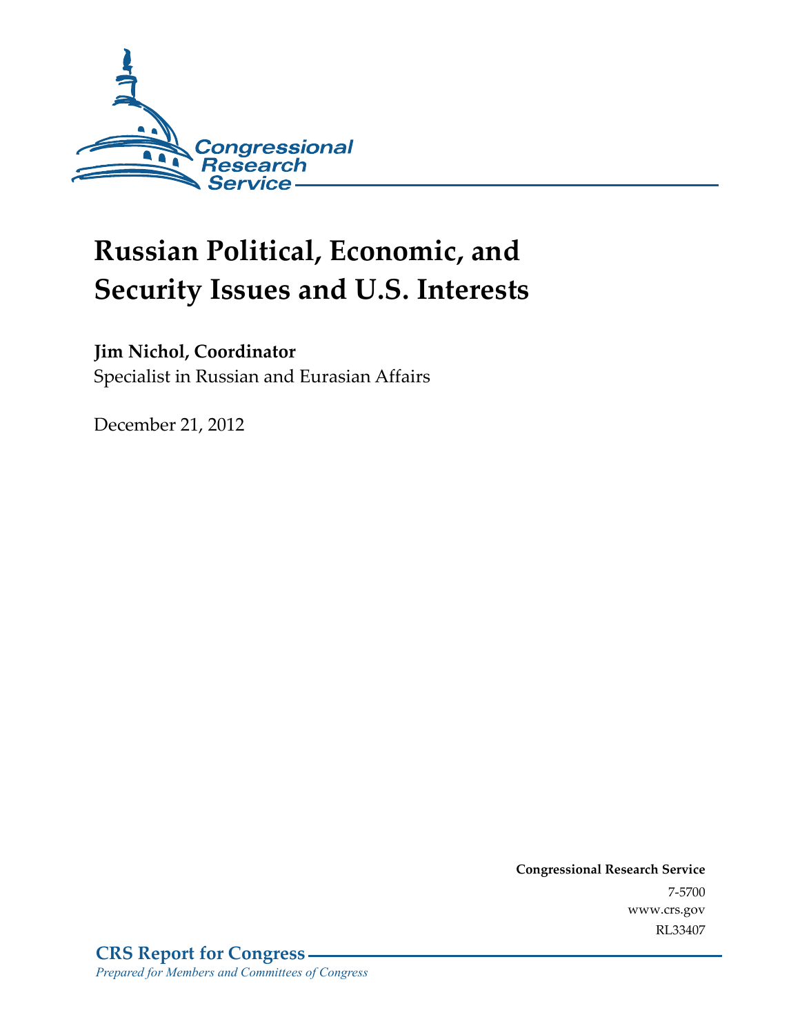Congressional Research Service

# Russian Political, Economic, and Security Issues and U.S. Interests

**Jim Nichol, Coordinator**
Specialist in Russian and Eurasian Affairs

December 21, 2012

**Congressional Research Service**
7-5700
www.crs.gov
RL33407

**CRS Report for Congress**
*Prepared for Members and Committees of Congress*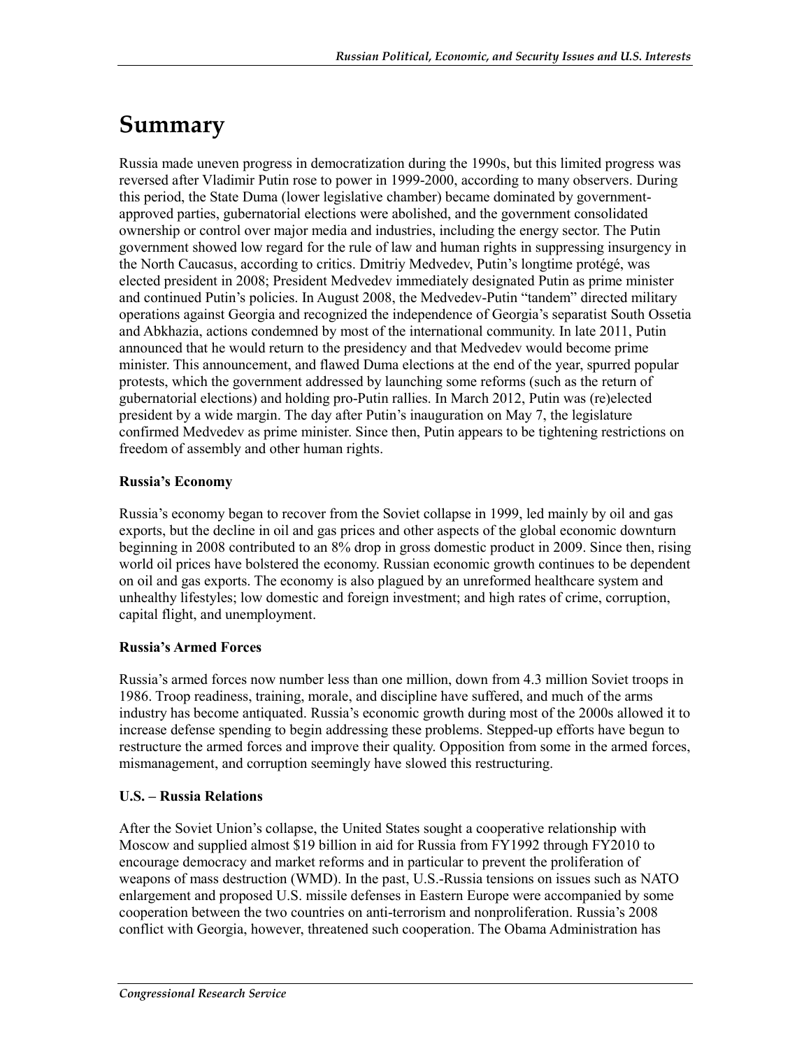# Summary

Russia made uneven progress in democratization during the 1990s, but this limited progress was reversed after Vladimir Putin rose to power in 1999-2000, according to many observers. During this period, the State Duma (lower legislative chamber) became dominated by government-approved parties, gubernatorial elections were abolished, and the government consolidated ownership or control over major media and industries, including the energy sector. The Putin government showed low regard for the rule of law and human rights in suppressing insurgency in the North Caucasus, according to critics. Dmitriy Medvedev, Putin's longtime protégé, was elected president in 2008; President Medvedev immediately designated Putin as prime minister and continued Putin's policies. In August 2008, the Medvedev-Putin "tandem" directed military operations against Georgia and recognized the independence of Georgia's separatist South Ossetia and Abkhazia, actions condemned by most of the international community. In late 2011, Putin announced that he would return to the presidency and that Medvedev would become prime minister. This announcement, and flawed Duma elections at the end of the year, spurred popular protests, which the government addressed by launching some reforms (such as the return of gubernatorial elections) and holding pro-Putin rallies. In March 2012, Putin was (re)elected president by a wide margin. The day after Putin's inauguration on May 7, the legislature confirmed Medvedev as prime minister. Since then, Putin appears to be tightening restrictions on freedom of assembly and other human rights.

**Russia's Economy**

Russia's economy began to recover from the Soviet collapse in 1999, led mainly by oil and gas exports, but the decline in oil and gas prices and other aspects of the global economic downturn beginning in 2008 contributed to an 8% drop in gross domestic product in 2009. Since then, rising world oil prices have bolstered the economy. Russian economic growth continues to be dependent on oil and gas exports. The economy is also plagued by an unreformed healthcare system and unhealthy lifestyles; low domestic and foreign investment; and high rates of crime, corruption, capital flight, and unemployment.

**Russia's Armed Forces**

Russia's armed forces now number less than one million, down from 4.3 million Soviet troops in 1986. Troop readiness, training, morale, and discipline have suffered, and much of the arms industry has become antiquated. Russia's economic growth during most of the 2000s allowed it to increase defense spending to begin addressing these problems. Stepped-up efforts have begun to restructure the armed forces and improve their quality. Opposition from some in the armed forces, mismanagement, and corruption seemingly have slowed this restructuring.

**U.S. – Russia Relations**

After the Soviet Union's collapse, the United States sought a cooperative relationship with Moscow and supplied almost $19 billion in aid for Russia from FY1992 through FY2010 to encourage democracy and market reforms and in particular to prevent the proliferation of weapons of mass destruction (WMD). In the past, U.S.-Russia tensions on issues such as NATO enlargement and proposed U.S. missile defenses in Eastern Europe were accompanied by some cooperation between the two countries on anti-terrorism and nonproliferation. Russia's 2008 conflict with Georgia, however, threatened such cooperation. The Obama Administration has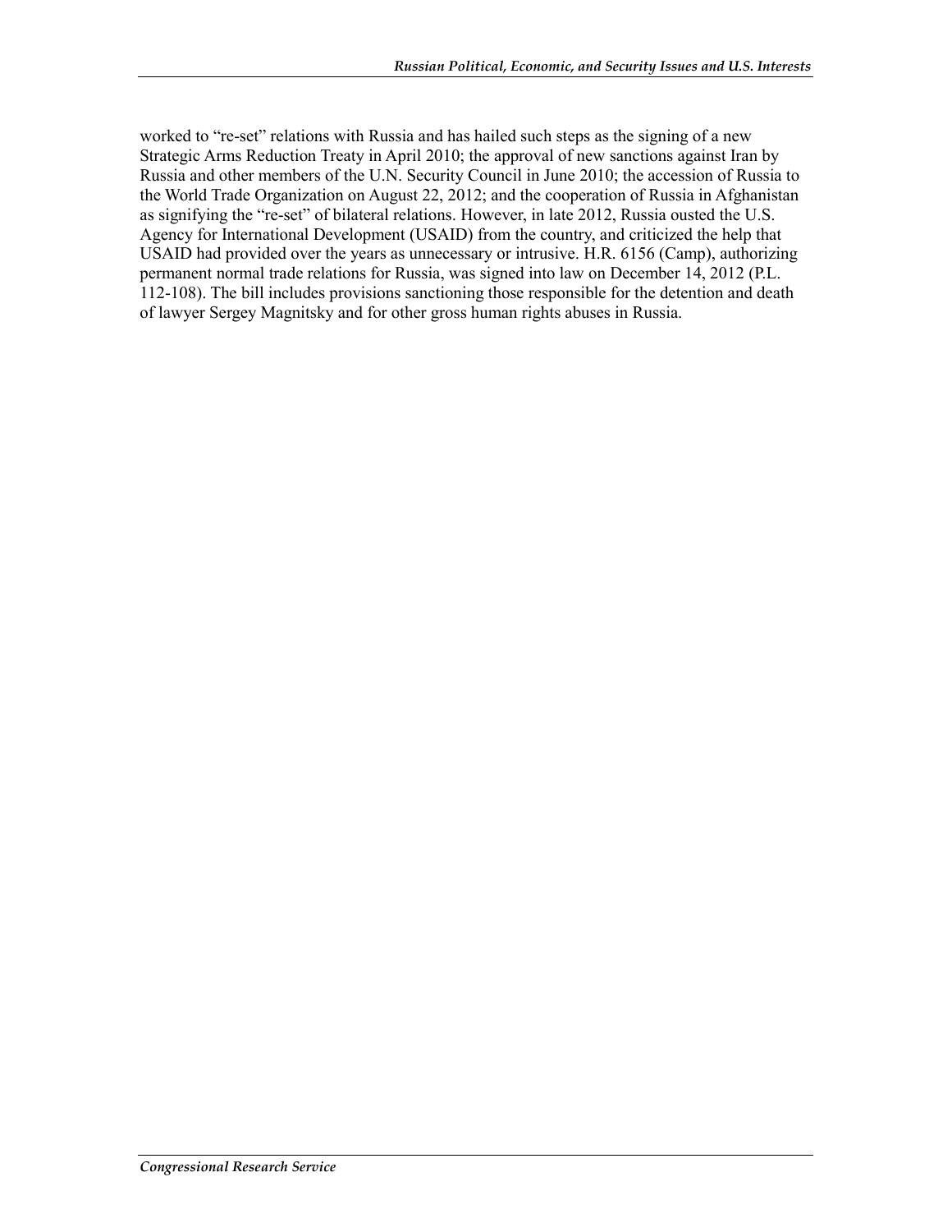worked to "re-set" relations with Russia and has hailed such steps as the signing of a new Strategic Arms Reduction Treaty in April 2010; the approval of new sanctions against Iran by Russia and other members of the U.N. Security Council in June 2010; the accession of Russia to the World Trade Organization on August 22, 2012; and the cooperation of Russia in Afghanistan as signifying the "re-set" of bilateral relations. However, in late 2012, Russia ousted the U.S. Agency for International Development (USAID) from the country, and criticized the help that USAID had provided over the years as unnecessary or intrusive. H.R. 6156 (Camp), authorizing permanent normal trade relations for Russia, was signed into law on December 14, 2012 (P.L. 112-108). The bill includes provisions sanctioning those responsible for the detention and death of lawyer Sergey Magnitsky and for other gross human rights abuses in Russia.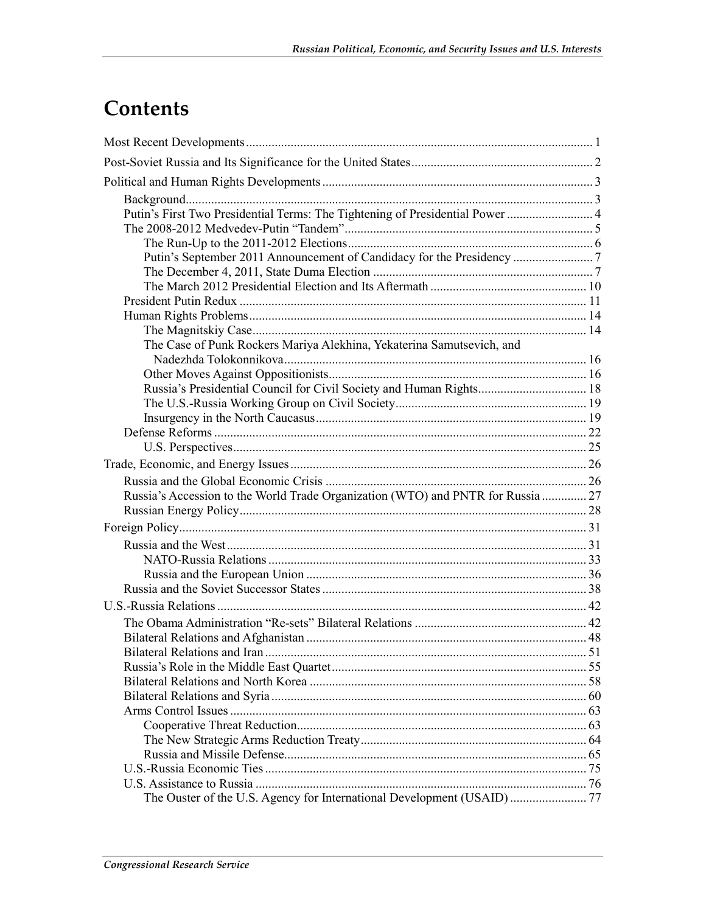# Contents

Most Recent Developments ........................................................................................................... 1

Post-Soviet Russia and Its Significance for the United States ........................................................ 2

Political and Human Rights Developments .................................................................................... 3

- Background .............................................................................................................................. 3
- Putin's First Two Presidential Terms: The Tightening of Presidential Power ........................... 4
- The 2008-2012 Medvedev-Putin "Tandem" ............................................................................. 5
  - The Run-Up to the 2011-2012 Elections ............................................................................ 6
  - Putin's September 2011 Announcement of Candidacy for the Presidency ......................... 7
  - The December 4, 2011, State Duma Election .................................................................... 7
  - The March 2012 Presidential Election and Its Aftermath ................................................. 10
- President Putin Redux ............................................................................................................ 11
- Human Rights Problems ......................................................................................................... 14
  - The Magnitskiy Case ........................................................................................................ 14
  - The Case of Punk Rockers Mariya Alekhina, Yekaterina Samutsevich, and Nadezhda Tolokonnikova ............................................................................................. 16
  - Other Moves Against Oppositionists ................................................................................ 16
  - Russia's Presidential Council for Civil Society and Human Rights .................................. 18
  - The U.S.-Russia Working Group on Civil Society ........................................................... 19
  - Insurgency in the North Caucasus .................................................................................... 19
- Defense Reforms .................................................................................................................... 22
  - U.S. Perspectives .............................................................................................................. 25

Trade, Economic, and Energy Issues ............................................................................................ 26

- Russia and the Global Economic Crisis ................................................................................. 26
- Russia's Accession to the World Trade Organization (WTO) and PNTR for Russia ............. 27
- Russian Energy Policy ............................................................................................................ 28

Foreign Policy .............................................................................................................................. 31

- Russia and the West ................................................................................................................ 31
  - NATO-Russia Relations ................................................................................................... 33
  - Russia and the European Union ....................................................................................... 36
- Russia and the Soviet Successor States .................................................................................. 38

U.S.-Russia Relations ................................................................................................................... 42

- The Obama Administration "Re-sets" Bilateral Relations ..................................................... 42
- Bilateral Relations and Afghanistan ....................................................................................... 48
- Bilateral Relations and Iran .................................................................................................... 51
- Russia's Role in the Middle East Quartet ............................................................................... 55
- Bilateral Relations and North Korea ...................................................................................... 58
- Bilateral Relations and Syria .................................................................................................. 60
- Arms Control Issues ............................................................................................................... 63
  - Cooperative Threat Reduction .......................................................................................... 63
  - The New Strategic Arms Reduction Treaty ...................................................................... 64
  - Russia and Missile Defense .............................................................................................. 65
- U.S.-Russia Economic Ties .................................................................................................... 75
- U.S. Assistance to Russia ....................................................................................................... 76
  - The Ouster of the U.S. Agency for International Development (USAID) ........................ 77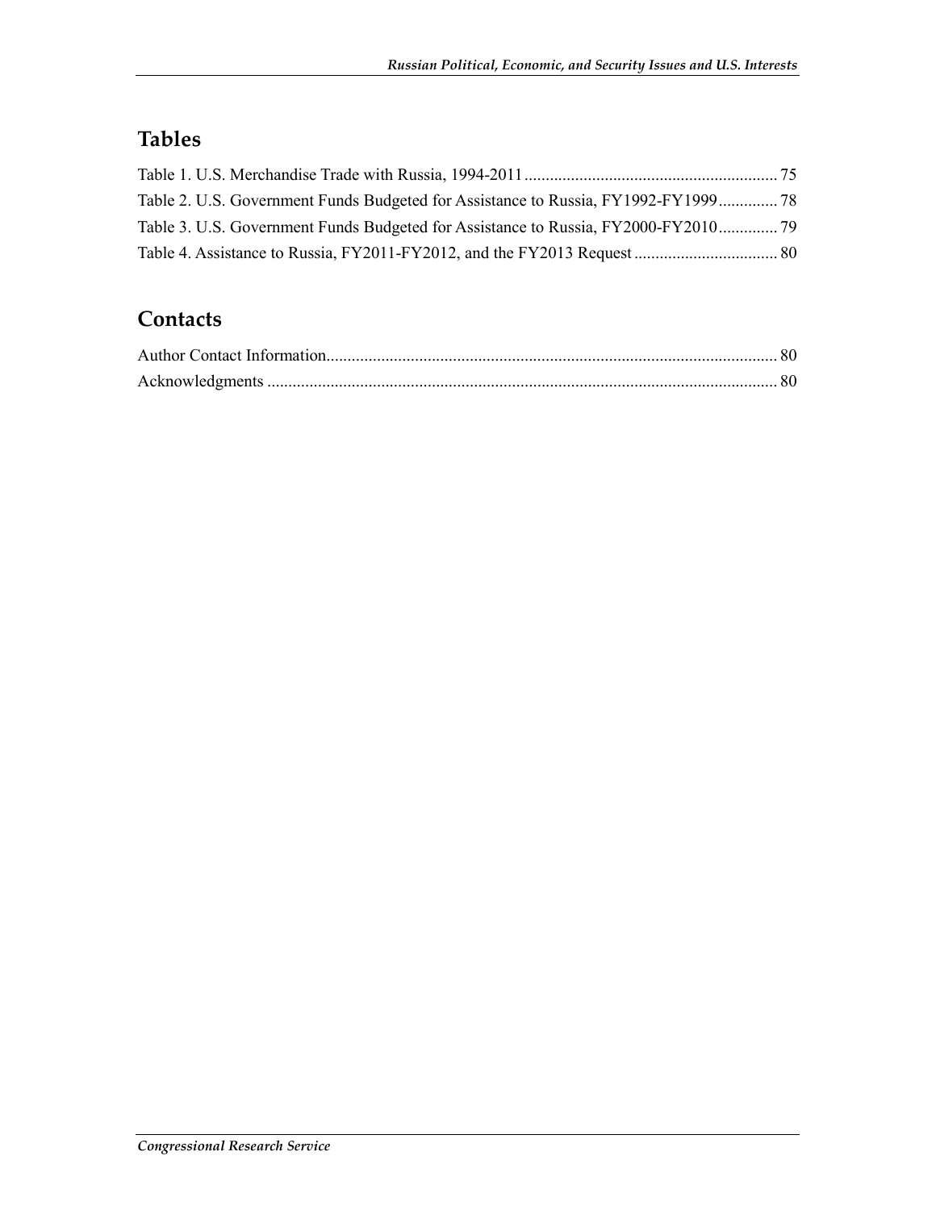## Tables

Table 1. U.S. Merchandise Trade with Russia, 1994-2011 ............................................................ 75

Table 2. U.S. Government Funds Budgeted for Assistance to Russia, FY1992-FY1999 .............. 78

Table 3. U.S. Government Funds Budgeted for Assistance to Russia, FY2000-FY2010 .............. 79

Table 4. Assistance to Russia, FY2011-FY2012, and the FY2013 Request .................................. 80

## Contacts

Author Contact Information........................................................................................................... 80

Acknowledgments ......................................................................................................................... 80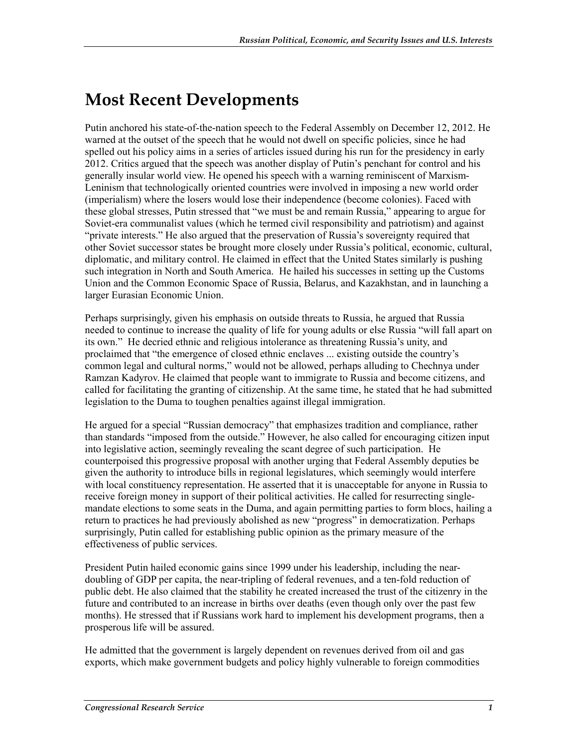# Most Recent Developments

Putin anchored his state-of-the-nation speech to the Federal Assembly on December 12, 2012. He warned at the outset of the speech that he would not dwell on specific policies, since he had spelled out his policy aims in a series of articles issued during his run for the presidency in early 2012. Critics argued that the speech was another display of Putin's penchant for control and his generally insular world view. He opened his speech with a warning reminiscent of Marxism-Leninism that technologically oriented countries were involved in imposing a new world order (imperialism) where the losers would lose their independence (become colonies). Faced with these global stresses, Putin stressed that "we must be and remain Russia," appearing to argue for Soviet-era communalist values (which he termed civil responsibility and patriotism) and against "private interests." He also argued that the preservation of Russia's sovereignty required that other Soviet successor states be brought more closely under Russia's political, economic, cultural, diplomatic, and military control. He claimed in effect that the United States similarly is pushing such integration in North and South America. He hailed his successes in setting up the Customs Union and the Common Economic Space of Russia, Belarus, and Kazakhstan, and in launching a larger Eurasian Economic Union.

Perhaps surprisingly, given his emphasis on outside threats to Russia, he argued that Russia needed to continue to increase the quality of life for young adults or else Russia "will fall apart on its own." He decried ethnic and religious intolerance as threatening Russia's unity, and proclaimed that "the emergence of closed ethnic enclaves ... existing outside the country's common legal and cultural norms," would not be allowed, perhaps alluding to Chechnya under Ramzan Kadyrov. He claimed that people want to immigrate to Russia and become citizens, and called for facilitating the granting of citizenship. At the same time, he stated that he had submitted legislation to the Duma to toughen penalties against illegal immigration.

He argued for a special "Russian democracy" that emphasizes tradition and compliance, rather than standards "imposed from the outside." However, he also called for encouraging citizen input into legislative action, seemingly revealing the scant degree of such participation. He counterpoised this progressive proposal with another urging that Federal Assembly deputies be given the authority to introduce bills in regional legislatures, which seemingly would interfere with local constituency representation. He asserted that it is unacceptable for anyone in Russia to receive foreign money in support of their political activities. He called for resurrecting single-mandate elections to some seats in the Duma, and again permitting parties to form blocs, hailing a return to practices he had previously abolished as new "progress" in democratization. Perhaps surprisingly, Putin called for establishing public opinion as the primary measure of the effectiveness of public services.

President Putin hailed economic gains since 1999 under his leadership, including the near-doubling of GDP per capita, the near-tripling of federal revenues, and a ten-fold reduction of public debt. He also claimed that the stability he created increased the trust of the citizenry in the future and contributed to an increase in births over deaths (even though only over the past few months). He stressed that if Russians work hard to implement his development programs, then a prosperous life will be assured.

He admitted that the government is largely dependent on revenues derived from oil and gas exports, which make government budgets and policy highly vulnerable to foreign commodities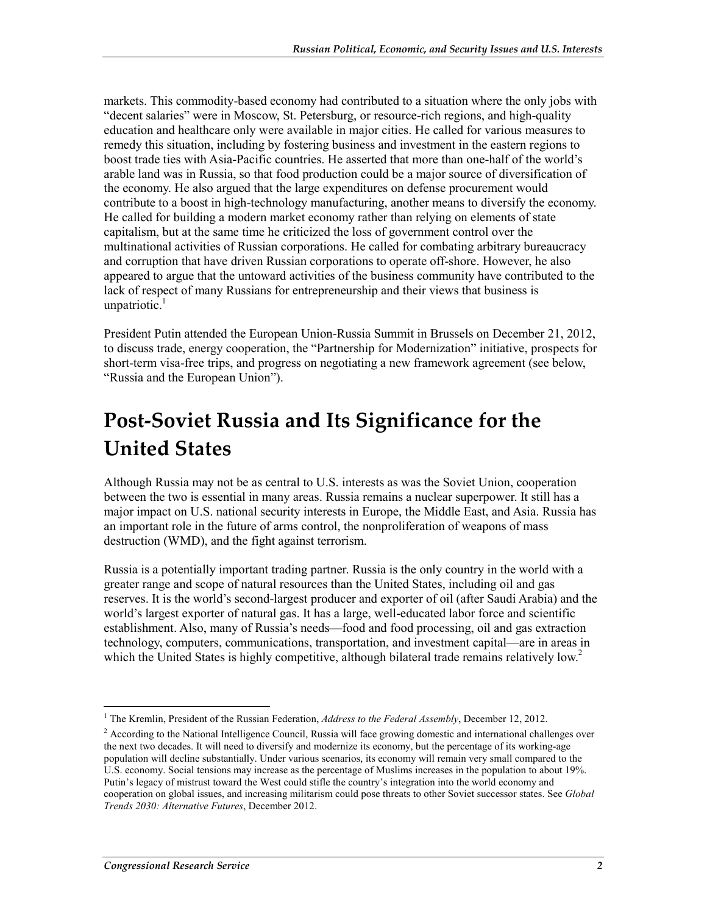markets. This commodity-based economy had contributed to a situation where the only jobs with "decent salaries" were in Moscow, St. Petersburg, or resource-rich regions, and high-quality education and healthcare only were available in major cities. He called for various measures to remedy this situation, including by fostering business and investment in the eastern regions to boost trade ties with Asia-Pacific countries. He asserted that more than one-half of the world's arable land was in Russia, so that food production could be a major source of diversification of the economy. He also argued that the large expenditures on defense procurement would contribute to a boost in high-technology manufacturing, another means to diversify the economy. He called for building a modern market economy rather than relying on elements of state capitalism, but at the same time he criticized the loss of government control over the multinational activities of Russian corporations. He called for combating arbitrary bureaucracy and corruption that have driven Russian corporations to operate off-shore. However, he also appeared to argue that the untoward activities of the business community have contributed to the lack of respect of many Russians for entrepreneurship and their views that business is unpatriotic.[1]

President Putin attended the European Union-Russia Summit in Brussels on December 21, 2012, to discuss trade, energy cooperation, the "Partnership for Modernization" initiative, prospects for short-term visa-free trips, and progress on negotiating a new framework agreement (see below, "Russia and the European Union").

# Post-Soviet Russia and Its Significance for the United States

Although Russia may not be as central to U.S. interests as was the Soviet Union, cooperation between the two is essential in many areas. Russia remains a nuclear superpower. It still has a major impact on U.S. national security interests in Europe, the Middle East, and Asia. Russia has an important role in the future of arms control, the nonproliferation of weapons of mass destruction (WMD), and the fight against terrorism.

Russia is a potentially important trading partner. Russia is the only country in the world with a greater range and scope of natural resources than the United States, including oil and gas reserves. It is the world's second-largest producer and exporter of oil (after Saudi Arabia) and the world's largest exporter of natural gas. It has a large, well-educated labor force and scientific establishment. Also, many of Russia's needs—food and food processing, oil and gas extraction technology, computers, communications, transportation, and investment capital—are in areas in which the United States is highly competitive, although bilateral trade remains relatively low.[2]

---

[1] The Kremlin, President of the Russian Federation, *Address to the Federal Assembly*, December 12, 2012.

[2] According to the National Intelligence Council, Russia will face growing domestic and international challenges over the next two decades. It will need to diversify and modernize its economy, but the percentage of its working-age population will decline substantially. Under various scenarios, its economy will remain very small compared to the U.S. economy. Social tensions may increase as the percentage of Muslims increases in the population to about 19%. Putin's legacy of mistrust toward the West could stifle the country's integration into the world economy and cooperation on global issues, and increasing militarism could pose threats to other Soviet successor states. See *Global Trends 2030: Alternative Futures*, December 2012.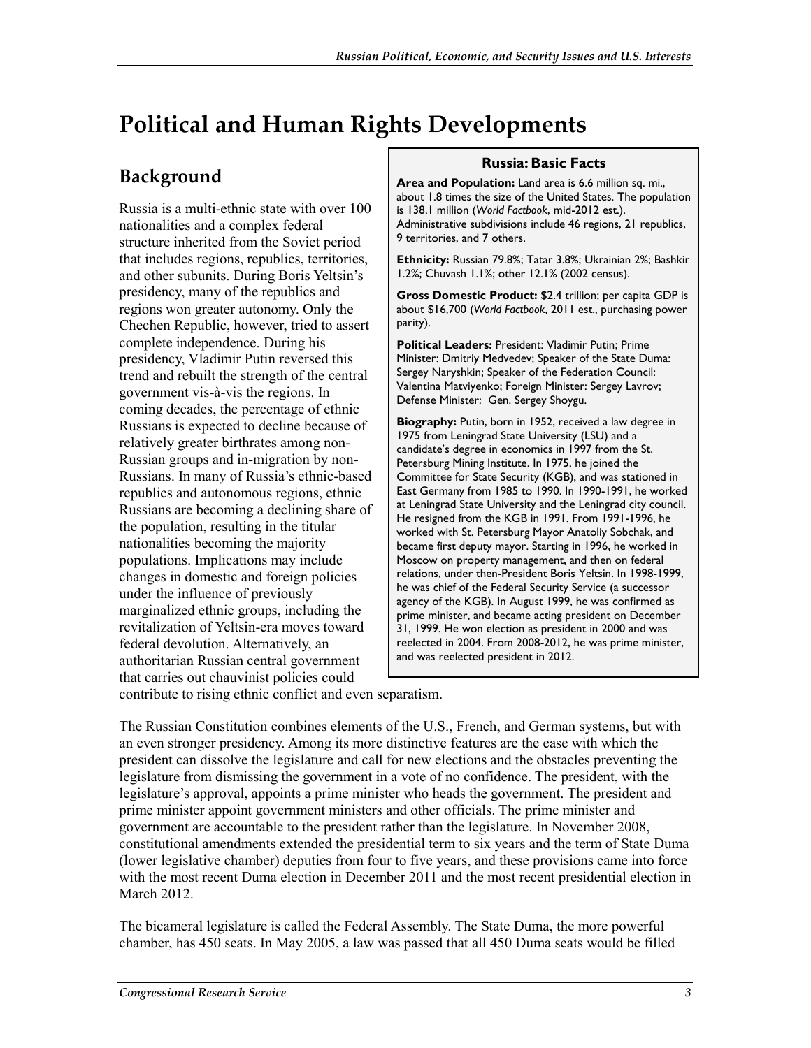# Political and Human Rights Developments

## Background

Russia is a multi-ethnic state with over 100 nationalities and a complex federal structure inherited from the Soviet period that includes regions, republics, territories, and other subunits. During Boris Yeltsin's presidency, many of the republics and regions won greater autonomy. Only the Chechen Republic, however, tried to assert complete independence. During his presidency, Vladimir Putin reversed this trend and rebuilt the strength of the central government vis-à-vis the regions. In coming decades, the percentage of ethnic Russians is expected to decline because of relatively greater birthrates among non-Russian groups and in-migration by non-Russians. In many of Russia's ethnic-based republics and autonomous regions, ethnic Russians are becoming a declining share of the population, resulting in the titular nationalities becoming the majority populations. Implications may include changes in domestic and foreign policies under the influence of previously marginalized ethnic groups, including the revitalization of Yeltsin-era moves toward federal devolution. Alternatively, an authoritarian Russian central government that carries out chauvinist policies could contribute to rising ethnic conflict and even separatism.

> **Russia: Basic Facts**
>
> **Area and Population:** Land area is 6.6 million sq. mi., about 1.8 times the size of the United States. The population is 138.1 million (*World Factbook*, mid-2012 est.). Administrative subdivisions include 46 regions, 21 republics, 9 territories, and 7 others.
>
> **Ethnicity:** Russian 79.8%; Tatar 3.8%; Ukrainian 2%; Bashkir 1.2%; Chuvash 1.1%; other 12.1% (2002 census).
>
> **Gross Domestic Product:** $2.4 trillion; per capita GDP is about $16,700 (*World Factbook*, 2011 est., purchasing power parity).
>
> **Political Leaders:** President: Vladimir Putin; Prime Minister: Dmitriy Medvedev; Speaker of the State Duma: Sergey Naryshkin; Speaker of the Federation Council: Valentina Matviyenko; Foreign Minister: Sergey Lavrov; Defense Minister: Gen. Sergey Shoygu.
>
> **Biography:** Putin, born in 1952, received a law degree in 1975 from Leningrad State University (LSU) and a candidate's degree in economics in 1997 from the St. Petersburg Mining Institute. In 1975, he joined the Committee for State Security (KGB), and was stationed in East Germany from 1985 to 1990. In 1990-1991, he worked at Leningrad State University and the Leningrad city council. He resigned from the KGB in 1991. From 1991-1996, he worked with St. Petersburg Mayor Anatoliy Sobchak, and became first deputy mayor. Starting in 1996, he worked in Moscow on property management, and then on federal relations, under then-President Boris Yeltsin. In 1998-1999, he was chief of the Federal Security Service (a successor agency of the KGB). In August 1999, he was confirmed as prime minister, and became acting president on December 31, 1999. He won election as president in 2000 and was reelected in 2004. From 2008-2012, he was prime minister, and was reelected president in 2012.

The Russian Constitution combines elements of the U.S., French, and German systems, but with an even stronger presidency. Among its more distinctive features are the ease with which the president can dissolve the legislature and call for new elections and the obstacles preventing the legislature from dismissing the government in a vote of no confidence. The president, with the legislature's approval, appoints a prime minister who heads the government. The president and prime minister appoint government ministers and other officials. The prime minister and government are accountable to the president rather than the legislature. In November 2008, constitutional amendments extended the presidential term to six years and the term of State Duma (lower legislative chamber) deputies from four to five years, and these provisions came into force with the most recent Duma election in December 2011 and the most recent presidential election in March 2012.

The bicameral legislature is called the Federal Assembly. The State Duma, the more powerful chamber, has 450 seats. In May 2005, a law was passed that all 450 Duma seats would be filled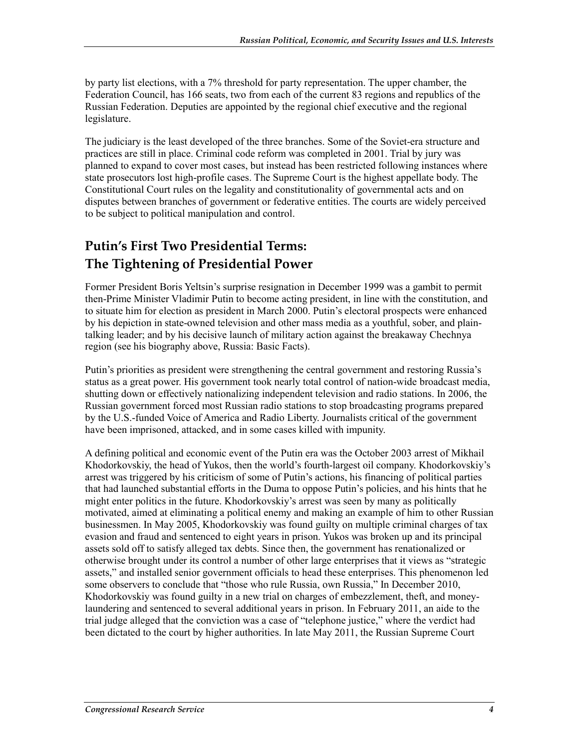by party list elections, with a 7% threshold for party representation. The upper chamber, the Federation Council, has 166 seats, two from each of the current 83 regions and republics of the Russian Federation. Deputies are appointed by the regional chief executive and the regional legislature.

The judiciary is the least developed of the three branches. Some of the Soviet-era structure and practices are still in place. Criminal code reform was completed in 2001. Trial by jury was planned to expand to cover most cases, but instead has been restricted following instances where state prosecutors lost high-profile cases. The Supreme Court is the highest appellate body. The Constitutional Court rules on the legality and constitutionality of governmental acts and on disputes between branches of government or federative entities. The courts are widely perceived to be subject to political manipulation and control.

## Putin's First Two Presidential Terms: The Tightening of Presidential Power

Former President Boris Yeltsin's surprise resignation in December 1999 was a gambit to permit then-Prime Minister Vladimir Putin to become acting president, in line with the constitution, and to situate him for election as president in March 2000. Putin's electoral prospects were enhanced by his depiction in state-owned television and other mass media as a youthful, sober, and plain-talking leader; and by his decisive launch of military action against the breakaway Chechnya region (see his biography above, Russia: Basic Facts).

Putin's priorities as president were strengthening the central government and restoring Russia's status as a great power. His government took nearly total control of nation-wide broadcast media, shutting down or effectively nationalizing independent television and radio stations. In 2006, the Russian government forced most Russian radio stations to stop broadcasting programs prepared by the U.S.-funded Voice of America and Radio Liberty. Journalists critical of the government have been imprisoned, attacked, and in some cases killed with impunity.

A defining political and economic event of the Putin era was the October 2003 arrest of Mikhail Khodorkovskiy, the head of Yukos, then the world's fourth-largest oil company. Khodorkovskiy's arrest was triggered by his criticism of some of Putin's actions, his financing of political parties that had launched substantial efforts in the Duma to oppose Putin's policies, and his hints that he might enter politics in the future. Khodorkovskiy's arrest was seen by many as politically motivated, aimed at eliminating a political enemy and making an example of him to other Russian businessmen. In May 2005, Khodorkovskiy was found guilty on multiple criminal charges of tax evasion and fraud and sentenced to eight years in prison. Yukos was broken up and its principal assets sold off to satisfy alleged tax debts. Since then, the government has renationalized or otherwise brought under its control a number of other large enterprises that it views as "strategic assets," and installed senior government officials to head these enterprises. This phenomenon led some observers to conclude that "those who rule Russia, own Russia," In December 2010, Khodorkovskiy was found guilty in a new trial on charges of embezzlement, theft, and money-laundering and sentenced to several additional years in prison. In February 2011, an aide to the trial judge alleged that the conviction was a case of "telephone justice," where the verdict had been dictated to the court by higher authorities. In late May 2011, the Russian Supreme Court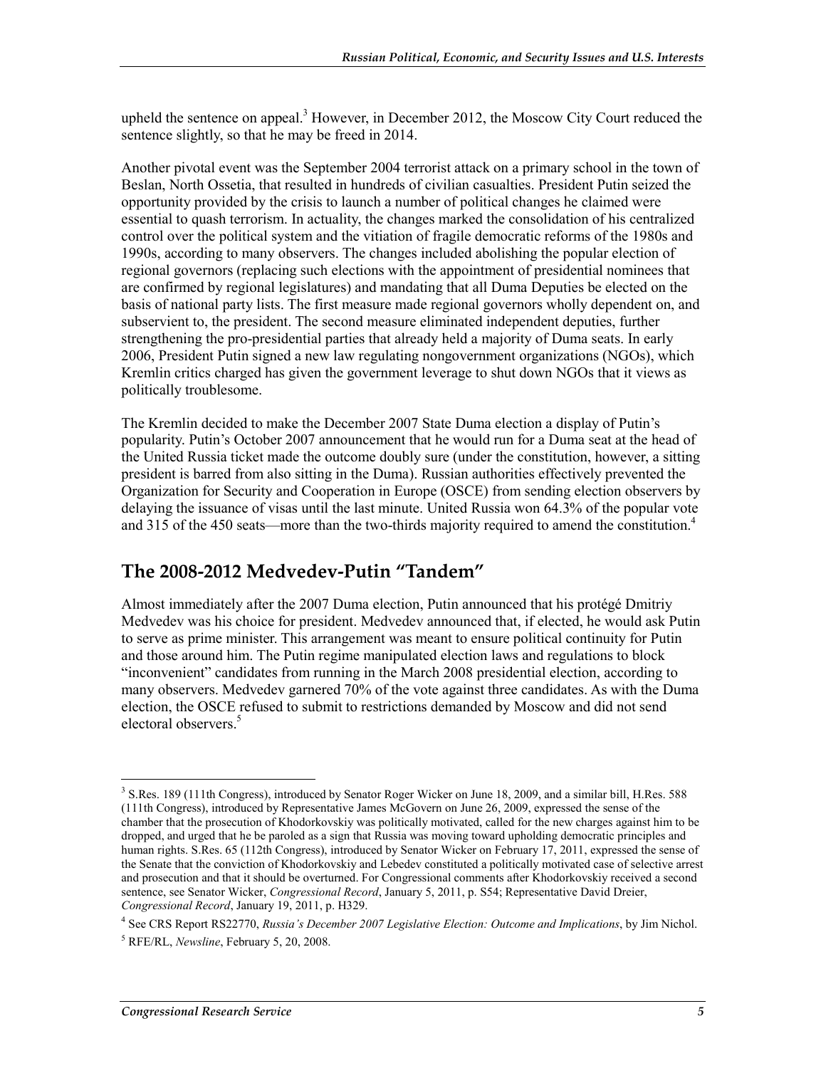upheld the sentence on appeal.[3] However, in December 2012, the Moscow City Court reduced the sentence slightly, so that he may be freed in 2014.

Another pivotal event was the September 2004 terrorist attack on a primary school in the town of Beslan, North Ossetia, that resulted in hundreds of civilian casualties. President Putin seized the opportunity provided by the crisis to launch a number of political changes he claimed were essential to quash terrorism. In actuality, the changes marked the consolidation of his centralized control over the political system and the vitiation of fragile democratic reforms of the 1980s and 1990s, according to many observers. The changes included abolishing the popular election of regional governors (replacing such elections with the appointment of presidential nominees that are confirmed by regional legislatures) and mandating that all Duma Deputies be elected on the basis of national party lists. The first measure made regional governors wholly dependent on, and subservient to, the president. The second measure eliminated independent deputies, further strengthening the pro-presidential parties that already held a majority of Duma seats. In early 2006, President Putin signed a new law regulating nongovernment organizations (NGOs), which Kremlin critics charged has given the government leverage to shut down NGOs that it views as politically troublesome.

The Kremlin decided to make the December 2007 State Duma election a display of Putin's popularity. Putin's October 2007 announcement that he would run for a Duma seat at the head of the United Russia ticket made the outcome doubly sure (under the constitution, however, a sitting president is barred from also sitting in the Duma). Russian authorities effectively prevented the Organization for Security and Cooperation in Europe (OSCE) from sending election observers by delaying the issuance of visas until the last minute. United Russia won 64.3% of the popular vote and 315 of the 450 seats—more than the two-thirds majority required to amend the constitution.[4]

## The 2008-2012 Medvedev-Putin "Tandem"

Almost immediately after the 2007 Duma election, Putin announced that his protégé Dmitriy Medvedev was his choice for president. Medvedev announced that, if elected, he would ask Putin to serve as prime minister. This arrangement was meant to ensure political continuity for Putin and those around him. The Putin regime manipulated election laws and regulations to block "inconvenient" candidates from running in the March 2008 presidential election, according to many observers. Medvedev garnered 70% of the vote against three candidates. As with the Duma election, the OSCE refused to submit to restrictions demanded by Moscow and did not send electoral observers.[5]

---

[3] S.Res. 189 (111th Congress), introduced by Senator Roger Wicker on June 18, 2009, and a similar bill, H.Res. 588 (111th Congress), introduced by Representative James McGovern on June 26, 2009, expressed the sense of the chamber that the prosecution of Khodorkovskiy was politically motivated, called for the new charges against him to be dropped, and urged that he be paroled as a sign that Russia was moving toward upholding democratic principles and human rights. S.Res. 65 (112th Congress), introduced by Senator Wicker on February 17, 2011, expressed the sense of the Senate that the conviction of Khodorkovskiy and Lebedev constituted a politically motivated case of selective arrest and prosecution and that it should be overturned. For Congressional comments after Khodorkovskiy received a second sentence, see Senator Wicker, *Congressional Record*, January 5, 2011, p. S54; Representative David Dreier, *Congressional Record*, January 19, 2011, p. H329.

[4] See CRS Report RS22770, *Russia's December 2007 Legislative Election: Outcome and Implications*, by Jim Nichol.

[5] RFE/RL, *Newsline*, February 5, 20, 2008.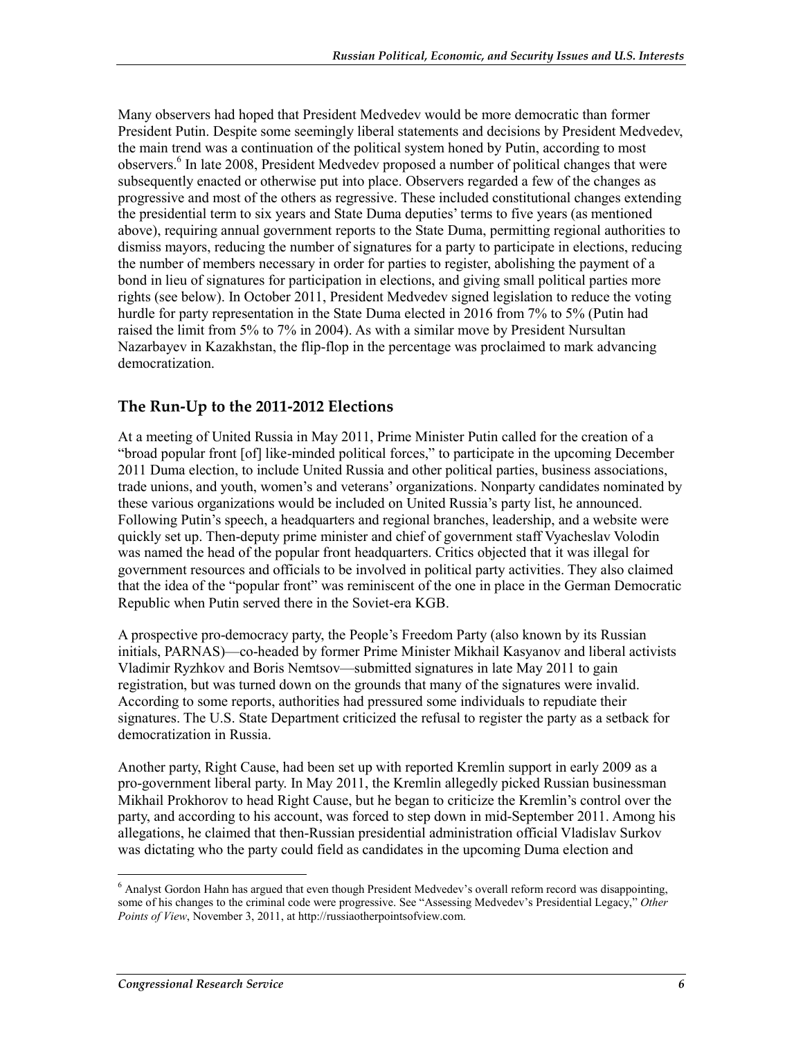Many observers had hoped that President Medvedev would be more democratic than former President Putin. Despite some seemingly liberal statements and decisions by President Medvedev, the main trend was a continuation of the political system honed by Putin, according to most observers.[6] In late 2008, President Medvedev proposed a number of political changes that were subsequently enacted or otherwise put into place. Observers regarded a few of the changes as progressive and most of the others as regressive. These included constitutional changes extending the presidential term to six years and State Duma deputies' terms to five years (as mentioned above), requiring annual government reports to the State Duma, permitting regional authorities to dismiss mayors, reducing the number of signatures for a party to participate in elections, reducing the number of members necessary in order for parties to register, abolishing the payment of a bond in lieu of signatures for participation in elections, and giving small political parties more rights (see below). In October 2011, President Medvedev signed legislation to reduce the voting hurdle for party representation in the State Duma elected in 2016 from 7% to 5% (Putin had raised the limit from 5% to 7% in 2004). As with a similar move by President Nursultan Nazarbayev in Kazakhstan, the flip-flop in the percentage was proclaimed to mark advancing democratization.

## The Run-Up to the 2011-2012 Elections

At a meeting of United Russia in May 2011, Prime Minister Putin called for the creation of a "broad popular front [of] like-minded political forces," to participate in the upcoming December 2011 Duma election, to include United Russia and other political parties, business associations, trade unions, and youth, women's and veterans' organizations. Nonparty candidates nominated by these various organizations would be included on United Russia's party list, he announced. Following Putin's speech, a headquarters and regional branches, leadership, and a website were quickly set up. Then-deputy prime minister and chief of government staff Vyacheslav Volodin was named the head of the popular front headquarters. Critics objected that it was illegal for government resources and officials to be involved in political party activities. They also claimed that the idea of the "popular front" was reminiscent of the one in place in the German Democratic Republic when Putin served there in the Soviet-era KGB.

A prospective pro-democracy party, the People's Freedom Party (also known by its Russian initials, PARNAS)—co-headed by former Prime Minister Mikhail Kasyanov and liberal activists Vladimir Ryzhkov and Boris Nemtsov—submitted signatures in late May 2011 to gain registration, but was turned down on the grounds that many of the signatures were invalid. According to some reports, authorities had pressured some individuals to repudiate their signatures. The U.S. State Department criticized the refusal to register the party as a setback for democratization in Russia.

Another party, Right Cause, had been set up with reported Kremlin support in early 2009 as a pro-government liberal party. In May 2011, the Kremlin allegedly picked Russian businessman Mikhail Prokhorov to head Right Cause, but he began to criticize the Kremlin's control over the party, and according to his account, was forced to step down in mid-September 2011. Among his allegations, he claimed that then-Russian presidential administration official Vladislav Surkov was dictating who the party could field as candidates in the upcoming Duma election and

---

[6] Analyst Gordon Hahn has argued that even though President Medvedev's overall reform record was disappointing, some of his changes to the criminal code were progressive. See "Assessing Medvedev's Presidential Legacy," *Other Points of View*, November 3, 2011, at http://russiaotherpointsofview.com.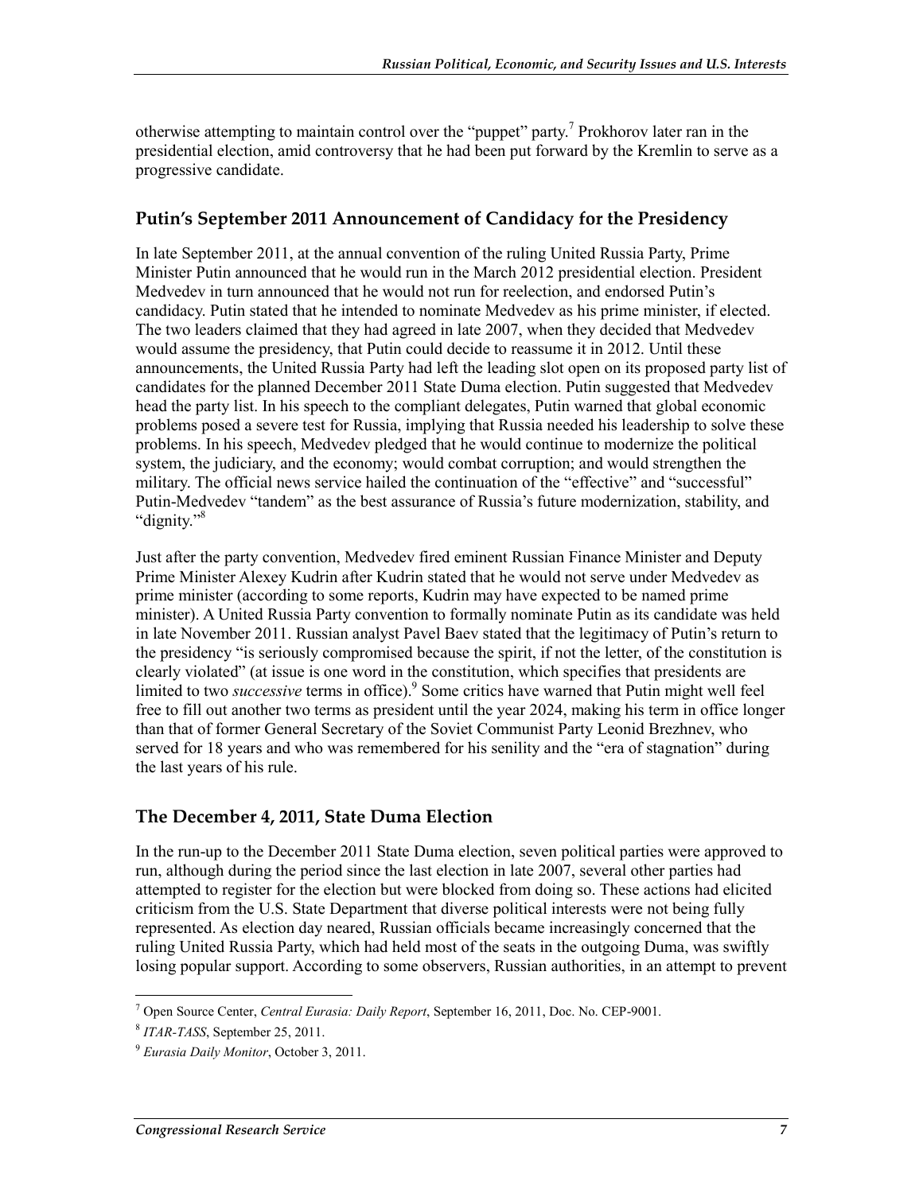otherwise attempting to maintain control over the "puppet" party.[7] Prokhorov later ran in the presidential election, amid controversy that he had been put forward by the Kremlin to serve as a progressive candidate.

### Putin's September 2011 Announcement of Candidacy for the Presidency

In late September 2011, at the annual convention of the ruling United Russia Party, Prime Minister Putin announced that he would run in the March 2012 presidential election. President Medvedev in turn announced that he would not run for reelection, and endorsed Putin's candidacy. Putin stated that he intended to nominate Medvedev as his prime minister, if elected. The two leaders claimed that they had agreed in late 2007, when they decided that Medvedev would assume the presidency, that Putin could decide to reassume it in 2012. Until these announcements, the United Russia Party had left the leading slot open on its proposed party list of candidates for the planned December 2011 State Duma election. Putin suggested that Medvedev head the party list. In his speech to the compliant delegates, Putin warned that global economic problems posed a severe test for Russia, implying that Russia needed his leadership to solve these problems. In his speech, Medvedev pledged that he would continue to modernize the political system, the judiciary, and the economy; would combat corruption; and would strengthen the military. The official news service hailed the continuation of the "effective" and "successful" Putin-Medvedev "tandem" as the best assurance of Russia's future modernization, stability, and "dignity."[8]

Just after the party convention, Medvedev fired eminent Russian Finance Minister and Deputy Prime Minister Alexey Kudrin after Kudrin stated that he would not serve under Medvedev as prime minister (according to some reports, Kudrin may have expected to be named prime minister). A United Russia Party convention to formally nominate Putin as its candidate was held in late November 2011. Russian analyst Pavel Baev stated that the legitimacy of Putin's return to the presidency "is seriously compromised because the spirit, if not the letter, of the constitution is clearly violated" (at issue is one word in the constitution, which specifies that presidents are limited to two *successive* terms in office).[9] Some critics have warned that Putin might well feel free to fill out another two terms as president until the year 2024, making his term in office longer than that of former General Secretary of the Soviet Communist Party Leonid Brezhnev, who served for 18 years and who was remembered for his senility and the "era of stagnation" during the last years of his rule.

### The December 4, 2011, State Duma Election

In the run-up to the December 2011 State Duma election, seven political parties were approved to run, although during the period since the last election in late 2007, several other parties had attempted to register for the election but were blocked from doing so. These actions had elicited criticism from the U.S. State Department that diverse political interests were not being fully represented. As election day neared, Russian officials became increasingly concerned that the ruling United Russia Party, which had held most of the seats in the outgoing Duma, was swiftly losing popular support. According to some observers, Russian authorities, in an attempt to prevent

---

[7] Open Source Center, *Central Eurasia: Daily Report*, September 16, 2011, Doc. No. CEP-9001.

[8] *ITAR-TASS*, September 25, 2011.

[9] *Eurasia Daily Monitor*, October 3, 2011.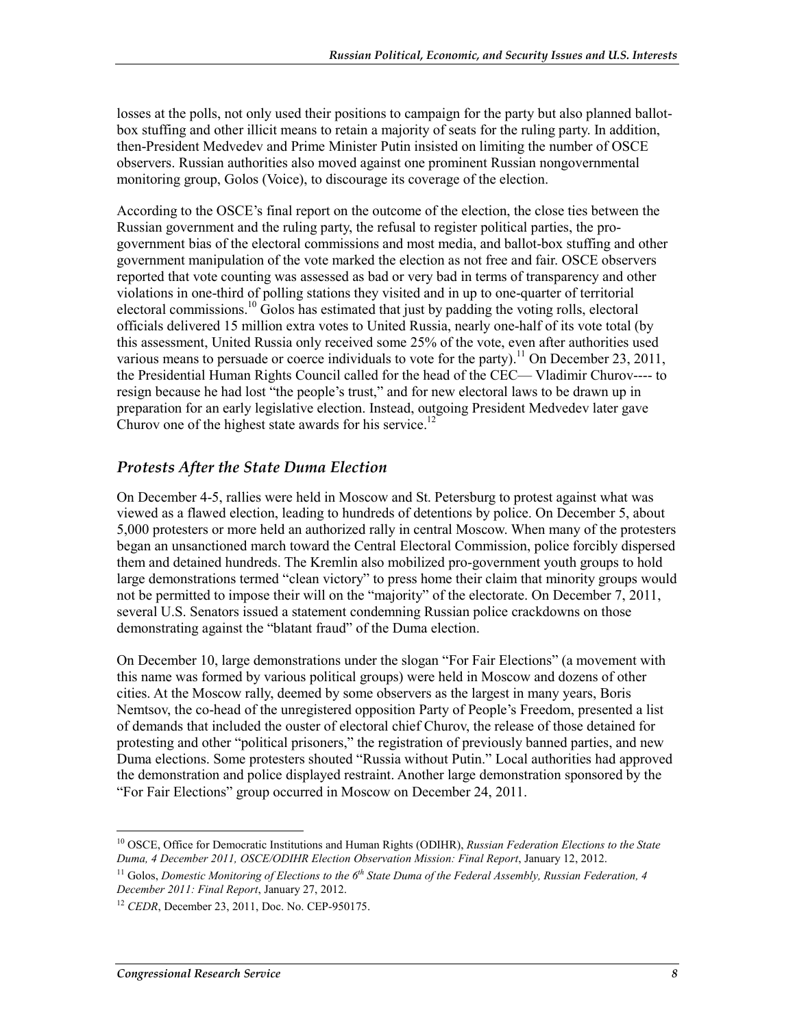losses at the polls, not only used their positions to campaign for the party but also planned ballot-box stuffing and other illicit means to retain a majority of seats for the ruling party. In addition, then-President Medvedev and Prime Minister Putin insisted on limiting the number of OSCE observers. Russian authorities also moved against one prominent Russian nongovernmental monitoring group, Golos (Voice), to discourage its coverage of the election.

According to the OSCE's final report on the outcome of the election, the close ties between the Russian government and the ruling party, the refusal to register political parties, the pro-government bias of the electoral commissions and most media, and ballot-box stuffing and other government manipulation of the vote marked the election as not free and fair. OSCE observers reported that vote counting was assessed as bad or very bad in terms of transparency and other violations in one-third of polling stations they visited and in up to one-quarter of territorial electoral commissions.[10] Golos has estimated that just by padding the voting rolls, electoral officials delivered 15 million extra votes to United Russia, nearly one-half of its vote total (by this assessment, United Russia only received some 25% of the vote, even after authorities used various means to persuade or coerce individuals to vote for the party).[11] On December 23, 2011, the Presidential Human Rights Council called for the head of the CEC— Vladimir Churov---- to resign because he had lost "the people's trust," and for new electoral laws to be drawn up in preparation for an early legislative election. Instead, outgoing President Medvedev later gave Churov one of the highest state awards for his service.[12]

### *Protests After the State Duma Election*

On December 4-5, rallies were held in Moscow and St. Petersburg to protest against what was viewed as a flawed election, leading to hundreds of detentions by police. On December 5, about 5,000 protesters or more held an authorized rally in central Moscow. When many of the protesters began an unsanctioned march toward the Central Electoral Commission, police forcibly dispersed them and detained hundreds. The Kremlin also mobilized pro-government youth groups to hold large demonstrations termed "clean victory" to press home their claim that minority groups would not be permitted to impose their will on the "majority" of the electorate. On December 7, 2011, several U.S. Senators issued a statement condemning Russian police crackdowns on those demonstrating against the "blatant fraud" of the Duma election.

On December 10, large demonstrations under the slogan "For Fair Elections" (a movement with this name was formed by various political groups) were held in Moscow and dozens of other cities. At the Moscow rally, deemed by some observers as the largest in many years, Boris Nemtsov, the co-head of the unregistered opposition Party of People's Freedom, presented a list of demands that included the ouster of electoral chief Churov, the release of those detained for protesting and other "political prisoners," the registration of previously banned parties, and new Duma elections. Some protesters shouted "Russia without Putin." Local authorities had approved the demonstration and police displayed restraint. Another large demonstration sponsored by the "For Fair Elections" group occurred in Moscow on December 24, 2011.

---

[10] OSCE, Office for Democratic Institutions and Human Rights (ODIHR), *Russian Federation Elections to the State Duma, 4 December 2011, OSCE/ODIHR Election Observation Mission: Final Report*, January 12, 2012.

[11] Golos, *Domestic Monitoring of Elections to the 6th State Duma of the Federal Assembly, Russian Federation, 4 December 2011: Final Report*, January 27, 2012.

[12] *CEDR*, December 23, 2011, Doc. No. CEP-950175.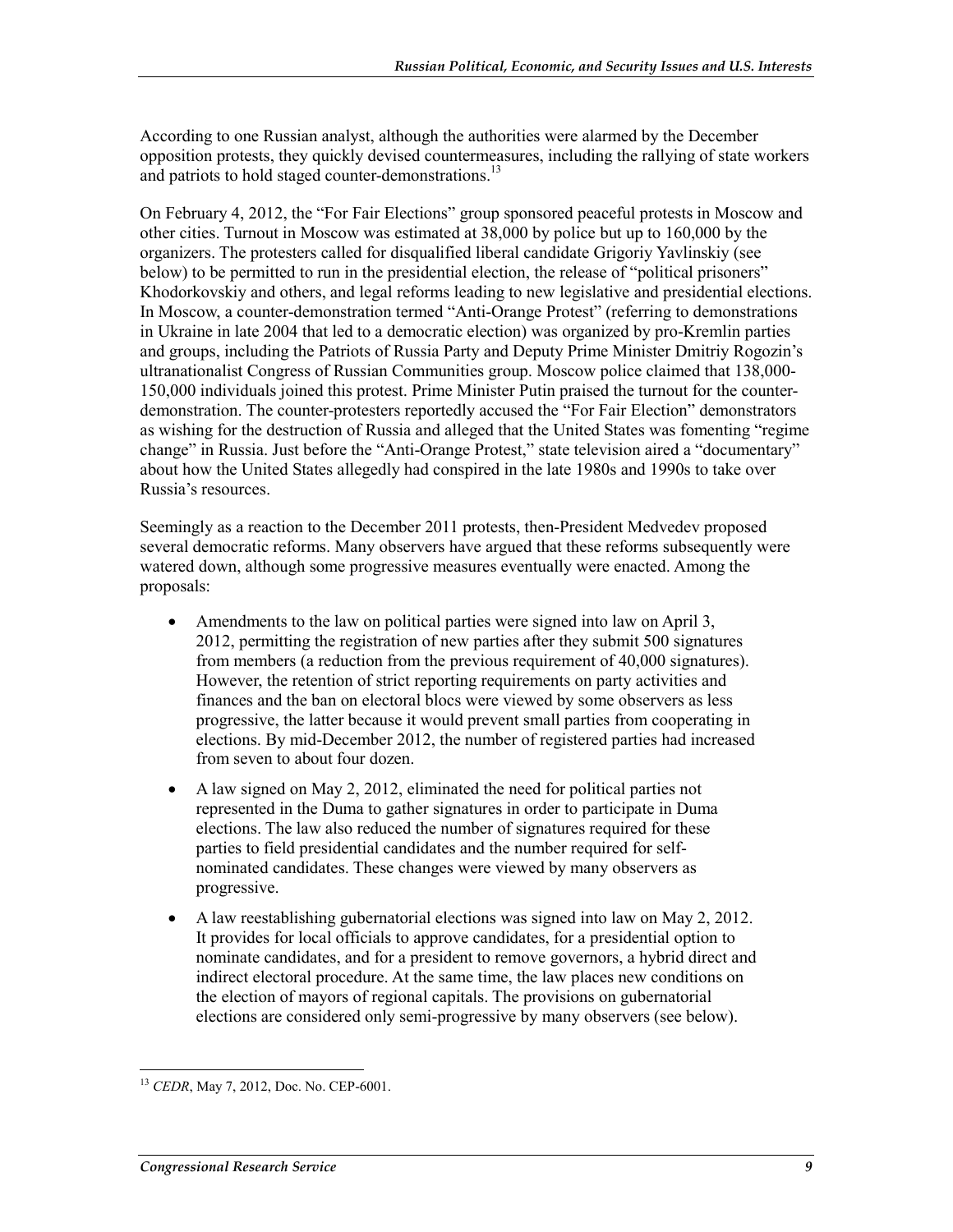According to one Russian analyst, although the authorities were alarmed by the December opposition protests, they quickly devised countermeasures, including the rallying of state workers and patriots to hold staged counter-demonstrations.[13]

On February 4, 2012, the "For Fair Elections" group sponsored peaceful protests in Moscow and other cities. Turnout in Moscow was estimated at 38,000 by police but up to 160,000 by the organizers. The protesters called for disqualified liberal candidate Grigoriy Yavlinskiy (see below) to be permitted to run in the presidential election, the release of "political prisoners" Khodorkovskiy and others, and legal reforms leading to new legislative and presidential elections. In Moscow, a counter-demonstration termed "Anti-Orange Protest" (referring to demonstrations in Ukraine in late 2004 that led to a democratic election) was organized by pro-Kremlin parties and groups, including the Patriots of Russia Party and Deputy Prime Minister Dmitriy Rogozin's ultranationalist Congress of Russian Communities group. Moscow police claimed that 138,000-150,000 individuals joined this protest. Prime Minister Putin praised the turnout for the counter-demonstration. The counter-protesters reportedly accused the "For Fair Election" demonstrators as wishing for the destruction of Russia and alleged that the United States was fomenting "regime change" in Russia. Just before the "Anti-Orange Protest," state television aired a "documentary" about how the United States allegedly had conspired in the late 1980s and 1990s to take over Russia's resources.

Seemingly as a reaction to the December 2011 protests, then-President Medvedev proposed several democratic reforms. Many observers have argued that these reforms subsequently were watered down, although some progressive measures eventually were enacted. Among the proposals:

- Amendments to the law on political parties were signed into law on April 3, 2012, permitting the registration of new parties after they submit 500 signatures from members (a reduction from the previous requirement of 40,000 signatures). However, the retention of strict reporting requirements on party activities and finances and the ban on electoral blocs were viewed by some observers as less progressive, the latter because it would prevent small parties from cooperating in elections. By mid-December 2012, the number of registered parties had increased from seven to about four dozen.
- A law signed on May 2, 2012, eliminated the need for political parties not represented in the Duma to gather signatures in order to participate in Duma elections. The law also reduced the number of signatures required for these parties to field presidential candidates and the number required for self-nominated candidates. These changes were viewed by many observers as progressive.
- A law reestablishing gubernatorial elections was signed into law on May 2, 2012. It provides for local officials to approve candidates, for a presidential option to nominate candidates, and for a president to remove governors, a hybrid direct and indirect electoral procedure. At the same time, the law places new conditions on the election of mayors of regional capitals. The provisions on gubernatorial elections are considered only semi-progressive by many observers (see below).

---

[13] *CEDR*, May 7, 2012, Doc. No. CEP-6001.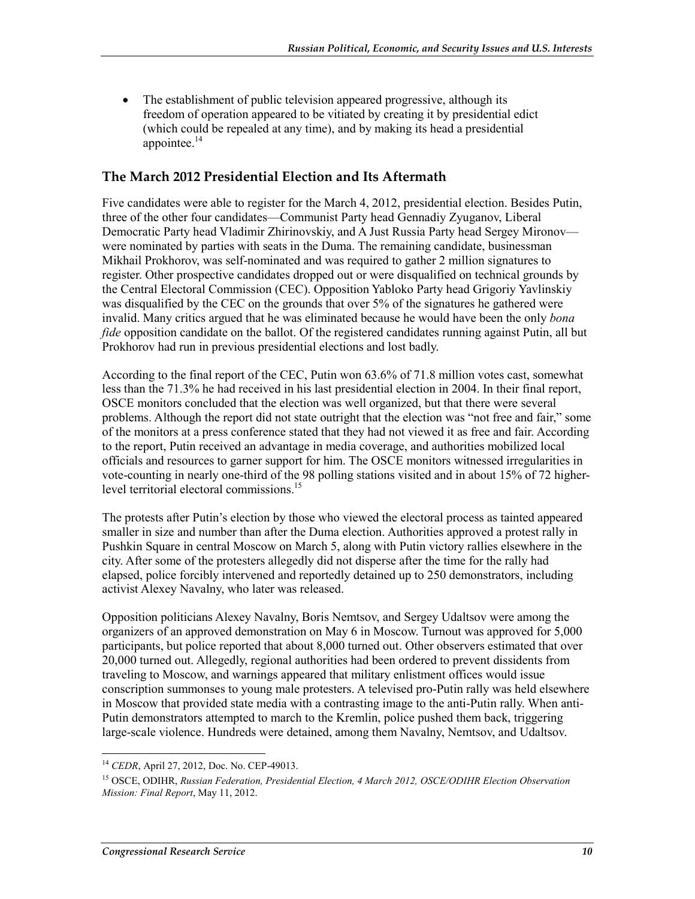- The establishment of public television appeared progressive, although its freedom of operation appeared to be vitiated by creating it by presidential edict (which could be repealed at any time), and by making its head a presidential appointee.[14]

## The March 2012 Presidential Election and Its Aftermath

Five candidates were able to register for the March 4, 2012, presidential election. Besides Putin, three of the other four candidates—Communist Party head Gennadiy Zyuganov, Liberal Democratic Party head Vladimir Zhirinovskiy, and A Just Russia Party head Sergey Mironov—were nominated by parties with seats in the Duma. The remaining candidate, businessman Mikhail Prokhorov, was self-nominated and was required to gather 2 million signatures to register. Other prospective candidates dropped out or were disqualified on technical grounds by the Central Electoral Commission (CEC). Opposition Yabloko Party head Grigoriy Yavlinskiy was disqualified by the CEC on the grounds that over 5% of the signatures he gathered were invalid. Many critics argued that he was eliminated because he would have been the only *bona fide* opposition candidate on the ballot. Of the registered candidates running against Putin, all but Prokhorov had run in previous presidential elections and lost badly.

According to the final report of the CEC, Putin won 63.6% of 71.8 million votes cast, somewhat less than the 71.3% he had received in his last presidential election in 2004. In their final report, OSCE monitors concluded that the election was well organized, but that there were several problems. Although the report did not state outright that the election was "not free and fair," some of the monitors at a press conference stated that they had not viewed it as free and fair. According to the report, Putin received an advantage in media coverage, and authorities mobilized local officials and resources to garner support for him. The OSCE monitors witnessed irregularities in vote-counting in nearly one-third of the 98 polling stations visited and in about 15% of 72 higher-level territorial electoral commissions.[15]

The protests after Putin's election by those who viewed the electoral process as tainted appeared smaller in size and number than after the Duma election. Authorities approved a protest rally in Pushkin Square in central Moscow on March 5, along with Putin victory rallies elsewhere in the city. After some of the protesters allegedly did not disperse after the time for the rally had elapsed, police forcibly intervened and reportedly detained up to 250 demonstrators, including activist Alexey Navalny, who later was released.

Opposition politicians Alexey Navalny, Boris Nemtsov, and Sergey Udaltsov were among the organizers of an approved demonstration on May 6 in Moscow. Turnout was approved for 5,000 participants, but police reported that about 8,000 turned out. Other observers estimated that over 20,000 turned out. Allegedly, regional authorities had been ordered to prevent dissidents from traveling to Moscow, and warnings appeared that military enlistment offices would issue conscription summonses to young male protesters. A televised pro-Putin rally was held elsewhere in Moscow that provided state media with a contrasting image to the anti-Putin rally. When anti-Putin demonstrators attempted to march to the Kremlin, police pushed them back, triggering large-scale violence. Hundreds were detained, among them Navalny, Nemtsov, and Udaltsov.

---

[14] *CEDR*, April 27, 2012, Doc. No. CEP-49013.

[15] OSCE, ODIHR, *Russian Federation, Presidential Election, 4 March 2012, OSCE/ODIHR Election Observation Mission: Final Report*, May 11, 2012.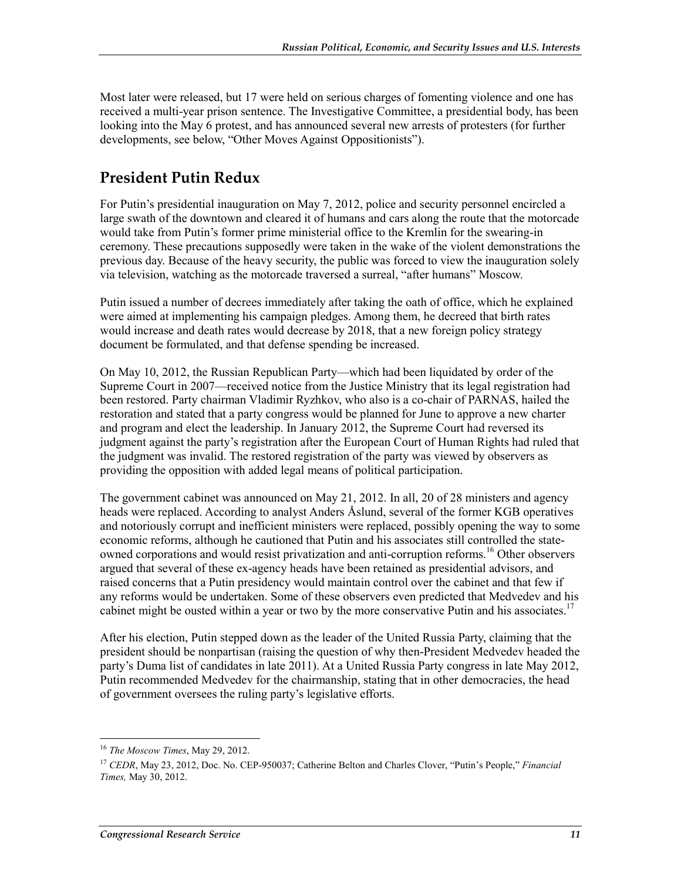Most later were released, but 17 were held on serious charges of fomenting violence and one has received a multi-year prison sentence. The Investigative Committee, a presidential body, has been looking into the May 6 protest, and has announced several new arrests of protesters (for further developments, see below, "Other Moves Against Oppositionists").

## President Putin Redux

For Putin's presidential inauguration on May 7, 2012, police and security personnel encircled a large swath of the downtown and cleared it of humans and cars along the route that the motorcade would take from Putin's former prime ministerial office to the Kremlin for the swearing-in ceremony. These precautions supposedly were taken in the wake of the violent demonstrations the previous day. Because of the heavy security, the public was forced to view the inauguration solely via television, watching as the motorcade traversed a surreal, "after humans" Moscow.

Putin issued a number of decrees immediately after taking the oath of office, which he explained were aimed at implementing his campaign pledges. Among them, he decreed that birth rates would increase and death rates would decrease by 2018, that a new foreign policy strategy document be formulated, and that defense spending be increased.

On May 10, 2012, the Russian Republican Party—which had been liquidated by order of the Supreme Court in 2007—received notice from the Justice Ministry that its legal registration had been restored. Party chairman Vladimir Ryzhkov, who also is a co-chair of PARNAS, hailed the restoration and stated that a party congress would be planned for June to approve a new charter and program and elect the leadership. In January 2012, the Supreme Court had reversed its judgment against the party's registration after the European Court of Human Rights had ruled that the judgment was invalid. The restored registration of the party was viewed by observers as providing the opposition with added legal means of political participation.

The government cabinet was announced on May 21, 2012. In all, 20 of 28 ministers and agency heads were replaced. According to analyst Anders Åslund, several of the former KGB operatives and notoriously corrupt and inefficient ministers were replaced, possibly opening the way to some economic reforms, although he cautioned that Putin and his associates still controlled the state-owned corporations and would resist privatization and anti-corruption reforms.[16] Other observers argued that several of these ex-agency heads have been retained as presidential advisors, and raised concerns that a Putin presidency would maintain control over the cabinet and that few if any reforms would be undertaken. Some of these observers even predicted that Medvedev and his cabinet might be ousted within a year or two by the more conservative Putin and his associates.[17]

After his election, Putin stepped down as the leader of the United Russia Party, claiming that the president should be nonpartisan (raising the question of why then-President Medvedev headed the party's Duma list of candidates in late 2011). At a United Russia Party congress in late May 2012, Putin recommended Medvedev for the chairmanship, stating that in other democracies, the head of government oversees the ruling party's legislative efforts.

---

[16] *The Moscow Times*, May 29, 2012.

[17] *CEDR*, May 23, 2012, Doc. No. CEP-950037; Catherine Belton and Charles Clover, "Putin's People," *Financial Times,* May 30, 2012.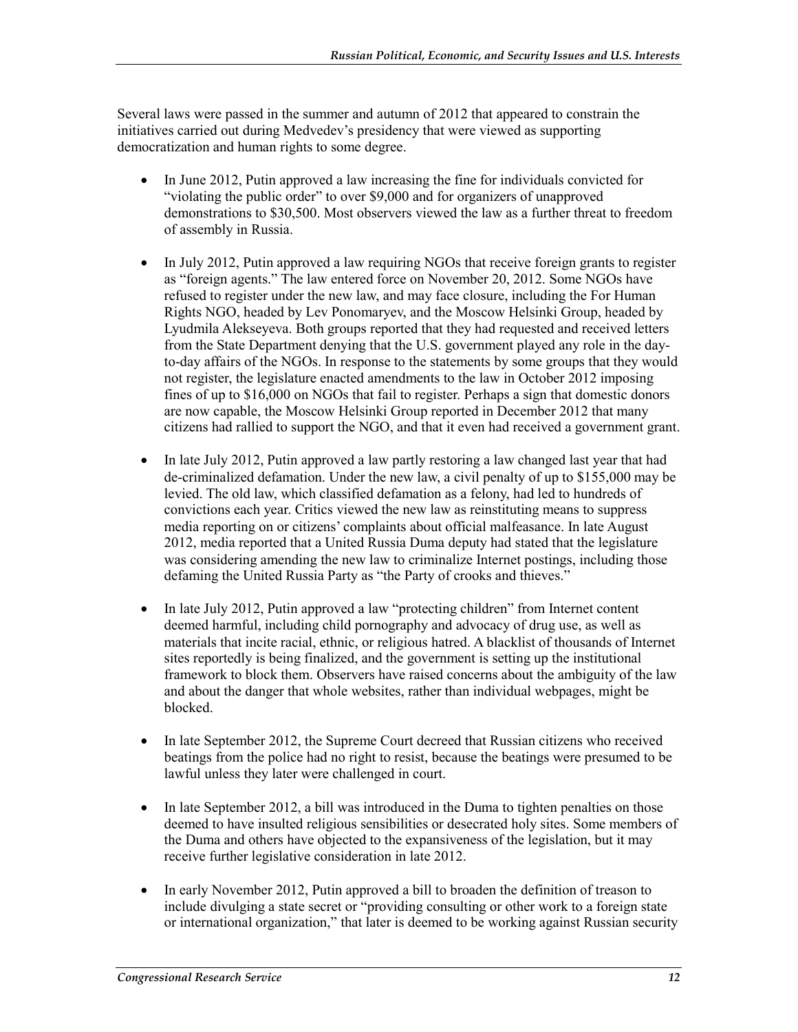Several laws were passed in the summer and autumn of 2012 that appeared to constrain the initiatives carried out during Medvedev's presidency that were viewed as supporting democratization and human rights to some degree.

- In June 2012, Putin approved a law increasing the fine for individuals convicted for "violating the public order" to over $9,000 and for organizers of unapproved demonstrations to $30,500. Most observers viewed the law as a further threat to freedom of assembly in Russia.
- In July 2012, Putin approved a law requiring NGOs that receive foreign grants to register as "foreign agents." The law entered force on November 20, 2012. Some NGOs have refused to register under the new law, and may face closure, including the For Human Rights NGO, headed by Lev Ponomaryev, and the Moscow Helsinki Group, headed by Lyudmila Alekseyeva. Both groups reported that they had requested and received letters from the State Department denying that the U.S. government played any role in the day-to-day affairs of the NGOs. In response to the statements by some groups that they would not register, the legislature enacted amendments to the law in October 2012 imposing fines of up to $16,000 on NGOs that fail to register. Perhaps a sign that domestic donors are now capable, the Moscow Helsinki Group reported in December 2012 that many citizens had rallied to support the NGO, and that it even had received a government grant.
- In late July 2012, Putin approved a law partly restoring a law changed last year that had de-criminalized defamation. Under the new law, a civil penalty of up to $155,000 may be levied. The old law, which classified defamation as a felony, had led to hundreds of convictions each year. Critics viewed the new law as reinstituting means to suppress media reporting on or citizens' complaints about official malfeasance. In late August 2012, media reported that a United Russia Duma deputy had stated that the legislature was considering amending the new law to criminalize Internet postings, including those defaming the United Russia Party as "the Party of crooks and thieves."
- In late July 2012, Putin approved a law "protecting children" from Internet content deemed harmful, including child pornography and advocacy of drug use, as well as materials that incite racial, ethnic, or religious hatred. A blacklist of thousands of Internet sites reportedly is being finalized, and the government is setting up the institutional framework to block them. Observers have raised concerns about the ambiguity of the law and about the danger that whole websites, rather than individual webpages, might be blocked.
- In late September 2012, the Supreme Court decreed that Russian citizens who received beatings from the police had no right to resist, because the beatings were presumed to be lawful unless they later were challenged in court.
- In late September 2012, a bill was introduced in the Duma to tighten penalties on those deemed to have insulted religious sensibilities or desecrated holy sites. Some members of the Duma and others have objected to the expansiveness of the legislation, but it may receive further legislative consideration in late 2012.
- In early November 2012, Putin approved a bill to broaden the definition of treason to include divulging a state secret or "providing consulting or other work to a foreign state or international organization," that later is deemed to be working against Russian security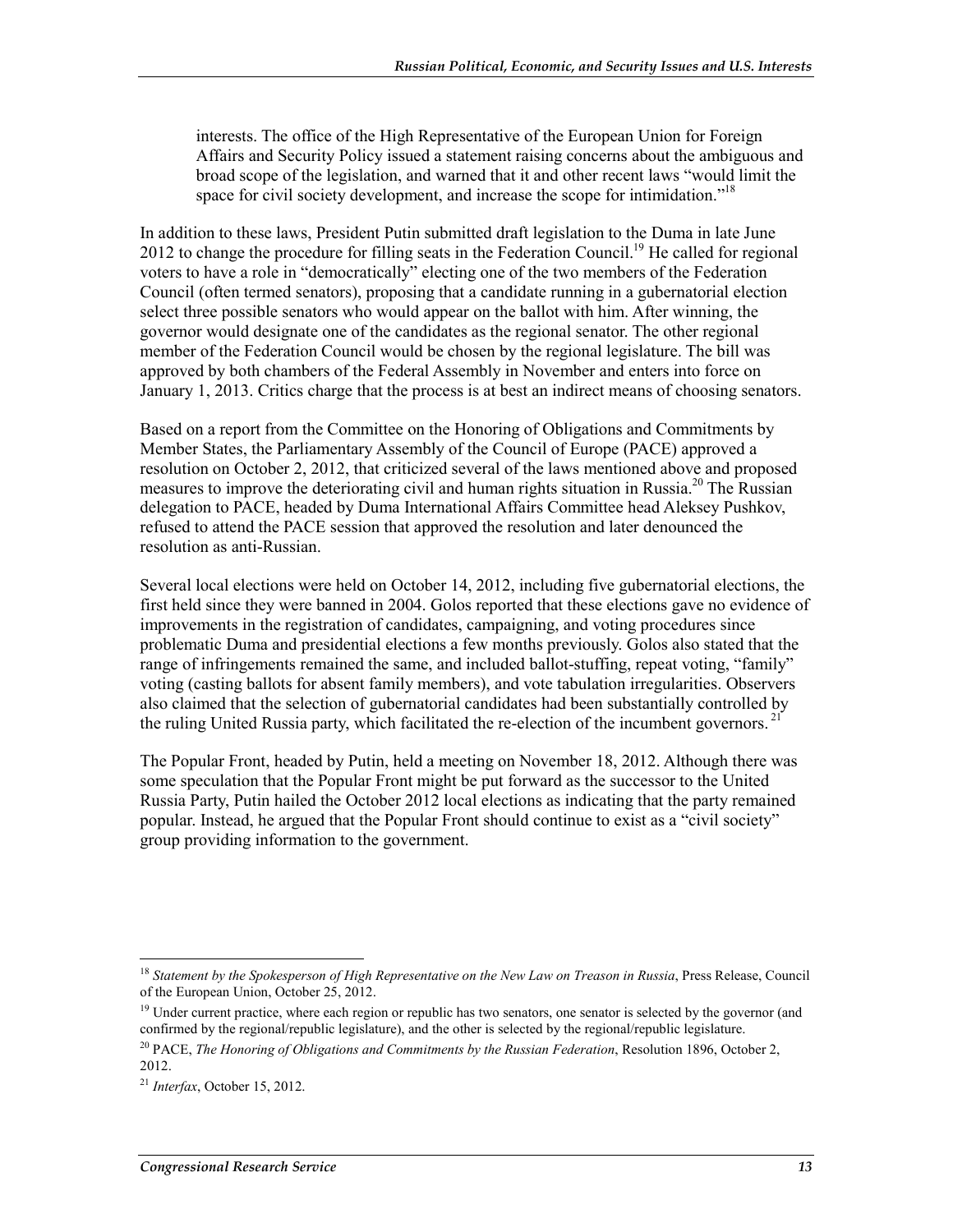interests. The office of the High Representative of the European Union for Foreign Affairs and Security Policy issued a statement raising concerns about the ambiguous and broad scope of the legislation, and warned that it and other recent laws "would limit the space for civil society development, and increase the scope for intimidation."[18]

In addition to these laws, President Putin submitted draft legislation to the Duma in late June 2012 to change the procedure for filling seats in the Federation Council.[19] He called for regional voters to have a role in "democratically" electing one of the two members of the Federation Council (often termed senators), proposing that a candidate running in a gubernatorial election select three possible senators who would appear on the ballot with him. After winning, the governor would designate one of the candidates as the regional senator. The other regional member of the Federation Council would be chosen by the regional legislature. The bill was approved by both chambers of the Federal Assembly in November and enters into force on January 1, 2013. Critics charge that the process is at best an indirect means of choosing senators.

Based on a report from the Committee on the Honoring of Obligations and Commitments by Member States, the Parliamentary Assembly of the Council of Europe (PACE) approved a resolution on October 2, 2012, that criticized several of the laws mentioned above and proposed measures to improve the deteriorating civil and human rights situation in Russia.[20] The Russian delegation to PACE, headed by Duma International Affairs Committee head Aleksey Pushkov, refused to attend the PACE session that approved the resolution and later denounced the resolution as anti-Russian.

Several local elections were held on October 14, 2012, including five gubernatorial elections, the first held since they were banned in 2004. Golos reported that these elections gave no evidence of improvements in the registration of candidates, campaigning, and voting procedures since problematic Duma and presidential elections a few months previously. Golos also stated that the range of infringements remained the same, and included ballot-stuffing, repeat voting, "family" voting (casting ballots for absent family members), and vote tabulation irregularities. Observers also claimed that the selection of gubernatorial candidates had been substantially controlled by the ruling United Russia party, which facilitated the re-election of the incumbent governors.[21]

The Popular Front, headed by Putin, held a meeting on November 18, 2012. Although there was some speculation that the Popular Front might be put forward as the successor to the United Russia Party, Putin hailed the October 2012 local elections as indicating that the party remained popular. Instead, he argued that the Popular Front should continue to exist as a "civil society" group providing information to the government.

---

[18] *Statement by the Spokesperson of High Representative on the New Law on Treason in Russia*, Press Release, Council of the European Union, October 25, 2012.

[19] Under current practice, where each region or republic has two senators, one senator is selected by the governor (and confirmed by the regional/republic legislature), and the other is selected by the regional/republic legislature.

[20] PACE, *The Honoring of Obligations and Commitments by the Russian Federation*, Resolution 1896, October 2, 2012.

[21] *Interfax*, October 15, 2012.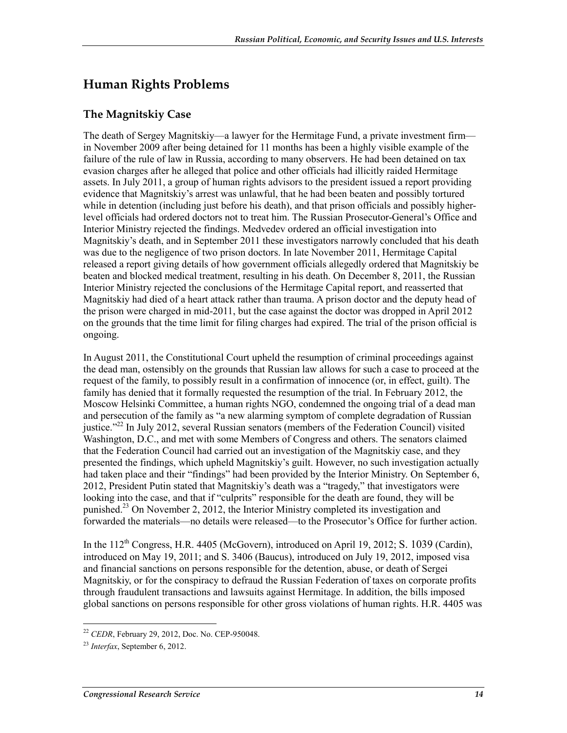## Human Rights Problems

### The Magnitskiy Case

The death of Sergey Magnitskiy—a lawyer for the Hermitage Fund, a private investment firm—in November 2009 after being detained for 11 months has been a highly visible example of the failure of the rule of law in Russia, according to many observers. He had been detained on tax evasion charges after he alleged that police and other officials had illicitly raided Hermitage assets. In July 2011, a group of human rights advisors to the president issued a report providing evidence that Magnitskiy's arrest was unlawful, that he had been beaten and possibly tortured while in detention (including just before his death), and that prison officials and possibly higher-level officials had ordered doctors not to treat him. The Russian Prosecutor-General's Office and Interior Ministry rejected the findings. Medvedev ordered an official investigation into Magnitskiy's death, and in September 2011 these investigators narrowly concluded that his death was due to the negligence of two prison doctors. In late November 2011, Hermitage Capital released a report giving details of how government officials allegedly ordered that Magnitskiy be beaten and blocked medical treatment, resulting in his death. On December 8, 2011, the Russian Interior Ministry rejected the conclusions of the Hermitage Capital report, and reasserted that Magnitskiy had died of a heart attack rather than trauma. A prison doctor and the deputy head of the prison were charged in mid-2011, but the case against the doctor was dropped in April 2012 on the grounds that the time limit for filing charges had expired. The trial of the prison official is ongoing.

In August 2011, the Constitutional Court upheld the resumption of criminal proceedings against the dead man, ostensibly on the grounds that Russian law allows for such a case to proceed at the request of the family, to possibly result in a confirmation of innocence (or, in effect, guilt). The family has denied that it formally requested the resumption of the trial. In February 2012, the Moscow Helsinki Committee, a human rights NGO, condemned the ongoing trial of a dead man and persecution of the family as "a new alarming symptom of complete degradation of Russian justice."[22] In July 2012, several Russian senators (members of the Federation Council) visited Washington, D.C., and met with some Members of Congress and others. The senators claimed that the Federation Council had carried out an investigation of the Magnitskiy case, and they presented the findings, which upheld Magnitskiy's guilt. However, no such investigation actually had taken place and their "findings" had been provided by the Interior Ministry. On September 6, 2012, President Putin stated that Magnitskiy's death was a "tragedy," that investigators were looking into the case, and that if "culprits" responsible for the death are found, they will be punished.[23] On November 2, 2012, the Interior Ministry completed its investigation and forwarded the materials—no details were released—to the Prosecutor's Office for further action.

In the 112th Congress, H.R. 4405 (McGovern), introduced on April 19, 2012; S. 1039 (Cardin), introduced on May 19, 2011; and S. 3406 (Baucus), introduced on July 19, 2012, imposed visa and financial sanctions on persons responsible for the detention, abuse, or death of Sergei Magnitskiy, or for the conspiracy to defraud the Russian Federation of taxes on corporate profits through fraudulent transactions and lawsuits against Hermitage. In addition, the bills imposed global sanctions on persons responsible for other gross violations of human rights. H.R. 4405 was

---

[22] *CEDR*, February 29, 2012, Doc. No. CEP-950048.

[23] *Interfax*, September 6, 2012.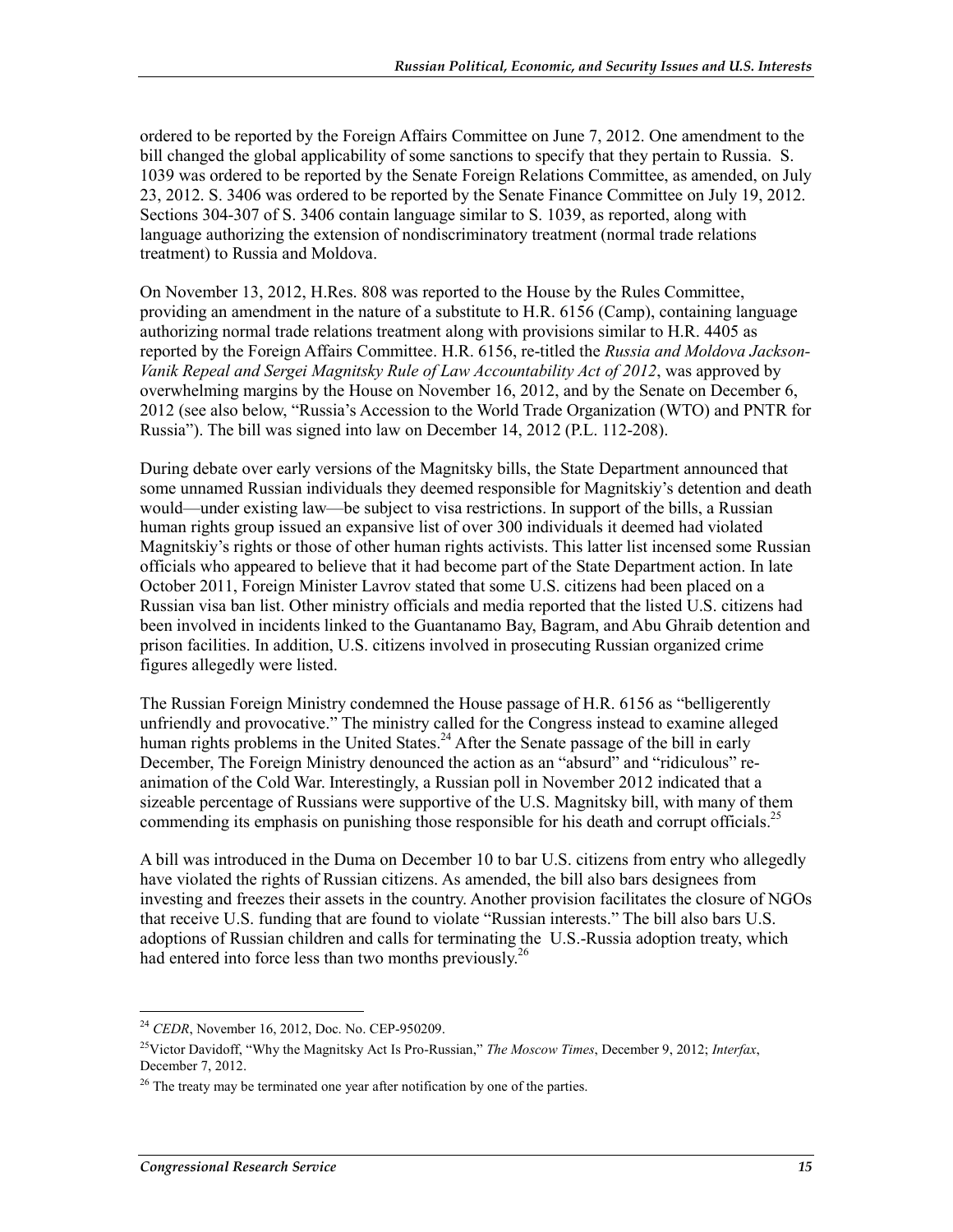ordered to be reported by the Foreign Affairs Committee on June 7, 2012. One amendment to the bill changed the global applicability of some sanctions to specify that they pertain to Russia. S. 1039 was ordered to be reported by the Senate Foreign Relations Committee, as amended, on July 23, 2012. S. 3406 was ordered to be reported by the Senate Finance Committee on July 19, 2012. Sections 304-307 of S. 3406 contain language similar to S. 1039, as reported, along with language authorizing the extension of nondiscriminatory treatment (normal trade relations treatment) to Russia and Moldova.

On November 13, 2012, H.Res. 808 was reported to the House by the Rules Committee, providing an amendment in the nature of a substitute to H.R. 6156 (Camp), containing language authorizing normal trade relations treatment along with provisions similar to H.R. 4405 as reported by the Foreign Affairs Committee. H.R. 6156, re-titled the *Russia and Moldova Jackson-Vanik Repeal and Sergei Magnitsky Rule of Law Accountability Act of 2012*, was approved by overwhelming margins by the House on November 16, 2012, and by the Senate on December 6, 2012 (see also below, "Russia's Accession to the World Trade Organization (WTO) and PNTR for Russia"). The bill was signed into law on December 14, 2012 (P.L. 112-208).

During debate over early versions of the Magnitsky bills, the State Department announced that some unnamed Russian individuals they deemed responsible for Magnitskiy's detention and death would—under existing law—be subject to visa restrictions. In support of the bills, a Russian human rights group issued an expansive list of over 300 individuals it deemed had violated Magnitskiy's rights or those of other human rights activists. This latter list incensed some Russian officials who appeared to believe that it had become part of the State Department action. In late October 2011, Foreign Minister Lavrov stated that some U.S. citizens had been placed on a Russian visa ban list. Other ministry officials and media reported that the listed U.S. citizens had been involved in incidents linked to the Guantanamo Bay, Bagram, and Abu Ghraib detention and prison facilities. In addition, U.S. citizens involved in prosecuting Russian organized crime figures allegedly were listed.

The Russian Foreign Ministry condemned the House passage of H.R. 6156 as "belligerently unfriendly and provocative." The ministry called for the Congress instead to examine alleged human rights problems in the United States.[24] After the Senate passage of the bill in early December, The Foreign Ministry denounced the action as an "absurd" and "ridiculous" re-animation of the Cold War. Interestingly, a Russian poll in November 2012 indicated that a sizeable percentage of Russians were supportive of the U.S. Magnitsky bill, with many of them commending its emphasis on punishing those responsible for his death and corrupt officials.[25]

A bill was introduced in the Duma on December 10 to bar U.S. citizens from entry who allegedly have violated the rights of Russian citizens. As amended, the bill also bars designees from investing and freezes their assets in the country. Another provision facilitates the closure of NGOs that receive U.S. funding that are found to violate "Russian interests." The bill also bars U.S. adoptions of Russian children and calls for terminating the U.S.-Russia adoption treaty, which had entered into force less than two months previously.[26]

---

[24] *CEDR*, November 16, 2012, Doc. No. CEP-950209.

[25] Victor Davidoff, "Why the Magnitsky Act Is Pro-Russian," *The Moscow Times*, December 9, 2012; *Interfax*, December 7, 2012.

[26] The treaty may be terminated one year after notification by one of the parties.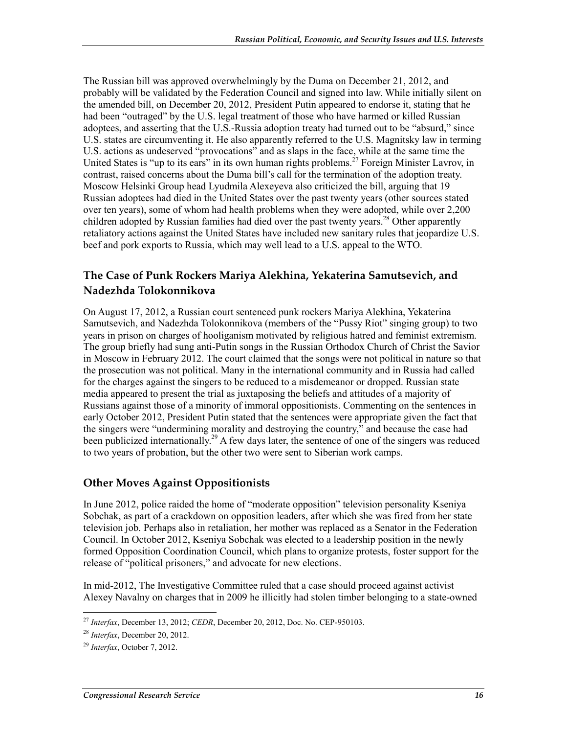The Russian bill was approved overwhelmingly by the Duma on December 21, 2012, and probably will be validated by the Federation Council and signed into law. While initially silent on the amended bill, on December 20, 2012, President Putin appeared to endorse it, stating that he had been "outraged" by the U.S. legal treatment of those who have harmed or killed Russian adoptees, and asserting that the U.S.-Russia adoption treaty had turned out to be "absurd," since U.S. states are circumventing it. He also apparently referred to the U.S. Magnitsky law in terming U.S. actions as undeserved "provocations" and as slaps in the face, while at the same time the United States is "up to its ears" in its own human rights problems.[27] Foreign Minister Lavrov, in contrast, raised concerns about the Duma bill's call for the termination of the adoption treaty. Moscow Helsinki Group head Lyudmila Alexeyeva also criticized the bill, arguing that 19 Russian adoptees had died in the United States over the past twenty years (other sources stated over ten years), some of whom had health problems when they were adopted, while over 2,200 children adopted by Russian families had died over the past twenty years.[28] Other apparently retaliatory actions against the United States have included new sanitary rules that jeopardize U.S. beef and pork exports to Russia, which may well lead to a U.S. appeal to the WTO.

### The Case of Punk Rockers Mariya Alekhina, Yekaterina Samutsevich, and Nadezhda Tolokonnikova

On August 17, 2012, a Russian court sentenced punk rockers Mariya Alekhina, Yekaterina Samutsevich, and Nadezhda Tolokonnikova (members of the "Pussy Riot" singing group) to two years in prison on charges of hooliganism motivated by religious hatred and feminist extremism. The group briefly had sung anti-Putin songs in the Russian Orthodox Church of Christ the Savior in Moscow in February 2012. The court claimed that the songs were not political in nature so that the prosecution was not political. Many in the international community and in Russia had called for the charges against the singers to be reduced to a misdemeanor or dropped. Russian state media appeared to present the trial as juxtaposing the beliefs and attitudes of a majority of Russians against those of a minority of immoral oppositionists. Commenting on the sentences in early October 2012, President Putin stated that the sentences were appropriate given the fact that the singers were "undermining morality and destroying the country," and because the case had been publicized internationally.[29] A few days later, the sentence of one of the singers was reduced to two years of probation, but the other two were sent to Siberian work camps.

### Other Moves Against Oppositionists

In June 2012, police raided the home of "moderate opposition" television personality Kseniya Sobchak, as part of a crackdown on opposition leaders, after which she was fired from her state television job. Perhaps also in retaliation, her mother was replaced as a Senator in the Federation Council. In October 2012, Kseniya Sobchak was elected to a leadership position in the newly formed Opposition Coordination Council, which plans to organize protests, foster support for the release of "political prisoners," and advocate for new elections.

In mid-2012, The Investigative Committee ruled that a case should proceed against activist Alexey Navalny on charges that in 2009 he illicitly had stolen timber belonging to a state-owned

---

[27] *Interfax*, December 13, 2012; *CEDR*, December 20, 2012, Doc. No. CEP-950103.

[28] *Interfax*, December 20, 2012.

[29] *Interfax*, October 7, 2012.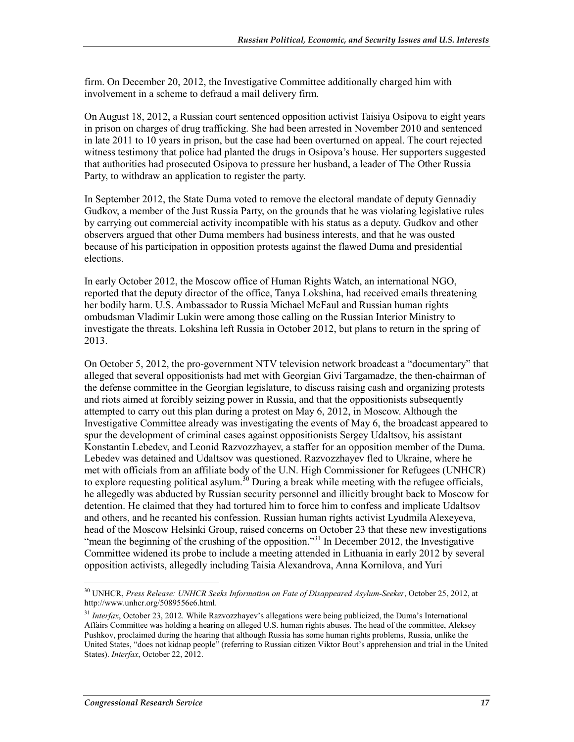firm. On December 20, 2012, the Investigative Committee additionally charged him with involvement in a scheme to defraud a mail delivery firm.

On August 18, 2012, a Russian court sentenced opposition activist Taisiya Osipova to eight years in prison on charges of drug trafficking. She had been arrested in November 2010 and sentenced in late 2011 to 10 years in prison, but the case had been overturned on appeal. The court rejected witness testimony that police had planted the drugs in Osipova's house. Her supporters suggested that authorities had prosecuted Osipova to pressure her husband, a leader of The Other Russia Party, to withdraw an application to register the party.

In September 2012, the State Duma voted to remove the electoral mandate of deputy Gennadiy Gudkov, a member of the Just Russia Party, on the grounds that he was violating legislative rules by carrying out commercial activity incompatible with his status as a deputy. Gudkov and other observers argued that other Duma members had business interests, and that he was ousted because of his participation in opposition protests against the flawed Duma and presidential elections.

In early October 2012, the Moscow office of Human Rights Watch, an international NGO, reported that the deputy director of the office, Tanya Lokshina, had received emails threatening her bodily harm. U.S. Ambassador to Russia Michael McFaul and Russian human rights ombudsman Vladimir Lukin were among those calling on the Russian Interior Ministry to investigate the threats. Lokshina left Russia in October 2012, but plans to return in the spring of 2013.

On October 5, 2012, the pro-government NTV television network broadcast a "documentary" that alleged that several oppositionists had met with Georgian Givi Targamadze, the then-chairman of the defense committee in the Georgian legislature, to discuss raising cash and organizing protests and riots aimed at forcibly seizing power in Russia, and that the oppositionists subsequently attempted to carry out this plan during a protest on May 6, 2012, in Moscow. Although the Investigative Committee already was investigating the events of May 6, the broadcast appeared to spur the development of criminal cases against oppositionists Sergey Udaltsov, his assistant Konstantin Lebedev, and Leonid Razvozzhayev, a staffer for an opposition member of the Duma. Lebedev was detained and Udaltsov was questioned. Razvozzhayev fled to Ukraine, where he met with officials from an affiliate body of the U.N. High Commissioner for Refugees (UNHCR) to explore requesting political asylum.[30] During a break while meeting with the refugee officials, he allegedly was abducted by Russian security personnel and illicitly brought back to Moscow for detention. He claimed that they had tortured him to force him to confess and implicate Udaltsov and others, and he recanted his confession. Russian human rights activist Lyudmila Alexeyeva, head of the Moscow Helsinki Group, raised concerns on October 23 that these new investigations "mean the beginning of the crushing of the opposition."[31] In December 2012, the Investigative Committee widened its probe to include a meeting attended in Lithuania in early 2012 by several opposition activists, allegedly including Taisia Alexandrova, Anna Kornilova, and Yuri

---

[30] UNHCR, *Press Release: UNHCR Seeks Information on Fate of Disappeared Asylum-Seeker*, October 25, 2012, at http://www.unhcr.org/5089556e6.html.

[31] *Interfax*, October 23, 2012. While Razvozzhayev's allegations were being publicized, the Duma's International Affairs Committee was holding a hearing on alleged U.S. human rights abuses. The head of the committee, Aleksey Pushkov, proclaimed during the hearing that although Russia has some human rights problems, Russia, unlike the United States, "does not kidnap people" (referring to Russian citizen Viktor Bout's apprehension and trial in the United States). *Interfax*, October 22, 2012.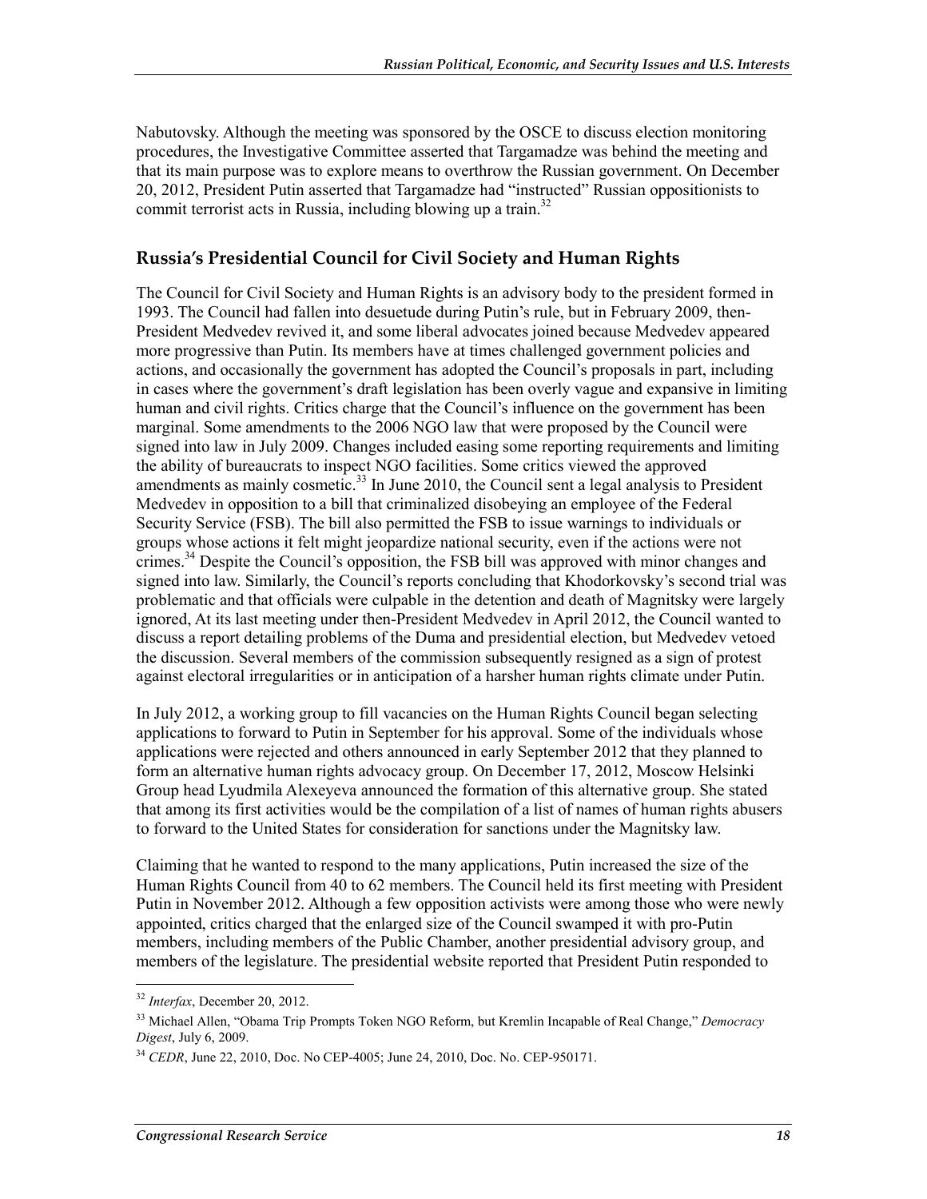Nabutovsky. Although the meeting was sponsored by the OSCE to discuss election monitoring procedures, the Investigative Committee asserted that Targamadze was behind the meeting and that its main purpose was to explore means to overthrow the Russian government. On December 20, 2012, President Putin asserted that Targamadze had "instructed" Russian oppositionists to commit terrorist acts in Russia, including blowing up a train.[32]

### Russia's Presidential Council for Civil Society and Human Rights

The Council for Civil Society and Human Rights is an advisory body to the president formed in 1993. The Council had fallen into desuetude during Putin's rule, but in February 2009, then-President Medvedev revived it, and some liberal advocates joined because Medvedev appeared more progressive than Putin. Its members have at times challenged government policies and actions, and occasionally the government has adopted the Council's proposals in part, including in cases where the government's draft legislation has been overly vague and expansive in limiting human and civil rights. Critics charge that the Council's influence on the government has been marginal. Some amendments to the 2006 NGO law that were proposed by the Council were signed into law in July 2009. Changes included easing some reporting requirements and limiting the ability of bureaucrats to inspect NGO facilities. Some critics viewed the approved amendments as mainly cosmetic.[33] In June 2010, the Council sent a legal analysis to President Medvedev in opposition to a bill that criminalized disobeying an employee of the Federal Security Service (FSB). The bill also permitted the FSB to issue warnings to individuals or groups whose actions it felt might jeopardize national security, even if the actions were not crimes.[34] Despite the Council's opposition, the FSB bill was approved with minor changes and signed into law. Similarly, the Council's reports concluding that Khodorkovsky's second trial was problematic and that officials were culpable in the detention and death of Magnitsky were largely ignored, At its last meeting under then-President Medvedev in April 2012, the Council wanted to discuss a report detailing problems of the Duma and presidential election, but Medvedev vetoed the discussion. Several members of the commission subsequently resigned as a sign of protest against electoral irregularities or in anticipation of a harsher human rights climate under Putin.

In July 2012, a working group to fill vacancies on the Human Rights Council began selecting applications to forward to Putin in September for his approval. Some of the individuals whose applications were rejected and others announced in early September 2012 that they planned to form an alternative human rights advocacy group. On December 17, 2012, Moscow Helsinki Group head Lyudmila Alexeyeva announced the formation of this alternative group. She stated that among its first activities would be the compilation of a list of names of human rights abusers to forward to the United States for consideration for sanctions under the Magnitsky law.

Claiming that he wanted to respond to the many applications, Putin increased the size of the Human Rights Council from 40 to 62 members. The Council held its first meeting with President Putin in November 2012. Although a few opposition activists were among those who were newly appointed, critics charged that the enlarged size of the Council swamped it with pro-Putin members, including members of the Public Chamber, another presidential advisory group, and members of the legislature. The presidential website reported that President Putin responded to

---

[32] *Interfax*, December 20, 2012.

[33] Michael Allen, "Obama Trip Prompts Token NGO Reform, but Kremlin Incapable of Real Change," *Democracy Digest*, July 6, 2009.

[34] *CEDR*, June 22, 2010, Doc. No CEP-4005; June 24, 2010, Doc. No. CEP-950171.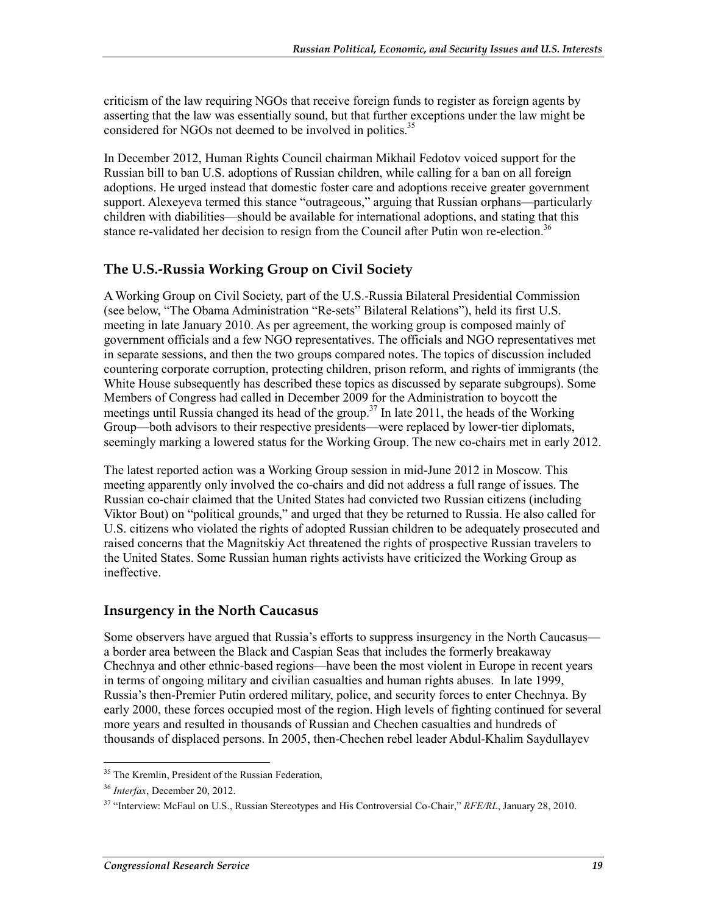criticism of the law requiring NGOs that receive foreign funds to register as foreign agents by asserting that the law was essentially sound, but that further exceptions under the law might be considered for NGOs not deemed to be involved in politics.[35]

In December 2012, Human Rights Council chairman Mikhail Fedotov voiced support for the Russian bill to ban U.S. adoptions of Russian children, while calling for a ban on all foreign adoptions. He urged instead that domestic foster care and adoptions receive greater government support. Alexeyeva termed this stance "outrageous," arguing that Russian orphans—particularly children with diabilities—should be available for international adoptions, and stating that this stance re-validated her decision to resign from the Council after Putin won re-election.[36]

## The U.S.-Russia Working Group on Civil Society

A Working Group on Civil Society, part of the U.S.-Russia Bilateral Presidential Commission (see below, "The Obama Administration "Re-sets" Bilateral Relations"), held its first U.S. meeting in late January 2010. As per agreement, the working group is composed mainly of government officials and a few NGO representatives. The officials and NGO representatives met in separate sessions, and then the two groups compared notes. The topics of discussion included countering corporate corruption, protecting children, prison reform, and rights of immigrants (the White House subsequently has described these topics as discussed by separate subgroups). Some Members of Congress had called in December 2009 for the Administration to boycott the meetings until Russia changed its head of the group.[37] In late 2011, the heads of the Working Group—both advisors to their respective presidents—were replaced by lower-tier diplomats, seemingly marking a lowered status for the Working Group. The new co-chairs met in early 2012.

The latest reported action was a Working Group session in mid-June 2012 in Moscow. This meeting apparently only involved the co-chairs and did not address a full range of issues. The Russian co-chair claimed that the United States had convicted two Russian citizens (including Viktor Bout) on "political grounds," and urged that they be returned to Russia. He also called for U.S. citizens who violated the rights of adopted Russian children to be adequately prosecuted and raised concerns that the Magnitskiy Act threatened the rights of prospective Russian travelers to the United States. Some Russian human rights activists have criticized the Working Group as ineffective.

## Insurgency in the North Caucasus

Some observers have argued that Russia's efforts to suppress insurgency in the North Caucasus—a border area between the Black and Caspian Seas that includes the formerly breakaway Chechnya and other ethnic-based regions—have been the most violent in Europe in recent years in terms of ongoing military and civilian casualties and human rights abuses. In late 1999, Russia's then-Premier Putin ordered military, police, and security forces to enter Chechnya. By early 2000, these forces occupied most of the region. High levels of fighting continued for several more years and resulted in thousands of Russian and Chechen casualties and hundreds of thousands of displaced persons. In 2005, then-Chechen rebel leader Abdul-Khalim Saydullayev

---

[35] The Kremlin, President of the Russian Federation,

[36] *Interfax*, December 20, 2012.

[37] "Interview: McFaul on U.S., Russian Stereotypes and His Controversial Co-Chair," *RFE/RL*, January 28, 2010.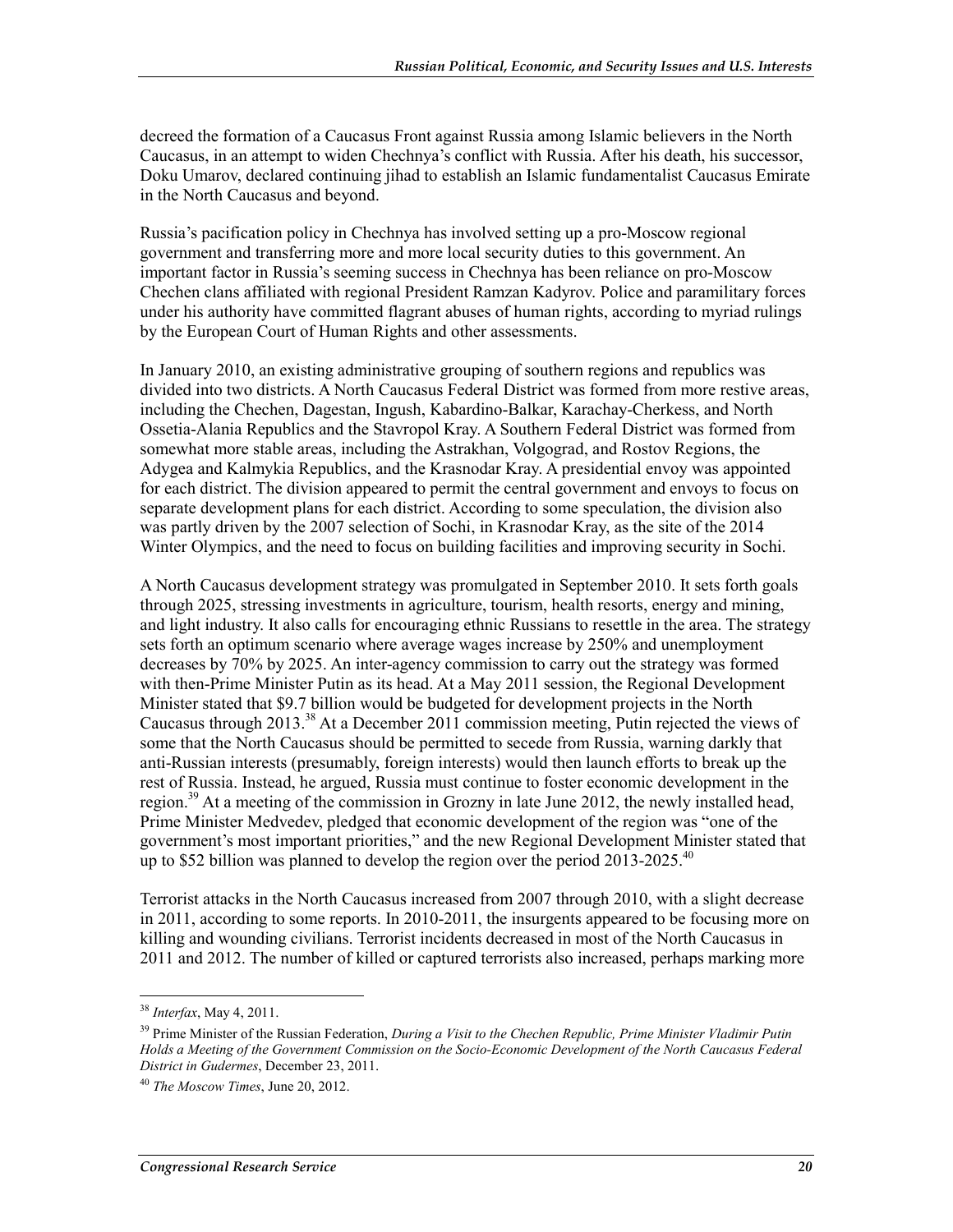decreed the formation of a Caucasus Front against Russia among Islamic believers in the North Caucasus, in an attempt to widen Chechnya's conflict with Russia. After his death, his successor, Doku Umarov, declared continuing jihad to establish an Islamic fundamentalist Caucasus Emirate in the North Caucasus and beyond.

Russia's pacification policy in Chechnya has involved setting up a pro-Moscow regional government and transferring more and more local security duties to this government. An important factor in Russia's seeming success in Chechnya has been reliance on pro-Moscow Chechen clans affiliated with regional President Ramzan Kadyrov. Police and paramilitary forces under his authority have committed flagrant abuses of human rights, according to myriad rulings by the European Court of Human Rights and other assessments.

In January 2010, an existing administrative grouping of southern regions and republics was divided into two districts. A North Caucasus Federal District was formed from more restive areas, including the Chechen, Dagestan, Ingush, Kabardino-Balkar, Karachay-Cherkess, and North Ossetia-Alania Republics and the Stavropol Kray. A Southern Federal District was formed from somewhat more stable areas, including the Astrakhan, Volgograd, and Rostov Regions, the Adygea and Kalmykia Republics, and the Krasnodar Kray. A presidential envoy was appointed for each district. The division appeared to permit the central government and envoys to focus on separate development plans for each district. According to some speculation, the division also was partly driven by the 2007 selection of Sochi, in Krasnodar Kray, as the site of the 2014 Winter Olympics, and the need to focus on building facilities and improving security in Sochi.

A North Caucasus development strategy was promulgated in September 2010. It sets forth goals through 2025, stressing investments in agriculture, tourism, health resorts, energy and mining, and light industry. It also calls for encouraging ethnic Russians to resettle in the area. The strategy sets forth an optimum scenario where average wages increase by 250% and unemployment decreases by 70% by 2025. An inter-agency commission to carry out the strategy was formed with then-Prime Minister Putin as its head. At a May 2011 session, the Regional Development Minister stated that $9.7 billion would be budgeted for development projects in the North Caucasus through 2013.[38] At a December 2011 commission meeting, Putin rejected the views of some that the North Caucasus should be permitted to secede from Russia, warning darkly that anti-Russian interests (presumably, foreign interests) would then launch efforts to break up the rest of Russia. Instead, he argued, Russia must continue to foster economic development in the region.[39] At a meeting of the commission in Grozny in late June 2012, the newly installed head, Prime Minister Medvedev, pledged that economic development of the region was "one of the government's most important priorities," and the new Regional Development Minister stated that up to $52 billion was planned to develop the region over the period 2013-2025.[40]

Terrorist attacks in the North Caucasus increased from 2007 through 2010, with a slight decrease in 2011, according to some reports. In 2010-2011, the insurgents appeared to be focusing more on killing and wounding civilians. Terrorist incidents decreased in most of the North Caucasus in 2011 and 2012. The number of killed or captured terrorists also increased, perhaps marking more

---

[38] *Interfax*, May 4, 2011.

[39] Prime Minister of the Russian Federation, *During a Visit to the Chechen Republic, Prime Minister Vladimir Putin Holds a Meeting of the Government Commission on the Socio-Economic Development of the North Caucasus Federal District in Gudermes*, December 23, 2011.

[40] *The Moscow Times*, June 20, 2012.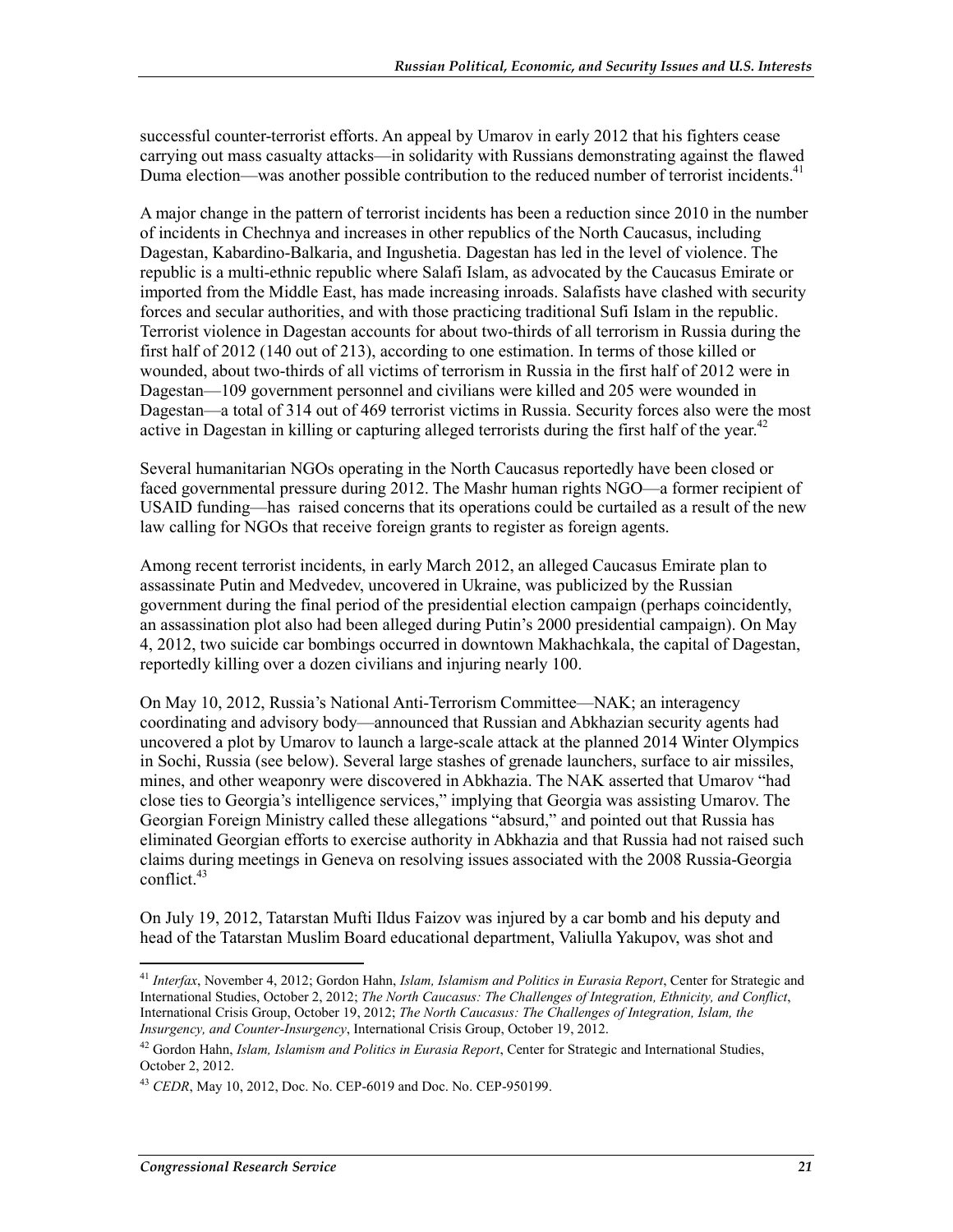successful counter-terrorist efforts. An appeal by Umarov in early 2012 that his fighters cease carrying out mass casualty attacks—in solidarity with Russians demonstrating against the flawed Duma election—was another possible contribution to the reduced number of terrorist incidents.[41]

A major change in the pattern of terrorist incidents has been a reduction since 2010 in the number of incidents in Chechnya and increases in other republics of the North Caucasus, including Dagestan, Kabardino-Balkaria, and Ingushetia. Dagestan has led in the level of violence. The republic is a multi-ethnic republic where Salafi Islam, as advocated by the Caucasus Emirate or imported from the Middle East, has made increasing inroads. Salafists have clashed with security forces and secular authorities, and with those practicing traditional Sufi Islam in the republic. Terrorist violence in Dagestan accounts for about two-thirds of all terrorism in Russia during the first half of 2012 (140 out of 213), according to one estimation. In terms of those killed or wounded, about two-thirds of all victims of terrorism in Russia in the first half of 2012 were in Dagestan—109 government personnel and civilians were killed and 205 were wounded in Dagestan—a total of 314 out of 469 terrorist victims in Russia. Security forces also were the most active in Dagestan in killing or capturing alleged terrorists during the first half of the year.[42]

Several humanitarian NGOs operating in the North Caucasus reportedly have been closed or faced governmental pressure during 2012. The Mashr human rights NGO—a former recipient of USAID funding—has raised concerns that its operations could be curtailed as a result of the new law calling for NGOs that receive foreign grants to register as foreign agents.

Among recent terrorist incidents, in early March 2012, an alleged Caucasus Emirate plan to assassinate Putin and Medvedev, uncovered in Ukraine, was publicized by the Russian government during the final period of the presidential election campaign (perhaps coincidently, an assassination plot also had been alleged during Putin's 2000 presidential campaign). On May 4, 2012, two suicide car bombings occurred in downtown Makhachkala, the capital of Dagestan, reportedly killing over a dozen civilians and injuring nearly 100.

On May 10, 2012, Russia's National Anti-Terrorism Committee—NAK; an interagency coordinating and advisory body—announced that Russian and Abkhazian security agents had uncovered a plot by Umarov to launch a large-scale attack at the planned 2014 Winter Olympics in Sochi, Russia (see below). Several large stashes of grenade launchers, surface to air missiles, mines, and other weaponry were discovered in Abkhazia. The NAK asserted that Umarov "had close ties to Georgia's intelligence services," implying that Georgia was assisting Umarov. The Georgian Foreign Ministry called these allegations "absurd," and pointed out that Russia has eliminated Georgian efforts to exercise authority in Abkhazia and that Russia had not raised such claims during meetings in Geneva on resolving issues associated with the 2008 Russia-Georgia conflict.[43]

On July 19, 2012, Tatarstan Mufti Ildus Faizov was injured by a car bomb and his deputy and head of the Tatarstan Muslim Board educational department, Valiulla Yakupov, was shot and

---

[41] *Interfax*, November 4, 2012; Gordon Hahn, *Islam, Islamism and Politics in Eurasia Report*, Center for Strategic and International Studies, October 2, 2012; *The North Caucasus: The Challenges of Integration, Ethnicity, and Conflict*, International Crisis Group, October 19, 2012; *The North Caucasus: The Challenges of Integration, Islam, the Insurgency, and Counter-Insurgency*, International Crisis Group, October 19, 2012.

[42] Gordon Hahn, *Islam, Islamism and Politics in Eurasia Report*, Center for Strategic and International Studies, October 2, 2012.

[43] *CEDR*, May 10, 2012, Doc. No. CEP-6019 and Doc. No. CEP-950199.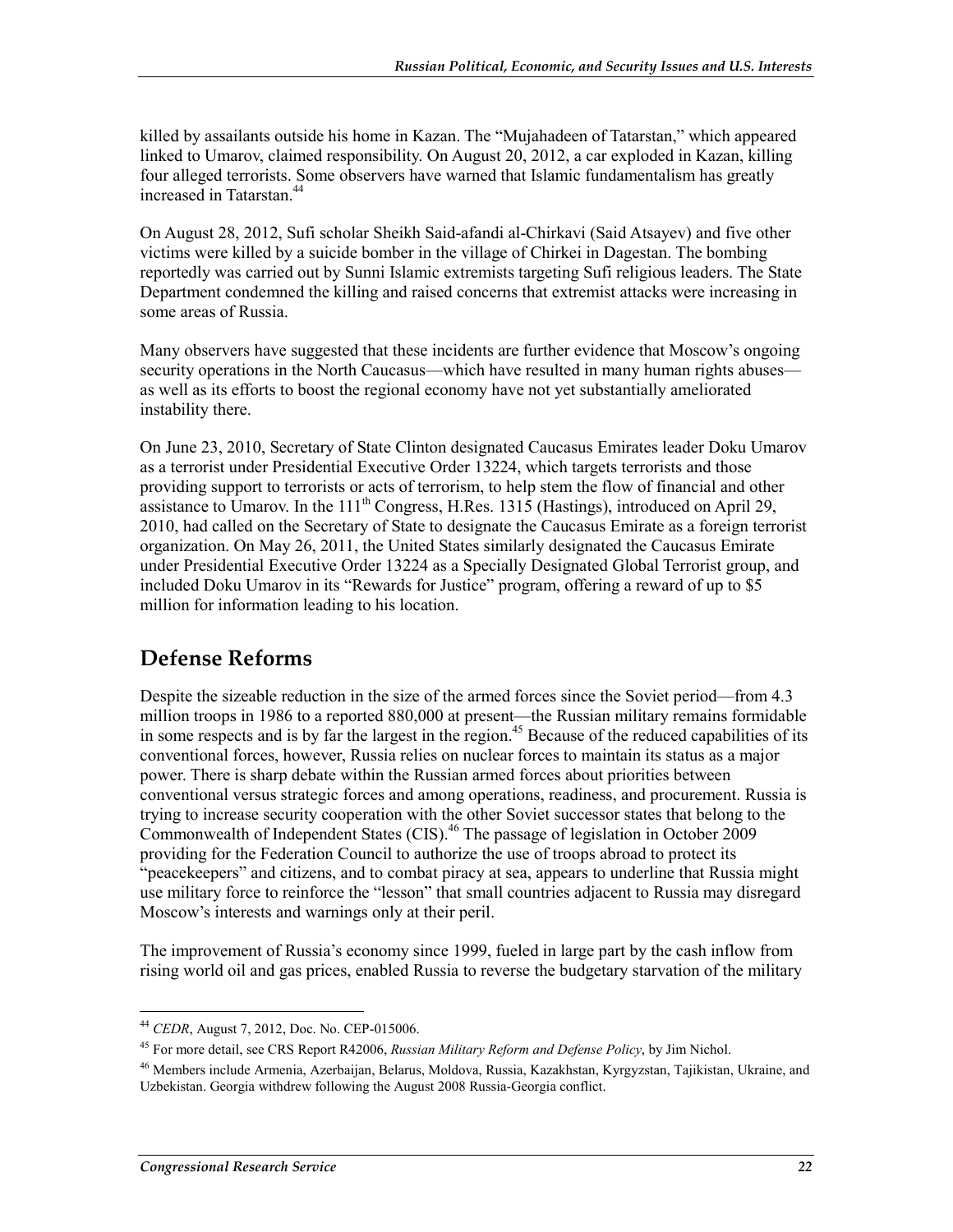killed by assailants outside his home in Kazan. The "Mujahadeen of Tatarstan," which appeared linked to Umarov, claimed responsibility. On August 20, 2012, a car exploded in Kazan, killing four alleged terrorists. Some observers have warned that Islamic fundamentalism has greatly increased in Tatarstan.[44]

On August 28, 2012, Sufi scholar Sheikh Said-afandi al-Chirkavi (Said Atsayev) and five other victims were killed by a suicide bomber in the village of Chirkei in Dagestan. The bombing reportedly was carried out by Sunni Islamic extremists targeting Sufi religious leaders. The State Department condemned the killing and raised concerns that extremist attacks were increasing in some areas of Russia.

Many observers have suggested that these incidents are further evidence that Moscow's ongoing security operations in the North Caucasus—which have resulted in many human rights abuses—as well as its efforts to boost the regional economy have not yet substantially ameliorated instability there.

On June 23, 2010, Secretary of State Clinton designated Caucasus Emirates leader Doku Umarov as a terrorist under Presidential Executive Order 13224, which targets terrorists and those providing support to terrorists or acts of terrorism, to help stem the flow of financial and other assistance to Umarov. In the 111th Congress, H.Res. 1315 (Hastings), introduced on April 29, 2010, had called on the Secretary of State to designate the Caucasus Emirate as a foreign terrorist organization. On May 26, 2011, the United States similarly designated the Caucasus Emirate under Presidential Executive Order 13224 as a Specially Designated Global Terrorist group, and included Doku Umarov in its "Rewards for Justice" program, offering a reward of up to $5 million for information leading to his location.

## Defense Reforms

Despite the sizeable reduction in the size of the armed forces since the Soviet period—from 4.3 million troops in 1986 to a reported 880,000 at present—the Russian military remains formidable in some respects and is by far the largest in the region.[45] Because of the reduced capabilities of its conventional forces, however, Russia relies on nuclear forces to maintain its status as a major power. There is sharp debate within the Russian armed forces about priorities between conventional versus strategic forces and among operations, readiness, and procurement. Russia is trying to increase security cooperation with the other Soviet successor states that belong to the Commonwealth of Independent States (CIS).[46] The passage of legislation in October 2009 providing for the Federation Council to authorize the use of troops abroad to protect its "peacekeepers" and citizens, and to combat piracy at sea, appears to underline that Russia might use military force to reinforce the "lesson" that small countries adjacent to Russia may disregard Moscow's interests and warnings only at their peril.

The improvement of Russia's economy since 1999, fueled in large part by the cash inflow from rising world oil and gas prices, enabled Russia to reverse the budgetary starvation of the military

---

[44] *CEDR*, August 7, 2012, Doc. No. CEP-015006.

[45] For more detail, see CRS Report R42006, *Russian Military Reform and Defense Policy*, by Jim Nichol.

[46] Members include Armenia, Azerbaijan, Belarus, Moldova, Russia, Kazakhstan, Kyrgyzstan, Tajikistan, Ukraine, and Uzbekistan. Georgia withdrew following the August 2008 Russia-Georgia conflict.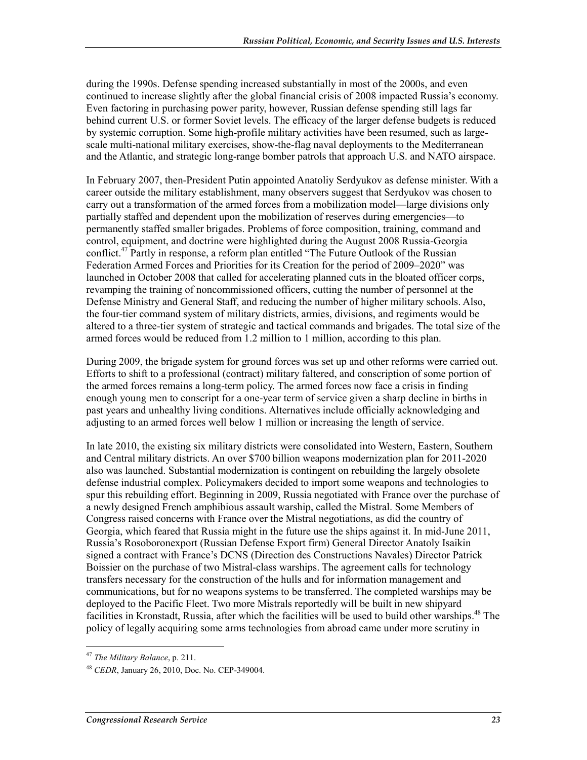during the 1990s. Defense spending increased substantially in most of the 2000s, and even continued to increase slightly after the global financial crisis of 2008 impacted Russia's economy. Even factoring in purchasing power parity, however, Russian defense spending still lags far behind current U.S. or former Soviet levels. The efficacy of the larger defense budgets is reduced by systemic corruption. Some high-profile military activities have been resumed, such as large-scale multi-national military exercises, show-the-flag naval deployments to the Mediterranean and the Atlantic, and strategic long-range bomber patrols that approach U.S. and NATO airspace.

In February 2007, then-President Putin appointed Anatoliy Serdyukov as defense minister. With a career outside the military establishment, many observers suggest that Serdyukov was chosen to carry out a transformation of the armed forces from a mobilization model—large divisions only partially staffed and dependent upon the mobilization of reserves during emergencies—to permanently staffed smaller brigades. Problems of force composition, training, command and control, equipment, and doctrine were highlighted during the August 2008 Russia-Georgia conflict.[47] Partly in response, a reform plan entitled "The Future Outlook of the Russian Federation Armed Forces and Priorities for its Creation for the period of 2009–2020" was launched in October 2008 that called for accelerating planned cuts in the bloated officer corps, revamping the training of noncommissioned officers, cutting the number of personnel at the Defense Ministry and General Staff, and reducing the number of higher military schools. Also, the four-tier command system of military districts, armies, divisions, and regiments would be altered to a three-tier system of strategic and tactical commands and brigades. The total size of the armed forces would be reduced from 1.2 million to 1 million, according to this plan.

During 2009, the brigade system for ground forces was set up and other reforms were carried out. Efforts to shift to a professional (contract) military faltered, and conscription of some portion of the armed forces remains a long-term policy. The armed forces now face a crisis in finding enough young men to conscript for a one-year term of service given a sharp decline in births in past years and unhealthy living conditions. Alternatives include officially acknowledging and adjusting to an armed forces well below 1 million or increasing the length of service.

In late 2010, the existing six military districts were consolidated into Western, Eastern, Southern and Central military districts. An over $700 billion weapons modernization plan for 2011-2020 also was launched. Substantial modernization is contingent on rebuilding the largely obsolete defense industrial complex. Policymakers decided to import some weapons and technologies to spur this rebuilding effort. Beginning in 2009, Russia negotiated with France over the purchase of a newly designed French amphibious assault warship, called the Mistral. Some Members of Congress raised concerns with France over the Mistral negotiations, as did the country of Georgia, which feared that Russia might in the future use the ships against it. In mid-June 2011, Russia's Rosoboronexport (Russian Defense Export firm) General Director Anatoly Isaikin signed a contract with France's DCNS (Direction des Constructions Navales) Director Patrick Boissier on the purchase of two Mistral-class warships. The agreement calls for technology transfers necessary for the construction of the hulls and for information management and communications, but for no weapons systems to be transferred. The completed warships may be deployed to the Pacific Fleet. Two more Mistrals reportedly will be built in new shipyard facilities in Kronstadt, Russia, after which the facilities will be used to build other warships.[48] The policy of legally acquiring some arms technologies from abroad came under more scrutiny in

---

[47] *The Military Balance*, p. 211.

[48] *CEDR*, January 26, 2010, Doc. No. CEP-349004.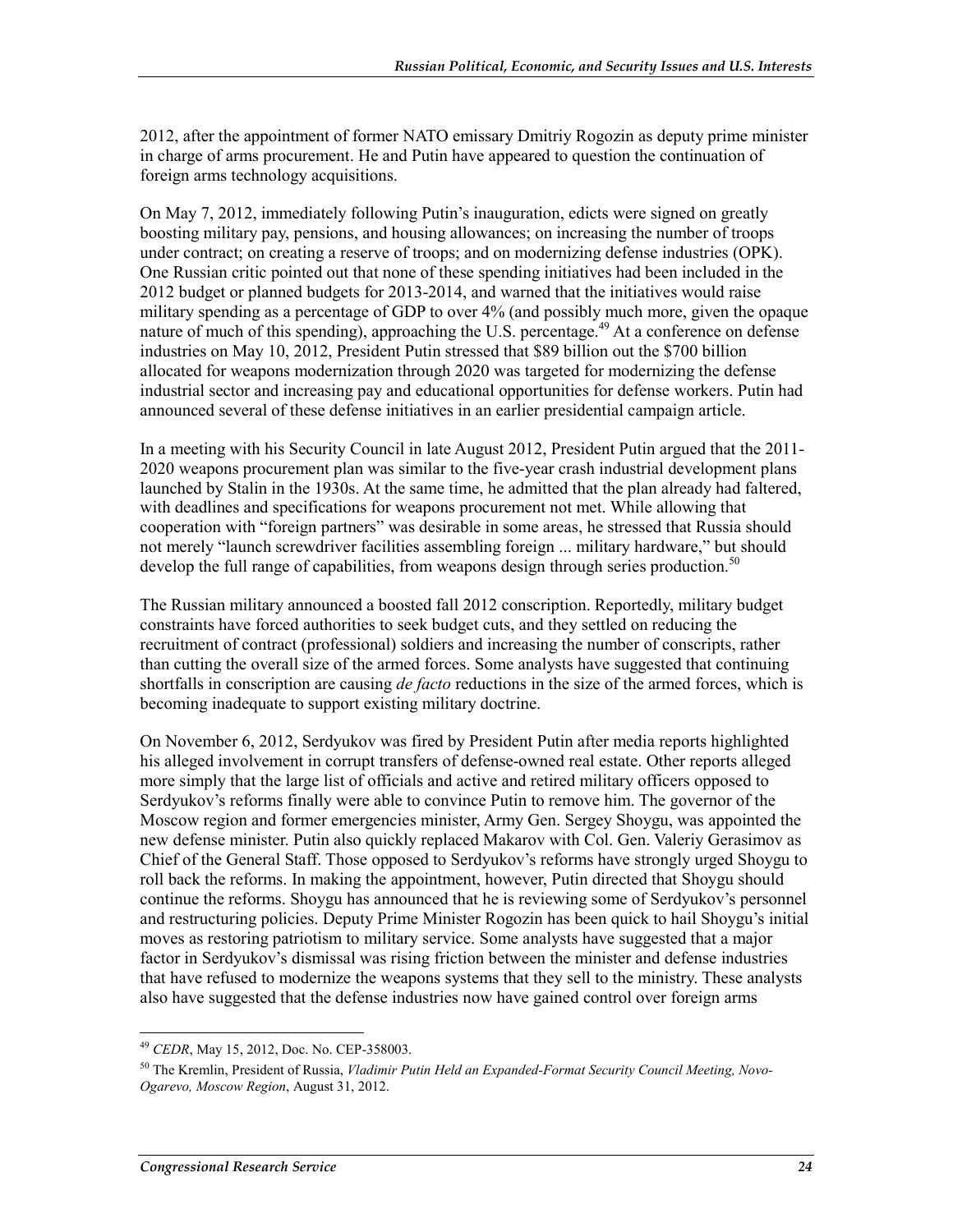2012, after the appointment of former NATO emissary Dmitriy Rogozin as deputy prime minister in charge of arms procurement. He and Putin have appeared to question the continuation of foreign arms technology acquisitions.

On May 7, 2012, immediately following Putin's inauguration, edicts were signed on greatly boosting military pay, pensions, and housing allowances; on increasing the number of troops under contract; on creating a reserve of troops; and on modernizing defense industries (OPK). One Russian critic pointed out that none of these spending initiatives had been included in the 2012 budget or planned budgets for 2013-2014, and warned that the initiatives would raise military spending as a percentage of GDP to over 4% (and possibly much more, given the opaque nature of much of this spending), approaching the U.S. percentage.[49] At a conference on defense industries on May 10, 2012, President Putin stressed that $89 billion out the $700 billion allocated for weapons modernization through 2020 was targeted for modernizing the defense industrial sector and increasing pay and educational opportunities for defense workers. Putin had announced several of these defense initiatives in an earlier presidential campaign article.

In a meeting with his Security Council in late August 2012, President Putin argued that the 2011-2020 weapons procurement plan was similar to the five-year crash industrial development plans launched by Stalin in the 1930s. At the same time, he admitted that the plan already had faltered, with deadlines and specifications for weapons procurement not met. While allowing that cooperation with "foreign partners" was desirable in some areas, he stressed that Russia should not merely "launch screwdriver facilities assembling foreign ... military hardware," but should develop the full range of capabilities, from weapons design through series production.[50]

The Russian military announced a boosted fall 2012 conscription. Reportedly, military budget constraints have forced authorities to seek budget cuts, and they settled on reducing the recruitment of contract (professional) soldiers and increasing the number of conscripts, rather than cutting the overall size of the armed forces. Some analysts have suggested that continuing shortfalls in conscription are causing *de facto* reductions in the size of the armed forces, which is becoming inadequate to support existing military doctrine.

On November 6, 2012, Serdyukov was fired by President Putin after media reports highlighted his alleged involvement in corrupt transfers of defense-owned real estate. Other reports alleged more simply that the large list of officials and active and retired military officers opposed to Serdyukov's reforms finally were able to convince Putin to remove him. The governor of the Moscow region and former emergencies minister, Army Gen. Sergey Shoygu, was appointed the new defense minister. Putin also quickly replaced Makarov with Col. Gen. Valeriy Gerasimov as Chief of the General Staff. Those opposed to Serdyukov's reforms have strongly urged Shoygu to roll back the reforms. In making the appointment, however, Putin directed that Shoygu should continue the reforms. Shoygu has announced that he is reviewing some of Serdyukov's personnel and restructuring policies. Deputy Prime Minister Rogozin has been quick to hail Shoygu's initial moves as restoring patriotism to military service. Some analysts have suggested that a major factor in Serdyukov's dismissal was rising friction between the minister and defense industries that have refused to modernize the weapons systems that they sell to the ministry. These analysts also have suggested that the defense industries now have gained control over foreign arms

---

[49] *CEDR*, May 15, 2012, Doc. No. CEP-358003.

[50] The Kremlin, President of Russia, *Vladimir Putin Held an Expanded-Format Security Council Meeting, Novo-Ogarevo, Moscow Region*, August 31, 2012.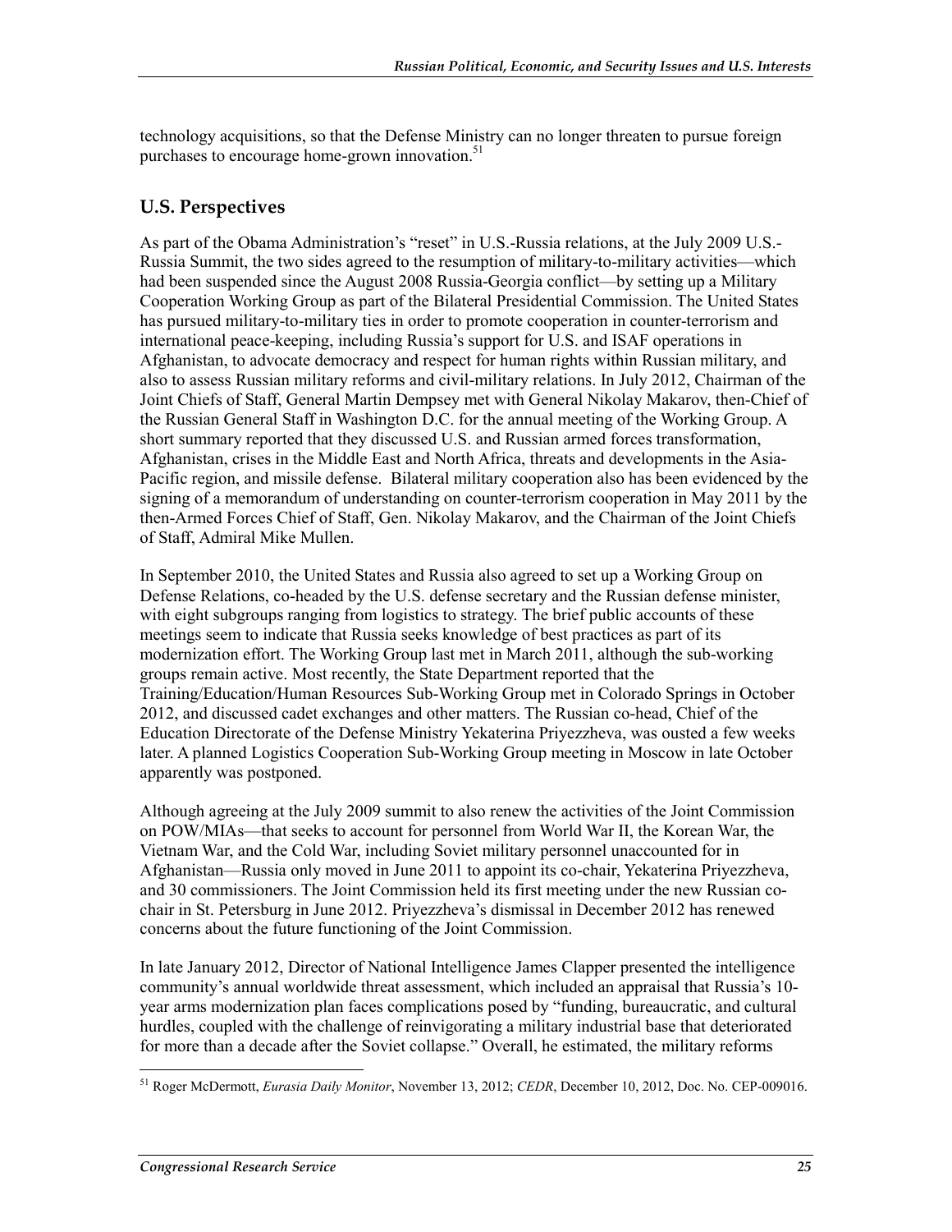technology acquisitions, so that the Defense Ministry can no longer threaten to pursue foreign purchases to encourage home-grown innovation.[51]

## U.S. Perspectives

As part of the Obama Administration's "reset" in U.S.-Russia relations, at the July 2009 U.S.-Russia Summit, the two sides agreed to the resumption of military-to-military activities—which had been suspended since the August 2008 Russia-Georgia conflict—by setting up a Military Cooperation Working Group as part of the Bilateral Presidential Commission. The United States has pursued military-to-military ties in order to promote cooperation in counter-terrorism and international peace-keeping, including Russia's support for U.S. and ISAF operations in Afghanistan, to advocate democracy and respect for human rights within Russian military, and also to assess Russian military reforms and civil-military relations. In July 2012, Chairman of the Joint Chiefs of Staff, General Martin Dempsey met with General Nikolay Makarov, then-Chief of the Russian General Staff in Washington D.C. for the annual meeting of the Working Group. A short summary reported that they discussed U.S. and Russian armed forces transformation, Afghanistan, crises in the Middle East and North Africa, threats and developments in the Asia-Pacific region, and missile defense. Bilateral military cooperation also has been evidenced by the signing of a memorandum of understanding on counter-terrorism cooperation in May 2011 by the then-Armed Forces Chief of Staff, Gen. Nikolay Makarov, and the Chairman of the Joint Chiefs of Staff, Admiral Mike Mullen.

In September 2010, the United States and Russia also agreed to set up a Working Group on Defense Relations, co-headed by the U.S. defense secretary and the Russian defense minister, with eight subgroups ranging from logistics to strategy. The brief public accounts of these meetings seem to indicate that Russia seeks knowledge of best practices as part of its modernization effort. The Working Group last met in March 2011, although the sub-working groups remain active. Most recently, the State Department reported that the Training/Education/Human Resources Sub-Working Group met in Colorado Springs in October 2012, and discussed cadet exchanges and other matters. The Russian co-head, Chief of the Education Directorate of the Defense Ministry Yekaterina Priyezzheva, was ousted a few weeks later. A planned Logistics Cooperation Sub-Working Group meeting in Moscow in late October apparently was postponed.

Although agreeing at the July 2009 summit to also renew the activities of the Joint Commission on POW/MIAs—that seeks to account for personnel from World War II, the Korean War, the Vietnam War, and the Cold War, including Soviet military personnel unaccounted for in Afghanistan—Russia only moved in June 2011 to appoint its co-chair, Yekaterina Priyezzheva, and 30 commissioners. The Joint Commission held its first meeting under the new Russian co-chair in St. Petersburg in June 2012. Priyezzheva's dismissal in December 2012 has renewed concerns about the future functioning of the Joint Commission.

In late January 2012, Director of National Intelligence James Clapper presented the intelligence community's annual worldwide threat assessment, which included an appraisal that Russia's 10-year arms modernization plan faces complications posed by "funding, bureaucratic, and cultural hurdles, coupled with the challenge of reinvigorating a military industrial base that deteriorated for more than a decade after the Soviet collapse." Overall, he estimated, the military reforms

[51] Roger McDermott, *Eurasia Daily Monitor*, November 13, 2012; *CEDR*, December 10, 2012, Doc. No. CEP-009016.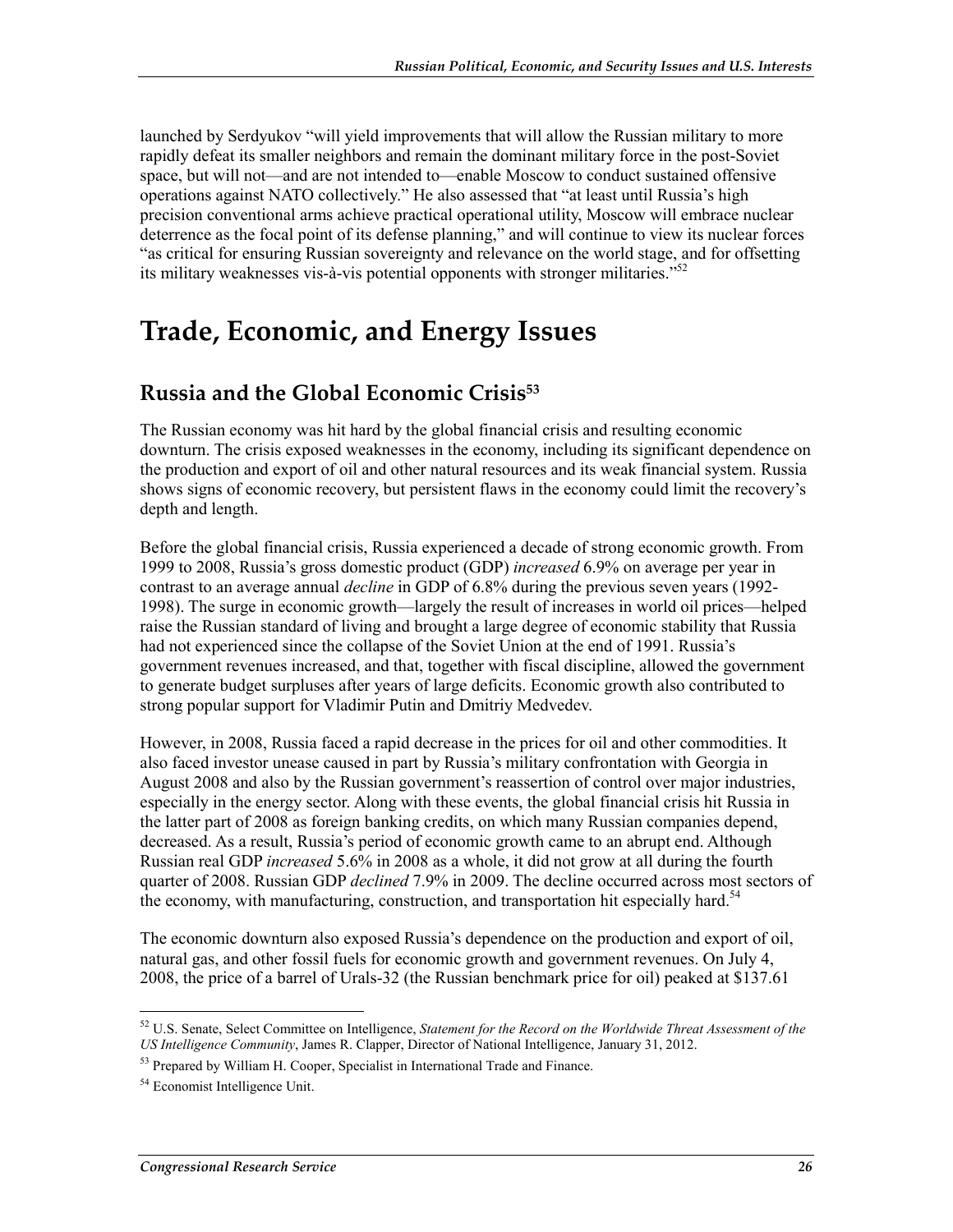launched by Serdyukov "will yield improvements that will allow the Russian military to more rapidly defeat its smaller neighbors and remain the dominant military force in the post-Soviet space, but will not—and are not intended to—enable Moscow to conduct sustained offensive operations against NATO collectively." He also assessed that "at least until Russia's high precision conventional arms achieve practical operational utility, Moscow will embrace nuclear deterrence as the focal point of its defense planning," and will continue to view its nuclear forces "as critical for ensuring Russian sovereignty and relevance on the world stage, and for offsetting its military weaknesses vis-à-vis potential opponents with stronger militaries."[52]

# Trade, Economic, and Energy Issues

## Russia and the Global Economic Crisis[53]

The Russian economy was hit hard by the global financial crisis and resulting economic downturn. The crisis exposed weaknesses in the economy, including its significant dependence on the production and export of oil and other natural resources and its weak financial system. Russia shows signs of economic recovery, but persistent flaws in the economy could limit the recovery's depth and length.

Before the global financial crisis, Russia experienced a decade of strong economic growth. From 1999 to 2008, Russia's gross domestic product (GDP) *increased* 6.9% on average per year in contrast to an average annual *decline* in GDP of 6.8% during the previous seven years (1992-1998). The surge in economic growth—largely the result of increases in world oil prices—helped raise the Russian standard of living and brought a large degree of economic stability that Russia had not experienced since the collapse of the Soviet Union at the end of 1991. Russia's government revenues increased, and that, together with fiscal discipline, allowed the government to generate budget surpluses after years of large deficits. Economic growth also contributed to strong popular support for Vladimir Putin and Dmitriy Medvedev.

However, in 2008, Russia faced a rapid decrease in the prices for oil and other commodities. It also faced investor unease caused in part by Russia's military confrontation with Georgia in August 2008 and also by the Russian government's reassertion of control over major industries, especially in the energy sector. Along with these events, the global financial crisis hit Russia in the latter part of 2008 as foreign banking credits, on which many Russian companies depend, decreased. As a result, Russia's period of economic growth came to an abrupt end. Although Russian real GDP *increased* 5.6% in 2008 as a whole, it did not grow at all during the fourth quarter of 2008. Russian GDP *declined* 7.9% in 2009. The decline occurred across most sectors of the economy, with manufacturing, construction, and transportation hit especially hard.[54]

The economic downturn also exposed Russia's dependence on the production and export of oil, natural gas, and other fossil fuels for economic growth and government revenues. On July 4, 2008, the price of a barrel of Urals-32 (the Russian benchmark price for oil) peaked at $137.61

---

[52] U.S. Senate, Select Committee on Intelligence, *Statement for the Record on the Worldwide Threat Assessment of the US Intelligence Community*, James R. Clapper, Director of National Intelligence, January 31, 2012.

[53] Prepared by William H. Cooper, Specialist in International Trade and Finance.

[54] Economist Intelligence Unit.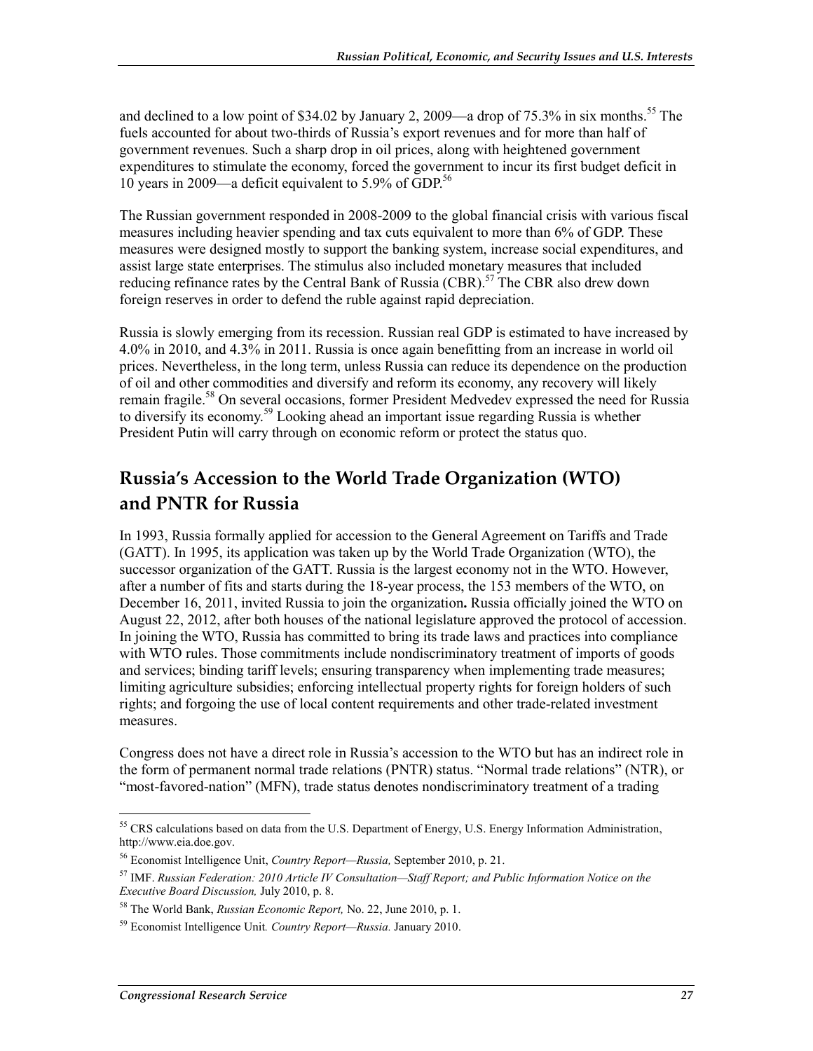and declined to a low point of $34.02 by January 2, 2009—a drop of 75.3% in six months.[55] The fuels accounted for about two-thirds of Russia's export revenues and for more than half of government revenues. Such a sharp drop in oil prices, along with heightened government expenditures to stimulate the economy, forced the government to incur its first budget deficit in 10 years in 2009—a deficit equivalent to 5.9% of GDP.[56]

The Russian government responded in 2008-2009 to the global financial crisis with various fiscal measures including heavier spending and tax cuts equivalent to more than 6% of GDP. These measures were designed mostly to support the banking system, increase social expenditures, and assist large state enterprises. The stimulus also included monetary measures that included reducing refinance rates by the Central Bank of Russia (CBR).[57] The CBR also drew down foreign reserves in order to defend the ruble against rapid depreciation.

Russia is slowly emerging from its recession. Russian real GDP is estimated to have increased by 4.0% in 2010, and 4.3% in 2011. Russia is once again benefitting from an increase in world oil prices. Nevertheless, in the long term, unless Russia can reduce its dependence on the production of oil and other commodities and diversify and reform its economy, any recovery will likely remain fragile.[58] On several occasions, former President Medvedev expressed the need for Russia to diversify its economy.[59] Looking ahead an important issue regarding Russia is whether President Putin will carry through on economic reform or protect the status quo.

## Russia's Accession to the World Trade Organization (WTO) and PNTR for Russia

In 1993, Russia formally applied for accession to the General Agreement on Tariffs and Trade (GATT). In 1995, its application was taken up by the World Trade Organization (WTO), the successor organization of the GATT. Russia is the largest economy not in the WTO. However, after a number of fits and starts during the 18-year process, the 153 members of the WTO, on December 16, 2011, invited Russia to join the organization**.** Russia officially joined the WTO on August 22, 2012, after both houses of the national legislature approved the protocol of accession. In joining the WTO, Russia has committed to bring its trade laws and practices into compliance with WTO rules. Those commitments include nondiscriminatory treatment of imports of goods and services; binding tariff levels; ensuring transparency when implementing trade measures; limiting agriculture subsidies; enforcing intellectual property rights for foreign holders of such rights; and forgoing the use of local content requirements and other trade-related investment measures.

Congress does not have a direct role in Russia's accession to the WTO but has an indirect role in the form of permanent normal trade relations (PNTR) status. "Normal trade relations" (NTR), or "most-favored-nation" (MFN), trade status denotes nondiscriminatory treatment of a trading

---

[55] CRS calculations based on data from the U.S. Department of Energy, U.S. Energy Information Administration, http://www.eia.doe.gov.

[56] Economist Intelligence Unit, *Country Report—Russia,* September 2010, p. 21.

[57] IMF. *Russian Federation: 2010 Article IV Consultation—Staff Report; and Public Information Notice on the Executive Board Discussion,* July 2010, p. 8.

[58] The World Bank, *Russian Economic Report,* No. 22, June 2010, p. 1.

[59] Economist Intelligence Unit*. Country Report—Russia.* January 2010.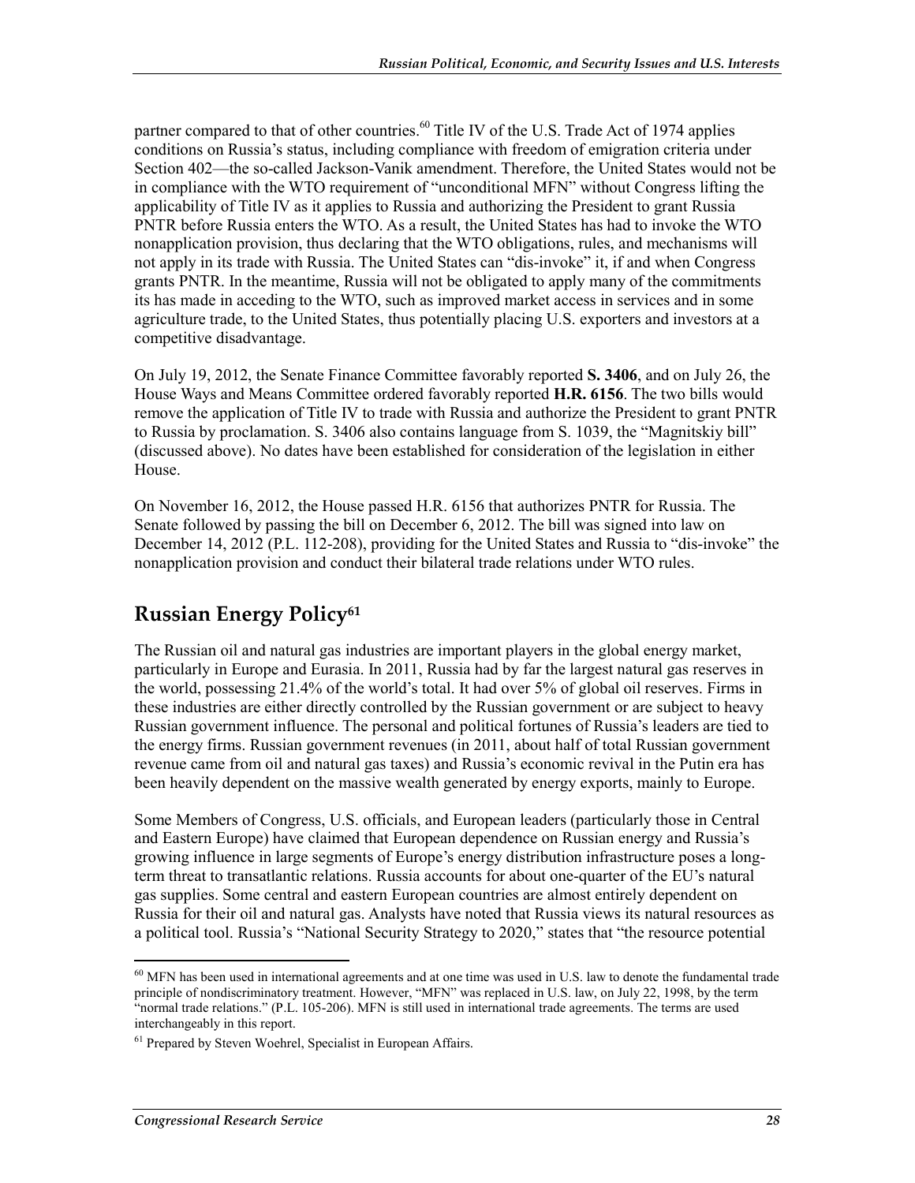partner compared to that of other countries.[60] Title IV of the U.S. Trade Act of 1974 applies conditions on Russia's status, including compliance with freedom of emigration criteria under Section 402—the so-called Jackson-Vanik amendment. Therefore, the United States would not be in compliance with the WTO requirement of "unconditional MFN" without Congress lifting the applicability of Title IV as it applies to Russia and authorizing the President to grant Russia PNTR before Russia enters the WTO. As a result, the United States has had to invoke the WTO nonapplication provision, thus declaring that the WTO obligations, rules, and mechanisms will not apply in its trade with Russia. The United States can "dis-invoke" it, if and when Congress grants PNTR. In the meantime, Russia will not be obligated to apply many of the commitments its has made in acceding to the WTO, such as improved market access in services and in some agriculture trade, to the United States, thus potentially placing U.S. exporters and investors at a competitive disadvantage.

On July 19, 2012, the Senate Finance Committee favorably reported **S. 3406**, and on July 26, the House Ways and Means Committee ordered favorably reported **H.R. 6156**. The two bills would remove the application of Title IV to trade with Russia and authorize the President to grant PNTR to Russia by proclamation. S. 3406 also contains language from S. 1039, the "Magnitskiy bill" (discussed above). No dates have been established for consideration of the legislation in either House.

On November 16, 2012, the House passed H.R. 6156 that authorizes PNTR for Russia. The Senate followed by passing the bill on December 6, 2012. The bill was signed into law on December 14, 2012 (P.L. 112-208), providing for the United States and Russia to "dis-invoke" the nonapplication provision and conduct their bilateral trade relations under WTO rules.

## Russian Energy Policy[61]

The Russian oil and natural gas industries are important players in the global energy market, particularly in Europe and Eurasia. In 2011, Russia had by far the largest natural gas reserves in the world, possessing 21.4% of the world's total. It had over 5% of global oil reserves. Firms in these industries are either directly controlled by the Russian government or are subject to heavy Russian government influence. The personal and political fortunes of Russia's leaders are tied to the energy firms. Russian government revenues (in 2011, about half of total Russian government revenue came from oil and natural gas taxes) and Russia's economic revival in the Putin era has been heavily dependent on the massive wealth generated by energy exports, mainly to Europe.

Some Members of Congress, U.S. officials, and European leaders (particularly those in Central and Eastern Europe) have claimed that European dependence on Russian energy and Russia's growing influence in large segments of Europe's energy distribution infrastructure poses a long-term threat to transatlantic relations. Russia accounts for about one-quarter of the EU's natural gas supplies. Some central and eastern European countries are almost entirely dependent on Russia for their oil and natural gas. Analysts have noted that Russia views its natural resources as a political tool. Russia's "National Security Strategy to 2020," states that "the resource potential

---

[60] MFN has been used in international agreements and at one time was used in U.S. law to denote the fundamental trade principle of nondiscriminatory treatment. However, "MFN" was replaced in U.S. law, on July 22, 1998, by the term "normal trade relations." (P.L. 105-206). MFN is still used in international trade agreements. The terms are used interchangeably in this report.

[61] Prepared by Steven Woehrel, Specialist in European Affairs.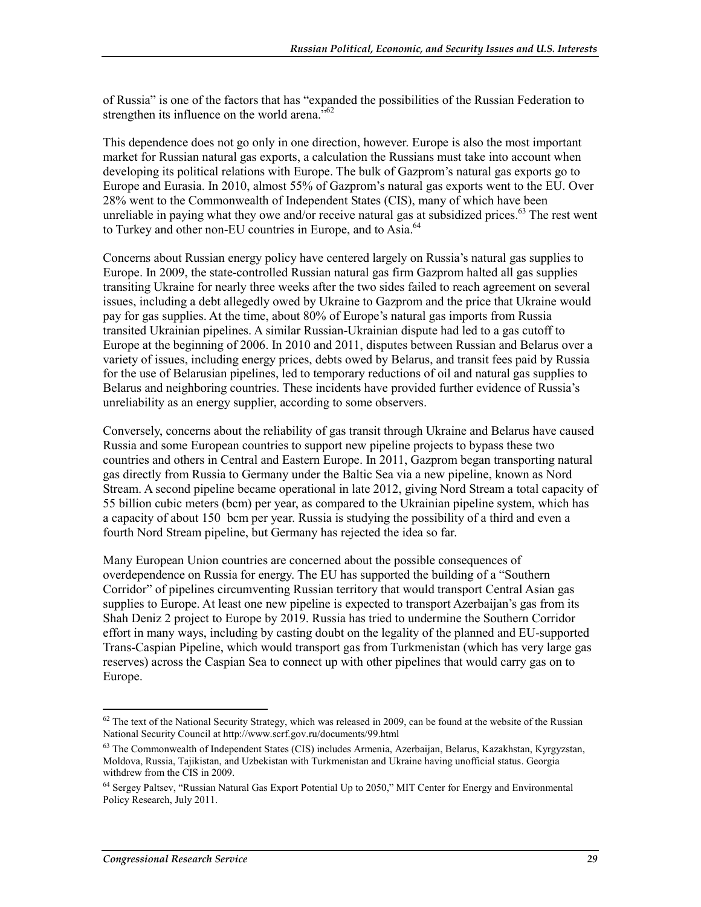of Russia" is one of the factors that has "expanded the possibilities of the Russian Federation to strengthen its influence on the world arena."[62]

This dependence does not go only in one direction, however. Europe is also the most important market for Russian natural gas exports, a calculation the Russians must take into account when developing its political relations with Europe. The bulk of Gazprom's natural gas exports go to Europe and Eurasia. In 2010, almost 55% of Gazprom's natural gas exports went to the EU. Over 28% went to the Commonwealth of Independent States (CIS), many of which have been unreliable in paying what they owe and/or receive natural gas at subsidized prices.[63] The rest went to Turkey and other non-EU countries in Europe, and to Asia.[64]

Concerns about Russian energy policy have centered largely on Russia's natural gas supplies to Europe. In 2009, the state-controlled Russian natural gas firm Gazprom halted all gas supplies transiting Ukraine for nearly three weeks after the two sides failed to reach agreement on several issues, including a debt allegedly owed by Ukraine to Gazprom and the price that Ukraine would pay for gas supplies. At the time, about 80% of Europe's natural gas imports from Russia transited Ukrainian pipelines. A similar Russian-Ukrainian dispute had led to a gas cutoff to Europe at the beginning of 2006. In 2010 and 2011, disputes between Russian and Belarus over a variety of issues, including energy prices, debts owed by Belarus, and transit fees paid by Russia for the use of Belarusian pipelines, led to temporary reductions of oil and natural gas supplies to Belarus and neighboring countries. These incidents have provided further evidence of Russia's unreliability as an energy supplier, according to some observers.

Conversely, concerns about the reliability of gas transit through Ukraine and Belarus have caused Russia and some European countries to support new pipeline projects to bypass these two countries and others in Central and Eastern Europe. In 2011, Gazprom began transporting natural gas directly from Russia to Germany under the Baltic Sea via a new pipeline, known as Nord Stream. A second pipeline became operational in late 2012, giving Nord Stream a total capacity of 55 billion cubic meters (bcm) per year, as compared to the Ukrainian pipeline system, which has a capacity of about 150 bcm per year. Russia is studying the possibility of a third and even a fourth Nord Stream pipeline, but Germany has rejected the idea so far.

Many European Union countries are concerned about the possible consequences of overdependence on Russia for energy. The EU has supported the building of a "Southern Corridor" of pipelines circumventing Russian territory that would transport Central Asian gas supplies to Europe. At least one new pipeline is expected to transport Azerbaijan's gas from its Shah Deniz 2 project to Europe by 2019. Russia has tried to undermine the Southern Corridor effort in many ways, including by casting doubt on the legality of the planned and EU-supported Trans-Caspian Pipeline, which would transport gas from Turkmenistan (which has very large gas reserves) across the Caspian Sea to connect up with other pipelines that would carry gas on to Europe.

---

[62] The text of the National Security Strategy, which was released in 2009, can be found at the website of the Russian National Security Council at http://www.scrf.gov.ru/documents/99.html

[63] The Commonwealth of Independent States (CIS) includes Armenia, Azerbaijan, Belarus, Kazakhstan, Kyrgyzstan, Moldova, Russia, Tajikistan, and Uzbekistan with Turkmenistan and Ukraine having unofficial status. Georgia withdrew from the CIS in 2009.

[64] Sergey Paltsev, "Russian Natural Gas Export Potential Up to 2050," MIT Center for Energy and Environmental Policy Research, July 2011.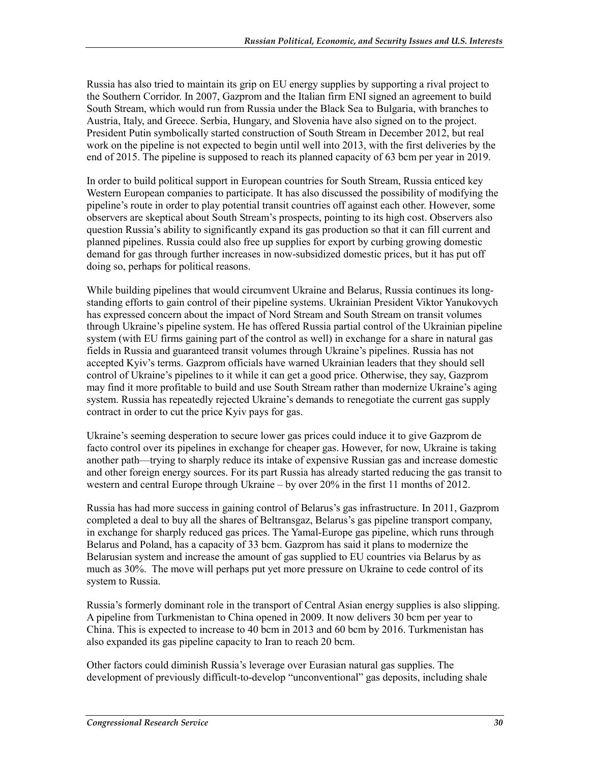Russia has also tried to maintain its grip on EU energy supplies by supporting a rival project to the Southern Corridor. In 2007, Gazprom and the Italian firm ENI signed an agreement to build South Stream, which would run from Russia under the Black Sea to Bulgaria, with branches to Austria, Italy, and Greece. Serbia, Hungary, and Slovenia have also signed on to the project. President Putin symbolically started construction of South Stream in December 2012, but real work on the pipeline is not expected to begin until well into 2013, with the first deliveries by the end of 2015. The pipeline is supposed to reach its planned capacity of 63 bcm per year in 2019.

In order to build political support in European countries for South Stream, Russia enticed key Western European companies to participate. It has also discussed the possibility of modifying the pipeline's route in order to play potential transit countries off against each other. However, some observers are skeptical about South Stream's prospects, pointing to its high cost. Observers also question Russia's ability to significantly expand its gas production so that it can fill current and planned pipelines. Russia could also free up supplies for export by curbing growing domestic demand for gas through further increases in now-subsidized domestic prices, but it has put off doing so, perhaps for political reasons.

While building pipelines that would circumvent Ukraine and Belarus, Russia continues its long-standing efforts to gain control of their pipeline systems. Ukrainian President Viktor Yanukovych has expressed concern about the impact of Nord Stream and South Stream on transit volumes through Ukraine's pipeline system. He has offered Russia partial control of the Ukrainian pipeline system (with EU firms gaining part of the control as well) in exchange for a share in natural gas fields in Russia and guaranteed transit volumes through Ukraine's pipelines. Russia has not accepted Kyiv's terms. Gazprom officials have warned Ukrainian leaders that they should sell control of Ukraine's pipelines to it while it can get a good price. Otherwise, they say, Gazprom may find it more profitable to build and use South Stream rather than modernize Ukraine's aging system. Russia has repeatedly rejected Ukraine's demands to renegotiate the current gas supply contract in order to cut the price Kyiv pays for gas.

Ukraine's seeming desperation to secure lower gas prices could induce it to give Gazprom de facto control over its pipelines in exchange for cheaper gas. However, for now, Ukraine is taking another path—trying to sharply reduce its intake of expensive Russian gas and increase domestic and other foreign energy sources. For its part Russia has already started reducing the gas transit to western and central Europe through Ukraine – by over 20% in the first 11 months of 2012.

Russia has had more success in gaining control of Belarus's gas infrastructure. In 2011, Gazprom completed a deal to buy all the shares of Beltransgaz, Belarus's gas pipeline transport company, in exchange for sharply reduced gas prices. The Yamal-Europe gas pipeline, which runs through Belarus and Poland, has a capacity of 33 bcm. Gazprom has said it plans to modernize the Belarusian system and increase the amount of gas supplied to EU countries via Belarus by as much as 30%. The move will perhaps put yet more pressure on Ukraine to cede control of its system to Russia.

Russia's formerly dominant role in the transport of Central Asian energy supplies is also slipping. A pipeline from Turkmenistan to China opened in 2009. It now delivers 30 bcm per year to China. This is expected to increase to 40 bcm in 2013 and 60 bcm by 2016. Turkmenistan has also expanded its gas pipeline capacity to Iran to reach 20 bcm.

Other factors could diminish Russia's leverage over Eurasian natural gas supplies. The development of previously difficult-to-develop "unconventional" gas deposits, including shale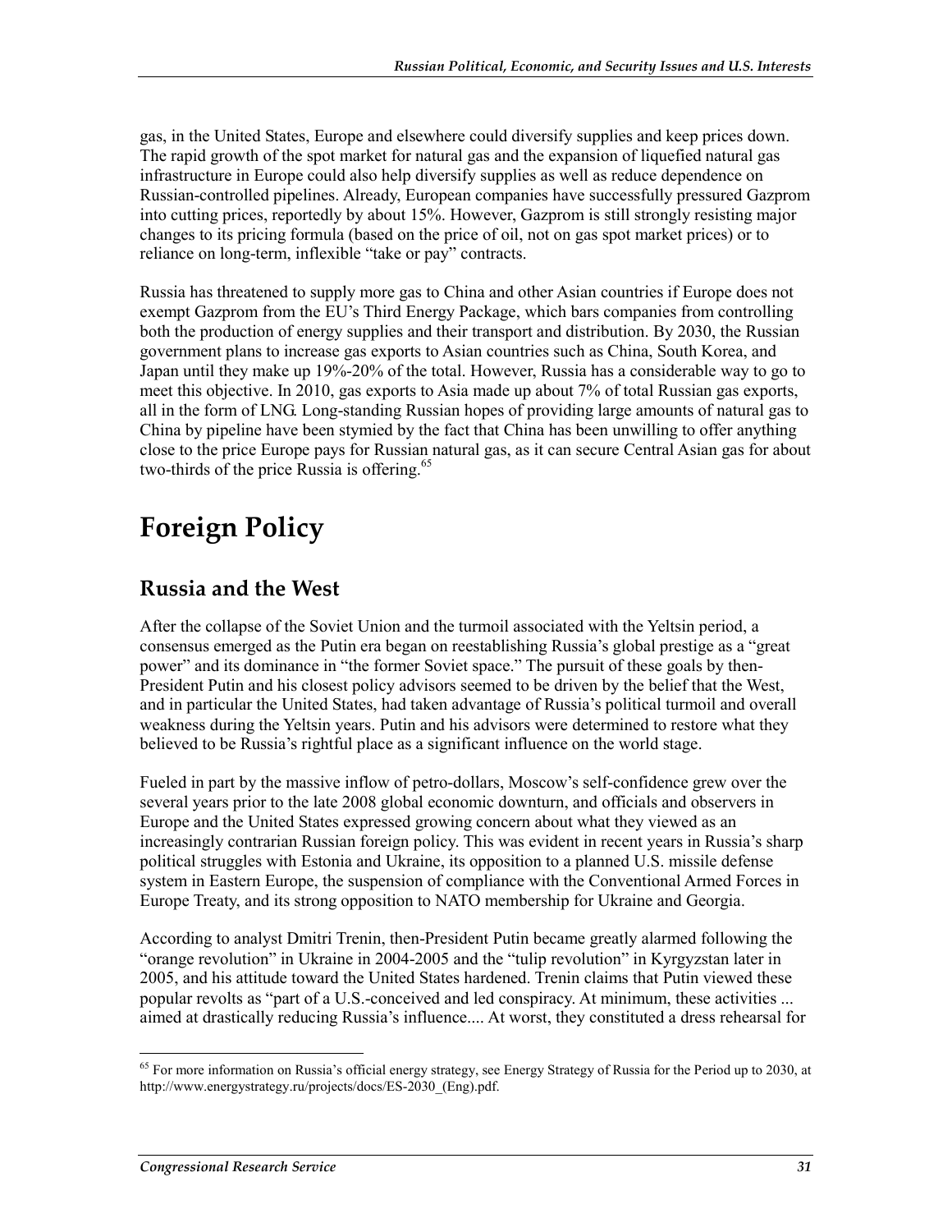gas, in the United States, Europe and elsewhere could diversify supplies and keep prices down. The rapid growth of the spot market for natural gas and the expansion of liquefied natural gas infrastructure in Europe could also help diversify supplies as well as reduce dependence on Russian-controlled pipelines. Already, European companies have successfully pressured Gazprom into cutting prices, reportedly by about 15%. However, Gazprom is still strongly resisting major changes to its pricing formula (based on the price of oil, not on gas spot market prices) or to reliance on long-term, inflexible "take or pay" contracts.

Russia has threatened to supply more gas to China and other Asian countries if Europe does not exempt Gazprom from the EU's Third Energy Package, which bars companies from controlling both the production of energy supplies and their transport and distribution. By 2030, the Russian government plans to increase gas exports to Asian countries such as China, South Korea, and Japan until they make up 19%-20% of the total. However, Russia has a considerable way to go to meet this objective. In 2010, gas exports to Asia made up about 7% of total Russian gas exports, all in the form of LNG. Long-standing Russian hopes of providing large amounts of natural gas to China by pipeline have been stymied by the fact that China has been unwilling to offer anything close to the price Europe pays for Russian natural gas, as it can secure Central Asian gas for about two-thirds of the price Russia is offering.[65]

# Foreign Policy

## Russia and the West

After the collapse of the Soviet Union and the turmoil associated with the Yeltsin period, a consensus emerged as the Putin era began on reestablishing Russia's global prestige as a "great power" and its dominance in "the former Soviet space." The pursuit of these goals by then-President Putin and his closest policy advisors seemed to be driven by the belief that the West, and in particular the United States, had taken advantage of Russia's political turmoil and overall weakness during the Yeltsin years. Putin and his advisors were determined to restore what they believed to be Russia's rightful place as a significant influence on the world stage.

Fueled in part by the massive inflow of petro-dollars, Moscow's self-confidence grew over the several years prior to the late 2008 global economic downturn, and officials and observers in Europe and the United States expressed growing concern about what they viewed as an increasingly contrarian Russian foreign policy. This was evident in recent years in Russia's sharp political struggles with Estonia and Ukraine, its opposition to a planned U.S. missile defense system in Eastern Europe, the suspension of compliance with the Conventional Armed Forces in Europe Treaty, and its strong opposition to NATO membership for Ukraine and Georgia.

According to analyst Dmitri Trenin, then-President Putin became greatly alarmed following the "orange revolution" in Ukraine in 2004-2005 and the "tulip revolution" in Kyrgyzstan later in 2005, and his attitude toward the United States hardened. Trenin claims that Putin viewed these popular revolts as "part of a U.S.-conceived and led conspiracy. At minimum, these activities ... aimed at drastically reducing Russia's influence.... At worst, they constituted a dress rehearsal for

[65] For more information on Russia's official energy strategy, see Energy Strategy of Russia for the Period up to 2030, at http://www.energystrategy.ru/projects/docs/ES-2030_(Eng).pdf.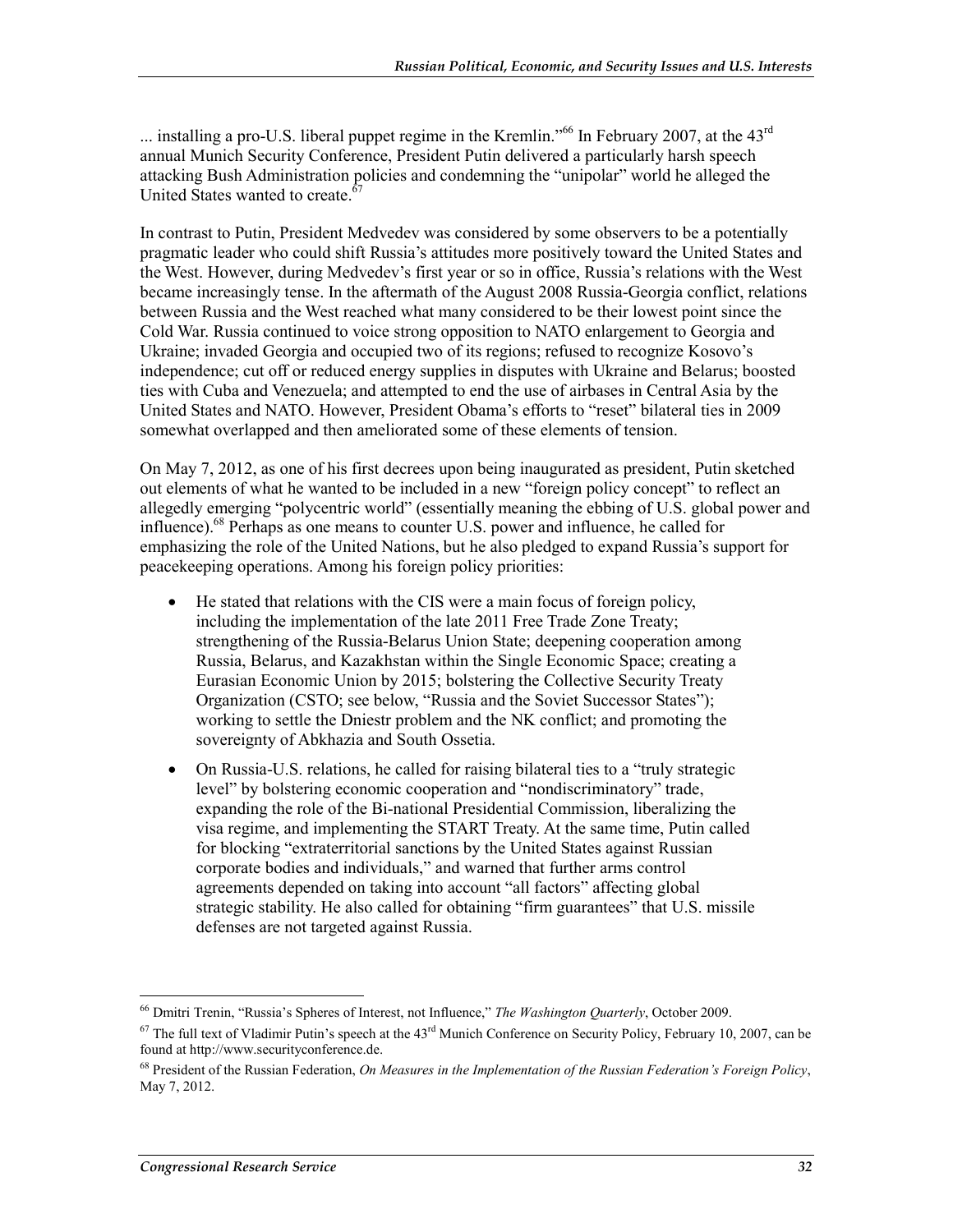... installing a pro-U.S. liberal puppet regime in the Kremlin."[66] In February 2007, at the 43rd annual Munich Security Conference, President Putin delivered a particularly harsh speech attacking Bush Administration policies and condemning the "unipolar" world he alleged the United States wanted to create.[67]

In contrast to Putin, President Medvedev was considered by some observers to be a potentially pragmatic leader who could shift Russia's attitudes more positively toward the United States and the West. However, during Medvedev's first year or so in office, Russia's relations with the West became increasingly tense. In the aftermath of the August 2008 Russia-Georgia conflict, relations between Russia and the West reached what many considered to be their lowest point since the Cold War. Russia continued to voice strong opposition to NATO enlargement to Georgia and Ukraine; invaded Georgia and occupied two of its regions; refused to recognize Kosovo's independence; cut off or reduced energy supplies in disputes with Ukraine and Belarus; boosted ties with Cuba and Venezuela; and attempted to end the use of airbases in Central Asia by the United States and NATO. However, President Obama's efforts to "reset" bilateral ties in 2009 somewhat overlapped and then ameliorated some of these elements of tension.

On May 7, 2012, as one of his first decrees upon being inaugurated as president, Putin sketched out elements of what he wanted to be included in a new "foreign policy concept" to reflect an allegedly emerging "polycentric world" (essentially meaning the ebbing of U.S. global power and influence).[68] Perhaps as one means to counter U.S. power and influence, he called for emphasizing the role of the United Nations, but he also pledged to expand Russia's support for peacekeeping operations. Among his foreign policy priorities:

- He stated that relations with the CIS were a main focus of foreign policy, including the implementation of the late 2011 Free Trade Zone Treaty; strengthening of the Russia-Belarus Union State; deepening cooperation among Russia, Belarus, and Kazakhstan within the Single Economic Space; creating a Eurasian Economic Union by 2015; bolstering the Collective Security Treaty Organization (CSTO; see below, "Russia and the Soviet Successor States"); working to settle the Dniestr problem and the NK conflict; and promoting the sovereignty of Abkhazia and South Ossetia.
- On Russia-U.S. relations, he called for raising bilateral ties to a "truly strategic level" by bolstering economic cooperation and "nondiscriminatory" trade, expanding the role of the Bi-national Presidential Commission, liberalizing the visa regime, and implementing the START Treaty. At the same time, Putin called for blocking "extraterritorial sanctions by the United States against Russian corporate bodies and individuals," and warned that further arms control agreements depended on taking into account "all factors" affecting global strategic stability. He also called for obtaining "firm guarantees" that U.S. missile defenses are not targeted against Russia.

---

[66] Dmitri Trenin, "Russia's Spheres of Interest, not Influence," *The Washington Quarterly*, October 2009.

[67] The full text of Vladimir Putin's speech at the 43rd Munich Conference on Security Policy, February 10, 2007, can be found at http://www.securityconference.de.

[68] President of the Russian Federation, *On Measures in the Implementation of the Russian Federation's Foreign Policy*, May 7, 2012.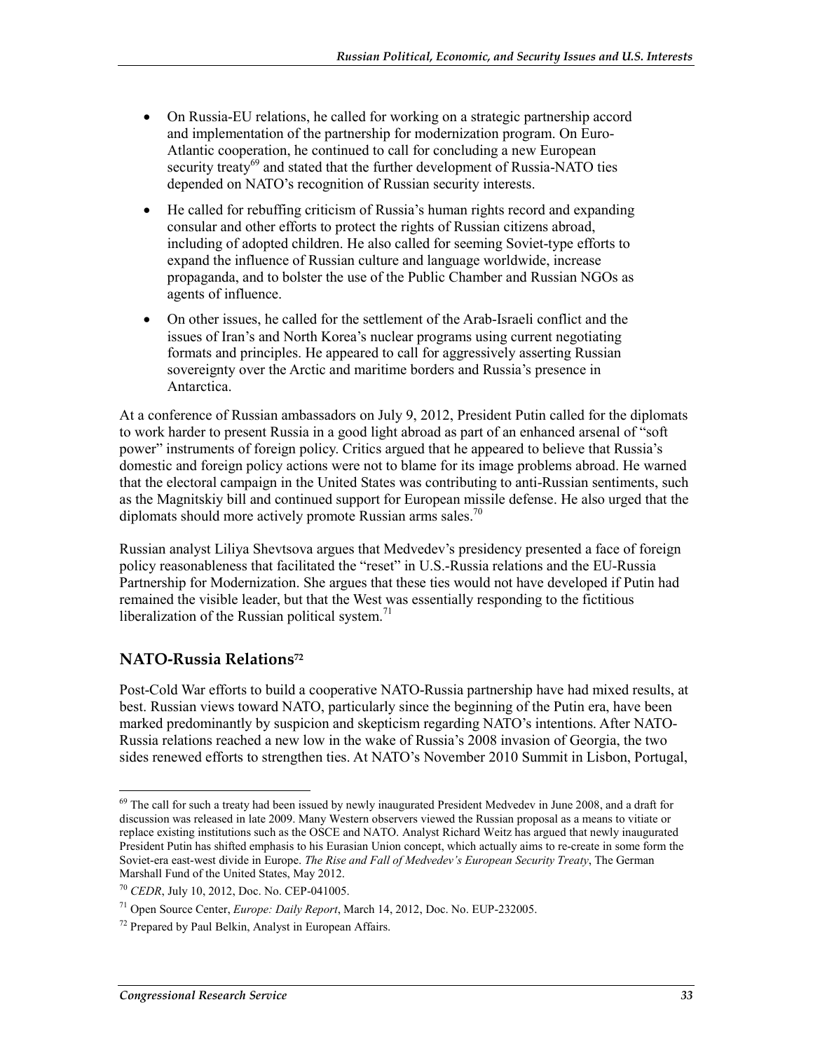- On Russia-EU relations, he called for working on a strategic partnership accord and implementation of the partnership for modernization program. On Euro-Atlantic cooperation, he continued to call for concluding a new European security treaty[69] and stated that the further development of Russia-NATO ties depended on NATO's recognition of Russian security interests.
- He called for rebuffing criticism of Russia's human rights record and expanding consular and other efforts to protect the rights of Russian citizens abroad, including of adopted children. He also called for seeming Soviet-type efforts to expand the influence of Russian culture and language worldwide, increase propaganda, and to bolster the use of the Public Chamber and Russian NGOs as agents of influence.
- On other issues, he called for the settlement of the Arab-Israeli conflict and the issues of Iran's and North Korea's nuclear programs using current negotiating formats and principles. He appeared to call for aggressively asserting Russian sovereignty over the Arctic and maritime borders and Russia's presence in Antarctica.

At a conference of Russian ambassadors on July 9, 2012, President Putin called for the diplomats to work harder to present Russia in a good light abroad as part of an enhanced arsenal of "soft power" instruments of foreign policy. Critics argued that he appeared to believe that Russia's domestic and foreign policy actions were not to blame for its image problems abroad. He warned that the electoral campaign in the United States was contributing to anti-Russian sentiments, such as the Magnitskiy bill and continued support for European missile defense. He also urged that the diplomats should more actively promote Russian arms sales.[70]

Russian analyst Liliya Shevtsova argues that Medvedev's presidency presented a face of foreign policy reasonableness that facilitated the "reset" in U.S.-Russia relations and the EU-Russia Partnership for Modernization. She argues that these ties would not have developed if Putin had remained the visible leader, but that the West was essentially responding to the fictitious liberalization of the Russian political system.[71]

## NATO-Russia Relations[72]

Post-Cold War efforts to build a cooperative NATO-Russia partnership have had mixed results, at best. Russian views toward NATO, particularly since the beginning of the Putin era, have been marked predominantly by suspicion and skepticism regarding NATO's intentions. After NATO-Russia relations reached a new low in the wake of Russia's 2008 invasion of Georgia, the two sides renewed efforts to strengthen ties. At NATO's November 2010 Summit in Lisbon, Portugal,

---

[69] The call for such a treaty had been issued by newly inaugurated President Medvedev in June 2008, and a draft for discussion was released in late 2009. Many Western observers viewed the Russian proposal as a means to vitiate or replace existing institutions such as the OSCE and NATO. Analyst Richard Weitz has argued that newly inaugurated President Putin has shifted emphasis to his Eurasian Union concept, which actually aims to re-create in some form the Soviet-era east-west divide in Europe. *The Rise and Fall of Medvedev's European Security Treaty*, The German Marshall Fund of the United States, May 2012.

[70] *CEDR*, July 10, 2012, Doc. No. CEP-041005.

[71] Open Source Center, *Europe: Daily Report*, March 14, 2012, Doc. No. EUP-232005.

[72] Prepared by Paul Belkin, Analyst in European Affairs.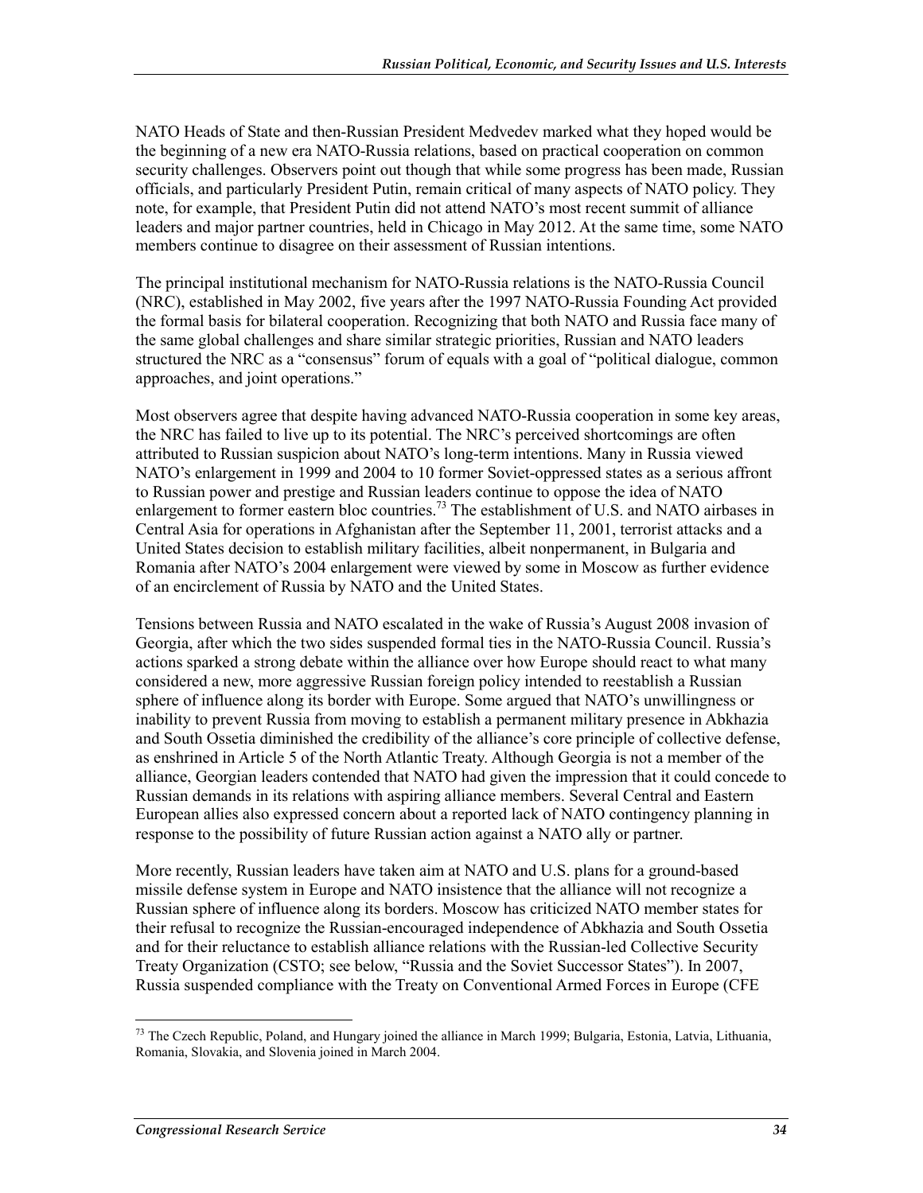NATO Heads of State and then-Russian President Medvedev marked what they hoped would be the beginning of a new era NATO-Russia relations, based on practical cooperation on common security challenges. Observers point out though that while some progress has been made, Russian officials, and particularly President Putin, remain critical of many aspects of NATO policy. They note, for example, that President Putin did not attend NATO's most recent summit of alliance leaders and major partner countries, held in Chicago in May 2012. At the same time, some NATO members continue to disagree on their assessment of Russian intentions.

The principal institutional mechanism for NATO-Russia relations is the NATO-Russia Council (NRC), established in May 2002, five years after the 1997 NATO-Russia Founding Act provided the formal basis for bilateral cooperation. Recognizing that both NATO and Russia face many of the same global challenges and share similar strategic priorities, Russian and NATO leaders structured the NRC as a "consensus" forum of equals with a goal of "political dialogue, common approaches, and joint operations."

Most observers agree that despite having advanced NATO-Russia cooperation in some key areas, the NRC has failed to live up to its potential. The NRC's perceived shortcomings are often attributed to Russian suspicion about NATO's long-term intentions. Many in Russia viewed NATO's enlargement in 1999 and 2004 to 10 former Soviet-oppressed states as a serious affront to Russian power and prestige and Russian leaders continue to oppose the idea of NATO enlargement to former eastern bloc countries.[73] The establishment of U.S. and NATO airbases in Central Asia for operations in Afghanistan after the September 11, 2001, terrorist attacks and a United States decision to establish military facilities, albeit nonpermanent, in Bulgaria and Romania after NATO's 2004 enlargement were viewed by some in Moscow as further evidence of an encirclement of Russia by NATO and the United States.

Tensions between Russia and NATO escalated in the wake of Russia's August 2008 invasion of Georgia, after which the two sides suspended formal ties in the NATO-Russia Council. Russia's actions sparked a strong debate within the alliance over how Europe should react to what many considered a new, more aggressive Russian foreign policy intended to reestablish a Russian sphere of influence along its border with Europe. Some argued that NATO's unwillingness or inability to prevent Russia from moving to establish a permanent military presence in Abkhazia and South Ossetia diminished the credibility of the alliance's core principle of collective defense, as enshrined in Article 5 of the North Atlantic Treaty. Although Georgia is not a member of the alliance, Georgian leaders contended that NATO had given the impression that it could concede to Russian demands in its relations with aspiring alliance members. Several Central and Eastern European allies also expressed concern about a reported lack of NATO contingency planning in response to the possibility of future Russian action against a NATO ally or partner.

More recently, Russian leaders have taken aim at NATO and U.S. plans for a ground-based missile defense system in Europe and NATO insistence that the alliance will not recognize a Russian sphere of influence along its borders. Moscow has criticized NATO member states for their refusal to recognize the Russian-encouraged independence of Abkhazia and South Ossetia and for their reluctance to establish alliance relations with the Russian-led Collective Security Treaty Organization (CSTO; see below, "Russia and the Soviet Successor States"). In 2007, Russia suspended compliance with the Treaty on Conventional Armed Forces in Europe (CFE

[73] The Czech Republic, Poland, and Hungary joined the alliance in March 1999; Bulgaria, Estonia, Latvia, Lithuania, Romania, Slovakia, and Slovenia joined in March 2004.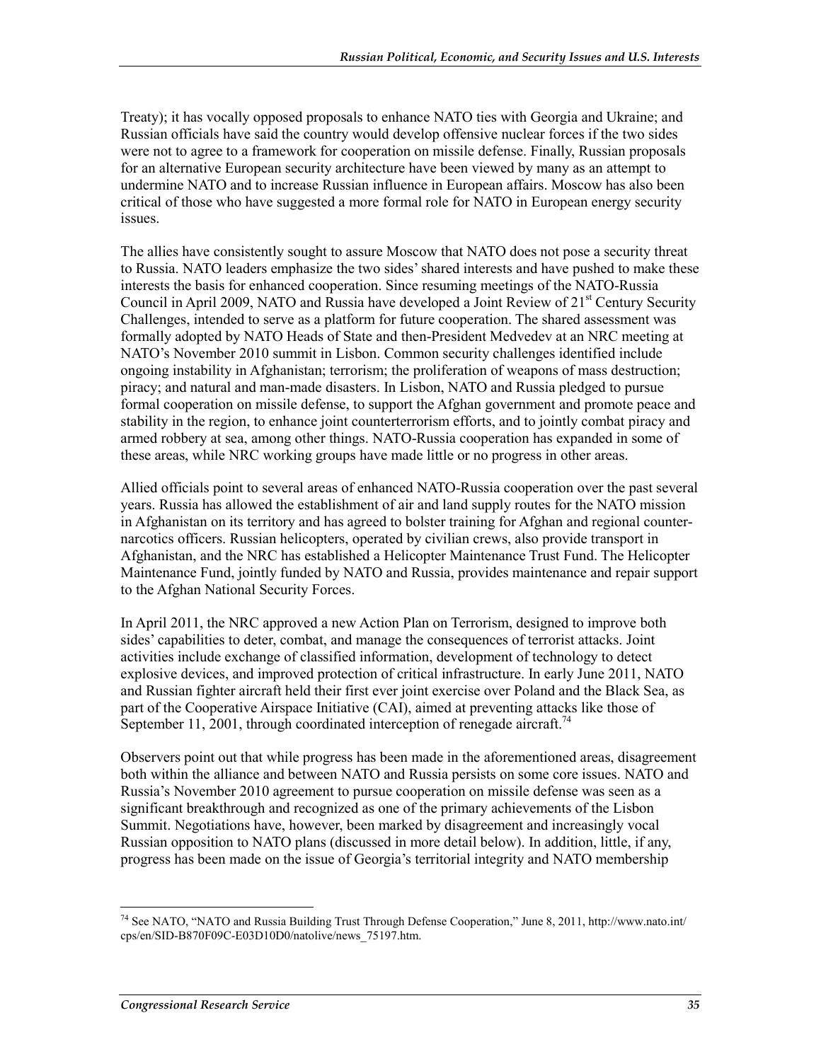Treaty); it has vocally opposed proposals to enhance NATO ties with Georgia and Ukraine; and Russian officials have said the country would develop offensive nuclear forces if the two sides were not to agree to a framework for cooperation on missile defense. Finally, Russian proposals for an alternative European security architecture have been viewed by many as an attempt to undermine NATO and to increase Russian influence in European affairs. Moscow has also been critical of those who have suggested a more formal role for NATO in European energy security issues.

The allies have consistently sought to assure Moscow that NATO does not pose a security threat to Russia. NATO leaders emphasize the two sides' shared interests and have pushed to make these interests the basis for enhanced cooperation. Since resuming meetings of the NATO-Russia Council in April 2009, NATO and Russia have developed a Joint Review of 21st Century Security Challenges, intended to serve as a platform for future cooperation. The shared assessment was formally adopted by NATO Heads of State and then-President Medvedev at an NRC meeting at NATO's November 2010 summit in Lisbon. Common security challenges identified include ongoing instability in Afghanistan; terrorism; the proliferation of weapons of mass destruction; piracy; and natural and man-made disasters. In Lisbon, NATO and Russia pledged to pursue formal cooperation on missile defense, to support the Afghan government and promote peace and stability in the region, to enhance joint counterterrorism efforts, and to jointly combat piracy and armed robbery at sea, among other things. NATO-Russia cooperation has expanded in some of these areas, while NRC working groups have made little or no progress in other areas.

Allied officials point to several areas of enhanced NATO-Russia cooperation over the past several years. Russia has allowed the establishment of air and land supply routes for the NATO mission in Afghanistan on its territory and has agreed to bolster training for Afghan and regional counter-narcotics officers. Russian helicopters, operated by civilian crews, also provide transport in Afghanistan, and the NRC has established a Helicopter Maintenance Trust Fund. The Helicopter Maintenance Fund, jointly funded by NATO and Russia, provides maintenance and repair support to the Afghan National Security Forces.

In April 2011, the NRC approved a new Action Plan on Terrorism, designed to improve both sides' capabilities to deter, combat, and manage the consequences of terrorist attacks. Joint activities include exchange of classified information, development of technology to detect explosive devices, and improved protection of critical infrastructure. In early June 2011, NATO and Russian fighter aircraft held their first ever joint exercise over Poland and the Black Sea, as part of the Cooperative Airspace Initiative (CAI), aimed at preventing attacks like those of September 11, 2001, through coordinated interception of renegade aircraft.[74]

Observers point out that while progress has been made in the aforementioned areas, disagreement both within the alliance and between NATO and Russia persists on some core issues. NATO and Russia's November 2010 agreement to pursue cooperation on missile defense was seen as a significant breakthrough and recognized as one of the primary achievements of the Lisbon Summit. Negotiations have, however, been marked by disagreement and increasingly vocal Russian opposition to NATO plans (discussed in more detail below). In addition, little, if any, progress has been made on the issue of Georgia's territorial integrity and NATO membership

[74] See NATO, "NATO and Russia Building Trust Through Defense Cooperation," June 8, 2011, http://www.nato.int/cps/en/SID-B870F09C-E03D10D0/natolive/news_75197.htm.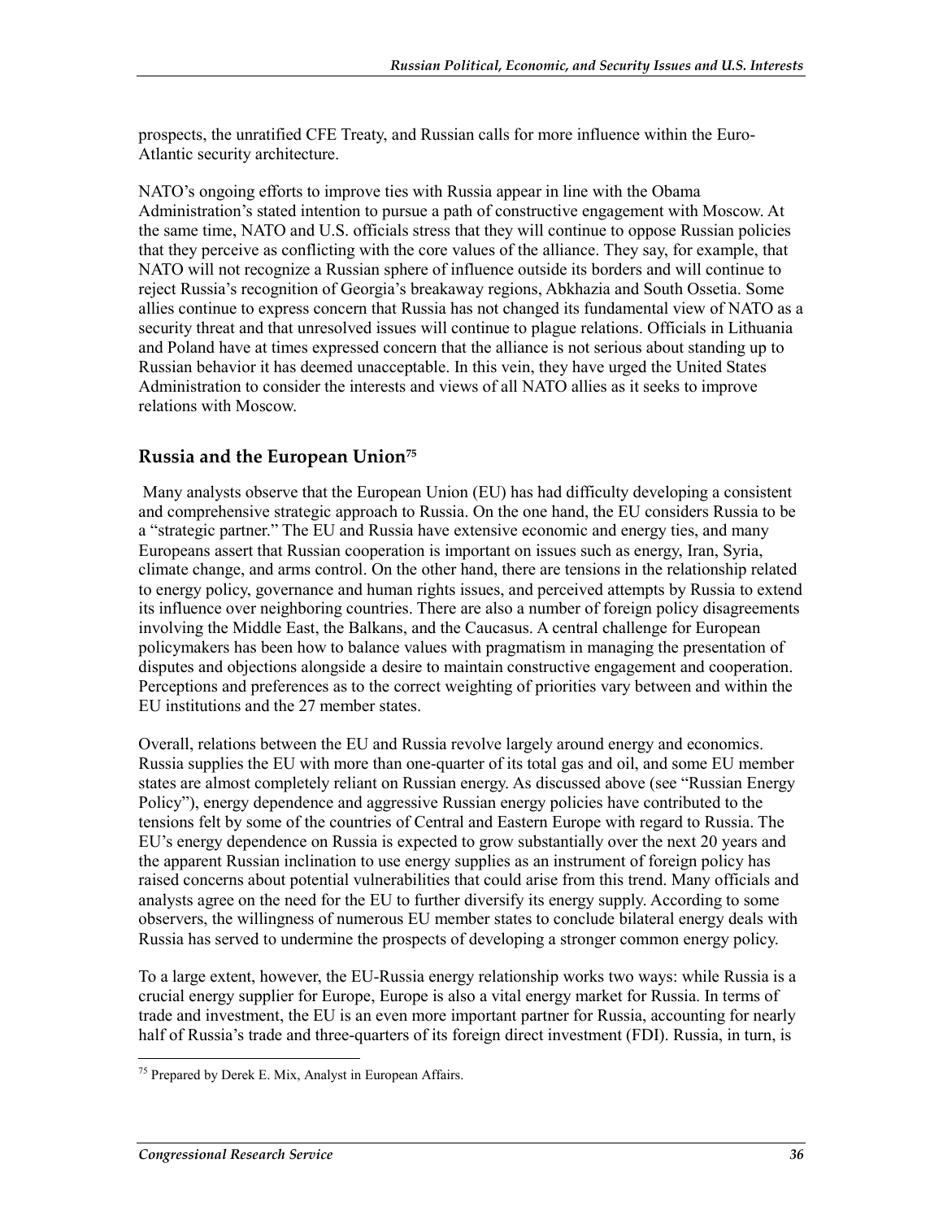prospects, the unratified CFE Treaty, and Russian calls for more influence within the Euro-Atlantic security architecture.

NATO's ongoing efforts to improve ties with Russia appear in line with the Obama Administration's stated intention to pursue a path of constructive engagement with Moscow. At the same time, NATO and U.S. officials stress that they will continue to oppose Russian policies that they perceive as conflicting with the core values of the alliance. They say, for example, that NATO will not recognize a Russian sphere of influence outside its borders and will continue to reject Russia's recognition of Georgia's breakaway regions, Abkhazia and South Ossetia. Some allies continue to express concern that Russia has not changed its fundamental view of NATO as a security threat and that unresolved issues will continue to plague relations. Officials in Lithuania and Poland have at times expressed concern that the alliance is not serious about standing up to Russian behavior it has deemed unacceptable. In this vein, they have urged the United States Administration to consider the interests and views of all NATO allies as it seeks to improve relations with Moscow.

## Russia and the European Union[75]

Many analysts observe that the European Union (EU) has had difficulty developing a consistent and comprehensive strategic approach to Russia. On the one hand, the EU considers Russia to be a "strategic partner." The EU and Russia have extensive economic and energy ties, and many Europeans assert that Russian cooperation is important on issues such as energy, Iran, Syria, climate change, and arms control. On the other hand, there are tensions in the relationship related to energy policy, governance and human rights issues, and perceived attempts by Russia to extend its influence over neighboring countries. There are also a number of foreign policy disagreements involving the Middle East, the Balkans, and the Caucasus. A central challenge for European policymakers has been how to balance values with pragmatism in managing the presentation of disputes and objections alongside a desire to maintain constructive engagement and cooperation. Perceptions and preferences as to the correct weighting of priorities vary between and within the EU institutions and the 27 member states.

Overall, relations between the EU and Russia revolve largely around energy and economics. Russia supplies the EU with more than one-quarter of its total gas and oil, and some EU member states are almost completely reliant on Russian energy. As discussed above (see "Russian Energy Policy"), energy dependence and aggressive Russian energy policies have contributed to the tensions felt by some of the countries of Central and Eastern Europe with regard to Russia. The EU's energy dependence on Russia is expected to grow substantially over the next 20 years and the apparent Russian inclination to use energy supplies as an instrument of foreign policy has raised concerns about potential vulnerabilities that could arise from this trend. Many officials and analysts agree on the need for the EU to further diversify its energy supply. According to some observers, the willingness of numerous EU member states to conclude bilateral energy deals with Russia has served to undermine the prospects of developing a stronger common energy policy.

To a large extent, however, the EU-Russia energy relationship works two ways: while Russia is a crucial energy supplier for Europe, Europe is also a vital energy market for Russia. In terms of trade and investment, the EU is an even more important partner for Russia, accounting for nearly half of Russia's trade and three-quarters of its foreign direct investment (FDI). Russia, in turn, is

[75] Prepared by Derek E. Mix, Analyst in European Affairs.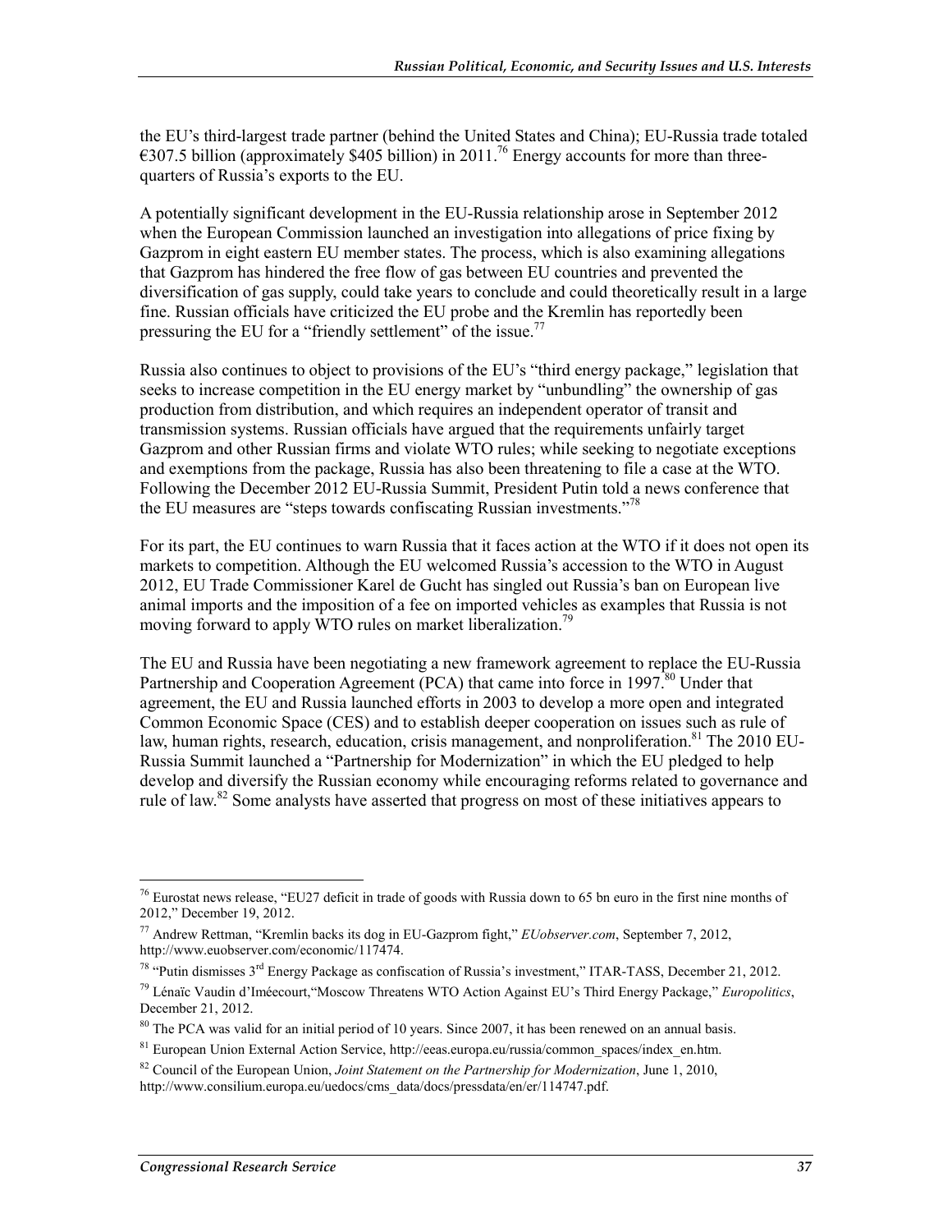the EU's third-largest trade partner (behind the United States and China); EU-Russia trade totaled €307.5 billion (approximately $405 billion) in 2011.[76] Energy accounts for more than three-quarters of Russia's exports to the EU.

A potentially significant development in the EU-Russia relationship arose in September 2012 when the European Commission launched an investigation into allegations of price fixing by Gazprom in eight eastern EU member states. The process, which is also examining allegations that Gazprom has hindered the free flow of gas between EU countries and prevented the diversification of gas supply, could take years to conclude and could theoretically result in a large fine. Russian officials have criticized the EU probe and the Kremlin has reportedly been pressuring the EU for a "friendly settlement" of the issue.[77]

Russia also continues to object to provisions of the EU's "third energy package," legislation that seeks to increase competition in the EU energy market by "unbundling" the ownership of gas production from distribution, and which requires an independent operator of transit and transmission systems. Russian officials have argued that the requirements unfairly target Gazprom and other Russian firms and violate WTO rules; while seeking to negotiate exceptions and exemptions from the package, Russia has also been threatening to file a case at the WTO. Following the December 2012 EU-Russia Summit, President Putin told a news conference that the EU measures are "steps towards confiscating Russian investments."[78]

For its part, the EU continues to warn Russia that it faces action at the WTO if it does not open its markets to competition. Although the EU welcomed Russia's accession to the WTO in August 2012, EU Trade Commissioner Karel de Gucht has singled out Russia's ban on European live animal imports and the imposition of a fee on imported vehicles as examples that Russia is not moving forward to apply WTO rules on market liberalization.[79]

The EU and Russia have been negotiating a new framework agreement to replace the EU-Russia Partnership and Cooperation Agreement (PCA) that came into force in 1997.[80] Under that agreement, the EU and Russia launched efforts in 2003 to develop a more open and integrated Common Economic Space (CES) and to establish deeper cooperation on issues such as rule of law, human rights, research, education, crisis management, and nonproliferation.[81] The 2010 EU-Russia Summit launched a "Partnership for Modernization" in which the EU pledged to help develop and diversify the Russian economy while encouraging reforms related to governance and rule of law.[82] Some analysts have asserted that progress on most of these initiatives appears to

---

[76] Eurostat news release, "EU27 deficit in trade of goods with Russia down to 65 bn euro in the first nine months of 2012," December 19, 2012.

[77] Andrew Rettman, "Kremlin backs its dog in EU-Gazprom fight," *EUobserver.com*, September 7, 2012, http://www.euobserver.com/economic/117474.

[78] "Putin dismisses 3rd Energy Package as confiscation of Russia's investment," ITAR-TASS, December 21, 2012.

[79] Lénaïc Vaudin d'Iméecourt,"Moscow Threatens WTO Action Against EU's Third Energy Package," *Europolitics*, December 21, 2012.

[80] The PCA was valid for an initial period of 10 years. Since 2007, it has been renewed on an annual basis.

[81] European Union External Action Service, http://eeas.europa.eu/russia/common_spaces/index_en.htm.

[82] Council of the European Union, *Joint Statement on the Partnership for Modernization*, June 1, 2010, http://www.consilium.europa.eu/uedocs/cms_data/docs/pressdata/en/er/114747.pdf.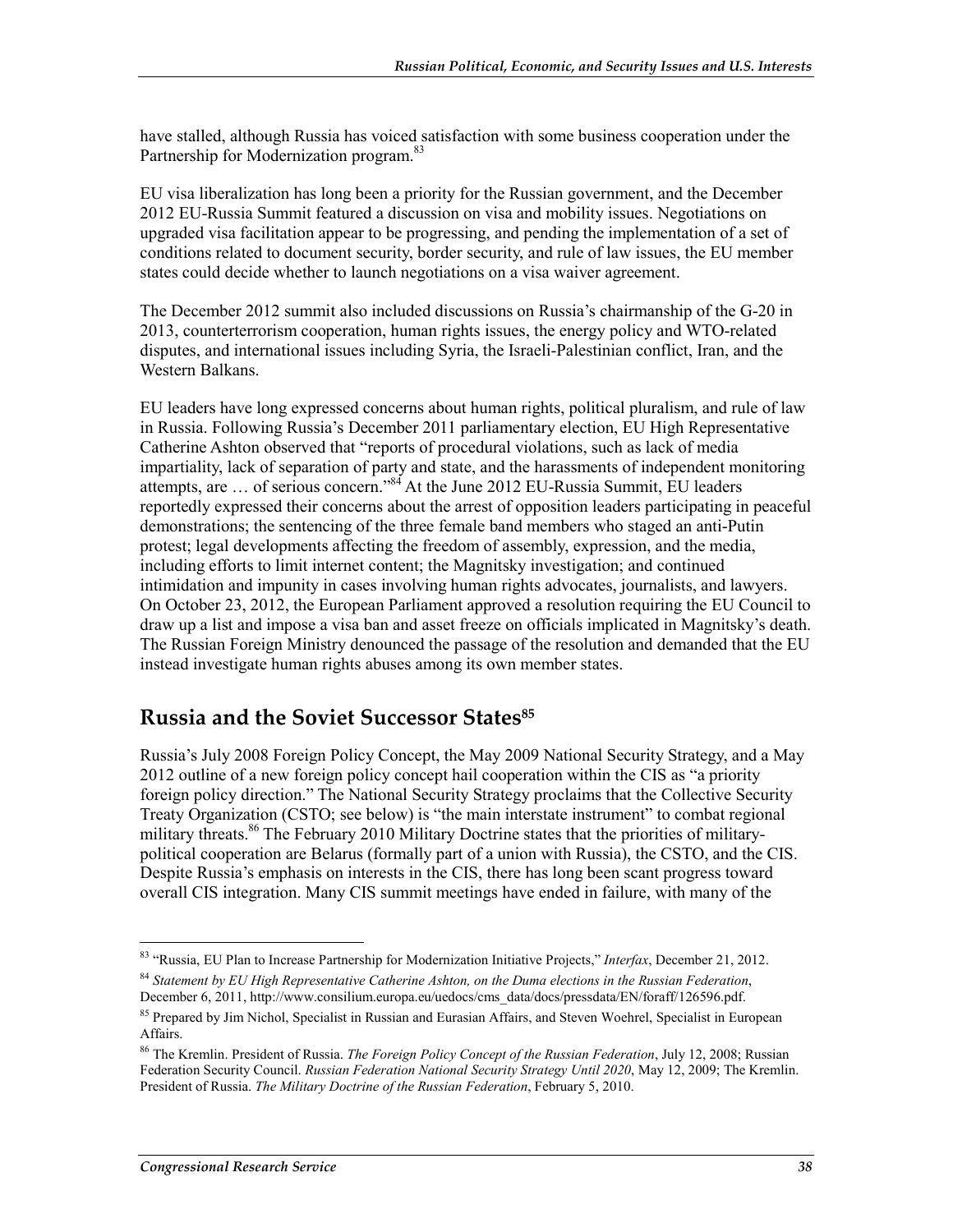have stalled, although Russia has voiced satisfaction with some business cooperation under the Partnership for Modernization program.[83]

EU visa liberalization has long been a priority for the Russian government, and the December 2012 EU-Russia Summit featured a discussion on visa and mobility issues. Negotiations on upgraded visa facilitation appear to be progressing, and pending the implementation of a set of conditions related to document security, border security, and rule of law issues, the EU member states could decide whether to launch negotiations on a visa waiver agreement.

The December 2012 summit also included discussions on Russia's chairmanship of the G-20 in 2013, counterterrorism cooperation, human rights issues, the energy policy and WTO-related disputes, and international issues including Syria, the Israeli-Palestinian conflict, Iran, and the Western Balkans.

EU leaders have long expressed concerns about human rights, political pluralism, and rule of law in Russia. Following Russia's December 2011 parliamentary election, EU High Representative Catherine Ashton observed that "reports of procedural violations, such as lack of media impartiality, lack of separation of party and state, and the harassments of independent monitoring attempts, are … of serious concern."[84] At the June 2012 EU-Russia Summit, EU leaders reportedly expressed their concerns about the arrest of opposition leaders participating in peaceful demonstrations; the sentencing of the three female band members who staged an anti-Putin protest; legal developments affecting the freedom of assembly, expression, and the media, including efforts to limit internet content; the Magnitsky investigation; and continued intimidation and impunity in cases involving human rights advocates, journalists, and lawyers. On October 23, 2012, the European Parliament approved a resolution requiring the EU Council to draw up a list and impose a visa ban and asset freeze on officials implicated in Magnitsky's death. The Russian Foreign Ministry denounced the passage of the resolution and demanded that the EU instead investigate human rights abuses among its own member states.

## Russia and the Soviet Successor States[85]

Russia's July 2008 Foreign Policy Concept, the May 2009 National Security Strategy, and a May 2012 outline of a new foreign policy concept hail cooperation within the CIS as "a priority foreign policy direction." The National Security Strategy proclaims that the Collective Security Treaty Organization (CSTO; see below) is "the main interstate instrument" to combat regional military threats.[86] The February 2010 Military Doctrine states that the priorities of military-political cooperation are Belarus (formally part of a union with Russia), the CSTO, and the CIS. Despite Russia's emphasis on interests in the CIS, there has long been scant progress toward overall CIS integration. Many CIS summit meetings have ended in failure, with many of the

---

[83] "Russia, EU Plan to Increase Partnership for Modernization Initiative Projects," *Interfax*, December 21, 2012.

[84] *Statement by EU High Representative Catherine Ashton, on the Duma elections in the Russian Federation*, December 6, 2011, http://www.consilium.europa.eu/uedocs/cms_data/docs/pressdata/EN/foraff/126596.pdf.

[85] Prepared by Jim Nichol, Specialist in Russian and Eurasian Affairs, and Steven Woehrel, Specialist in European Affairs.

[86] The Kremlin. President of Russia. *The Foreign Policy Concept of the Russian Federation*, July 12, 2008; Russian Federation Security Council. *Russian Federation National Security Strategy Until 2020*, May 12, 2009; The Kremlin. President of Russia. *The Military Doctrine of the Russian Federation*, February 5, 2010.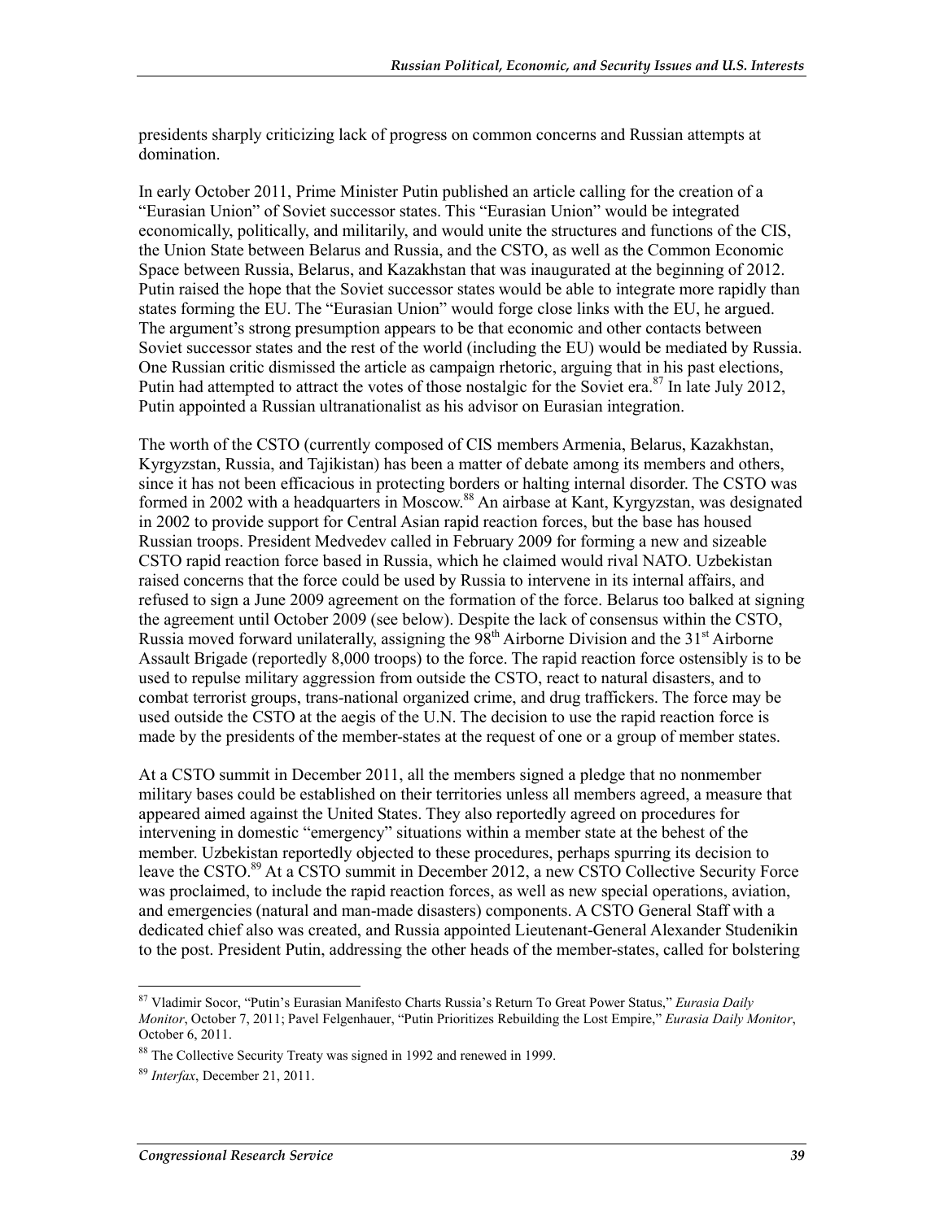presidents sharply criticizing lack of progress on common concerns and Russian attempts at domination.

In early October 2011, Prime Minister Putin published an article calling for the creation of a "Eurasian Union" of Soviet successor states. This "Eurasian Union" would be integrated economically, politically, and militarily, and would unite the structures and functions of the CIS, the Union State between Belarus and Russia, and the CSTO, as well as the Common Economic Space between Russia, Belarus, and Kazakhstan that was inaugurated at the beginning of 2012. Putin raised the hope that the Soviet successor states would be able to integrate more rapidly than states forming the EU. The "Eurasian Union" would forge close links with the EU, he argued. The argument's strong presumption appears to be that economic and other contacts between Soviet successor states and the rest of the world (including the EU) would be mediated by Russia. One Russian critic dismissed the article as campaign rhetoric, arguing that in his past elections, Putin had attempted to attract the votes of those nostalgic for the Soviet era.[87] In late July 2012, Putin appointed a Russian ultranationalist as his advisor on Eurasian integration.

The worth of the CSTO (currently composed of CIS members Armenia, Belarus, Kazakhstan, Kyrgyzstan, Russia, and Tajikistan) has been a matter of debate among its members and others, since it has not been efficacious in protecting borders or halting internal disorder. The CSTO was formed in 2002 with a headquarters in Moscow.[88] An airbase at Kant, Kyrgyzstan, was designated in 2002 to provide support for Central Asian rapid reaction forces, but the base has housed Russian troops. President Medvedev called in February 2009 for forming a new and sizeable CSTO rapid reaction force based in Russia, which he claimed would rival NATO. Uzbekistan raised concerns that the force could be used by Russia to intervene in its internal affairs, and refused to sign a June 2009 agreement on the formation of the force. Belarus too balked at signing the agreement until October 2009 (see below). Despite the lack of consensus within the CSTO, Russia moved forward unilaterally, assigning the 98th Airborne Division and the 31st Airborne Assault Brigade (reportedly 8,000 troops) to the force. The rapid reaction force ostensibly is to be used to repulse military aggression from outside the CSTO, react to natural disasters, and to combat terrorist groups, trans-national organized crime, and drug traffickers. The force may be used outside the CSTO at the aegis of the U.N. The decision to use the rapid reaction force is made by the presidents of the member-states at the request of one or a group of member states.

At a CSTO summit in December 2011, all the members signed a pledge that no nonmember military bases could be established on their territories unless all members agreed, a measure that appeared aimed against the United States. They also reportedly agreed on procedures for intervening in domestic "emergency" situations within a member state at the behest of the member. Uzbekistan reportedly objected to these procedures, perhaps spurring its decision to leave the CSTO.[89] At a CSTO summit in December 2012, a new CSTO Collective Security Force was proclaimed, to include the rapid reaction forces, as well as new special operations, aviation, and emergencies (natural and man-made disasters) components. A CSTO General Staff with a dedicated chief also was created, and Russia appointed Lieutenant-General Alexander Studenikin to the post. President Putin, addressing the other heads of the member-states, called for bolstering

---

[87] Vladimir Socor, "Putin's Eurasian Manifesto Charts Russia's Return To Great Power Status," *Eurasia Daily Monitor*, October 7, 2011; Pavel Felgenhauer, "Putin Prioritizes Rebuilding the Lost Empire," *Eurasia Daily Monitor*, October 6, 2011.

[88] The Collective Security Treaty was signed in 1992 and renewed in 1999.

[89] *Interfax*, December 21, 2011.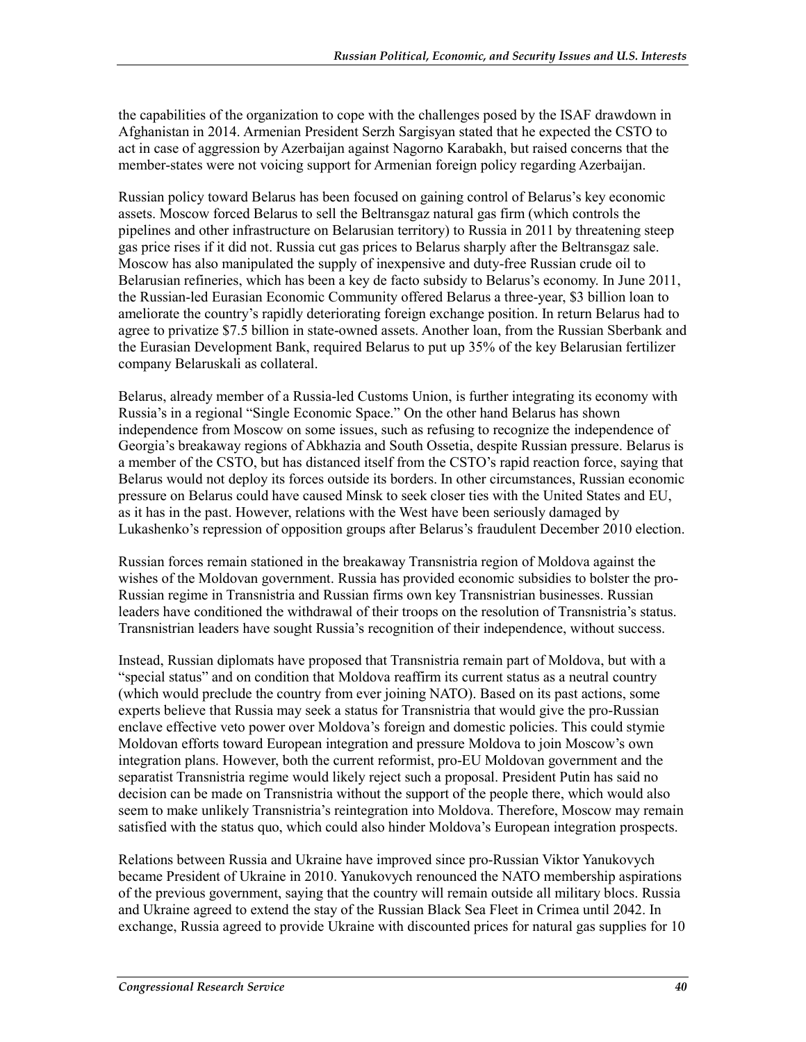the capabilities of the organization to cope with the challenges posed by the ISAF drawdown in Afghanistan in 2014. Armenian President Serzh Sargisyan stated that he expected the CSTO to act in case of aggression by Azerbaijan against Nagorno Karabakh, but raised concerns that the member-states were not voicing support for Armenian foreign policy regarding Azerbaijan.

Russian policy toward Belarus has been focused on gaining control of Belarus's key economic assets. Moscow forced Belarus to sell the Beltransgaz natural gas firm (which controls the pipelines and other infrastructure on Belarusian territory) to Russia in 2011 by threatening steep gas price rises if it did not. Russia cut gas prices to Belarus sharply after the Beltransgaz sale. Moscow has also manipulated the supply of inexpensive and duty-free Russian crude oil to Belarusian refineries, which has been a key de facto subsidy to Belarus's economy. In June 2011, the Russian-led Eurasian Economic Community offered Belarus a three-year, $3 billion loan to ameliorate the country's rapidly deteriorating foreign exchange position. In return Belarus had to agree to privatize $7.5 billion in state-owned assets. Another loan, from the Russian Sberbank and the Eurasian Development Bank, required Belarus to put up 35% of the key Belarusian fertilizer company Belaruskali as collateral.

Belarus, already member of a Russia-led Customs Union, is further integrating its economy with Russia's in a regional "Single Economic Space." On the other hand Belarus has shown independence from Moscow on some issues, such as refusing to recognize the independence of Georgia's breakaway regions of Abkhazia and South Ossetia, despite Russian pressure. Belarus is a member of the CSTO, but has distanced itself from the CSTO's rapid reaction force, saying that Belarus would not deploy its forces outside its borders. In other circumstances, Russian economic pressure on Belarus could have caused Minsk to seek closer ties with the United States and EU, as it has in the past. However, relations with the West have been seriously damaged by Lukashenko's repression of opposition groups after Belarus's fraudulent December 2010 election.

Russian forces remain stationed in the breakaway Transnistria region of Moldova against the wishes of the Moldovan government. Russia has provided economic subsidies to bolster the pro-Russian regime in Transnistria and Russian firms own key Transnistrian businesses. Russian leaders have conditioned the withdrawal of their troops on the resolution of Transnistria's status. Transnistrian leaders have sought Russia's recognition of their independence, without success.

Instead, Russian diplomats have proposed that Transnistria remain part of Moldova, but with a "special status" and on condition that Moldova reaffirm its current status as a neutral country (which would preclude the country from ever joining NATO). Based on its past actions, some experts believe that Russia may seek a status for Transnistria that would give the pro-Russian enclave effective veto power over Moldova's foreign and domestic policies. This could stymie Moldovan efforts toward European integration and pressure Moldova to join Moscow's own integration plans. However, both the current reformist, pro-EU Moldovan government and the separatist Transnistria regime would likely reject such a proposal. President Putin has said no decision can be made on Transnistria without the support of the people there, which would also seem to make unlikely Transnistria's reintegration into Moldova. Therefore, Moscow may remain satisfied with the status quo, which could also hinder Moldova's European integration prospects.

Relations between Russia and Ukraine have improved since pro-Russian Viktor Yanukovych became President of Ukraine in 2010. Yanukovych renounced the NATO membership aspirations of the previous government, saying that the country will remain outside all military blocs. Russia and Ukraine agreed to extend the stay of the Russian Black Sea Fleet in Crimea until 2042. In exchange, Russia agreed to provide Ukraine with discounted prices for natural gas supplies for 10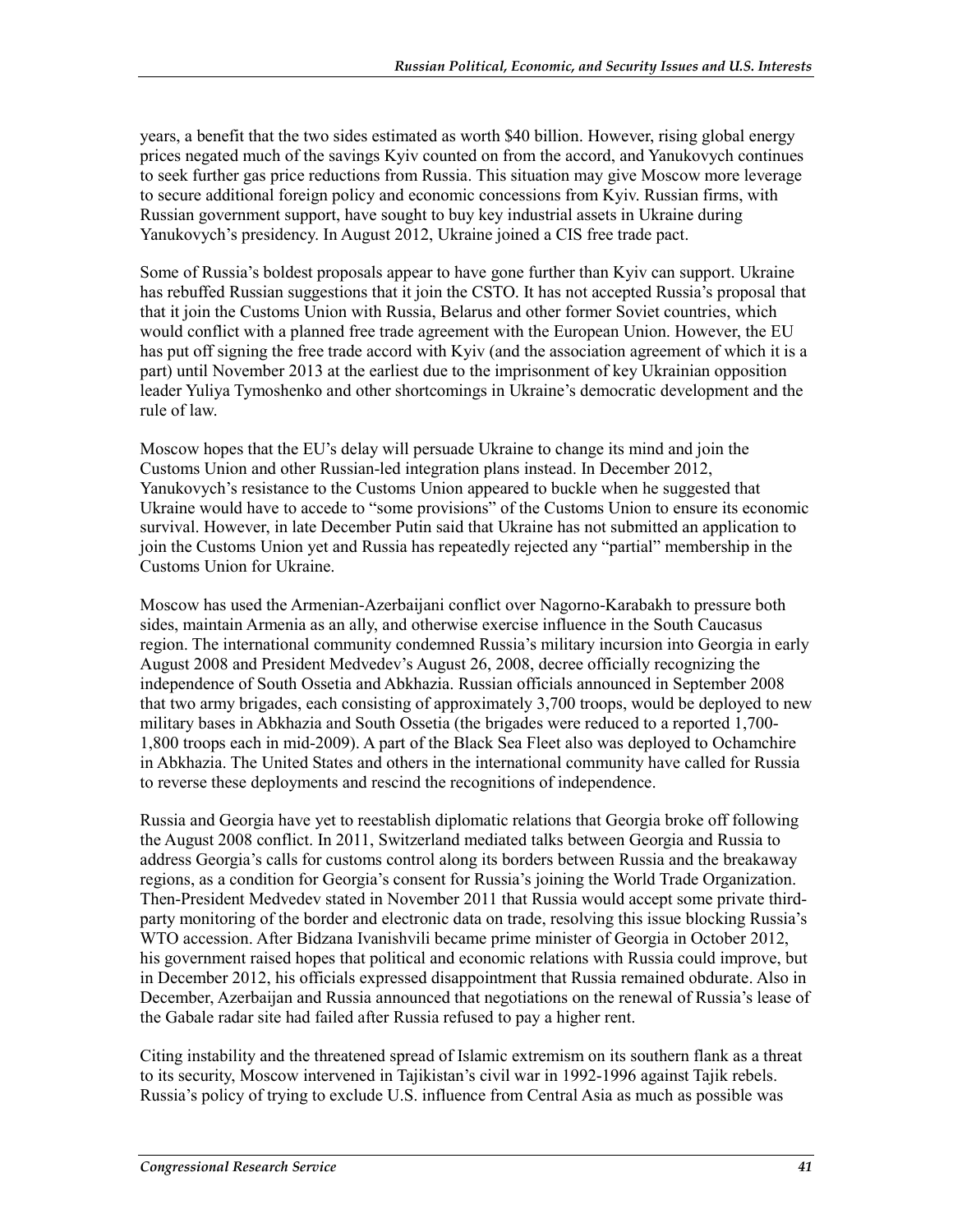years, a benefit that the two sides estimated as worth $40 billion. However, rising global energy prices negated much of the savings Kyiv counted on from the accord, and Yanukovych continues to seek further gas price reductions from Russia. This situation may give Moscow more leverage to secure additional foreign policy and economic concessions from Kyiv. Russian firms, with Russian government support, have sought to buy key industrial assets in Ukraine during Yanukovych's presidency. In August 2012, Ukraine joined a CIS free trade pact.

Some of Russia's boldest proposals appear to have gone further than Kyiv can support. Ukraine has rebuffed Russian suggestions that it join the CSTO. It has not accepted Russia's proposal that that it join the Customs Union with Russia, Belarus and other former Soviet countries, which would conflict with a planned free trade agreement with the European Union. However, the EU has put off signing the free trade accord with Kyiv (and the association agreement of which it is a part) until November 2013 at the earliest due to the imprisonment of key Ukrainian opposition leader Yuliya Tymoshenko and other shortcomings in Ukraine's democratic development and the rule of law.

Moscow hopes that the EU's delay will persuade Ukraine to change its mind and join the Customs Union and other Russian-led integration plans instead. In December 2012, Yanukovych's resistance to the Customs Union appeared to buckle when he suggested that Ukraine would have to accede to "some provisions" of the Customs Union to ensure its economic survival. However, in late December Putin said that Ukraine has not submitted an application to join the Customs Union yet and Russia has repeatedly rejected any "partial" membership in the Customs Union for Ukraine.

Moscow has used the Armenian-Azerbaijani conflict over Nagorno-Karabakh to pressure both sides, maintain Armenia as an ally, and otherwise exercise influence in the South Caucasus region. The international community condemned Russia's military incursion into Georgia in early August 2008 and President Medvedev's August 26, 2008, decree officially recognizing the independence of South Ossetia and Abkhazia. Russian officials announced in September 2008 that two army brigades, each consisting of approximately 3,700 troops, would be deployed to new military bases in Abkhazia and South Ossetia (the brigades were reduced to a reported 1,700-1,800 troops each in mid-2009). A part of the Black Sea Fleet also was deployed to Ochamchire in Abkhazia. The United States and others in the international community have called for Russia to reverse these deployments and rescind the recognitions of independence.

Russia and Georgia have yet to reestablish diplomatic relations that Georgia broke off following the August 2008 conflict. In 2011, Switzerland mediated talks between Georgia and Russia to address Georgia's calls for customs control along its borders between Russia and the breakaway regions, as a condition for Georgia's consent for Russia's joining the World Trade Organization. Then-President Medvedev stated in November 2011 that Russia would accept some private third-party monitoring of the border and electronic data on trade, resolving this issue blocking Russia's WTO accession. After Bidzana Ivanishvili became prime minister of Georgia in October 2012, his government raised hopes that political and economic relations with Russia could improve, but in December 2012, his officials expressed disappointment that Russia remained obdurate. Also in December, Azerbaijan and Russia announced that negotiations on the renewal of Russia's lease of the Gabale radar site had failed after Russia refused to pay a higher rent.

Citing instability and the threatened spread of Islamic extremism on its southern flank as a threat to its security, Moscow intervened in Tajikistan's civil war in 1992-1996 against Tajik rebels. Russia's policy of trying to exclude U.S. influence from Central Asia as much as possible was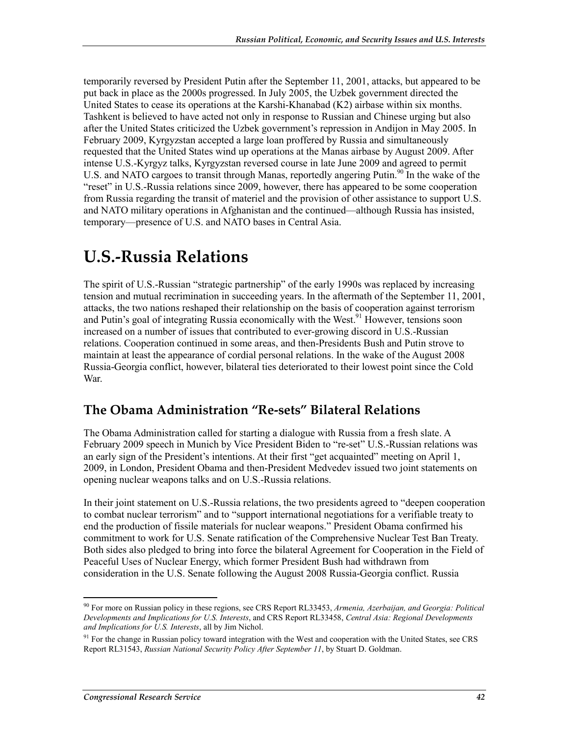temporarily reversed by President Putin after the September 11, 2001, attacks, but appeared to be put back in place as the 2000s progressed. In July 2005, the Uzbek government directed the United States to cease its operations at the Karshi-Khanabad (K2) airbase within six months. Tashkent is believed to have acted not only in response to Russian and Chinese urging but also after the United States criticized the Uzbek government's repression in Andijon in May 2005. In February 2009, Kyrgyzstan accepted a large loan proffered by Russia and simultaneously requested that the United States wind up operations at the Manas airbase by August 2009. After intense U.S.-Kyrgyz talks, Kyrgyzstan reversed course in late June 2009 and agreed to permit U.S. and NATO cargoes to transit through Manas, reportedly angering Putin.[90] In the wake of the "reset" in U.S.-Russia relations since 2009, however, there has appeared to be some cooperation from Russia regarding the transit of materiel and the provision of other assistance to support U.S. and NATO military operations in Afghanistan and the continued—although Russia has insisted, temporary—presence of U.S. and NATO bases in Central Asia.

# U.S.-Russia Relations

The spirit of U.S.-Russian "strategic partnership" of the early 1990s was replaced by increasing tension and mutual recrimination in succeeding years. In the aftermath of the September 11, 2001, attacks, the two nations reshaped their relationship on the basis of cooperation against terrorism and Putin's goal of integrating Russia economically with the West.[91] However, tensions soon increased on a number of issues that contributed to ever-growing discord in U.S.-Russian relations. Cooperation continued in some areas, and then-Presidents Bush and Putin strove to maintain at least the appearance of cordial personal relations. In the wake of the August 2008 Russia-Georgia conflict, however, bilateral ties deteriorated to their lowest point since the Cold War.

## The Obama Administration "Re-sets" Bilateral Relations

The Obama Administration called for starting a dialogue with Russia from a fresh slate. A February 2009 speech in Munich by Vice President Biden to "re-set" U.S.-Russian relations was an early sign of the President's intentions. At their first "get acquainted" meeting on April 1, 2009, in London, President Obama and then-President Medvedev issued two joint statements on opening nuclear weapons talks and on U.S.-Russia relations.

In their joint statement on U.S.-Russia relations, the two presidents agreed to "deepen cooperation to combat nuclear terrorism" and to "support international negotiations for a verifiable treaty to end the production of fissile materials for nuclear weapons." President Obama confirmed his commitment to work for U.S. Senate ratification of the Comprehensive Nuclear Test Ban Treaty. Both sides also pledged to bring into force the bilateral Agreement for Cooperation in the Field of Peaceful Uses of Nuclear Energy, which former President Bush had withdrawn from consideration in the U.S. Senate following the August 2008 Russia-Georgia conflict. Russia

---

[90] For more on Russian policy in these regions, see CRS Report RL33453, *Armenia, Azerbaijan, and Georgia: Political Developments and Implications for U.S. Interests*, and CRS Report RL33458, *Central Asia: Regional Developments and Implications for U.S. Interests*, all by Jim Nichol.

[91] For the change in Russian policy toward integration with the West and cooperation with the United States, see CRS Report RL31543, *Russian National Security Policy After September 11*, by Stuart D. Goldman.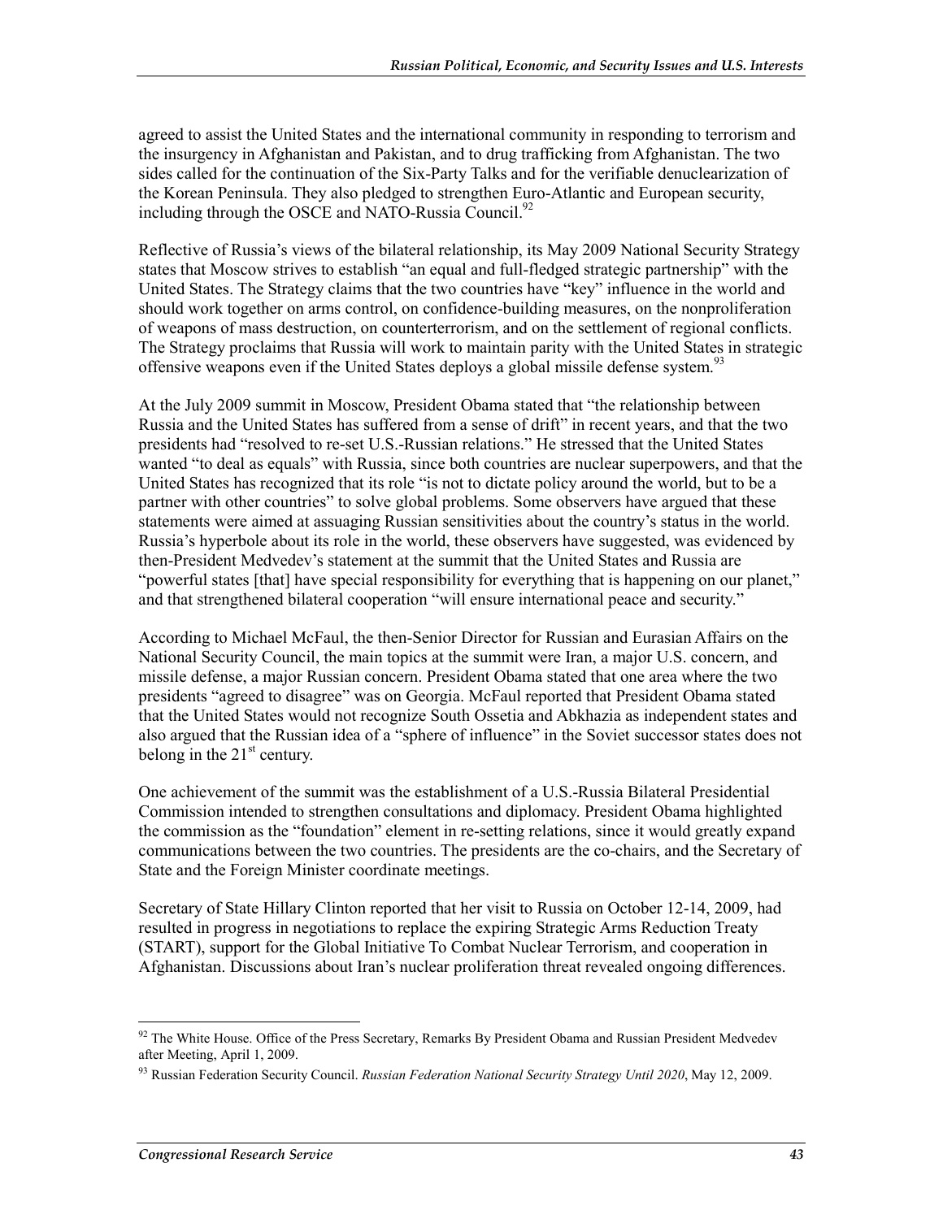agreed to assist the United States and the international community in responding to terrorism and the insurgency in Afghanistan and Pakistan, and to drug trafficking from Afghanistan. The two sides called for the continuation of the Six-Party Talks and for the verifiable denuclearization of the Korean Peninsula. They also pledged to strengthen Euro-Atlantic and European security, including through the OSCE and NATO-Russia Council.[92]

Reflective of Russia's views of the bilateral relationship, its May 2009 National Security Strategy states that Moscow strives to establish "an equal and full-fledged strategic partnership" with the United States. The Strategy claims that the two countries have "key" influence in the world and should work together on arms control, on confidence-building measures, on the nonproliferation of weapons of mass destruction, on counterterrorism, and on the settlement of regional conflicts. The Strategy proclaims that Russia will work to maintain parity with the United States in strategic offensive weapons even if the United States deploys a global missile defense system.[93]

At the July 2009 summit in Moscow, President Obama stated that "the relationship between Russia and the United States has suffered from a sense of drift" in recent years, and that the two presidents had "resolved to re-set U.S.-Russian relations." He stressed that the United States wanted "to deal as equals" with Russia, since both countries are nuclear superpowers, and that the United States has recognized that its role "is not to dictate policy around the world, but to be a partner with other countries" to solve global problems. Some observers have argued that these statements were aimed at assuaging Russian sensitivities about the country's status in the world. Russia's hyperbole about its role in the world, these observers have suggested, was evidenced by then-President Medvedev's statement at the summit that the United States and Russia are "powerful states [that] have special responsibility for everything that is happening on our planet," and that strengthened bilateral cooperation "will ensure international peace and security."

According to Michael McFaul, the then-Senior Director for Russian and Eurasian Affairs on the National Security Council, the main topics at the summit were Iran, a major U.S. concern, and missile defense, a major Russian concern. President Obama stated that one area where the two presidents "agreed to disagree" was on Georgia. McFaul reported that President Obama stated that the United States would not recognize South Ossetia and Abkhazia as independent states and also argued that the Russian idea of a "sphere of influence" in the Soviet successor states does not belong in the 21st century.

One achievement of the summit was the establishment of a U.S.-Russia Bilateral Presidential Commission intended to strengthen consultations and diplomacy. President Obama highlighted the commission as the "foundation" element in re-setting relations, since it would greatly expand communications between the two countries. The presidents are the co-chairs, and the Secretary of State and the Foreign Minister coordinate meetings.

Secretary of State Hillary Clinton reported that her visit to Russia on October 12-14, 2009, had resulted in progress in negotiations to replace the expiring Strategic Arms Reduction Treaty (START), support for the Global Initiative To Combat Nuclear Terrorism, and cooperation in Afghanistan. Discussions about Iran's nuclear proliferation threat revealed ongoing differences.

---

[92] The White House. Office of the Press Secretary, Remarks By President Obama and Russian President Medvedev after Meeting, April 1, 2009.

[93] Russian Federation Security Council. *Russian Federation National Security Strategy Until 2020*, May 12, 2009.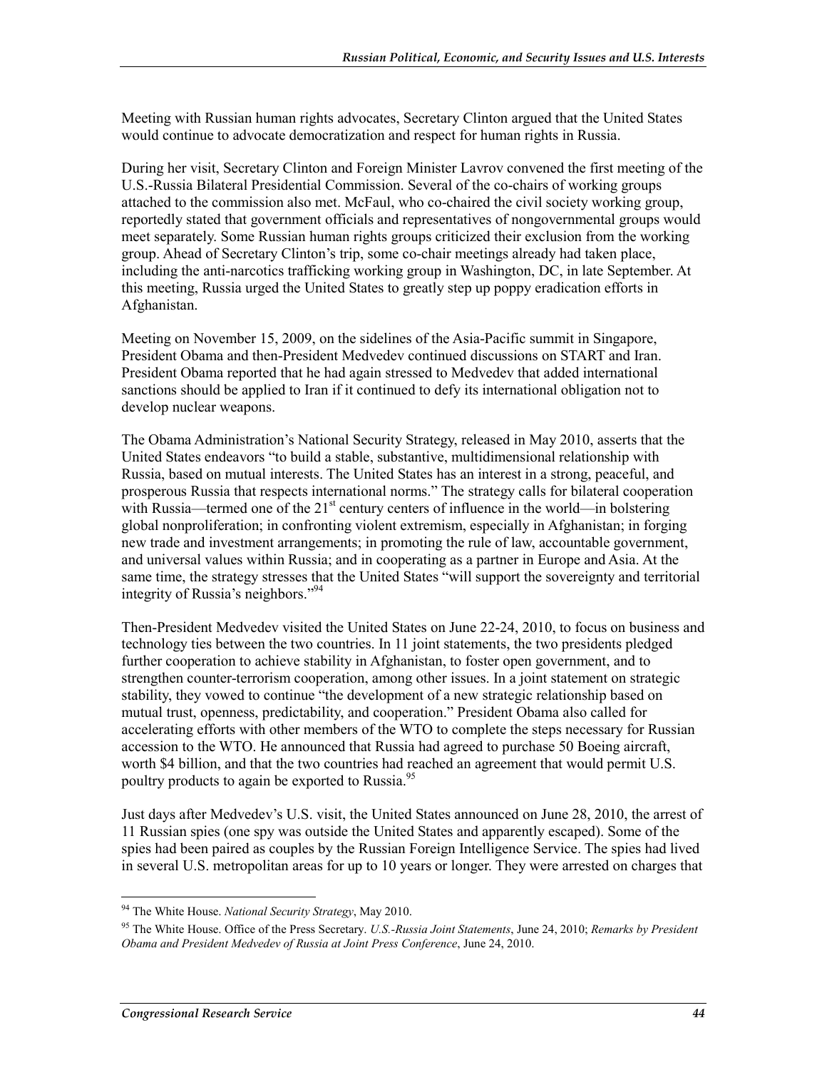Meeting with Russian human rights advocates, Secretary Clinton argued that the United States would continue to advocate democratization and respect for human rights in Russia.

During her visit, Secretary Clinton and Foreign Minister Lavrov convened the first meeting of the U.S.-Russia Bilateral Presidential Commission. Several of the co-chairs of working groups attached to the commission also met. McFaul, who co-chaired the civil society working group, reportedly stated that government officials and representatives of nongovernmental groups would meet separately. Some Russian human rights groups criticized their exclusion from the working group. Ahead of Secretary Clinton's trip, some co-chair meetings already had taken place, including the anti-narcotics trafficking working group in Washington, DC, in late September. At this meeting, Russia urged the United States to greatly step up poppy eradication efforts in Afghanistan.

Meeting on November 15, 2009, on the sidelines of the Asia-Pacific summit in Singapore, President Obama and then-President Medvedev continued discussions on START and Iran. President Obama reported that he had again stressed to Medvedev that added international sanctions should be applied to Iran if it continued to defy its international obligation not to develop nuclear weapons.

The Obama Administration's National Security Strategy, released in May 2010, asserts that the United States endeavors "to build a stable, substantive, multidimensional relationship with Russia, based on mutual interests. The United States has an interest in a strong, peaceful, and prosperous Russia that respects international norms." The strategy calls for bilateral cooperation with Russia—termed one of the 21st century centers of influence in the world—in bolstering global nonproliferation; in confronting violent extremism, especially in Afghanistan; in forging new trade and investment arrangements; in promoting the rule of law, accountable government, and universal values within Russia; and in cooperating as a partner in Europe and Asia. At the same time, the strategy stresses that the United States "will support the sovereignty and territorial integrity of Russia's neighbors."[94]

Then-President Medvedev visited the United States on June 22-24, 2010, to focus on business and technology ties between the two countries. In 11 joint statements, the two presidents pledged further cooperation to achieve stability in Afghanistan, to foster open government, and to strengthen counter-terrorism cooperation, among other issues. In a joint statement on strategic stability, they vowed to continue "the development of a new strategic relationship based on mutual trust, openness, predictability, and cooperation." President Obama also called for accelerating efforts with other members of the WTO to complete the steps necessary for Russian accession to the WTO. He announced that Russia had agreed to purchase 50 Boeing aircraft, worth $4 billion, and that the two countries had reached an agreement that would permit U.S. poultry products to again be exported to Russia.[95]

Just days after Medvedev's U.S. visit, the United States announced on June 28, 2010, the arrest of 11 Russian spies (one spy was outside the United States and apparently escaped). Some of the spies had been paired as couples by the Russian Foreign Intelligence Service. The spies had lived in several U.S. metropolitan areas for up to 10 years or longer. They were arrested on charges that

---

[94] The White House. *National Security Strategy*, May 2010.

[95] The White House. Office of the Press Secretary. *U.S.-Russia Joint Statements*, June 24, 2010; *Remarks by President Obama and President Medvedev of Russia at Joint Press Conference*, June 24, 2010.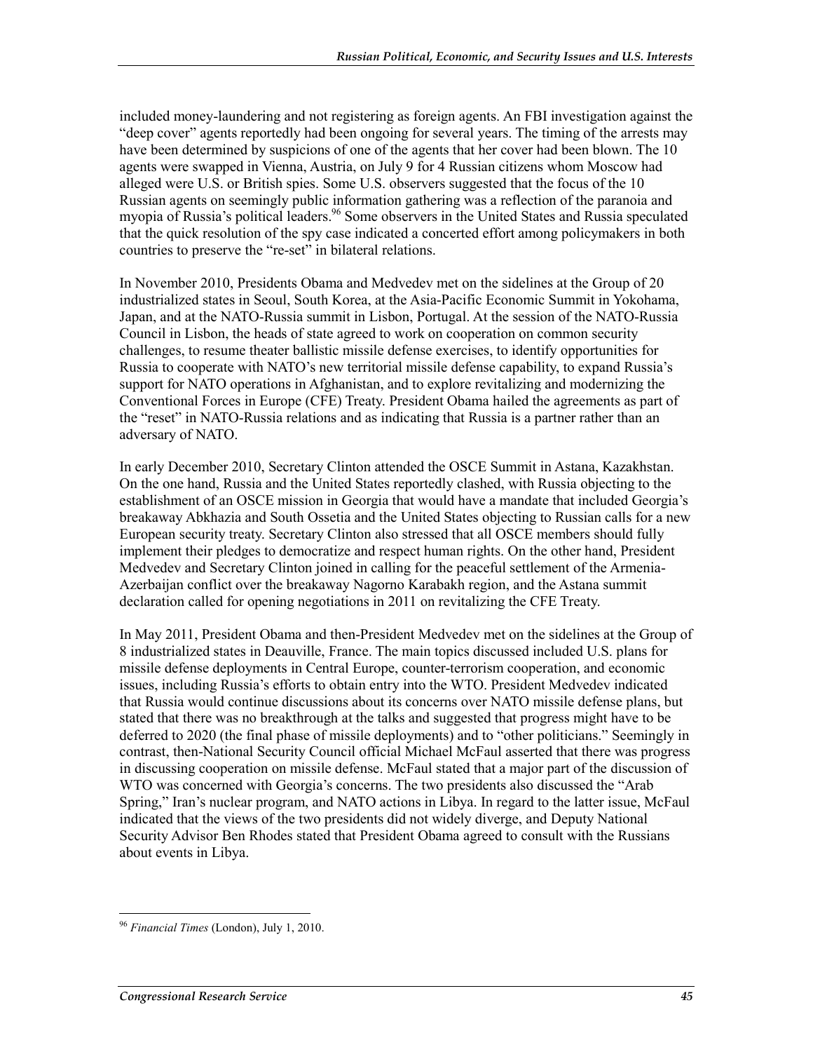included money-laundering and not registering as foreign agents. An FBI investigation against the "deep cover" agents reportedly had been ongoing for several years. The timing of the arrests may have been determined by suspicions of one of the agents that her cover had been blown. The 10 agents were swapped in Vienna, Austria, on July 9 for 4 Russian citizens whom Moscow had alleged were U.S. or British spies. Some U.S. observers suggested that the focus of the 10 Russian agents on seemingly public information gathering was a reflection of the paranoia and myopia of Russia's political leaders.[96] Some observers in the United States and Russia speculated that the quick resolution of the spy case indicated a concerted effort among policymakers in both countries to preserve the "re-set" in bilateral relations.

In November 2010, Presidents Obama and Medvedev met on the sidelines at the Group of 20 industrialized states in Seoul, South Korea, at the Asia-Pacific Economic Summit in Yokohama, Japan, and at the NATO-Russia summit in Lisbon, Portugal. At the session of the NATO-Russia Council in Lisbon, the heads of state agreed to work on cooperation on common security challenges, to resume theater ballistic missile defense exercises, to identify opportunities for Russia to cooperate with NATO's new territorial missile defense capability, to expand Russia's support for NATO operations in Afghanistan, and to explore revitalizing and modernizing the Conventional Forces in Europe (CFE) Treaty. President Obama hailed the agreements as part of the "reset" in NATO-Russia relations and as indicating that Russia is a partner rather than an adversary of NATO.

In early December 2010, Secretary Clinton attended the OSCE Summit in Astana, Kazakhstan. On the one hand, Russia and the United States reportedly clashed, with Russia objecting to the establishment of an OSCE mission in Georgia that would have a mandate that included Georgia's breakaway Abkhazia and South Ossetia and the United States objecting to Russian calls for a new European security treaty. Secretary Clinton also stressed that all OSCE members should fully implement their pledges to democratize and respect human rights. On the other hand, President Medvedev and Secretary Clinton joined in calling for the peaceful settlement of the Armenia-Azerbaijan conflict over the breakaway Nagorno Karabakh region, and the Astana summit declaration called for opening negotiations in 2011 on revitalizing the CFE Treaty.

In May 2011, President Obama and then-President Medvedev met on the sidelines at the Group of 8 industrialized states in Deauville, France. The main topics discussed included U.S. plans for missile defense deployments in Central Europe, counter-terrorism cooperation, and economic issues, including Russia's efforts to obtain entry into the WTO. President Medvedev indicated that Russia would continue discussions about its concerns over NATO missile defense plans, but stated that there was no breakthrough at the talks and suggested that progress might have to be deferred to 2020 (the final phase of missile deployments) and to "other politicians." Seemingly in contrast, then-National Security Council official Michael McFaul asserted that there was progress in discussing cooperation on missile defense. McFaul stated that a major part of the discussion of WTO was concerned with Georgia's concerns. The two presidents also discussed the "Arab Spring," Iran's nuclear program, and NATO actions in Libya. In regard to the latter issue, McFaul indicated that the views of the two presidents did not widely diverge, and Deputy National Security Advisor Ben Rhodes stated that President Obama agreed to consult with the Russians about events in Libya.

---

[96] *Financial Times* (London), July 1, 2010.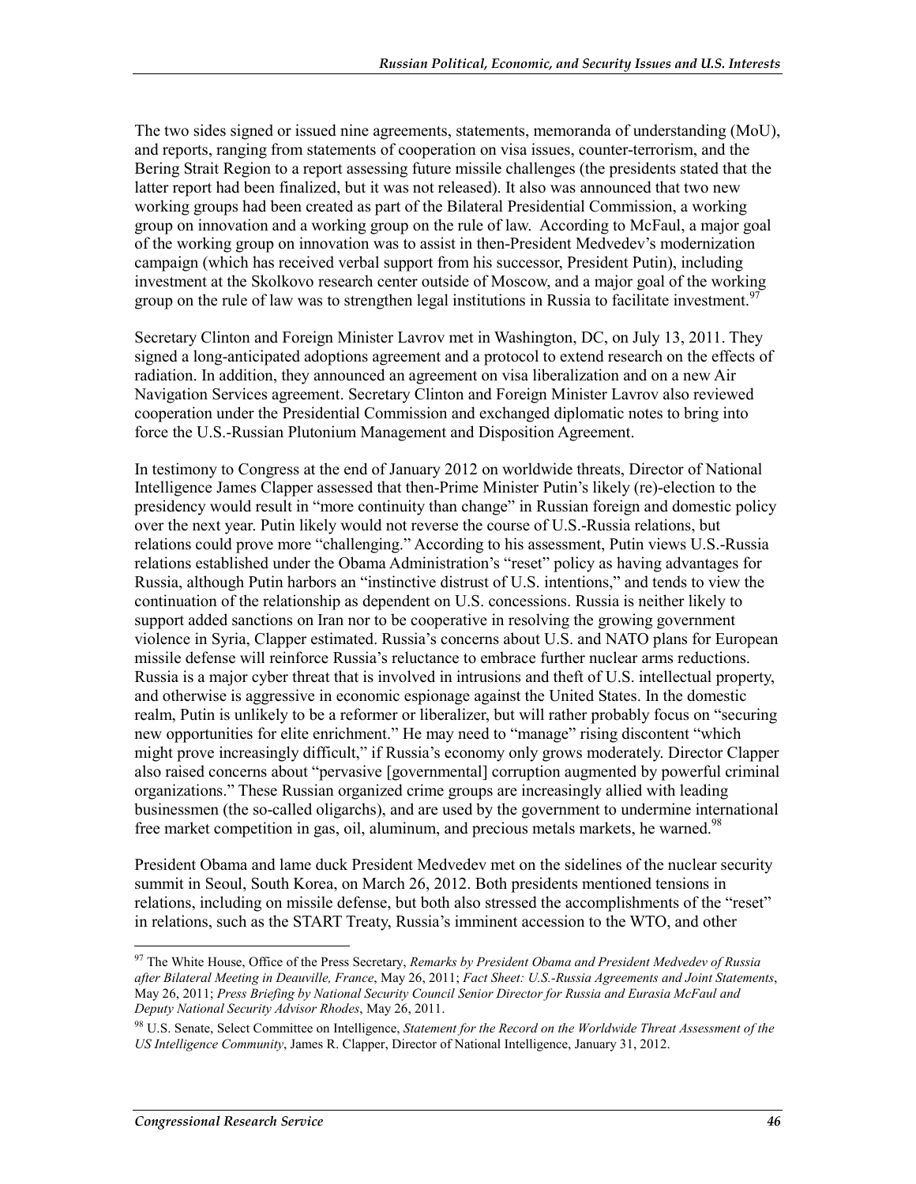The two sides signed or issued nine agreements, statements, memoranda of understanding (MoU), and reports, ranging from statements of cooperation on visa issues, counter-terrorism, and the Bering Strait Region to a report assessing future missile challenges (the presidents stated that the latter report had been finalized, but it was not released). It also was announced that two new working groups had been created as part of the Bilateral Presidential Commission, a working group on innovation and a working group on the rule of law. According to McFaul, a major goal of the working group on innovation was to assist in then-President Medvedev's modernization campaign (which has received verbal support from his successor, President Putin), including investment at the Skolkovo research center outside of Moscow, and a major goal of the working group on the rule of law was to strengthen legal institutions in Russia to facilitate investment.[97]

Secretary Clinton and Foreign Minister Lavrov met in Washington, DC, on July 13, 2011. They signed a long-anticipated adoptions agreement and a protocol to extend research on the effects of radiation. In addition, they announced an agreement on visa liberalization and on a new Air Navigation Services agreement. Secretary Clinton and Foreign Minister Lavrov also reviewed cooperation under the Presidential Commission and exchanged diplomatic notes to bring into force the U.S.-Russian Plutonium Management and Disposition Agreement.

In testimony to Congress at the end of January 2012 on worldwide threats, Director of National Intelligence James Clapper assessed that then-Prime Minister Putin's likely (re)-election to the presidency would result in "more continuity than change" in Russian foreign and domestic policy over the next year. Putin likely would not reverse the course of U.S.-Russia relations, but relations could prove more "challenging." According to his assessment, Putin views U.S.-Russia relations established under the Obama Administration's "reset" policy as having advantages for Russia, although Putin harbors an "instinctive distrust of U.S. intentions," and tends to view the continuation of the relationship as dependent on U.S. concessions. Russia is neither likely to support added sanctions on Iran nor to be cooperative in resolving the growing government violence in Syria, Clapper estimated. Russia's concerns about U.S. and NATO plans for European missile defense will reinforce Russia's reluctance to embrace further nuclear arms reductions. Russia is a major cyber threat that is involved in intrusions and theft of U.S. intellectual property, and otherwise is aggressive in economic espionage against the United States. In the domestic realm, Putin is unlikely to be a reformer or liberalizer, but will rather probably focus on "securing new opportunities for elite enrichment." He may need to "manage" rising discontent "which might prove increasingly difficult," if Russia's economy only grows moderately. Director Clapper also raised concerns about "pervasive [governmental] corruption augmented by powerful criminal organizations." These Russian organized crime groups are increasingly allied with leading businessmen (the so-called oligarchs), and are used by the government to undermine international free market competition in gas, oil, aluminum, and precious metals markets, he warned.[98]

President Obama and lame duck President Medvedev met on the sidelines of the nuclear security summit in Seoul, South Korea, on March 26, 2012. Both presidents mentioned tensions in relations, including on missile defense, but both also stressed the accomplishments of the "reset" in relations, such as the START Treaty, Russia's imminent accession to the WTO, and other

---

[97] The White House, Office of the Press Secretary, *Remarks by President Obama and President Medvedev of Russia after Bilateral Meeting in Deauville, France*, May 26, 2011; *Fact Sheet: U.S.-Russia Agreements and Joint Statements*, May 26, 2011; *Press Briefing by National Security Council Senior Director for Russia and Eurasia McFaul and Deputy National Security Advisor Rhodes*, May 26, 2011.

[98] U.S. Senate, Select Committee on Intelligence, *Statement for the Record on the Worldwide Threat Assessment of the US Intelligence Community*, James R. Clapper, Director of National Intelligence, January 31, 2012.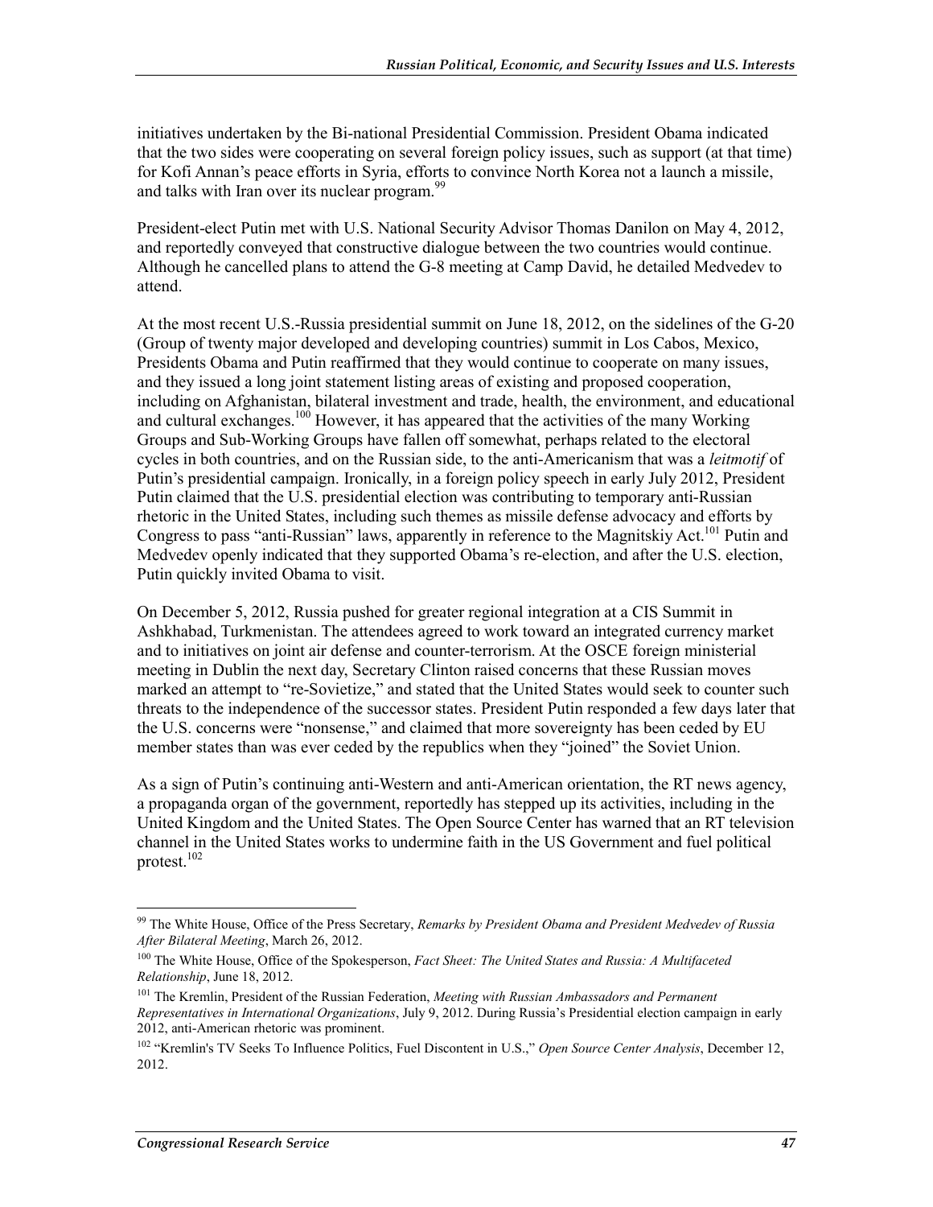initiatives undertaken by the Bi-national Presidential Commission. President Obama indicated that the two sides were cooperating on several foreign policy issues, such as support (at that time) for Kofi Annan's peace efforts in Syria, efforts to convince North Korea not a launch a missile, and talks with Iran over its nuclear program.[99]

President-elect Putin met with U.S. National Security Advisor Thomas Danilon on May 4, 2012, and reportedly conveyed that constructive dialogue between the two countries would continue. Although he cancelled plans to attend the G-8 meeting at Camp David, he detailed Medvedev to attend.

At the most recent U.S.-Russia presidential summit on June 18, 2012, on the sidelines of the G-20 (Group of twenty major developed and developing countries) summit in Los Cabos, Mexico, Presidents Obama and Putin reaffirmed that they would continue to cooperate on many issues, and they issued a long joint statement listing areas of existing and proposed cooperation, including on Afghanistan, bilateral investment and trade, health, the environment, and educational and cultural exchanges.[100] However, it has appeared that the activities of the many Working Groups and Sub-Working Groups have fallen off somewhat, perhaps related to the electoral cycles in both countries, and on the Russian side, to the anti-Americanism that was a *leitmotif* of Putin's presidential campaign. Ironically, in a foreign policy speech in early July 2012, President Putin claimed that the U.S. presidential election was contributing to temporary anti-Russian rhetoric in the United States, including such themes as missile defense advocacy and efforts by Congress to pass "anti-Russian" laws, apparently in reference to the Magnitskiy Act.[101] Putin and Medvedev openly indicated that they supported Obama's re-election, and after the U.S. election, Putin quickly invited Obama to visit.

On December 5, 2012, Russia pushed for greater regional integration at a CIS Summit in Ashkhabad, Turkmenistan. The attendees agreed to work toward an integrated currency market and to initiatives on joint air defense and counter-terrorism. At the OSCE foreign ministerial meeting in Dublin the next day, Secretary Clinton raised concerns that these Russian moves marked an attempt to "re-Sovietize," and stated that the United States would seek to counter such threats to the independence of the successor states. President Putin responded a few days later that the U.S. concerns were "nonsense," and claimed that more sovereignty has been ceded by EU member states than was ever ceded by the republics when they "joined" the Soviet Union.

As a sign of Putin's continuing anti-Western and anti-American orientation, the RT news agency, a propaganda organ of the government, reportedly has stepped up its activities, including in the United Kingdom and the United States. The Open Source Center has warned that an RT television channel in the United States works to undermine faith in the US Government and fuel political protest.[102]

---

[99] The White House, Office of the Press Secretary, *Remarks by President Obama and President Medvedev of Russia After Bilateral Meeting*, March 26, 2012.

[100] The White House, Office of the Spokesperson, *Fact Sheet: The United States and Russia: A Multifaceted Relationship*, June 18, 2012.

[101] The Kremlin, President of the Russian Federation, *Meeting with Russian Ambassadors and Permanent Representatives in International Organizations*, July 9, 2012. During Russia's Presidential election campaign in early 2012, anti-American rhetoric was prominent.

[102] "Kremlin's TV Seeks To Influence Politics, Fuel Discontent in U.S.," *Open Source Center Analysis*, December 12, 2012.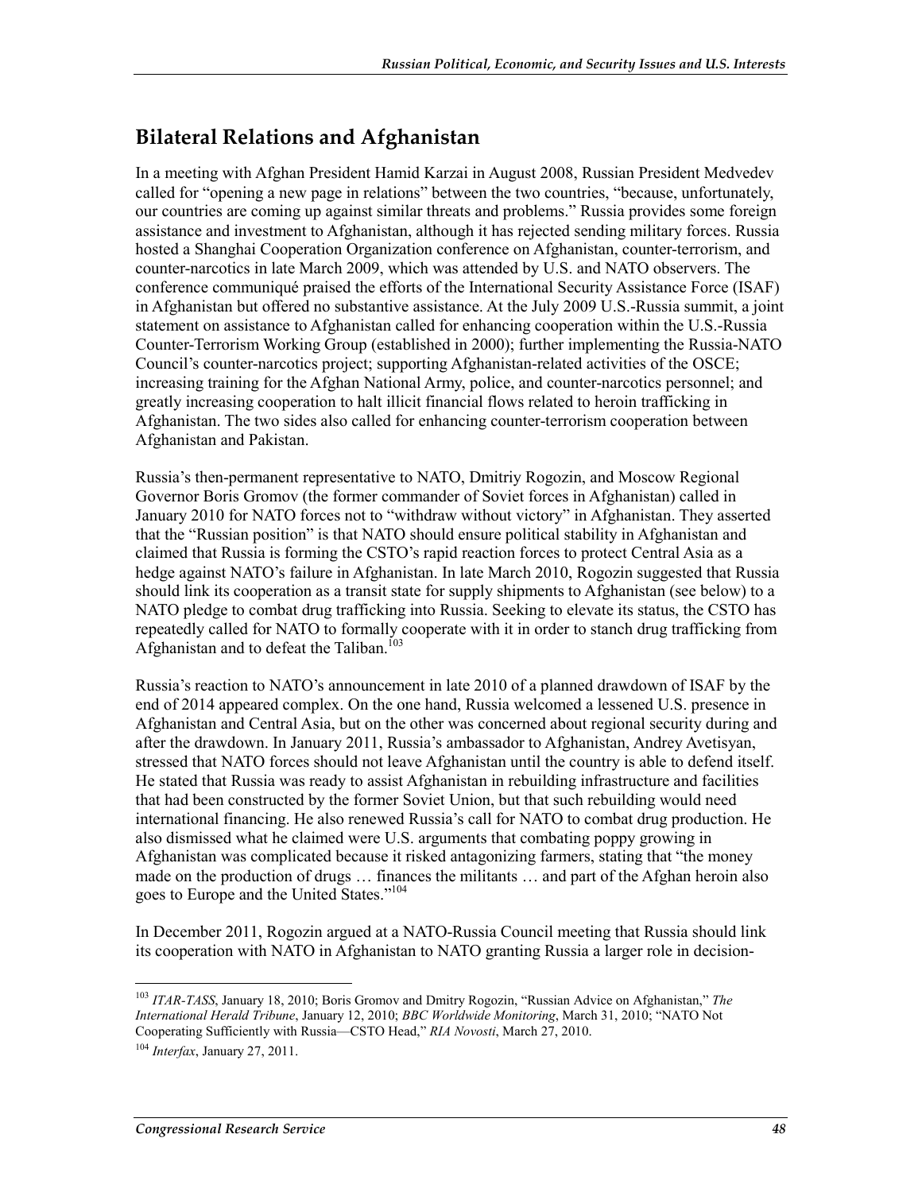## Bilateral Relations and Afghanistan

In a meeting with Afghan President Hamid Karzai in August 2008, Russian President Medvedev called for "opening a new page in relations" between the two countries, "because, unfortunately, our countries are coming up against similar threats and problems." Russia provides some foreign assistance and investment to Afghanistan, although it has rejected sending military forces. Russia hosted a Shanghai Cooperation Organization conference on Afghanistan, counter-terrorism, and counter-narcotics in late March 2009, which was attended by U.S. and NATO observers. The conference communiqué praised the efforts of the International Security Assistance Force (ISAF) in Afghanistan but offered no substantive assistance. At the July 2009 U.S.-Russia summit, a joint statement on assistance to Afghanistan called for enhancing cooperation within the U.S.-Russia Counter-Terrorism Working Group (established in 2000); further implementing the Russia-NATO Council's counter-narcotics project; supporting Afghanistan-related activities of the OSCE; increasing training for the Afghan National Army, police, and counter-narcotics personnel; and greatly increasing cooperation to halt illicit financial flows related to heroin trafficking in Afghanistan. The two sides also called for enhancing counter-terrorism cooperation between Afghanistan and Pakistan.

Russia's then-permanent representative to NATO, Dmitriy Rogozin, and Moscow Regional Governor Boris Gromov (the former commander of Soviet forces in Afghanistan) called in January 2010 for NATO forces not to "withdraw without victory" in Afghanistan. They asserted that the "Russian position" is that NATO should ensure political stability in Afghanistan and claimed that Russia is forming the CSTO's rapid reaction forces to protect Central Asia as a hedge against NATO's failure in Afghanistan. In late March 2010, Rogozin suggested that Russia should link its cooperation as a transit state for supply shipments to Afghanistan (see below) to a NATO pledge to combat drug trafficking into Russia. Seeking to elevate its status, the CSTO has repeatedly called for NATO to formally cooperate with it in order to stanch drug trafficking from Afghanistan and to defeat the Taliban.[103]

Russia's reaction to NATO's announcement in late 2010 of a planned drawdown of ISAF by the end of 2014 appeared complex. On the one hand, Russia welcomed a lessened U.S. presence in Afghanistan and Central Asia, but on the other was concerned about regional security during and after the drawdown. In January 2011, Russia's ambassador to Afghanistan, Andrey Avetisyan, stressed that NATO forces should not leave Afghanistan until the country is able to defend itself. He stated that Russia was ready to assist Afghanistan in rebuilding infrastructure and facilities that had been constructed by the former Soviet Union, but that such rebuilding would need international financing. He also renewed Russia's call for NATO to combat drug production. He also dismissed what he claimed were U.S. arguments that combating poppy growing in Afghanistan was complicated because it risked antagonizing farmers, stating that "the money made on the production of drugs … finances the militants … and part of the Afghan heroin also goes to Europe and the United States."[104]

In December 2011, Rogozin argued at a NATO-Russia Council meeting that Russia should link its cooperation with NATO in Afghanistan to NATO granting Russia a larger role in decision-

---

[103] *ITAR-TASS*, January 18, 2010; Boris Gromov and Dmitry Rogozin, "Russian Advice on Afghanistan," *The International Herald Tribune*, January 12, 2010; *BBC Worldwide Monitoring*, March 31, 2010; "NATO Not Cooperating Sufficiently with Russia—CSTO Head," *RIA Novosti*, March 27, 2010.

[104] *Interfax*, January 27, 2011.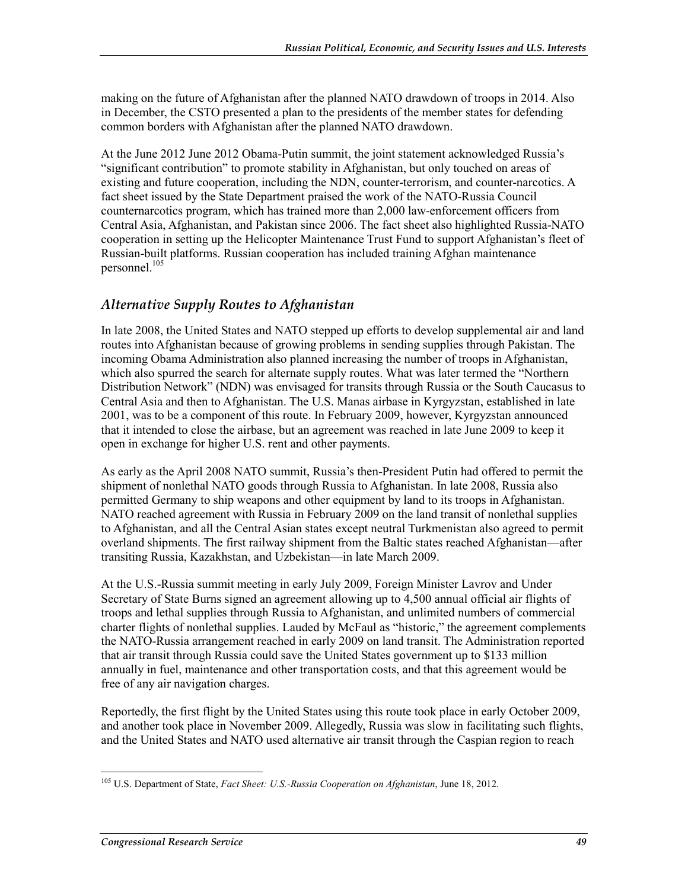making on the future of Afghanistan after the planned NATO drawdown of troops in 2014. Also in December, the CSTO presented a plan to the presidents of the member states for defending common borders with Afghanistan after the planned NATO drawdown.

At the June 2012 June 2012 Obama-Putin summit, the joint statement acknowledged Russia's "significant contribution" to promote stability in Afghanistan, but only touched on areas of existing and future cooperation, including the NDN, counter-terrorism, and counter-narcotics. A fact sheet issued by the State Department praised the work of the NATO-Russia Council counternarcotics program, which has trained more than 2,000 law-enforcement officers from Central Asia, Afghanistan, and Pakistan since 2006. The fact sheet also highlighted Russia-NATO cooperation in setting up the Helicopter Maintenance Trust Fund to support Afghanistan's fleet of Russian-built platforms. Russian cooperation has included training Afghan maintenance personnel.[105]

### *Alternative Supply Routes to Afghanistan*

In late 2008, the United States and NATO stepped up efforts to develop supplemental air and land routes into Afghanistan because of growing problems in sending supplies through Pakistan. The incoming Obama Administration also planned increasing the number of troops in Afghanistan, which also spurred the search for alternate supply routes. What was later termed the "Northern Distribution Network" (NDN) was envisaged for transits through Russia or the South Caucasus to Central Asia and then to Afghanistan. The U.S. Manas airbase in Kyrgyzstan, established in late 2001, was to be a component of this route. In February 2009, however, Kyrgyzstan announced that it intended to close the airbase, but an agreement was reached in late June 2009 to keep it open in exchange for higher U.S. rent and other payments.

As early as the April 2008 NATO summit, Russia's then-President Putin had offered to permit the shipment of nonlethal NATO goods through Russia to Afghanistan. In late 2008, Russia also permitted Germany to ship weapons and other equipment by land to its troops in Afghanistan. NATO reached agreement with Russia in February 2009 on the land transit of nonlethal supplies to Afghanistan, and all the Central Asian states except neutral Turkmenistan also agreed to permit overland shipments. The first railway shipment from the Baltic states reached Afghanistan—after transiting Russia, Kazakhstan, and Uzbekistan—in late March 2009.

At the U.S.-Russia summit meeting in early July 2009, Foreign Minister Lavrov and Under Secretary of State Burns signed an agreement allowing up to 4,500 annual official air flights of troops and lethal supplies through Russia to Afghanistan, and unlimited numbers of commercial charter flights of nonlethal supplies. Lauded by McFaul as "historic," the agreement complements the NATO-Russia arrangement reached in early 2009 on land transit. The Administration reported that air transit through Russia could save the United States government up to $133 million annually in fuel, maintenance and other transportation costs, and that this agreement would be free of any air navigation charges.

Reportedly, the first flight by the United States using this route took place in early October 2009, and another took place in November 2009. Allegedly, Russia was slow in facilitating such flights, and the United States and NATO used alternative air transit through the Caspian region to reach

[105] U.S. Department of State, *Fact Sheet: U.S.-Russia Cooperation on Afghanistan*, June 18, 2012.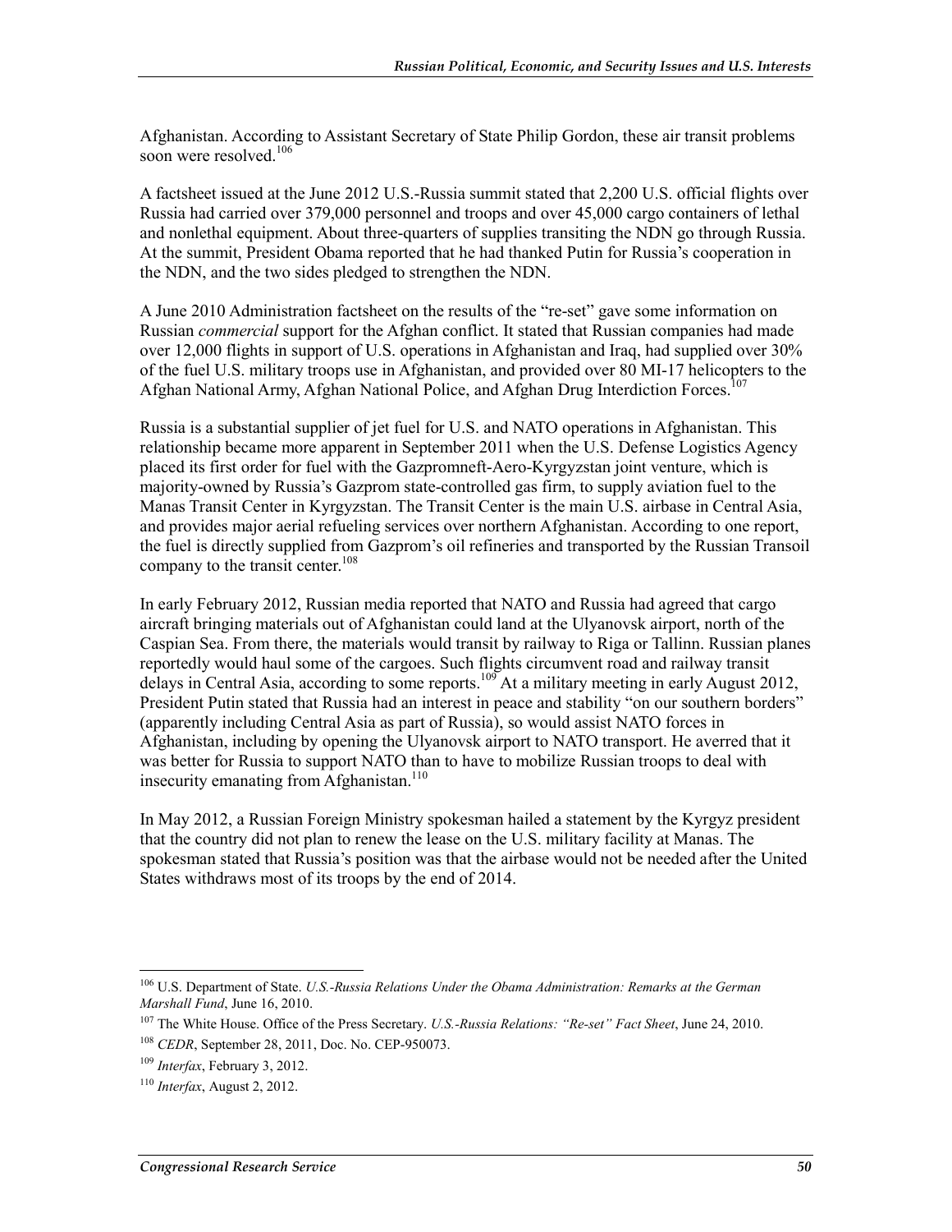Afghanistan. According to Assistant Secretary of State Philip Gordon, these air transit problems soon were resolved.[106]

A factsheet issued at the June 2012 U.S.-Russia summit stated that 2,200 U.S. official flights over Russia had carried over 379,000 personnel and troops and over 45,000 cargo containers of lethal and nonlethal equipment. About three-quarters of supplies transiting the NDN go through Russia. At the summit, President Obama reported that he had thanked Putin for Russia's cooperation in the NDN, and the two sides pledged to strengthen the NDN.

A June 2010 Administration factsheet on the results of the "re-set" gave some information on Russian *commercial* support for the Afghan conflict. It stated that Russian companies had made over 12,000 flights in support of U.S. operations in Afghanistan and Iraq, had supplied over 30% of the fuel U.S. military troops use in Afghanistan, and provided over 80 MI-17 helicopters to the Afghan National Army, Afghan National Police, and Afghan Drug Interdiction Forces.[107]

Russia is a substantial supplier of jet fuel for U.S. and NATO operations in Afghanistan. This relationship became more apparent in September 2011 when the U.S. Defense Logistics Agency placed its first order for fuel with the Gazpromneft-Aero-Kyrgyzstan joint venture, which is majority-owned by Russia's Gazprom state-controlled gas firm, to supply aviation fuel to the Manas Transit Center in Kyrgyzstan. The Transit Center is the main U.S. airbase in Central Asia, and provides major aerial refueling services over northern Afghanistan. According to one report, the fuel is directly supplied from Gazprom's oil refineries and transported by the Russian Transoil company to the transit center.[108]

In early February 2012, Russian media reported that NATO and Russia had agreed that cargo aircraft bringing materials out of Afghanistan could land at the Ulyanovsk airport, north of the Caspian Sea. From there, the materials would transit by railway to Riga or Tallinn. Russian planes reportedly would haul some of the cargoes. Such flights circumvent road and railway transit delays in Central Asia, according to some reports.[109] At a military meeting in early August 2012, President Putin stated that Russia had an interest in peace and stability "on our southern borders" (apparently including Central Asia as part of Russia), so would assist NATO forces in Afghanistan, including by opening the Ulyanovsk airport to NATO transport. He averred that it was better for Russia to support NATO than to have to mobilize Russian troops to deal with insecurity emanating from Afghanistan.[110]

In May 2012, a Russian Foreign Ministry spokesman hailed a statement by the Kyrgyz president that the country did not plan to renew the lease on the U.S. military facility at Manas. The spokesman stated that Russia's position was that the airbase would not be needed after the United States withdraws most of its troops by the end of 2014.

---

[106] U.S. Department of State. *U.S.-Russia Relations Under the Obama Administration: Remarks at the German Marshall Fund*, June 16, 2010.

[107] The White House. Office of the Press Secretary. *U.S.-Russia Relations: "Re-set" Fact Sheet*, June 24, 2010.

[108] *CEDR*, September 28, 2011, Doc. No. CEP-950073.

[109] *Interfax*, February 3, 2012.

[110] *Interfax*, August 2, 2012.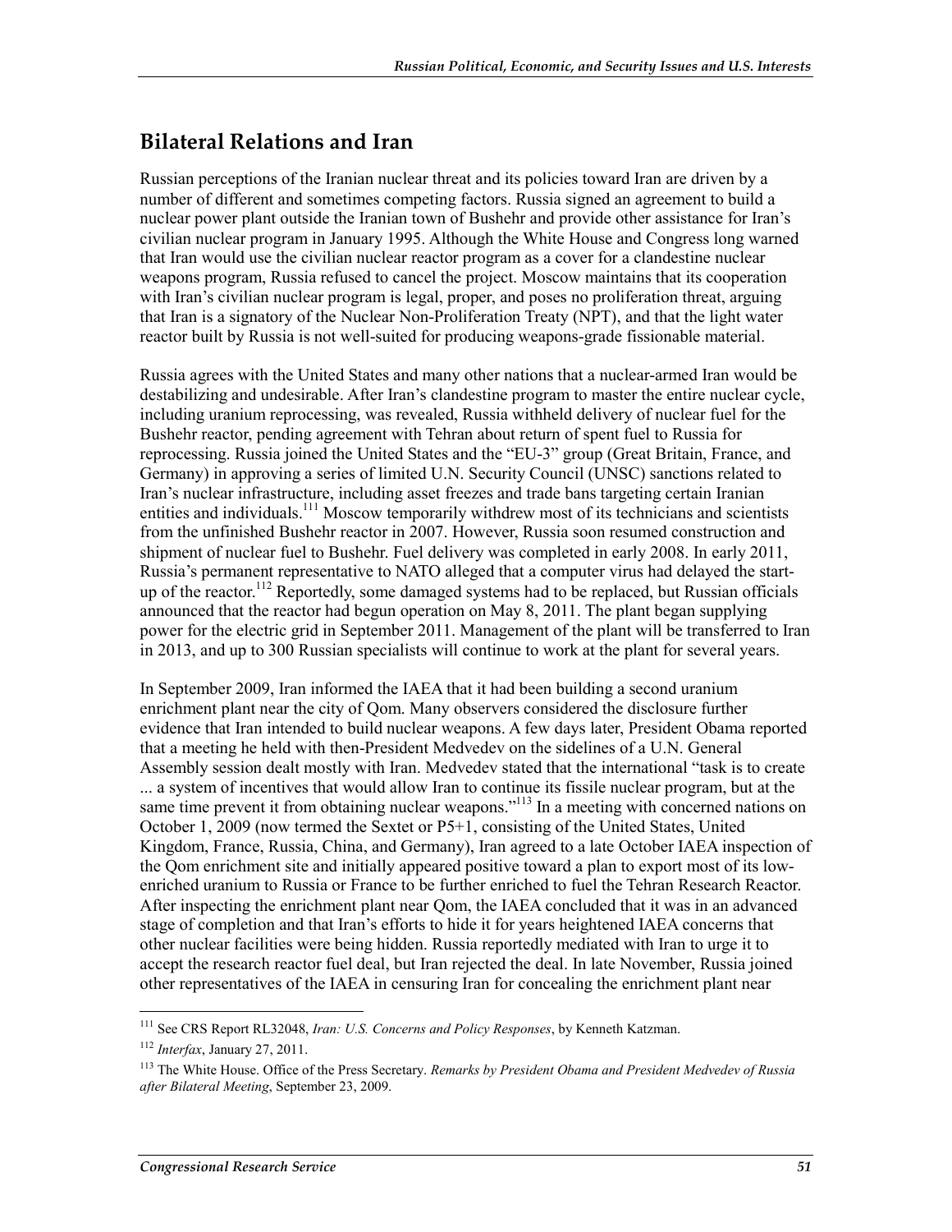## Bilateral Relations and Iran

Russian perceptions of the Iranian nuclear threat and its policies toward Iran are driven by a number of different and sometimes competing factors. Russia signed an agreement to build a nuclear power plant outside the Iranian town of Bushehr and provide other assistance for Iran's civilian nuclear program in January 1995. Although the White House and Congress long warned that Iran would use the civilian nuclear reactor program as a cover for a clandestine nuclear weapons program, Russia refused to cancel the project. Moscow maintains that its cooperation with Iran's civilian nuclear program is legal, proper, and poses no proliferation threat, arguing that Iran is a signatory of the Nuclear Non-Proliferation Treaty (NPT), and that the light water reactor built by Russia is not well-suited for producing weapons-grade fissionable material.

Russia agrees with the United States and many other nations that a nuclear-armed Iran would be destabilizing and undesirable. After Iran's clandestine program to master the entire nuclear cycle, including uranium reprocessing, was revealed, Russia withheld delivery of nuclear fuel for the Bushehr reactor, pending agreement with Tehran about return of spent fuel to Russia for reprocessing. Russia joined the United States and the "EU-3" group (Great Britain, France, and Germany) in approving a series of limited U.N. Security Council (UNSC) sanctions related to Iran's nuclear infrastructure, including asset freezes and trade bans targeting certain Iranian entities and individuals.[111] Moscow temporarily withdrew most of its technicians and scientists from the unfinished Bushehr reactor in 2007. However, Russia soon resumed construction and shipment of nuclear fuel to Bushehr. Fuel delivery was completed in early 2008. In early 2011, Russia's permanent representative to NATO alleged that a computer virus had delayed the start-up of the reactor.[112] Reportedly, some damaged systems had to be replaced, but Russian officials announced that the reactor had begun operation on May 8, 2011. The plant began supplying power for the electric grid in September 2011. Management of the plant will be transferred to Iran in 2013, and up to 300 Russian specialists will continue to work at the plant for several years.

In September 2009, Iran informed the IAEA that it had been building a second uranium enrichment plant near the city of Qom. Many observers considered the disclosure further evidence that Iran intended to build nuclear weapons. A few days later, President Obama reported that a meeting he held with then-President Medvedev on the sidelines of a U.N. General Assembly session dealt mostly with Iran. Medvedev stated that the international "task is to create ... a system of incentives that would allow Iran to continue its fissile nuclear program, but at the same time prevent it from obtaining nuclear weapons."[113] In a meeting with concerned nations on October 1, 2009 (now termed the Sextet or P5+1, consisting of the United States, United Kingdom, France, Russia, China, and Germany), Iran agreed to a late October IAEA inspection of the Qom enrichment site and initially appeared positive toward a plan to export most of its low-enriched uranium to Russia or France to be further enriched to fuel the Tehran Research Reactor. After inspecting the enrichment plant near Qom, the IAEA concluded that it was in an advanced stage of completion and that Iran's efforts to hide it for years heightened IAEA concerns that other nuclear facilities were being hidden. Russia reportedly mediated with Iran to urge it to accept the research reactor fuel deal, but Iran rejected the deal. In late November, Russia joined other representatives of the IAEA in censuring Iran for concealing the enrichment plant near

---

[111] See CRS Report RL32048, *Iran: U.S. Concerns and Policy Responses*, by Kenneth Katzman.

[112] *Interfax*, January 27, 2011.

[113] The White House. Office of the Press Secretary. *Remarks by President Obama and President Medvedev of Russia after Bilateral Meeting*, September 23, 2009.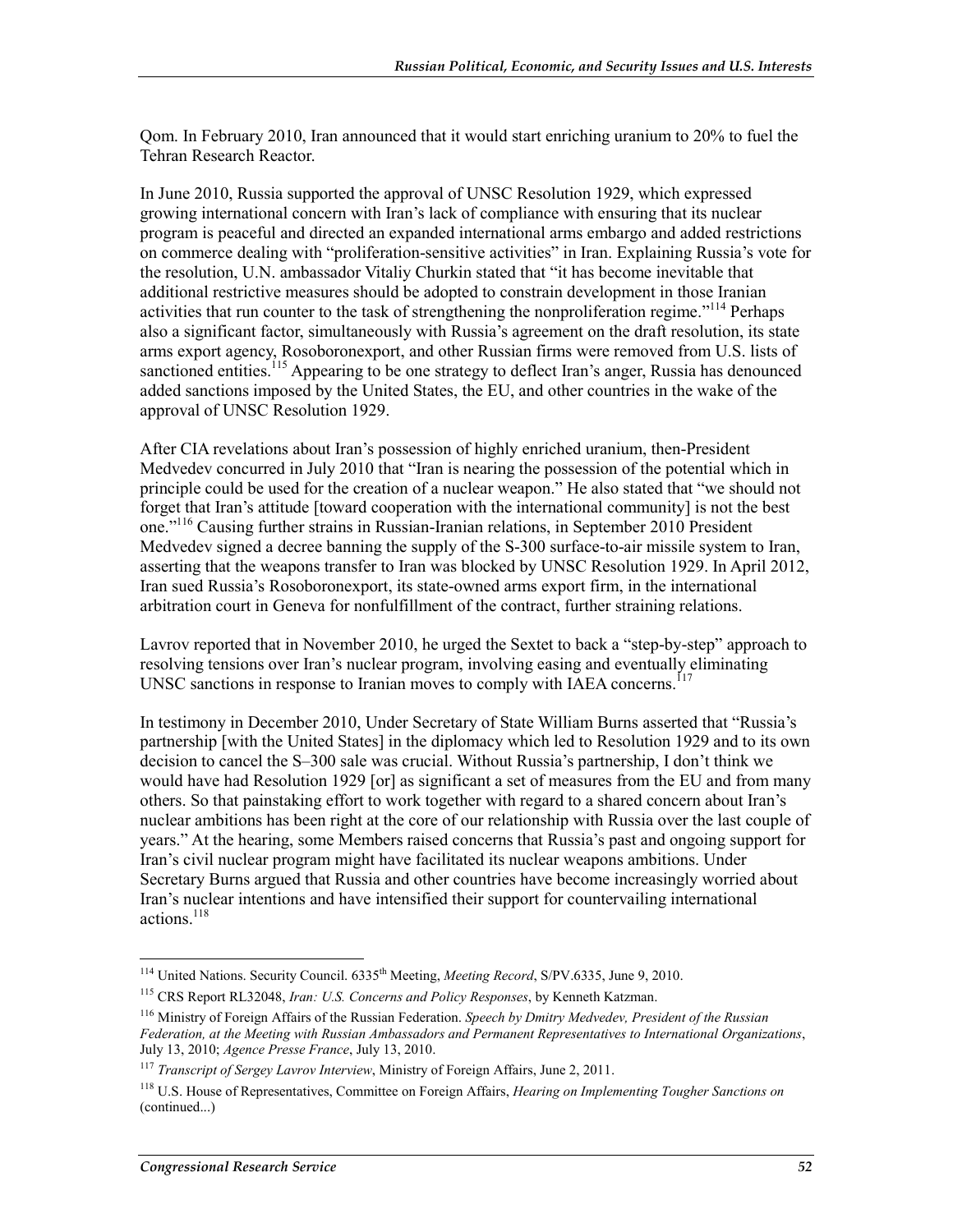Qom. In February 2010, Iran announced that it would start enriching uranium to 20% to fuel the Tehran Research Reactor.

In June 2010, Russia supported the approval of UNSC Resolution 1929, which expressed growing international concern with Iran's lack of compliance with ensuring that its nuclear program is peaceful and directed an expanded international arms embargo and added restrictions on commerce dealing with "proliferation-sensitive activities" in Iran. Explaining Russia's vote for the resolution, U.N. ambassador Vitaliy Churkin stated that "it has become inevitable that additional restrictive measures should be adopted to constrain development in those Iranian activities that run counter to the task of strengthening the nonproliferation regime."[114] Perhaps also a significant factor, simultaneously with Russia's agreement on the draft resolution, its state arms export agency, Rosoboronexport, and other Russian firms were removed from U.S. lists of sanctioned entities.[115] Appearing to be one strategy to deflect Iran's anger, Russia has denounced added sanctions imposed by the United States, the EU, and other countries in the wake of the approval of UNSC Resolution 1929.

After CIA revelations about Iran's possession of highly enriched uranium, then-President Medvedev concurred in July 2010 that "Iran is nearing the possession of the potential which in principle could be used for the creation of a nuclear weapon." He also stated that "we should not forget that Iran's attitude [toward cooperation with the international community] is not the best one."[116] Causing further strains in Russian-Iranian relations, in September 2010 President Medvedev signed a decree banning the supply of the S-300 surface-to-air missile system to Iran, asserting that the weapons transfer to Iran was blocked by UNSC Resolution 1929. In April 2012, Iran sued Russia's Rosoboronexport, its state-owned arms export firm, in the international arbitration court in Geneva for nonfulfillment of the contract, further straining relations.

Lavrov reported that in November 2010, he urged the Sextet to back a "step-by-step" approach to resolving tensions over Iran's nuclear program, involving easing and eventually eliminating UNSC sanctions in response to Iranian moves to comply with IAEA concerns.[117]

In testimony in December 2010, Under Secretary of State William Burns asserted that "Russia's partnership [with the United States] in the diplomacy which led to Resolution 1929 and to its own decision to cancel the S–300 sale was crucial. Without Russia's partnership, I don't think we would have had Resolution 1929 [or] as significant a set of measures from the EU and from many others. So that painstaking effort to work together with regard to a shared concern about Iran's nuclear ambitions has been right at the core of our relationship with Russia over the last couple of years." At the hearing, some Members raised concerns that Russia's past and ongoing support for Iran's civil nuclear program might have facilitated its nuclear weapons ambitions. Under Secretary Burns argued that Russia and other countries have become increasingly worried about Iran's nuclear intentions and have intensified their support for countervailing international actions.[118]

---

[114] United Nations. Security Council. 6335th Meeting, *Meeting Record*, S/PV.6335, June 9, 2010.

[115] CRS Report RL32048, *Iran: U.S. Concerns and Policy Responses*, by Kenneth Katzman.

[116] Ministry of Foreign Affairs of the Russian Federation. *Speech by Dmitry Medvedev, President of the Russian Federation, at the Meeting with Russian Ambassadors and Permanent Representatives to International Organizations*, July 13, 2010; *Agence Presse France*, July 13, 2010.

[117] *Transcript of Sergey Lavrov Interview*, Ministry of Foreign Affairs, June 2, 2011.

[118] U.S. House of Representatives, Committee on Foreign Affairs, *Hearing on Implementing Tougher Sanctions on* (continued...)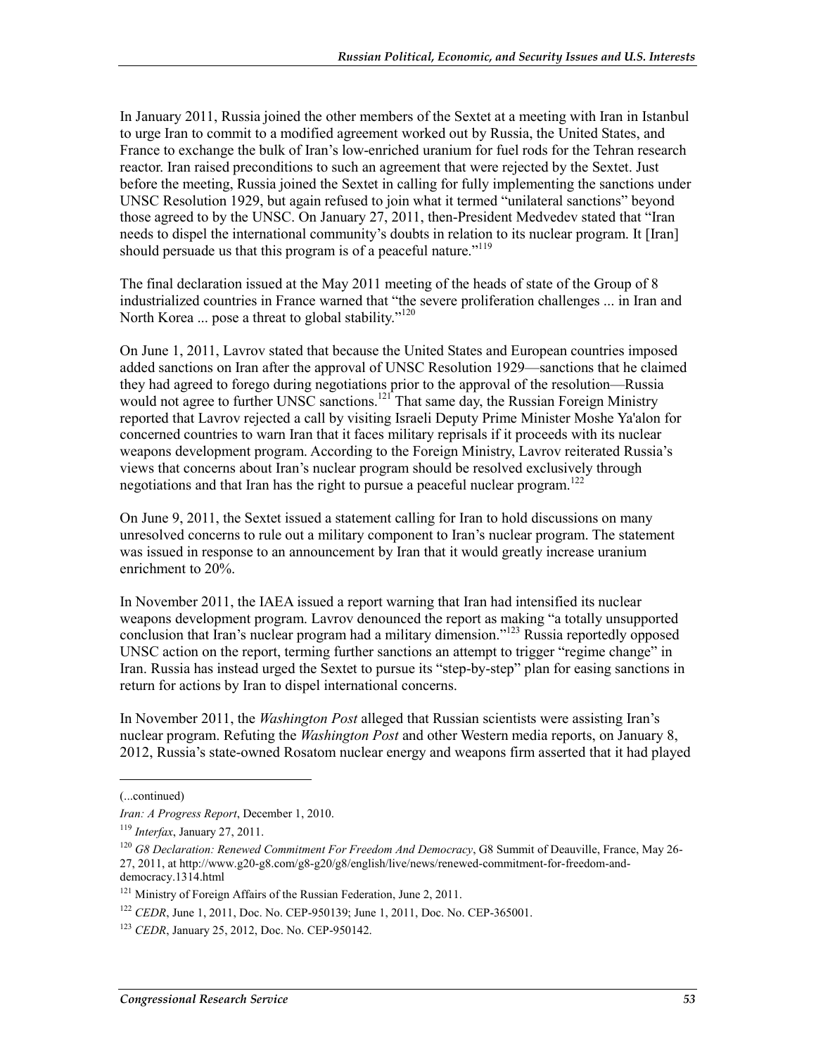In January 2011, Russia joined the other members of the Sextet at a meeting with Iran in Istanbul to urge Iran to commit to a modified agreement worked out by Russia, the United States, and France to exchange the bulk of Iran's low-enriched uranium for fuel rods for the Tehran research reactor. Iran raised preconditions to such an agreement that were rejected by the Sextet. Just before the meeting, Russia joined the Sextet in calling for fully implementing the sanctions under UNSC Resolution 1929, but again refused to join what it termed "unilateral sanctions" beyond those agreed to by the UNSC. On January 27, 2011, then-President Medvedev stated that "Iran needs to dispel the international community's doubts in relation to its nuclear program. It [Iran] should persuade us that this program is of a peaceful nature."[119]

The final declaration issued at the May 2011 meeting of the heads of state of the Group of 8 industrialized countries in France warned that "the severe proliferation challenges ... in Iran and North Korea ... pose a threat to global stability."[120]

On June 1, 2011, Lavrov stated that because the United States and European countries imposed added sanctions on Iran after the approval of UNSC Resolution 1929—sanctions that he claimed they had agreed to forego during negotiations prior to the approval of the resolution—Russia would not agree to further UNSC sanctions.[121] That same day, the Russian Foreign Ministry reported that Lavrov rejected a call by visiting Israeli Deputy Prime Minister Moshe Ya'alon for concerned countries to warn Iran that it faces military reprisals if it proceeds with its nuclear weapons development program. According to the Foreign Ministry, Lavrov reiterated Russia's views that concerns about Iran's nuclear program should be resolved exclusively through negotiations and that Iran has the right to pursue a peaceful nuclear program.[122]

On June 9, 2011, the Sextet issued a statement calling for Iran to hold discussions on many unresolved concerns to rule out a military component to Iran's nuclear program. The statement was issued in response to an announcement by Iran that it would greatly increase uranium enrichment to 20%.

In November 2011, the IAEA issued a report warning that Iran had intensified its nuclear weapons development program. Lavrov denounced the report as making "a totally unsupported conclusion that Iran's nuclear program had a military dimension."[123] Russia reportedly opposed UNSC action on the report, terming further sanctions an attempt to trigger "regime change" in Iran. Russia has instead urged the Sextet to pursue its "step-by-step" plan for easing sanctions in return for actions by Iran to dispel international concerns.

In November 2011, the *Washington Post* alleged that Russian scientists were assisting Iran's nuclear program. Refuting the *Washington Post* and other Western media reports, on January 8, 2012, Russia's state-owned Rosatom nuclear energy and weapons firm asserted that it had played

---

(...continued)

*Iran: A Progress Report*, December 1, 2010.

[119] *Interfax*, January 27, 2011.

[120] *G8 Declaration: Renewed Commitment For Freedom And Democracy*, G8 Summit of Deauville, France, May 26-27, 2011, at http://www.g20-g8.com/g8-g20/g8/english/live/news/renewed-commitment-for-freedom-and-democracy.1314.html

[121] Ministry of Foreign Affairs of the Russian Federation, June 2, 2011.

[122] *CEDR*, June 1, 2011, Doc. No. CEP-950139; June 1, 2011, Doc. No. CEP-365001.

[123] *CEDR*, January 25, 2012, Doc. No. CEP-950142.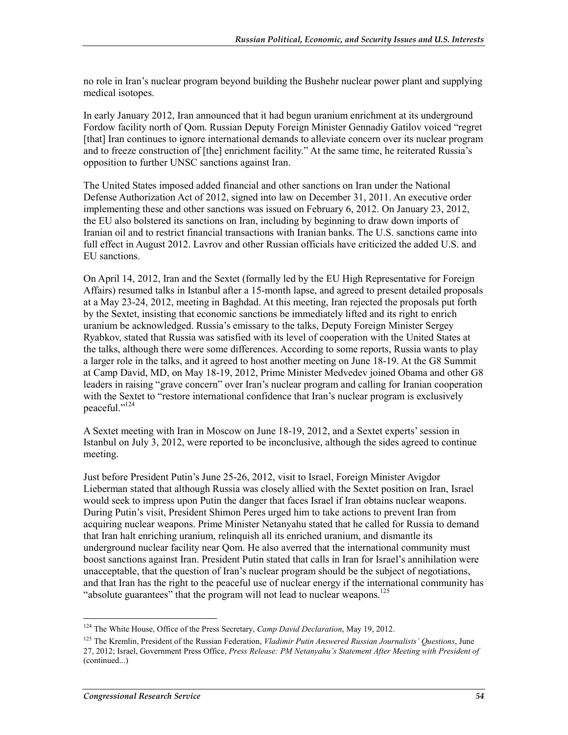no role in Iran's nuclear program beyond building the Bushehr nuclear power plant and supplying medical isotopes.

In early January 2012, Iran announced that it had begun uranium enrichment at its underground Fordow facility north of Qom. Russian Deputy Foreign Minister Gennadiy Gatilov voiced "regret [that] Iran continues to ignore international demands to alleviate concern over its nuclear program and to freeze construction of [the] enrichment facility." At the same time, he reiterated Russia's opposition to further UNSC sanctions against Iran.

The United States imposed added financial and other sanctions on Iran under the National Defense Authorization Act of 2012, signed into law on December 31, 2011. An executive order implementing these and other sanctions was issued on February 6, 2012. On January 23, 2012, the EU also bolstered its sanctions on Iran, including by beginning to draw down imports of Iranian oil and to restrict financial transactions with Iranian banks. The U.S. sanctions came into full effect in August 2012. Lavrov and other Russian officials have criticized the added U.S. and EU sanctions.

On April 14, 2012, Iran and the Sextet (formally led by the EU High Representative for Foreign Affairs) resumed talks in Istanbul after a 15-month lapse, and agreed to present detailed proposals at a May 23-24, 2012, meeting in Baghdad. At this meeting, Iran rejected the proposals put forth by the Sextet, insisting that economic sanctions be immediately lifted and its right to enrich uranium be acknowledged. Russia's emissary to the talks, Deputy Foreign Minister Sergey Ryabkov, stated that Russia was satisfied with its level of cooperation with the United States at the talks, although there were some differences. According to some reports, Russia wants to play a larger role in the talks, and it agreed to host another meeting on June 18-19. At the G8 Summit at Camp David, MD, on May 18-19, 2012, Prime Minister Medvedev joined Obama and other G8 leaders in raising "grave concern" over Iran's nuclear program and calling for Iranian cooperation with the Sextet to "restore international confidence that Iran's nuclear program is exclusively peaceful."[124]

A Sextet meeting with Iran in Moscow on June 18-19, 2012, and a Sextet experts' session in Istanbul on July 3, 2012, were reported to be inconclusive, although the sides agreed to continue meeting.

Just before President Putin's June 25-26, 2012, visit to Israel, Foreign Minister Avigdor Lieberman stated that although Russia was closely allied with the Sextet position on Iran, Israel would seek to impress upon Putin the danger that faces Israel if Iran obtains nuclear weapons. During Putin's visit, President Shimon Peres urged him to take actions to prevent Iran from acquiring nuclear weapons. Prime Minister Netanyahu stated that he called for Russia to demand that Iran halt enriching uranium, relinquish all its enriched uranium, and dismantle its underground nuclear facility near Qom. He also averred that the international community must boost sanctions against Iran. President Putin stated that calls in Iran for Israel's annihilation were unacceptable, that the question of Iran's nuclear program should be the subject of negotiations, and that Iran has the right to the peaceful use of nuclear energy if the international community has "absolute guarantees" that the program will not lead to nuclear weapons.[125]

---

[124] The White House, Office of the Press Secretary, *Camp David Declaration*, May 19, 2012.

[125] The Kremlin, President of the Russian Federation, *Vladimir Putin Answered Russian Journalists' Questions*, June 27, 2012; Israel, Government Press Office, *Press Release: PM Netanyahu's Statement After Meeting with President of* (continued...)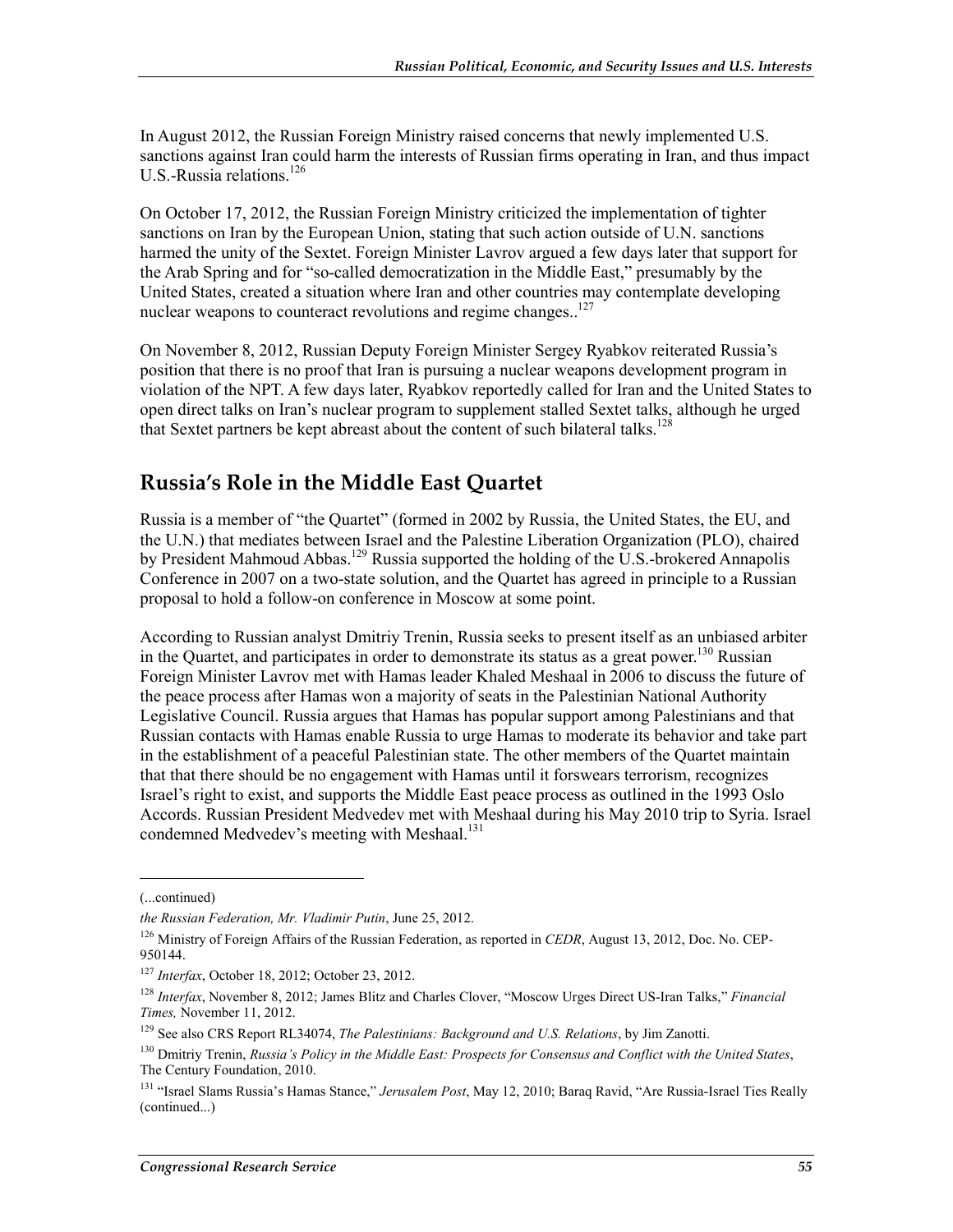In August 2012, the Russian Foreign Ministry raised concerns that newly implemented U.S. sanctions against Iran could harm the interests of Russian firms operating in Iran, and thus impact U.S.-Russia relations.[126]

On October 17, 2012, the Russian Foreign Ministry criticized the implementation of tighter sanctions on Iran by the European Union, stating that such action outside of U.N. sanctions harmed the unity of the Sextet. Foreign Minister Lavrov argued a few days later that support for the Arab Spring and for "so-called democratization in the Middle East," presumably by the United States, created a situation where Iran and other countries may contemplate developing nuclear weapons to counteract revolutions and regime changes..[127]

On November 8, 2012, Russian Deputy Foreign Minister Sergey Ryabkov reiterated Russia's position that there is no proof that Iran is pursuing a nuclear weapons development program in violation of the NPT. A few days later, Ryabkov reportedly called for Iran and the United States to open direct talks on Iran's nuclear program to supplement stalled Sextet talks, although he urged that Sextet partners be kept abreast about the content of such bilateral talks.[128]

## Russia's Role in the Middle East Quartet

Russia is a member of "the Quartet" (formed in 2002 by Russia, the United States, the EU, and the U.N.) that mediates between Israel and the Palestine Liberation Organization (PLO), chaired by President Mahmoud Abbas.[129] Russia supported the holding of the U.S.-brokered Annapolis Conference in 2007 on a two-state solution, and the Quartet has agreed in principle to a Russian proposal to hold a follow-on conference in Moscow at some point.

According to Russian analyst Dmitriy Trenin, Russia seeks to present itself as an unbiased arbiter in the Quartet, and participates in order to demonstrate its status as a great power.[130] Russian Foreign Minister Lavrov met with Hamas leader Khaled Meshaal in 2006 to discuss the future of the peace process after Hamas won a majority of seats in the Palestinian National Authority Legislative Council. Russia argues that Hamas has popular support among Palestinians and that Russian contacts with Hamas enable Russia to urge Hamas to moderate its behavior and take part in the establishment of a peaceful Palestinian state. The other members of the Quartet maintain that that there should be no engagement with Hamas until it forswears terrorism, recognizes Israel's right to exist, and supports the Middle East peace process as outlined in the 1993 Oslo Accords. Russian President Medvedev met with Meshaal during his May 2010 trip to Syria. Israel condemned Medvedev's meeting with Meshaal.[131]

---

(...continued)

*the Russian Federation, Mr. Vladimir Putin*, June 25, 2012.

[126] Ministry of Foreign Affairs of the Russian Federation, as reported in *CEDR*, August 13, 2012, Doc. No. CEP-950144.

[127] *Interfax*, October 18, 2012; October 23, 2012.

[128] *Interfax*, November 8, 2012; James Blitz and Charles Clover, "Moscow Urges Direct US-Iran Talks," *Financial Times,* November 11, 2012.

[129] See also CRS Report RL34074, *The Palestinians: Background and U.S. Relations*, by Jim Zanotti.

[130] Dmitriy Trenin, *Russia's Policy in the Middle East: Prospects for Consensus and Conflict with the United States*, The Century Foundation, 2010.

[131] "Israel Slams Russia's Hamas Stance," *Jerusalem Post*, May 12, 2010; Baraq Ravid, "Are Russia-Israel Ties Really (continued...)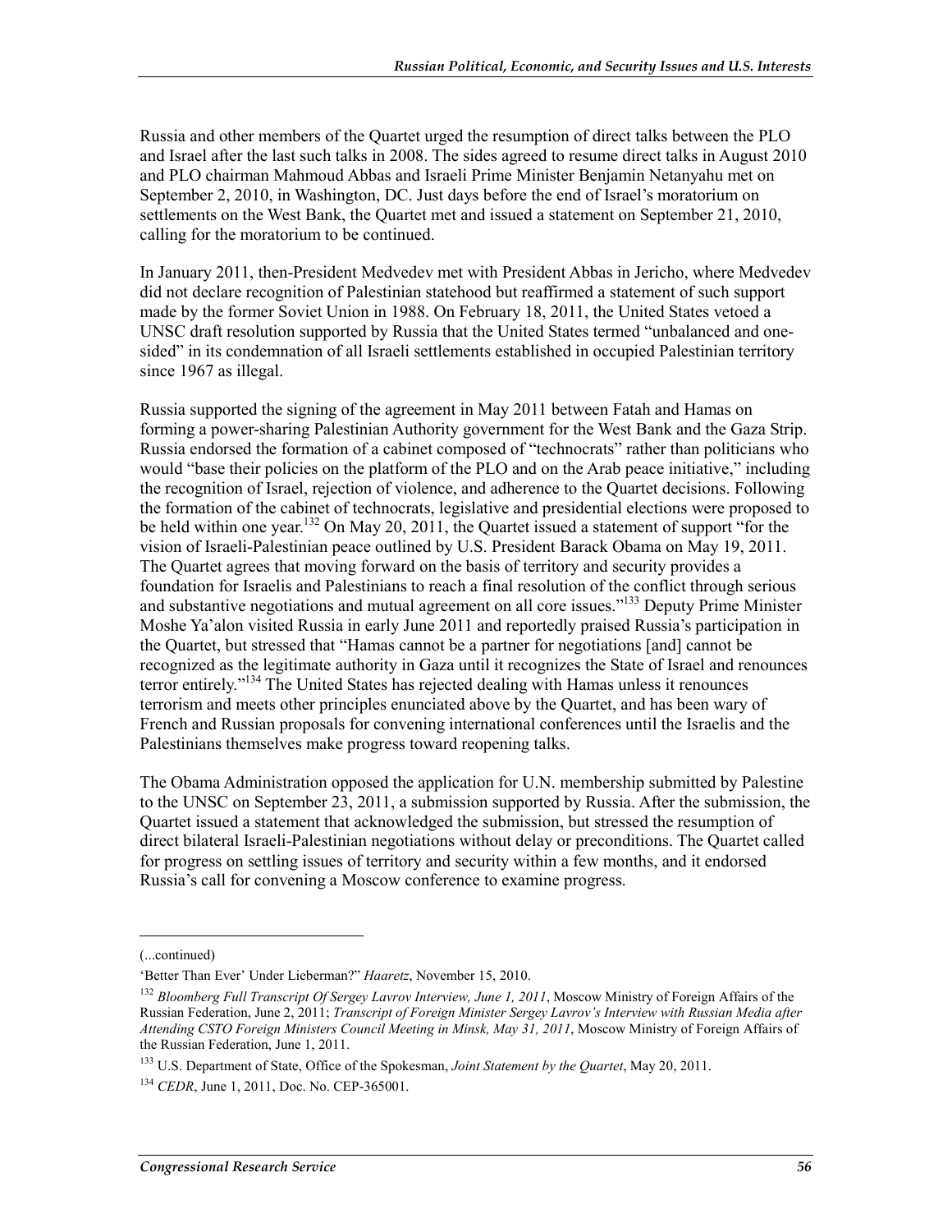Russia and other members of the Quartet urged the resumption of direct talks between the PLO and Israel after the last such talks in 2008. The sides agreed to resume direct talks in August 2010 and PLO chairman Mahmoud Abbas and Israeli Prime Minister Benjamin Netanyahu met on September 2, 2010, in Washington, DC. Just days before the end of Israel's moratorium on settlements on the West Bank, the Quartet met and issued a statement on September 21, 2010, calling for the moratorium to be continued.

In January 2011, then-President Medvedev met with President Abbas in Jericho, where Medvedev did not declare recognition of Palestinian statehood but reaffirmed a statement of such support made by the former Soviet Union in 1988. On February 18, 2011, the United States vetoed a UNSC draft resolution supported by Russia that the United States termed "unbalanced and one-sided" in its condemnation of all Israeli settlements established in occupied Palestinian territory since 1967 as illegal.

Russia supported the signing of the agreement in May 2011 between Fatah and Hamas on forming a power-sharing Palestinian Authority government for the West Bank and the Gaza Strip. Russia endorsed the formation of a cabinet composed of "technocrats" rather than politicians who would "base their policies on the platform of the PLO and on the Arab peace initiative," including the recognition of Israel, rejection of violence, and adherence to the Quartet decisions. Following the formation of the cabinet of technocrats, legislative and presidential elections were proposed to be held within one year.[132] On May 20, 2011, the Quartet issued a statement of support "for the vision of Israeli-Palestinian peace outlined by U.S. President Barack Obama on May 19, 2011. The Quartet agrees that moving forward on the basis of territory and security provides a foundation for Israelis and Palestinians to reach a final resolution of the conflict through serious and substantive negotiations and mutual agreement on all core issues."[133] Deputy Prime Minister Moshe Ya'alon visited Russia in early June 2011 and reportedly praised Russia's participation in the Quartet, but stressed that "Hamas cannot be a partner for negotiations [and] cannot be recognized as the legitimate authority in Gaza until it recognizes the State of Israel and renounces terror entirely."[134] The United States has rejected dealing with Hamas unless it renounces terrorism and meets other principles enunciated above by the Quartet, and has been wary of French and Russian proposals for convening international conferences until the Israelis and the Palestinians themselves make progress toward reopening talks.

The Obama Administration opposed the application for U.N. membership submitted by Palestine to the UNSC on September 23, 2011, a submission supported by Russia. After the submission, the Quartet issued a statement that acknowledged the submission, but stressed the resumption of direct bilateral Israeli-Palestinian negotiations without delay or preconditions. The Quartet called for progress on settling issues of territory and security within a few months, and it endorsed Russia's call for convening a Moscow conference to examine progress.

---

(...continued)

'Better Than Ever' Under Lieberman?" *Haaretz*, November 15, 2010.

[132] *Bloomberg Full Transcript Of Sergey Lavrov Interview, June 1, 2011*, Moscow Ministry of Foreign Affairs of the Russian Federation, June 2, 2011; *Transcript of Foreign Minister Sergey Lavrov's Interview with Russian Media after Attending CSTO Foreign Ministers Council Meeting in Minsk, May 31, 2011*, Moscow Ministry of Foreign Affairs of the Russian Federation, June 1, 2011.

[133] U.S. Department of State, Office of the Spokesman, *Joint Statement by the Quartet*, May 20, 2011.

[134] *CEDR*, June 1, 2011, Doc. No. CEP-365001.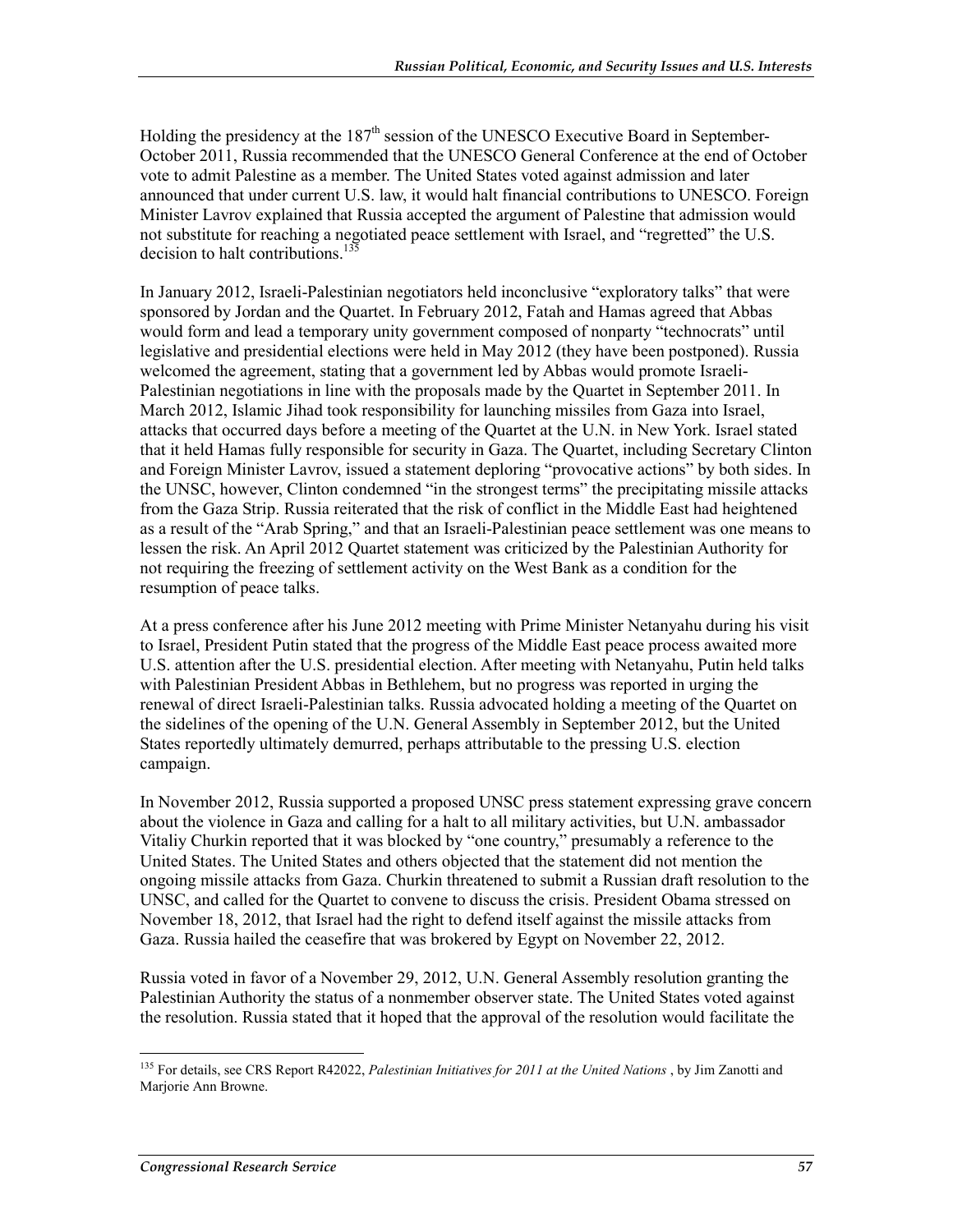Holding the presidency at the 187th session of the UNESCO Executive Board in September-October 2011, Russia recommended that the UNESCO General Conference at the end of October vote to admit Palestine as a member. The United States voted against admission and later announced that under current U.S. law, it would halt financial contributions to UNESCO. Foreign Minister Lavrov explained that Russia accepted the argument of Palestine that admission would not substitute for reaching a negotiated peace settlement with Israel, and "regretted" the U.S. decision to halt contributions.[135]

In January 2012, Israeli-Palestinian negotiators held inconclusive "exploratory talks" that were sponsored by Jordan and the Quartet. In February 2012, Fatah and Hamas agreed that Abbas would form and lead a temporary unity government composed of nonparty "technocrats" until legislative and presidential elections were held in May 2012 (they have been postponed). Russia welcomed the agreement, stating that a government led by Abbas would promote Israeli-Palestinian negotiations in line with the proposals made by the Quartet in September 2011. In March 2012, Islamic Jihad took responsibility for launching missiles from Gaza into Israel, attacks that occurred days before a meeting of the Quartet at the U.N. in New York. Israel stated that it held Hamas fully responsible for security in Gaza. The Quartet, including Secretary Clinton and Foreign Minister Lavrov, issued a statement deploring "provocative actions" by both sides. In the UNSC, however, Clinton condemned "in the strongest terms" the precipitating missile attacks from the Gaza Strip. Russia reiterated that the risk of conflict in the Middle East had heightened as a result of the "Arab Spring," and that an Israeli-Palestinian peace settlement was one means to lessen the risk. An April 2012 Quartet statement was criticized by the Palestinian Authority for not requiring the freezing of settlement activity on the West Bank as a condition for the resumption of peace talks.

At a press conference after his June 2012 meeting with Prime Minister Netanyahu during his visit to Israel, President Putin stated that the progress of the Middle East peace process awaited more U.S. attention after the U.S. presidential election. After meeting with Netanyahu, Putin held talks with Palestinian President Abbas in Bethlehem, but no progress was reported in urging the renewal of direct Israeli-Palestinian talks. Russia advocated holding a meeting of the Quartet on the sidelines of the opening of the U.N. General Assembly in September 2012, but the United States reportedly ultimately demurred, perhaps attributable to the pressing U.S. election campaign.

In November 2012, Russia supported a proposed UNSC press statement expressing grave concern about the violence in Gaza and calling for a halt to all military activities, but U.N. ambassador Vitaliy Churkin reported that it was blocked by "one country," presumably a reference to the United States. The United States and others objected that the statement did not mention the ongoing missile attacks from Gaza. Churkin threatened to submit a Russian draft resolution to the UNSC, and called for the Quartet to convene to discuss the crisis. President Obama stressed on November 18, 2012, that Israel had the right to defend itself against the missile attacks from Gaza. Russia hailed the ceasefire that was brokered by Egypt on November 22, 2012.

Russia voted in favor of a November 29, 2012, U.N. General Assembly resolution granting the Palestinian Authority the status of a nonmember observer state. The United States voted against the resolution. Russia stated that it hoped that the approval of the resolution would facilitate the

---

[135] For details, see CRS Report R42022, *Palestinian Initiatives for 2011 at the United Nations* , by Jim Zanotti and Marjorie Ann Browne.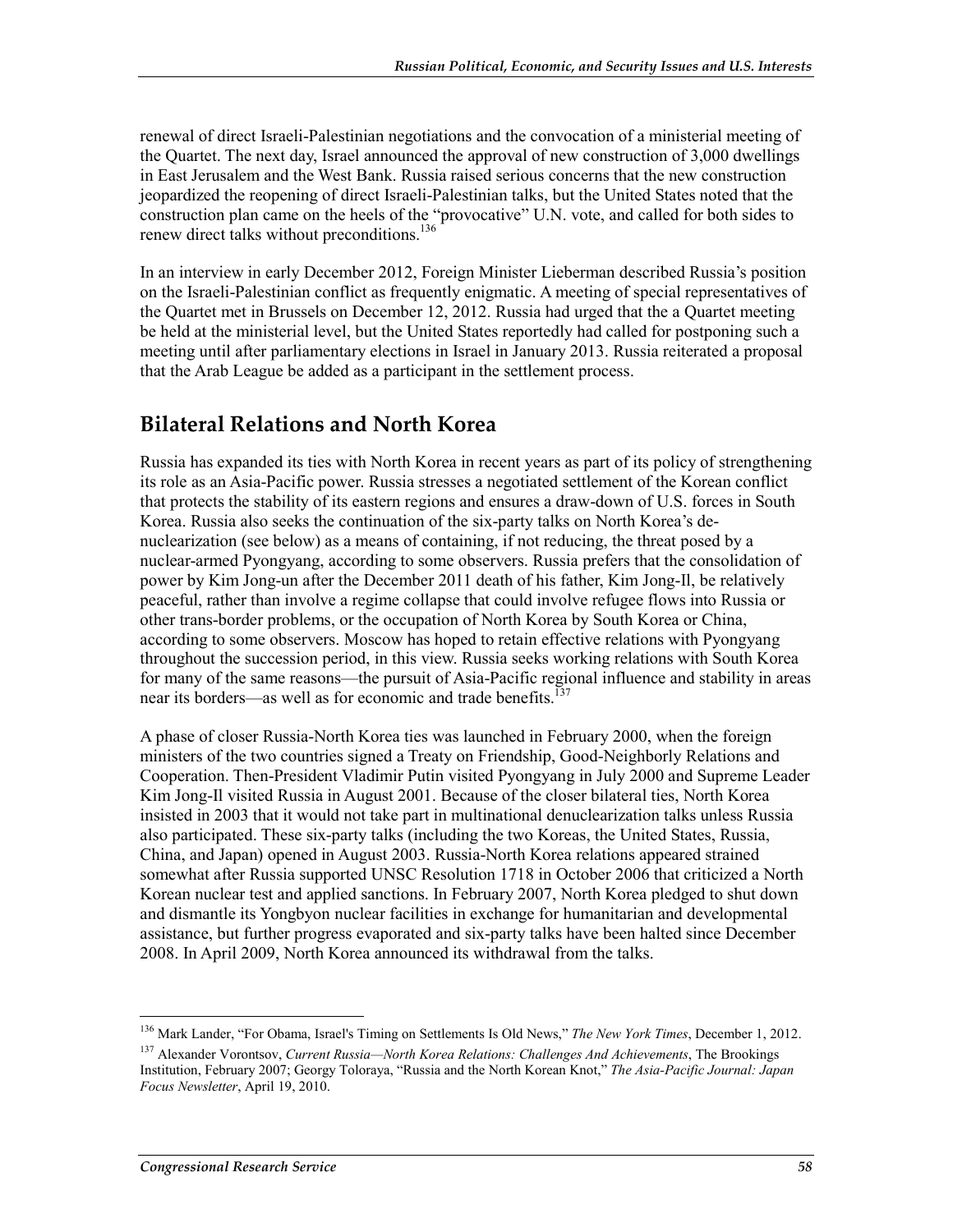renewal of direct Israeli-Palestinian negotiations and the convocation of a ministerial meeting of the Quartet. The next day, Israel announced the approval of new construction of 3,000 dwellings in East Jerusalem and the West Bank. Russia raised serious concerns that the new construction jeopardized the reopening of direct Israeli-Palestinian talks, but the United States noted that the construction plan came on the heels of the "provocative" U.N. vote, and called for both sides to renew direct talks without preconditions.[136]

In an interview in early December 2012, Foreign Minister Lieberman described Russia's position on the Israeli-Palestinian conflict as frequently enigmatic. A meeting of special representatives of the Quartet met in Brussels on December 12, 2012. Russia had urged that the a Quartet meeting be held at the ministerial level, but the United States reportedly had called for postponing such a meeting until after parliamentary elections in Israel in January 2013. Russia reiterated a proposal that the Arab League be added as a participant in the settlement process.

## Bilateral Relations and North Korea

Russia has expanded its ties with North Korea in recent years as part of its policy of strengthening its role as an Asia-Pacific power. Russia stresses a negotiated settlement of the Korean conflict that protects the stability of its eastern regions and ensures a draw-down of U.S. forces in South Korea. Russia also seeks the continuation of the six-party talks on North Korea's de-nuclearization (see below) as a means of containing, if not reducing, the threat posed by a nuclear-armed Pyongyang, according to some observers. Russia prefers that the consolidation of power by Kim Jong-un after the December 2011 death of his father, Kim Jong-Il, be relatively peaceful, rather than involve a regime collapse that could involve refugee flows into Russia or other trans-border problems, or the occupation of North Korea by South Korea or China, according to some observers. Moscow has hoped to retain effective relations with Pyongyang throughout the succession period, in this view. Russia seeks working relations with South Korea for many of the same reasons—the pursuit of Asia-Pacific regional influence and stability in areas near its borders—as well as for economic and trade benefits.[137]

A phase of closer Russia-North Korea ties was launched in February 2000, when the foreign ministers of the two countries signed a Treaty on Friendship, Good-Neighborly Relations and Cooperation. Then-President Vladimir Putin visited Pyongyang in July 2000 and Supreme Leader Kim Jong-Il visited Russia in August 2001. Because of the closer bilateral ties, North Korea insisted in 2003 that it would not take part in multinational denuclearization talks unless Russia also participated. These six-party talks (including the two Koreas, the United States, Russia, China, and Japan) opened in August 2003. Russia-North Korea relations appeared strained somewhat after Russia supported UNSC Resolution 1718 in October 2006 that criticized a North Korean nuclear test and applied sanctions. In February 2007, North Korea pledged to shut down and dismantle its Yongbyon nuclear facilities in exchange for humanitarian and developmental assistance, but further progress evaporated and six-party talks have been halted since December 2008. In April 2009, North Korea announced its withdrawal from the talks.

---

[136] Mark Lander, "For Obama, Israel's Timing on Settlements Is Old News," *The New York Times*, December 1, 2012.

[137] Alexander Vorontsov, *Current Russia—North Korea Relations: Challenges And Achievements*, The Brookings Institution, February 2007; Georgy Toloraya, "Russia and the North Korean Knot," *The Asia-Pacific Journal: Japan Focus Newsletter*, April 19, 2010.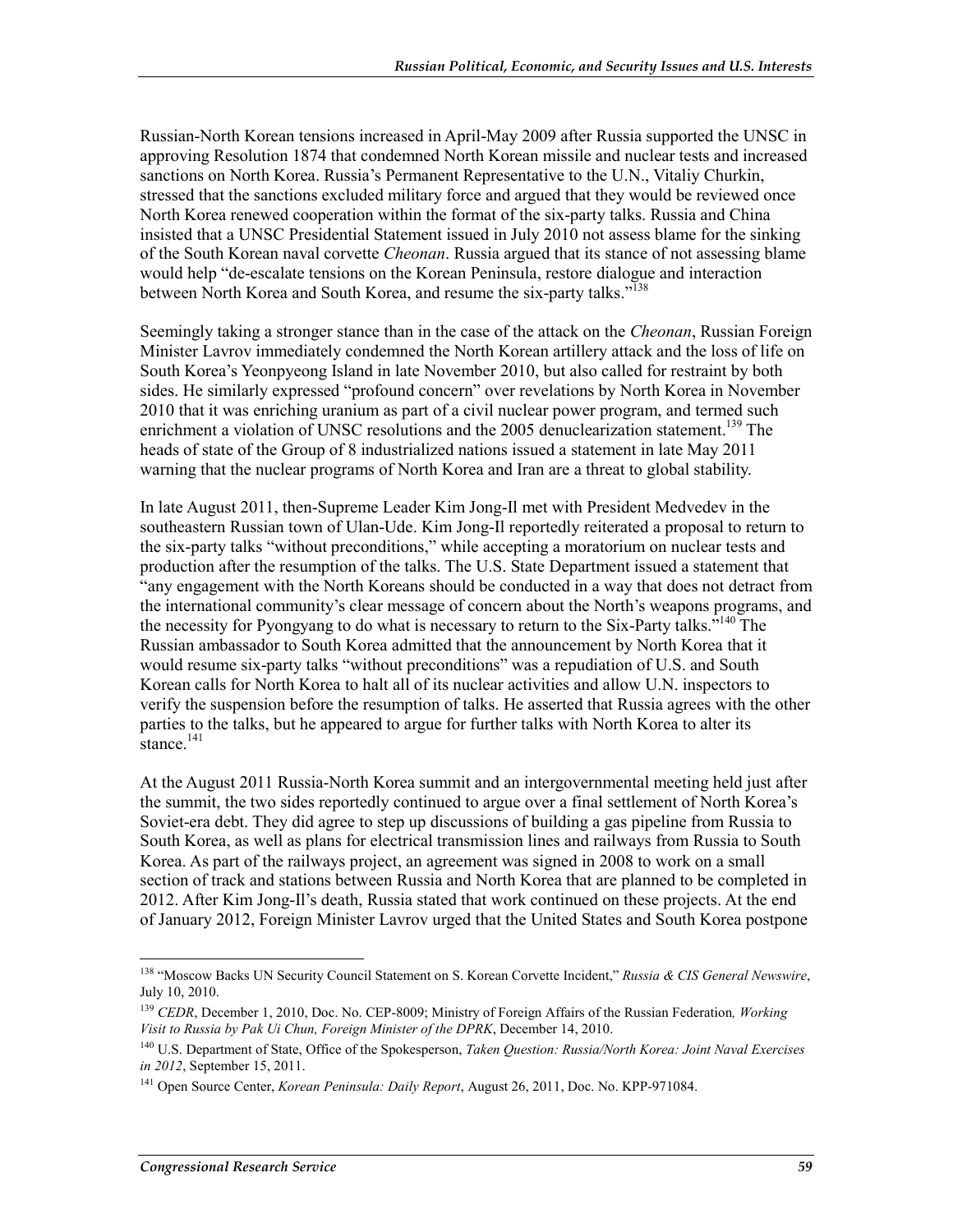Russian-North Korean tensions increased in April-May 2009 after Russia supported the UNSC in approving Resolution 1874 that condemned North Korean missile and nuclear tests and increased sanctions on North Korea. Russia's Permanent Representative to the U.N., Vitaliy Churkin, stressed that the sanctions excluded military force and argued that they would be reviewed once North Korea renewed cooperation within the format of the six-party talks. Russia and China insisted that a UNSC Presidential Statement issued in July 2010 not assess blame for the sinking of the South Korean naval corvette *Cheonan*. Russia argued that its stance of not assessing blame would help "de-escalate tensions on the Korean Peninsula, restore dialogue and interaction between North Korea and South Korea, and resume the six-party talks."[138]

Seemingly taking a stronger stance than in the case of the attack on the *Cheonan*, Russian Foreign Minister Lavrov immediately condemned the North Korean artillery attack and the loss of life on South Korea's Yeonpyeong Island in late November 2010, but also called for restraint by both sides. He similarly expressed "profound concern" over revelations by North Korea in November 2010 that it was enriching uranium as part of a civil nuclear power program, and termed such enrichment a violation of UNSC resolutions and the 2005 denuclearization statement.[139] The heads of state of the Group of 8 industrialized nations issued a statement in late May 2011 warning that the nuclear programs of North Korea and Iran are a threat to global stability.

In late August 2011, then-Supreme Leader Kim Jong-Il met with President Medvedev in the southeastern Russian town of Ulan-Ude. Kim Jong-Il reportedly reiterated a proposal to return to the six-party talks "without preconditions," while accepting a moratorium on nuclear tests and production after the resumption of the talks. The U.S. State Department issued a statement that "any engagement with the North Koreans should be conducted in a way that does not detract from the international community's clear message of concern about the North's weapons programs, and the necessity for Pyongyang to do what is necessary to return to the Six-Party talks."[140] The Russian ambassador to South Korea admitted that the announcement by North Korea that it would resume six-party talks "without preconditions" was a repudiation of U.S. and South Korean calls for North Korea to halt all of its nuclear activities and allow U.N. inspectors to verify the suspension before the resumption of talks. He asserted that Russia agrees with the other parties to the talks, but he appeared to argue for further talks with North Korea to alter its stance.[141]

At the August 2011 Russia-North Korea summit and an intergovernmental meeting held just after the summit, the two sides reportedly continued to argue over a final settlement of North Korea's Soviet-era debt. They did agree to step up discussions of building a gas pipeline from Russia to South Korea, as well as plans for electrical transmission lines and railways from Russia to South Korea. As part of the railways project, an agreement was signed in 2008 to work on a small section of track and stations between Russia and North Korea that are planned to be completed in 2012. After Kim Jong-Il's death, Russia stated that work continued on these projects. At the end of January 2012, Foreign Minister Lavrov urged that the United States and South Korea postpone

---

[138] "Moscow Backs UN Security Council Statement on S. Korean Corvette Incident," *Russia & CIS General Newswire*, July 10, 2010.

[139] *CEDR*, December 1, 2010, Doc. No. CEP-8009; Ministry of Foreign Affairs of the Russian Federation*, Working Visit to Russia by Pak Ui Chun, Foreign Minister of the DPRK*, December 14, 2010.

[140] U.S. Department of State, Office of the Spokesperson, *Taken Question: Russia/North Korea: Joint Naval Exercises in 2012*, September 15, 2011.

[141] Open Source Center, *Korean Peninsula: Daily Report*, August 26, 2011, Doc. No. KPP-971084.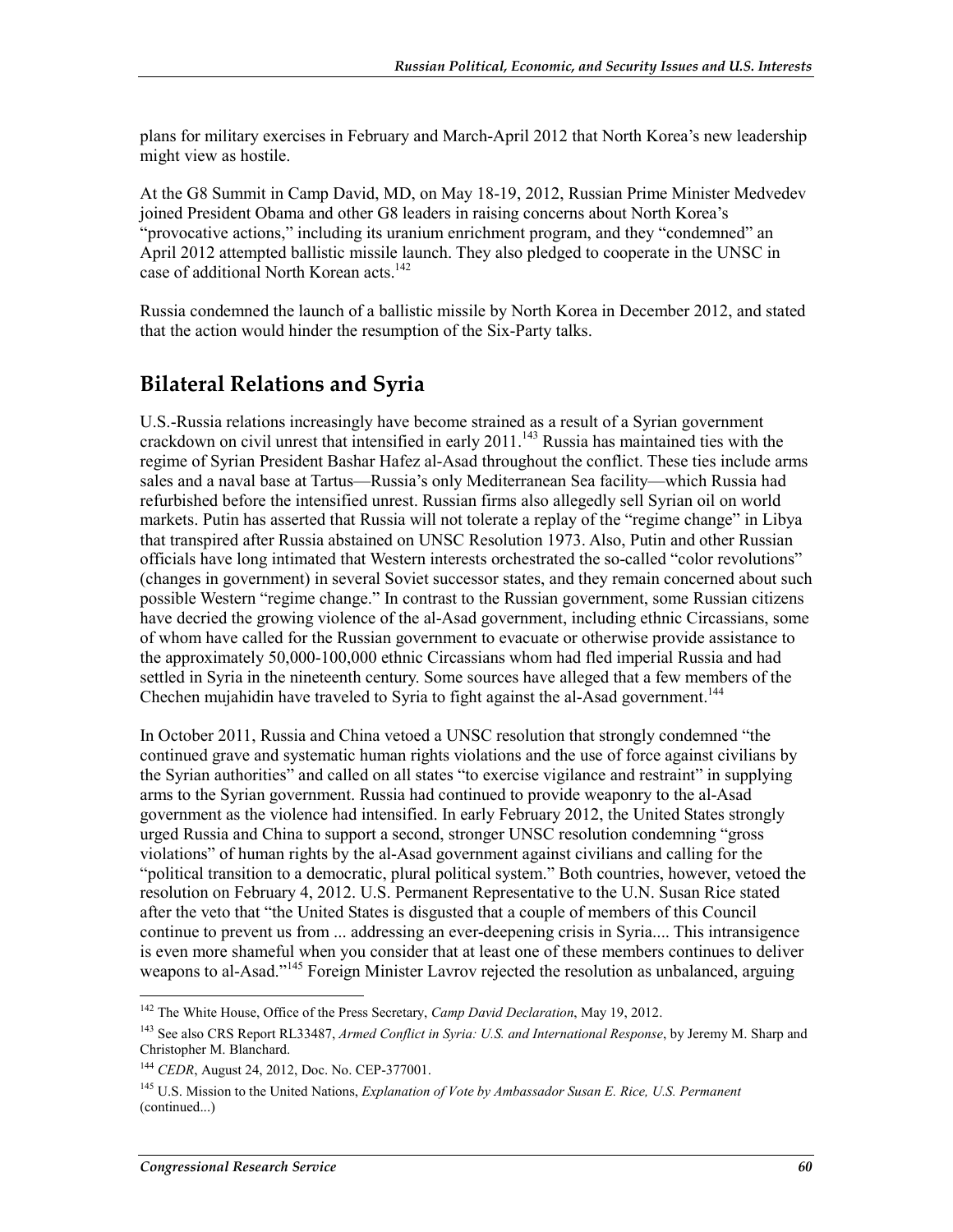plans for military exercises in February and March-April 2012 that North Korea's new leadership might view as hostile.

At the G8 Summit in Camp David, MD, on May 18-19, 2012, Russian Prime Minister Medvedev joined President Obama and other G8 leaders in raising concerns about North Korea's "provocative actions," including its uranium enrichment program, and they "condemned" an April 2012 attempted ballistic missile launch. They also pledged to cooperate in the UNSC in case of additional North Korean acts.[142]

Russia condemned the launch of a ballistic missile by North Korea in December 2012, and stated that the action would hinder the resumption of the Six-Party talks.

## Bilateral Relations and Syria

U.S.-Russia relations increasingly have become strained as a result of a Syrian government crackdown on civil unrest that intensified in early 2011.[143] Russia has maintained ties with the regime of Syrian President Bashar Hafez al-Asad throughout the conflict. These ties include arms sales and a naval base at Tartus—Russia's only Mediterranean Sea facility—which Russia had refurbished before the intensified unrest. Russian firms also allegedly sell Syrian oil on world markets. Putin has asserted that Russia will not tolerate a replay of the "regime change" in Libya that transpired after Russia abstained on UNSC Resolution 1973. Also, Putin and other Russian officials have long intimated that Western interests orchestrated the so-called "color revolutions" (changes in government) in several Soviet successor states, and they remain concerned about such possible Western "regime change." In contrast to the Russian government, some Russian citizens have decried the growing violence of the al-Asad government, including ethnic Circassians, some of whom have called for the Russian government to evacuate or otherwise provide assistance to the approximately 50,000-100,000 ethnic Circassians whom had fled imperial Russia and had settled in Syria in the nineteenth century. Some sources have alleged that a few members of the Chechen mujahidin have traveled to Syria to fight against the al-Asad government.[144]

In October 2011, Russia and China vetoed a UNSC resolution that strongly condemned "the continued grave and systematic human rights violations and the use of force against civilians by the Syrian authorities" and called on all states "to exercise vigilance and restraint" in supplying arms to the Syrian government. Russia had continued to provide weaponry to the al-Asad government as the violence had intensified. In early February 2012, the United States strongly urged Russia and China to support a second, stronger UNSC resolution condemning "gross violations" of human rights by the al-Asad government against civilians and calling for the "political transition to a democratic, plural political system." Both countries, however, vetoed the resolution on February 4, 2012. U.S. Permanent Representative to the U.N. Susan Rice stated after the veto that "the United States is disgusted that a couple of members of this Council continue to prevent us from ... addressing an ever-deepening crisis in Syria.... This intransigence is even more shameful when you consider that at least one of these members continues to deliver weapons to al-Asad."[145] Foreign Minister Lavrov rejected the resolution as unbalanced, arguing

---

[142] The White House, Office of the Press Secretary, *Camp David Declaration*, May 19, 2012.

[143] See also CRS Report RL33487, *Armed Conflict in Syria: U.S. and International Response*, by Jeremy M. Sharp and Christopher M. Blanchard.

[144] *CEDR*, August 24, 2012, Doc. No. CEP-377001.

[145] U.S. Mission to the United Nations, *Explanation of Vote by Ambassador Susan E. Rice, U.S. Permanent* (continued...)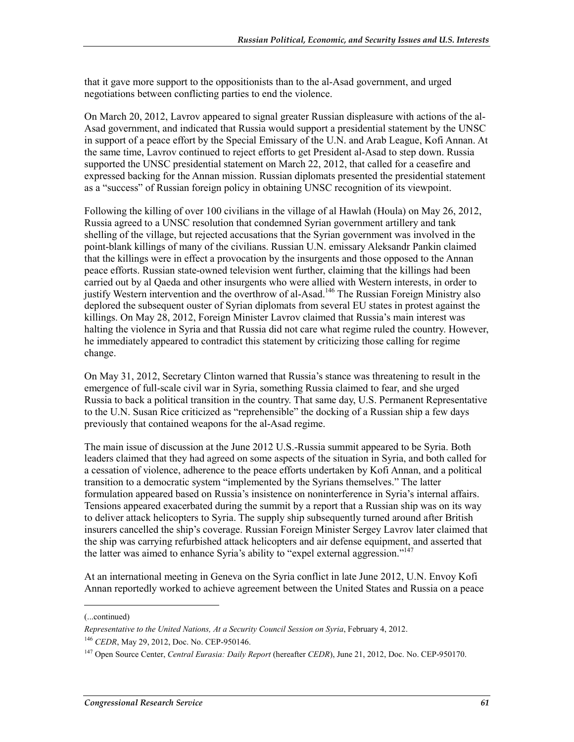that it gave more support to the oppositionists than to the al-Asad government, and urged negotiations between conflicting parties to end the violence.

On March 20, 2012, Lavrov appeared to signal greater Russian displeasure with actions of the al-Asad government, and indicated that Russia would support a presidential statement by the UNSC in support of a peace effort by the Special Emissary of the U.N. and Arab League, Kofi Annan. At the same time, Lavrov continued to reject efforts to get President al-Asad to step down. Russia supported the UNSC presidential statement on March 22, 2012, that called for a ceasefire and expressed backing for the Annan mission. Russian diplomats presented the presidential statement as a "success" of Russian foreign policy in obtaining UNSC recognition of its viewpoint.

Following the killing of over 100 civilians in the village of al Hawlah (Houla) on May 26, 2012, Russia agreed to a UNSC resolution that condemned Syrian government artillery and tank shelling of the village, but rejected accusations that the Syrian government was involved in the point-blank killings of many of the civilians. Russian U.N. emissary Aleksandr Pankin claimed that the killings were in effect a provocation by the insurgents and those opposed to the Annan peace efforts. Russian state-owned television went further, claiming that the killings had been carried out by al Qaeda and other insurgents who were allied with Western interests, in order to justify Western intervention and the overthrow of al-Asad.[146] The Russian Foreign Ministry also deplored the subsequent ouster of Syrian diplomats from several EU states in protest against the killings. On May 28, 2012, Foreign Minister Lavrov claimed that Russia's main interest was halting the violence in Syria and that Russia did not care what regime ruled the country. However, he immediately appeared to contradict this statement by criticizing those calling for regime change.

On May 31, 2012, Secretary Clinton warned that Russia's stance was threatening to result in the emergence of full-scale civil war in Syria, something Russia claimed to fear, and she urged Russia to back a political transition in the country. That same day, U.S. Permanent Representative to the U.N. Susan Rice criticized as "reprehensible" the docking of a Russian ship a few days previously that contained weapons for the al-Asad regime.

The main issue of discussion at the June 2012 U.S.-Russia summit appeared to be Syria. Both leaders claimed that they had agreed on some aspects of the situation in Syria, and both called for a cessation of violence, adherence to the peace efforts undertaken by Kofi Annan, and a political transition to a democratic system "implemented by the Syrians themselves." The latter formulation appeared based on Russia's insistence on noninterference in Syria's internal affairs. Tensions appeared exacerbated during the summit by a report that a Russian ship was on its way to deliver attack helicopters to Syria. The supply ship subsequently turned around after British insurers cancelled the ship's coverage. Russian Foreign Minister Sergey Lavrov later claimed that the ship was carrying refurbished attack helicopters and air defense equipment, and asserted that the latter was aimed to enhance Syria's ability to "expel external aggression."[147]

At an international meeting in Geneva on the Syria conflict in late June 2012, U.N. Envoy Kofi Annan reportedly worked to achieve agreement between the United States and Russia on a peace

---

(...continued)

*Representative to the United Nations, At a Security Council Session on Syria*, February 4, 2012.

[146] *CEDR*, May 29, 2012, Doc. No. CEP-950146.

[147] Open Source Center, *Central Eurasia: Daily Report* (hereafter *CEDR*), June 21, 2012, Doc. No. CEP-950170.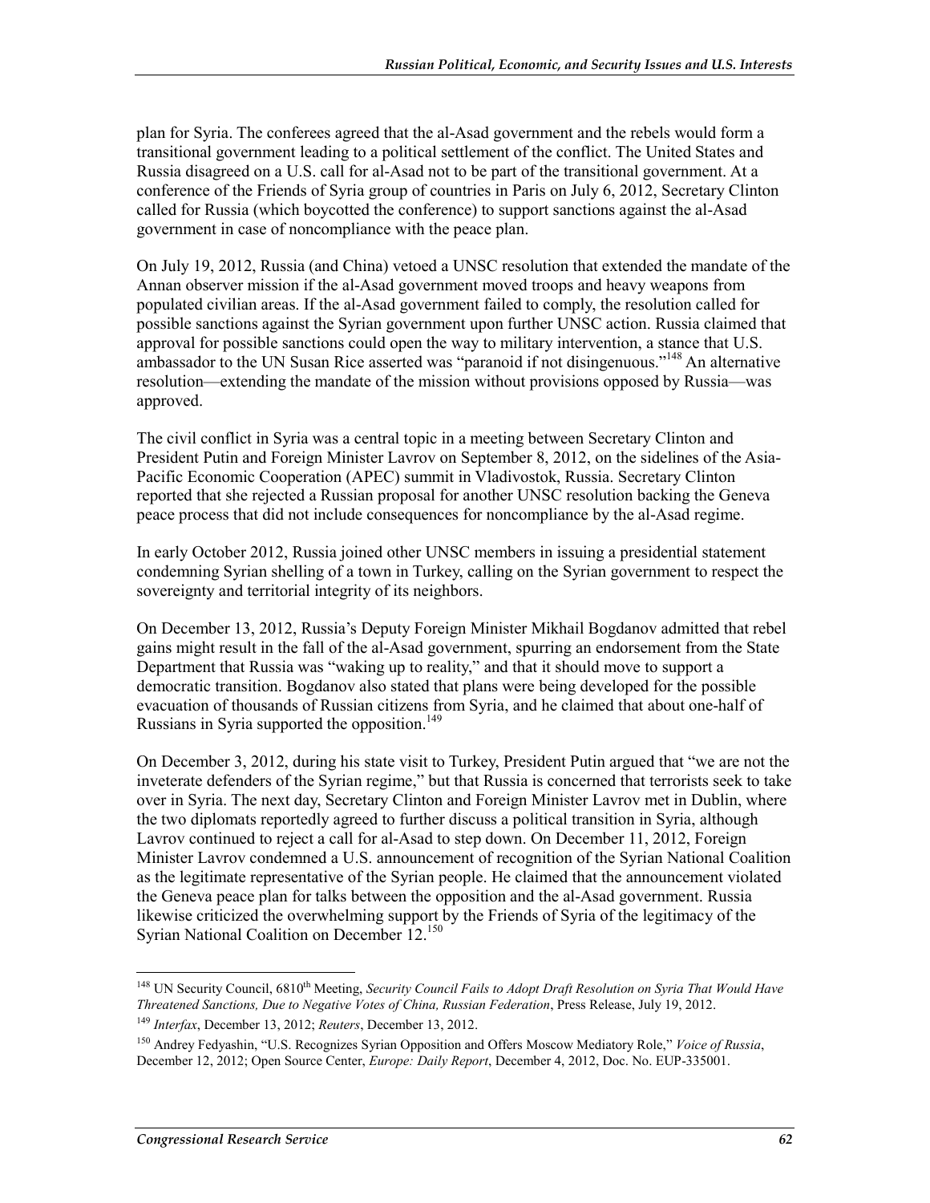plan for Syria. The conferees agreed that the al-Asad government and the rebels would form a transitional government leading to a political settlement of the conflict. The United States and Russia disagreed on a U.S. call for al-Asad not to be part of the transitional government. At a conference of the Friends of Syria group of countries in Paris on July 6, 2012, Secretary Clinton called for Russia (which boycotted the conference) to support sanctions against the al-Asad government in case of noncompliance with the peace plan.

On July 19, 2012, Russia (and China) vetoed a UNSC resolution that extended the mandate of the Annan observer mission if the al-Asad government moved troops and heavy weapons from populated civilian areas. If the al-Asad government failed to comply, the resolution called for possible sanctions against the Syrian government upon further UNSC action. Russia claimed that approval for possible sanctions could open the way to military intervention, a stance that U.S. ambassador to the UN Susan Rice asserted was "paranoid if not disingenuous."[148] An alternative resolution—extending the mandate of the mission without provisions opposed by Russia—was approved.

The civil conflict in Syria was a central topic in a meeting between Secretary Clinton and President Putin and Foreign Minister Lavrov on September 8, 2012, on the sidelines of the Asia-Pacific Economic Cooperation (APEC) summit in Vladivostok, Russia. Secretary Clinton reported that she rejected a Russian proposal for another UNSC resolution backing the Geneva peace process that did not include consequences for noncompliance by the al-Asad regime.

In early October 2012, Russia joined other UNSC members in issuing a presidential statement condemning Syrian shelling of a town in Turkey, calling on the Syrian government to respect the sovereignty and territorial integrity of its neighbors.

On December 13, 2012, Russia's Deputy Foreign Minister Mikhail Bogdanov admitted that rebel gains might result in the fall of the al-Asad government, spurring an endorsement from the State Department that Russia was "waking up to reality," and that it should move to support a democratic transition. Bogdanov also stated that plans were being developed for the possible evacuation of thousands of Russian citizens from Syria, and he claimed that about one-half of Russians in Syria supported the opposition.[149]

On December 3, 2012, during his state visit to Turkey, President Putin argued that "we are not the inveterate defenders of the Syrian regime," but that Russia is concerned that terrorists seek to take over in Syria. The next day, Secretary Clinton and Foreign Minister Lavrov met in Dublin, where the two diplomats reportedly agreed to further discuss a political transition in Syria, although Lavrov continued to reject a call for al-Asad to step down. On December 11, 2012, Foreign Minister Lavrov condemned a U.S. announcement of recognition of the Syrian National Coalition as the legitimate representative of the Syrian people. He claimed that the announcement violated the Geneva peace plan for talks between the opposition and the al-Asad government. Russia likewise criticized the overwhelming support by the Friends of Syria of the legitimacy of the Syrian National Coalition on December 12.[150]

[148] UN Security Council, 6810th Meeting, *Security Council Fails to Adopt Draft Resolution on Syria That Would Have Threatened Sanctions, Due to Negative Votes of China, Russian Federation*, Press Release, July 19, 2012.

[149] *Interfax*, December 13, 2012; *Reuters*, December 13, 2012.

[150] Andrey Fedyashin, "U.S. Recognizes Syrian Opposition and Offers Moscow Mediatory Role," *Voice of Russia*, December 12, 2012; Open Source Center, *Europe: Daily Report*, December 4, 2012, Doc. No. EUP-335001.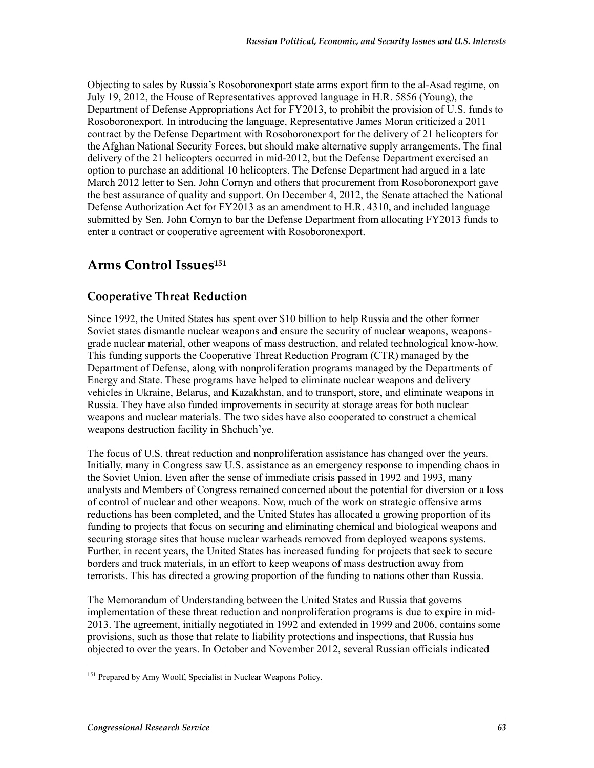Objecting to sales by Russia's Rosoboronexport state arms export firm to the al-Asad regime, on July 19, 2012, the House of Representatives approved language in H.R. 5856 (Young), the Department of Defense Appropriations Act for FY2013, to prohibit the provision of U.S. funds to Rosoboronexport. In introducing the language, Representative James Moran criticized a 2011 contract by the Defense Department with Rosoboronexport for the delivery of 21 helicopters for the Afghan National Security Forces, but should make alternative supply arrangements. The final delivery of the 21 helicopters occurred in mid-2012, but the Defense Department exercised an option to purchase an additional 10 helicopters. The Defense Department had argued in a late March 2012 letter to Sen. John Cornyn and others that procurement from Rosoboronexport gave the best assurance of quality and support. On December 4, 2012, the Senate attached the National Defense Authorization Act for FY2013 as an amendment to H.R. 4310, and included language submitted by Sen. John Cornyn to bar the Defense Department from allocating FY2013 funds to enter a contract or cooperative agreement with Rosoboronexport.

## Arms Control Issues[151]

### Cooperative Threat Reduction

Since 1992, the United States has spent over $10 billion to help Russia and the other former Soviet states dismantle nuclear weapons and ensure the security of nuclear weapons, weapons-grade nuclear material, other weapons of mass destruction, and related technological know-how. This funding supports the Cooperative Threat Reduction Program (CTR) managed by the Department of Defense, along with nonproliferation programs managed by the Departments of Energy and State. These programs have helped to eliminate nuclear weapons and delivery vehicles in Ukraine, Belarus, and Kazakhstan, and to transport, store, and eliminate weapons in Russia. They have also funded improvements in security at storage areas for both nuclear weapons and nuclear materials. The two sides have also cooperated to construct a chemical weapons destruction facility in Shchuch'ye.

The focus of U.S. threat reduction and nonproliferation assistance has changed over the years. Initially, many in Congress saw U.S. assistance as an emergency response to impending chaos in the Soviet Union. Even after the sense of immediate crisis passed in 1992 and 1993, many analysts and Members of Congress remained concerned about the potential for diversion or a loss of control of nuclear and other weapons. Now, much of the work on strategic offensive arms reductions has been completed, and the United States has allocated a growing proportion of its funding to projects that focus on securing and eliminating chemical and biological weapons and securing storage sites that house nuclear warheads removed from deployed weapons systems. Further, in recent years, the United States has increased funding for projects that seek to secure borders and track materials, in an effort to keep weapons of mass destruction away from terrorists. This has directed a growing proportion of the funding to nations other than Russia.

The Memorandum of Understanding between the United States and Russia that governs implementation of these threat reduction and nonproliferation programs is due to expire in mid-2013. The agreement, initially negotiated in 1992 and extended in 1999 and 2006, contains some provisions, such as those that relate to liability protections and inspections, that Russia has objected to over the years. In October and November 2012, several Russian officials indicated

[151] Prepared by Amy Woolf, Specialist in Nuclear Weapons Policy.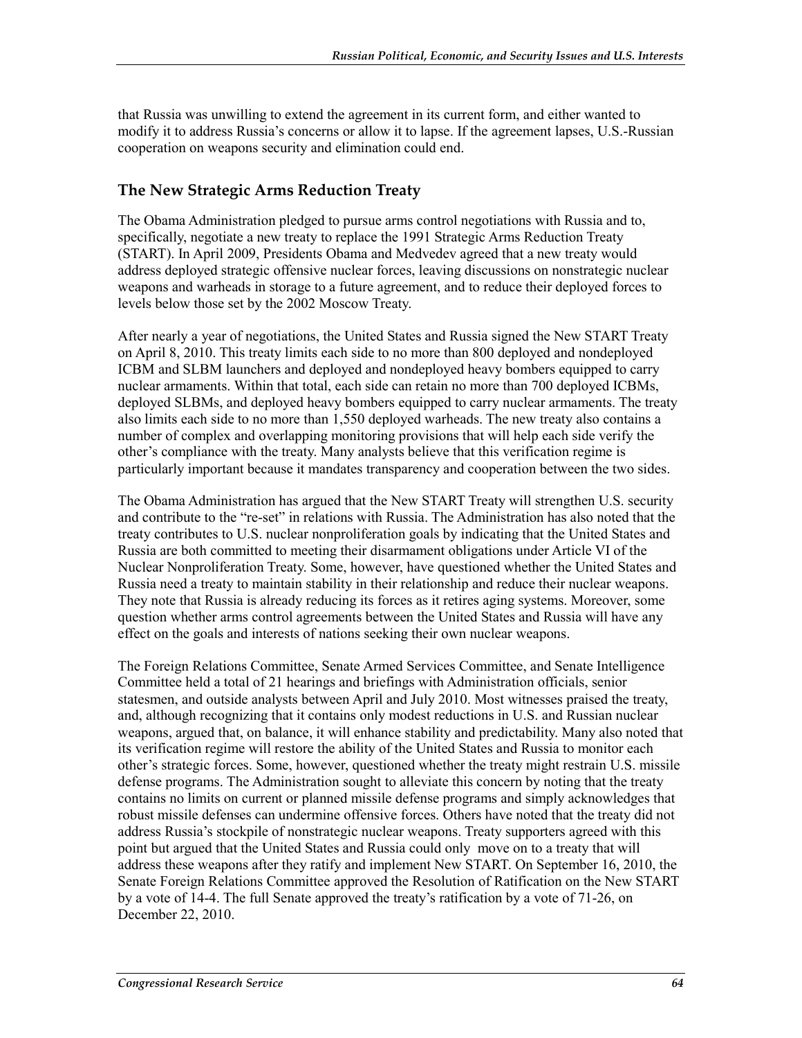that Russia was unwilling to extend the agreement in its current form, and either wanted to modify it to address Russia's concerns or allow it to lapse. If the agreement lapses, U.S.-Russian cooperation on weapons security and elimination could end.

### The New Strategic Arms Reduction Treaty

The Obama Administration pledged to pursue arms control negotiations with Russia and to, specifically, negotiate a new treaty to replace the 1991 Strategic Arms Reduction Treaty (START). In April 2009, Presidents Obama and Medvedev agreed that a new treaty would address deployed strategic offensive nuclear forces, leaving discussions on nonstrategic nuclear weapons and warheads in storage to a future agreement, and to reduce their deployed forces to levels below those set by the 2002 Moscow Treaty.

After nearly a year of negotiations, the United States and Russia signed the New START Treaty on April 8, 2010. This treaty limits each side to no more than 800 deployed and nondeployed ICBM and SLBM launchers and deployed and nondeployed heavy bombers equipped to carry nuclear armaments. Within that total, each side can retain no more than 700 deployed ICBMs, deployed SLBMs, and deployed heavy bombers equipped to carry nuclear armaments. The treaty also limits each side to no more than 1,550 deployed warheads. The new treaty also contains a number of complex and overlapping monitoring provisions that will help each side verify the other's compliance with the treaty. Many analysts believe that this verification regime is particularly important because it mandates transparency and cooperation between the two sides.

The Obama Administration has argued that the New START Treaty will strengthen U.S. security and contribute to the "re-set" in relations with Russia. The Administration has also noted that the treaty contributes to U.S. nuclear nonproliferation goals by indicating that the United States and Russia are both committed to meeting their disarmament obligations under Article VI of the Nuclear Nonproliferation Treaty. Some, however, have questioned whether the United States and Russia need a treaty to maintain stability in their relationship and reduce their nuclear weapons. They note that Russia is already reducing its forces as it retires aging systems. Moreover, some question whether arms control agreements between the United States and Russia will have any effect on the goals and interests of nations seeking their own nuclear weapons.

The Foreign Relations Committee, Senate Armed Services Committee, and Senate Intelligence Committee held a total of 21 hearings and briefings with Administration officials, senior statesmen, and outside analysts between April and July 2010. Most witnesses praised the treaty, and, although recognizing that it contains only modest reductions in U.S. and Russian nuclear weapons, argued that, on balance, it will enhance stability and predictability. Many also noted that its verification regime will restore the ability of the United States and Russia to monitor each other's strategic forces. Some, however, questioned whether the treaty might restrain U.S. missile defense programs. The Administration sought to alleviate this concern by noting that the treaty contains no limits on current or planned missile defense programs and simply acknowledges that robust missile defenses can undermine offensive forces. Others have noted that the treaty did not address Russia's stockpile of nonstrategic nuclear weapons. Treaty supporters agreed with this point but argued that the United States and Russia could only move on to a treaty that will address these weapons after they ratify and implement New START. On September 16, 2010, the Senate Foreign Relations Committee approved the Resolution of Ratification on the New START by a vote of 14-4. The full Senate approved the treaty's ratification by a vote of 71-26, on December 22, 2010.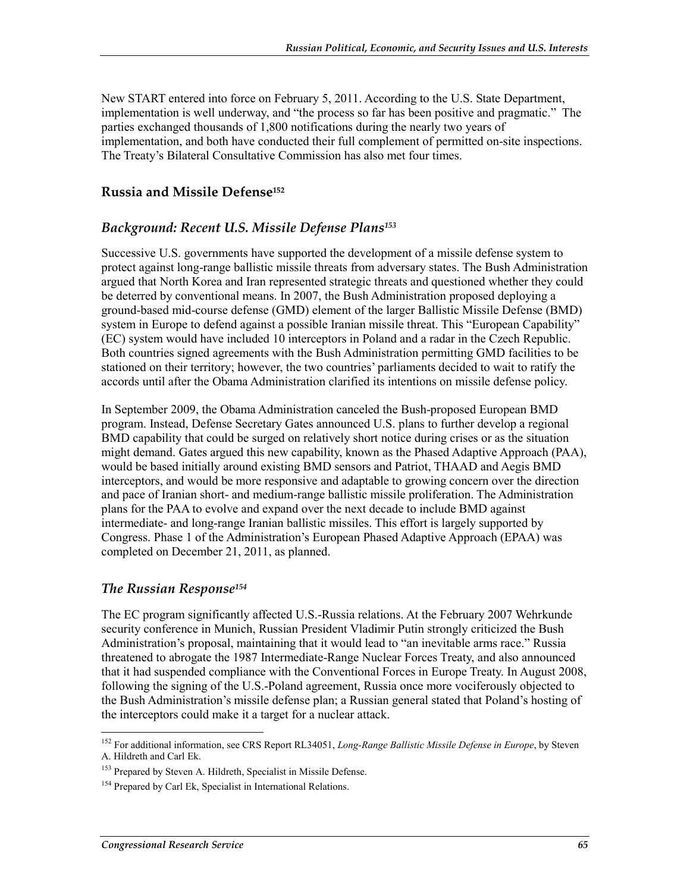New START entered into force on February 5, 2011. According to the U.S. State Department, implementation is well underway, and "the process so far has been positive and pragmatic." The parties exchanged thousands of 1,800 notifications during the nearly two years of implementation, and both have conducted their full complement of permitted on-site inspections. The Treaty's Bilateral Consultative Commission has also met four times.

### Russia and Missile Defense[152]

#### *Background: Recent U.S. Missile Defense Plans*[153]

Successive U.S. governments have supported the development of a missile defense system to protect against long-range ballistic missile threats from adversary states. The Bush Administration argued that North Korea and Iran represented strategic threats and questioned whether they could be deterred by conventional means. In 2007, the Bush Administration proposed deploying a ground-based mid-course defense (GMD) element of the larger Ballistic Missile Defense (BMD) system in Europe to defend against a possible Iranian missile threat. This "European Capability" (EC) system would have included 10 interceptors in Poland and a radar in the Czech Republic. Both countries signed agreements with the Bush Administration permitting GMD facilities to be stationed on their territory; however, the two countries' parliaments decided to wait to ratify the accords until after the Obama Administration clarified its intentions on missile defense policy.

In September 2009, the Obama Administration canceled the Bush-proposed European BMD program. Instead, Defense Secretary Gates announced U.S. plans to further develop a regional BMD capability that could be surged on relatively short notice during crises or as the situation might demand. Gates argued this new capability, known as the Phased Adaptive Approach (PAA), would be based initially around existing BMD sensors and Patriot, THAAD and Aegis BMD interceptors, and would be more responsive and adaptable to growing concern over the direction and pace of Iranian short- and medium-range ballistic missile proliferation. The Administration plans for the PAA to evolve and expand over the next decade to include BMD against intermediate- and long-range Iranian ballistic missiles. This effort is largely supported by Congress. Phase 1 of the Administration's European Phased Adaptive Approach (EPAA) was completed on December 21, 2011, as planned.

#### *The Russian Response*[154]

The EC program significantly affected U.S.-Russia relations. At the February 2007 Wehrkunde security conference in Munich, Russian President Vladimir Putin strongly criticized the Bush Administration's proposal, maintaining that it would lead to "an inevitable arms race." Russia threatened to abrogate the 1987 Intermediate-Range Nuclear Forces Treaty, and also announced that it had suspended compliance with the Conventional Forces in Europe Treaty. In August 2008, following the signing of the U.S.-Poland agreement, Russia once more vociferously objected to the Bush Administration's missile defense plan; a Russian general stated that Poland's hosting of the interceptors could make it a target for a nuclear attack.

---

[152] For additional information, see CRS Report RL34051, *Long-Range Ballistic Missile Defense in Europe*, by Steven A. Hildreth and Carl Ek.

[153] Prepared by Steven A. Hildreth, Specialist in Missile Defense.

[154] Prepared by Carl Ek, Specialist in International Relations.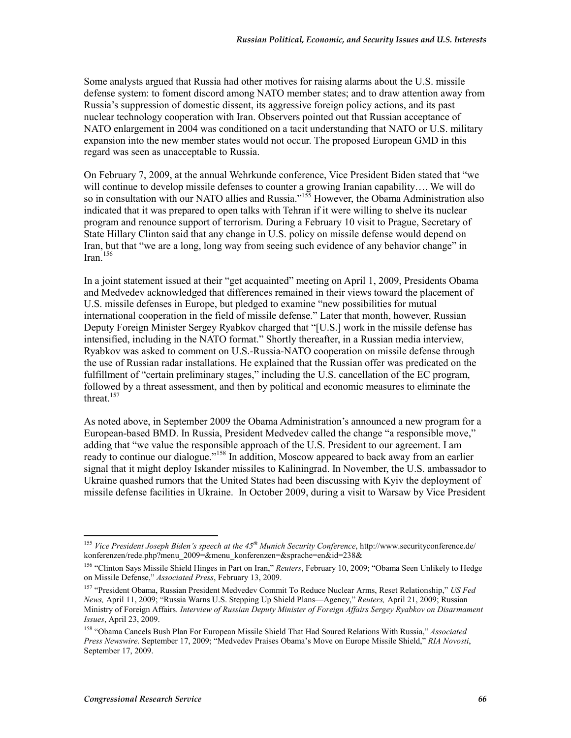Some analysts argued that Russia had other motives for raising alarms about the U.S. missile defense system: to foment discord among NATO member states; and to draw attention away from Russia's suppression of domestic dissent, its aggressive foreign policy actions, and its past nuclear technology cooperation with Iran. Observers pointed out that Russian acceptance of NATO enlargement in 2004 was conditioned on a tacit understanding that NATO or U.S. military expansion into the new member states would not occur. The proposed European GMD in this regard was seen as unacceptable to Russia.

On February 7, 2009, at the annual Wehrkunde conference, Vice President Biden stated that "we will continue to develop missile defenses to counter a growing Iranian capability…. We will do so in consultation with our NATO allies and Russia."[155] However, the Obama Administration also indicated that it was prepared to open talks with Tehran if it were willing to shelve its nuclear program and renounce support of terrorism. During a February 10 visit to Prague, Secretary of State Hillary Clinton said that any change in U.S. policy on missile defense would depend on Iran, but that "we are a long, long way from seeing such evidence of any behavior change" in Iran.[156]

In a joint statement issued at their "get acquainted" meeting on April 1, 2009, Presidents Obama and Medvedev acknowledged that differences remained in their views toward the placement of U.S. missile defenses in Europe, but pledged to examine "new possibilities for mutual international cooperation in the field of missile defense." Later that month, however, Russian Deputy Foreign Minister Sergey Ryabkov charged that "[U.S.] work in the missile defense has intensified, including in the NATO format." Shortly thereafter, in a Russian media interview, Ryabkov was asked to comment on U.S.-Russia-NATO cooperation on missile defense through the use of Russian radar installations. He explained that the Russian offer was predicated on the fulfillment of "certain preliminary stages," including the U.S. cancellation of the EC program, followed by a threat assessment, and then by political and economic measures to eliminate the threat.[157]

As noted above, in September 2009 the Obama Administration's announced a new program for a European-based BMD. In Russia, President Medvedev called the change "a responsible move," adding that "we value the responsible approach of the U.S. President to our agreement. I am ready to continue our dialogue."[158] In addition, Moscow appeared to back away from an earlier signal that it might deploy Iskander missiles to Kaliningrad. In November, the U.S. ambassador to Ukraine quashed rumors that the United States had been discussing with Kyiv the deployment of missile defense facilities in Ukraine. In October 2009, during a visit to Warsaw by Vice President

---

[155] *Vice President Joseph Biden's speech at the 45th Munich Security Conference*, http://www.securityconference.de/konferenzen/rede.php?menu_2009=&menu_konferenzen=&sprache=en&id=238&

[156] "Clinton Says Missile Shield Hinges in Part on Iran," *Reuters*, February 10, 2009; "Obama Seen Unlikely to Hedge on Missile Defense," *Associated Press*, February 13, 2009.

[157] "President Obama, Russian President Medvedev Commit To Reduce Nuclear Arms, Reset Relationship," *US Fed News,* April 11, 2009; "Russia Warns U.S. Stepping Up Shield Plans—Agency," *Reuters,* April 21, 2009; Russian Ministry of Foreign Affairs. *Interview of Russian Deputy Minister of Foreign Affairs Sergey Ryabkov on Disarmament Issues*, April 23, 2009.

[158] "Obama Cancels Bush Plan For European Missile Shield That Had Soured Relations With Russia," *Associated Press Newswire*. September 17, 2009; "Medvedev Praises Obama's Move on Europe Missile Shield," *RIA Novosti*, September 17, 2009.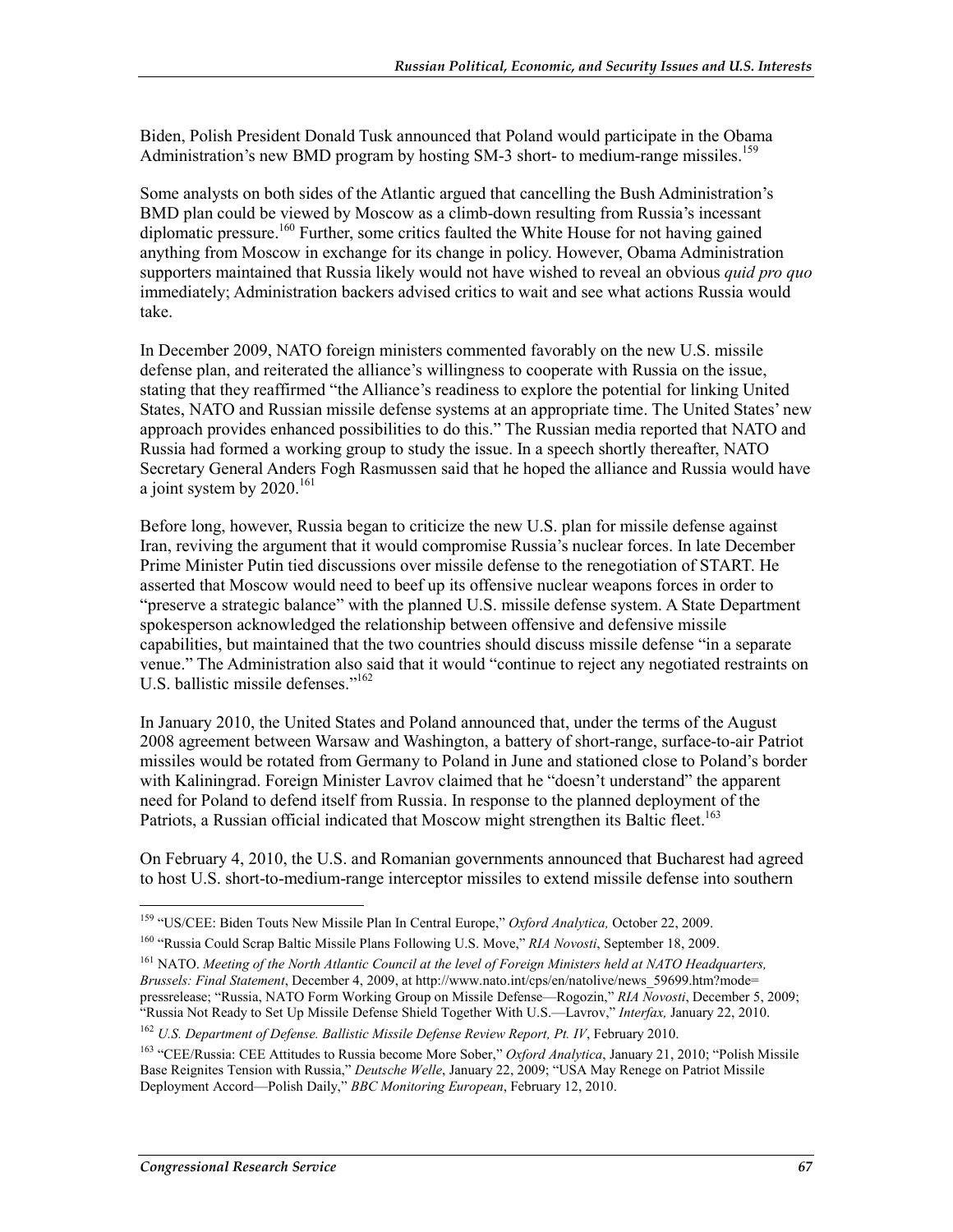Biden, Polish President Donald Tusk announced that Poland would participate in the Obama Administration's new BMD program by hosting SM-3 short- to medium-range missiles.[159]

Some analysts on both sides of the Atlantic argued that cancelling the Bush Administration's BMD plan could be viewed by Moscow as a climb-down resulting from Russia's incessant diplomatic pressure.[160] Further, some critics faulted the White House for not having gained anything from Moscow in exchange for its change in policy. However, Obama Administration supporters maintained that Russia likely would not have wished to reveal an obvious *quid pro quo* immediately; Administration backers advised critics to wait and see what actions Russia would take.

In December 2009, NATO foreign ministers commented favorably on the new U.S. missile defense plan, and reiterated the alliance's willingness to cooperate with Russia on the issue, stating that they reaffirmed "the Alliance's readiness to explore the potential for linking United States, NATO and Russian missile defense systems at an appropriate time. The United States' new approach provides enhanced possibilities to do this." The Russian media reported that NATO and Russia had formed a working group to study the issue. In a speech shortly thereafter, NATO Secretary General Anders Fogh Rasmussen said that he hoped the alliance and Russia would have a joint system by 2020.[161]

Before long, however, Russia began to criticize the new U.S. plan for missile defense against Iran, reviving the argument that it would compromise Russia's nuclear forces. In late December Prime Minister Putin tied discussions over missile defense to the renegotiation of START. He asserted that Moscow would need to beef up its offensive nuclear weapons forces in order to "preserve a strategic balance" with the planned U.S. missile defense system. A State Department spokesperson acknowledged the relationship between offensive and defensive missile capabilities, but maintained that the two countries should discuss missile defense "in a separate venue." The Administration also said that it would "continue to reject any negotiated restraints on U.S. ballistic missile defenses."[162]

In January 2010, the United States and Poland announced that, under the terms of the August 2008 agreement between Warsaw and Washington, a battery of short-range, surface-to-air Patriot missiles would be rotated from Germany to Poland in June and stationed close to Poland's border with Kaliningrad. Foreign Minister Lavrov claimed that he "doesn't understand" the apparent need for Poland to defend itself from Russia. In response to the planned deployment of the Patriots, a Russian official indicated that Moscow might strengthen its Baltic fleet.[163]

On February 4, 2010, the U.S. and Romanian governments announced that Bucharest had agreed to host U.S. short-to-medium-range interceptor missiles to extend missile defense into southern

---

[159] "US/CEE: Biden Touts New Missile Plan In Central Europe," *Oxford Analytica,* October 22, 2009.

[160] "Russia Could Scrap Baltic Missile Plans Following U.S. Move," *RIA Novosti*, September 18, 2009.

[161] NATO. *Meeting of the North Atlantic Council at the level of Foreign Ministers held at NATO Headquarters, Brussels: Final Statement*, December 4, 2009, at http://www.nato.int/cps/en/natolive/news_59699.htm?mode=pressrelease; "Russia, NATO Form Working Group on Missile Defense—Rogozin," *RIA Novosti*, December 5, 2009; "Russia Not Ready to Set Up Missile Defense Shield Together With U.S.—Lavrov," *Interfax,* January 22, 2010.

[162] *U.S. Department of Defense. Ballistic Missile Defense Review Report, Pt. IV*, February 2010.

[163] "CEE/Russia: CEE Attitudes to Russia become More Sober," *Oxford Analytica*, January 21, 2010; "Polish Missile Base Reignites Tension with Russia," *Deutsche Welle*, January 22, 2009; "USA May Renege on Patriot Missile Deployment Accord—Polish Daily," *BBC Monitoring European*, February 12, 2010.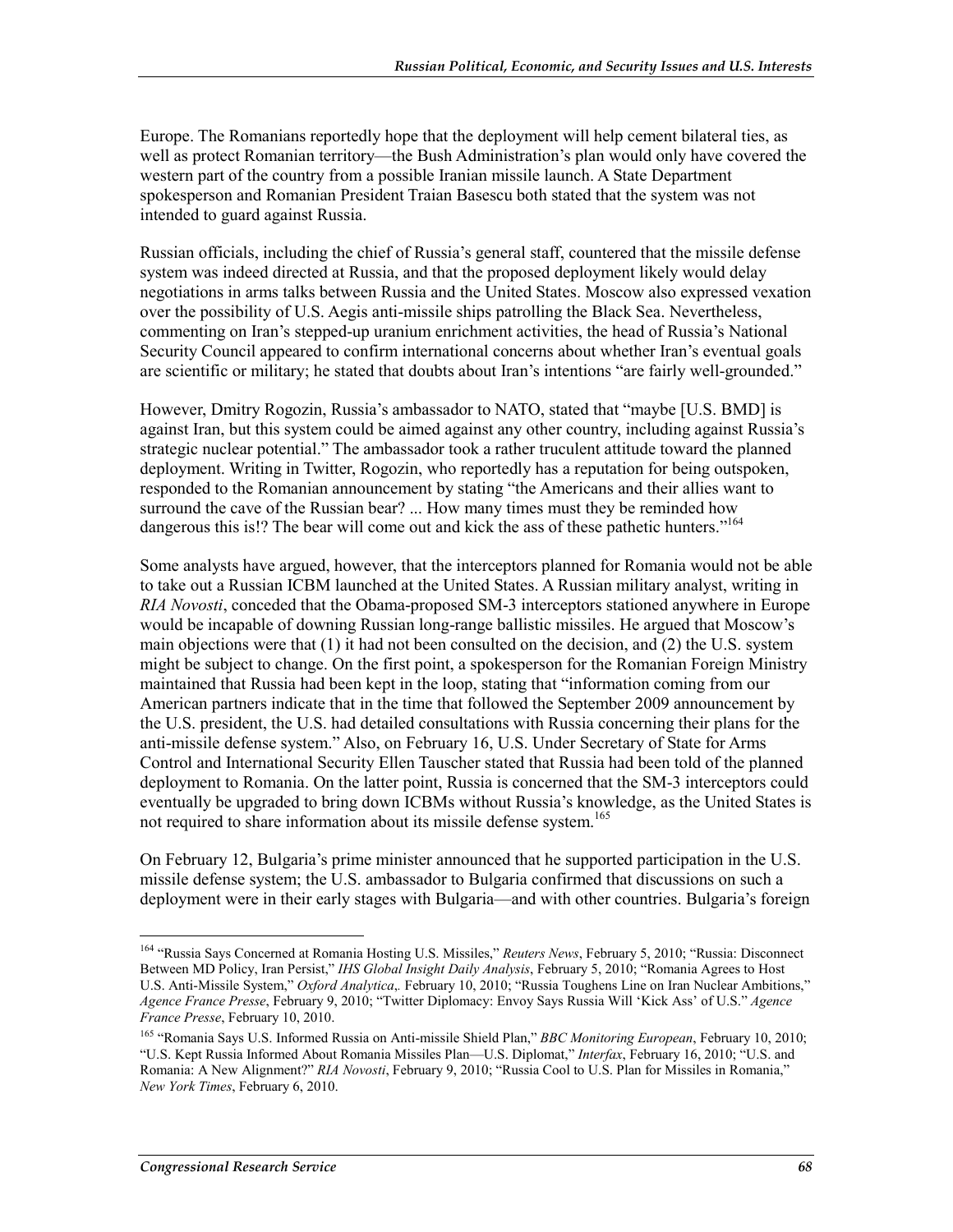Europe. The Romanians reportedly hope that the deployment will help cement bilateral ties, as well as protect Romanian territory—the Bush Administration's plan would only have covered the western part of the country from a possible Iranian missile launch. A State Department spokesperson and Romanian President Traian Basescu both stated that the system was not intended to guard against Russia.

Russian officials, including the chief of Russia's general staff, countered that the missile defense system was indeed directed at Russia, and that the proposed deployment likely would delay negotiations in arms talks between Russia and the United States. Moscow also expressed vexation over the possibility of U.S. Aegis anti-missile ships patrolling the Black Sea. Nevertheless, commenting on Iran's stepped-up uranium enrichment activities, the head of Russia's National Security Council appeared to confirm international concerns about whether Iran's eventual goals are scientific or military; he stated that doubts about Iran's intentions "are fairly well-grounded."

However, Dmitry Rogozin, Russia's ambassador to NATO, stated that "maybe [U.S. BMD] is against Iran, but this system could be aimed against any other country, including against Russia's strategic nuclear potential." The ambassador took a rather truculent attitude toward the planned deployment. Writing in Twitter, Rogozin, who reportedly has a reputation for being outspoken, responded to the Romanian announcement by stating "the Americans and their allies want to surround the cave of the Russian bear? ... How many times must they be reminded how dangerous this is!? The bear will come out and kick the ass of these pathetic hunters."[164]

Some analysts have argued, however, that the interceptors planned for Romania would not be able to take out a Russian ICBM launched at the United States. A Russian military analyst, writing in *RIA Novosti*, conceded that the Obama-proposed SM-3 interceptors stationed anywhere in Europe would be incapable of downing Russian long-range ballistic missiles. He argued that Moscow's main objections were that (1) it had not been consulted on the decision, and (2) the U.S. system might be subject to change. On the first point, a spokesperson for the Romanian Foreign Ministry maintained that Russia had been kept in the loop, stating that "information coming from our American partners indicate that in the time that followed the September 2009 announcement by the U.S. president, the U.S. had detailed consultations with Russia concerning their plans for the anti-missile defense system." Also, on February 16, U.S. Under Secretary of State for Arms Control and International Security Ellen Tauscher stated that Russia had been told of the planned deployment to Romania. On the latter point, Russia is concerned that the SM-3 interceptors could eventually be upgraded to bring down ICBMs without Russia's knowledge, as the United States is not required to share information about its missile defense system.[165]

On February 12, Bulgaria's prime minister announced that he supported participation in the U.S. missile defense system; the U.S. ambassador to Bulgaria confirmed that discussions on such a deployment were in their early stages with Bulgaria—and with other countries. Bulgaria's foreign

---

[164] "Russia Says Concerned at Romania Hosting U.S. Missiles," *Reuters News*, February 5, 2010; "Russia: Disconnect Between MD Policy, Iran Persist," *IHS Global Insight Daily Analysis*, February 5, 2010; "Romania Agrees to Host U.S. Anti-Missile System," *Oxford Analytica*,. February 10, 2010; "Russia Toughens Line on Iran Nuclear Ambitions," *Agence France Presse*, February 9, 2010; "Twitter Diplomacy: Envoy Says Russia Will 'Kick Ass' of U.S." *Agence France Presse*, February 10, 2010.

[165] "Romania Says U.S. Informed Russia on Anti-missile Shield Plan," *BBC Monitoring European*, February 10, 2010; "U.S. Kept Russia Informed About Romania Missiles Plan—U.S. Diplomat," *Interfax*, February 16, 2010; "U.S. and Romania: A New Alignment?" *RIA Novosti*, February 9, 2010; "Russia Cool to U.S. Plan for Missiles in Romania," *New York Times*, February 6, 2010.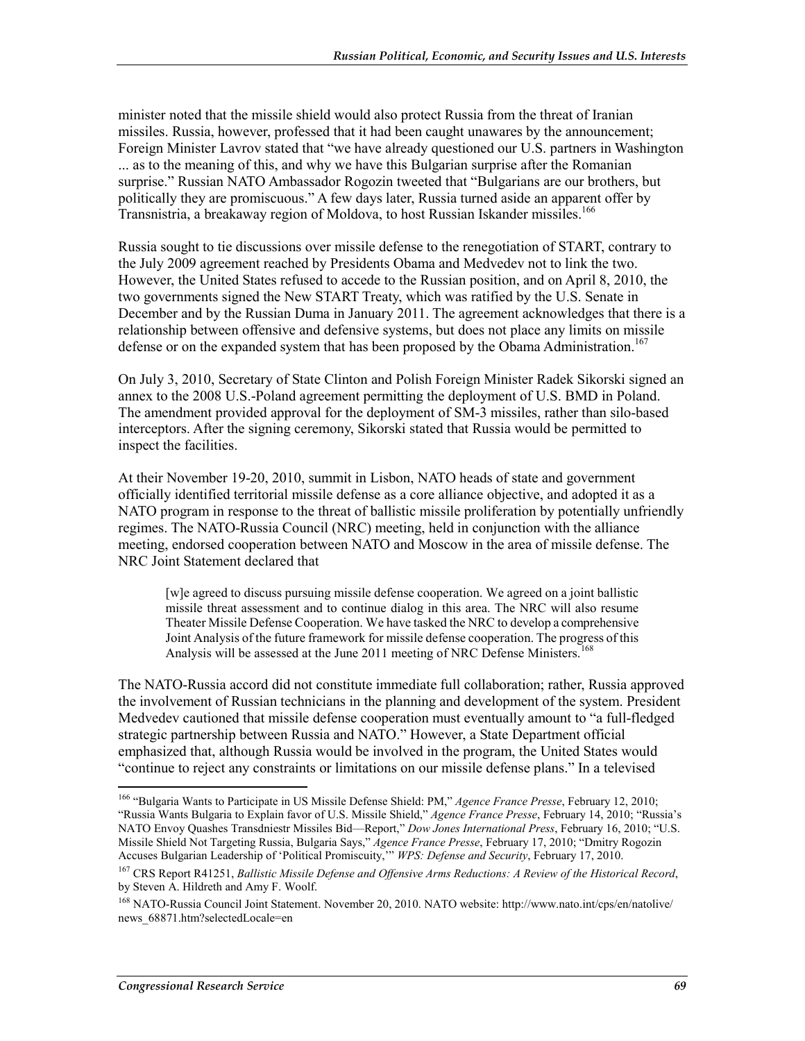minister noted that the missile shield would also protect Russia from the threat of Iranian missiles. Russia, however, professed that it had been caught unawares by the announcement; Foreign Minister Lavrov stated that "we have already questioned our U.S. partners in Washington ... as to the meaning of this, and why we have this Bulgarian surprise after the Romanian surprise." Russian NATO Ambassador Rogozin tweeted that "Bulgarians are our brothers, but politically they are promiscuous." A few days later, Russia turned aside an apparent offer by Transnistria, a breakaway region of Moldova, to host Russian Iskander missiles.[166]

Russia sought to tie discussions over missile defense to the renegotiation of START, contrary to the July 2009 agreement reached by Presidents Obama and Medvedev not to link the two. However, the United States refused to accede to the Russian position, and on April 8, 2010, the two governments signed the New START Treaty, which was ratified by the U.S. Senate in December and by the Russian Duma in January 2011. The agreement acknowledges that there is a relationship between offensive and defensive systems, but does not place any limits on missile defense or on the expanded system that has been proposed by the Obama Administration.[167]

On July 3, 2010, Secretary of State Clinton and Polish Foreign Minister Radek Sikorski signed an annex to the 2008 U.S.-Poland agreement permitting the deployment of U.S. BMD in Poland. The amendment provided approval for the deployment of SM-3 missiles, rather than silo-based interceptors. After the signing ceremony, Sikorski stated that Russia would be permitted to inspect the facilities.

At their November 19-20, 2010, summit in Lisbon, NATO heads of state and government officially identified territorial missile defense as a core alliance objective, and adopted it as a NATO program in response to the threat of ballistic missile proliferation by potentially unfriendly regimes. The NATO-Russia Council (NRC) meeting, held in conjunction with the alliance meeting, endorsed cooperation between NATO and Moscow in the area of missile defense. The NRC Joint Statement declared that

> [w]e agreed to discuss pursuing missile defense cooperation. We agreed on a joint ballistic missile threat assessment and to continue dialog in this area. The NRC will also resume Theater Missile Defense Cooperation. We have tasked the NRC to develop a comprehensive Joint Analysis of the future framework for missile defense cooperation. The progress of this Analysis will be assessed at the June 2011 meeting of NRC Defense Ministers.[168]

The NATO-Russia accord did not constitute immediate full collaboration; rather, Russia approved the involvement of Russian technicians in the planning and development of the system. President Medvedev cautioned that missile defense cooperation must eventually amount to "a full-fledged strategic partnership between Russia and NATO." However, a State Department official emphasized that, although Russia would be involved in the program, the United States would "continue to reject any constraints or limitations on our missile defense plans." In a televised

---

[166] "Bulgaria Wants to Participate in US Missile Defense Shield: PM," *Agence France Presse*, February 12, 2010; "Russia Wants Bulgaria to Explain favor of U.S. Missile Shield," *Agence France Presse*, February 14, 2010; "Russia's NATO Envoy Quashes Transdniestr Missiles Bid—Report," *Dow Jones International Press*, February 16, 2010; "U.S. Missile Shield Not Targeting Russia, Bulgaria Says," *Agence France Presse*, February 17, 2010; "Dmitry Rogozin Accuses Bulgarian Leadership of 'Political Promiscuity,'" *WPS: Defense and Security*, February 17, 2010.

[167] CRS Report R41251, *Ballistic Missile Defense and Offensive Arms Reductions: A Review of the Historical Record*, by Steven A. Hildreth and Amy F. Woolf.

[168] NATO-Russia Council Joint Statement. November 20, 2010. NATO website: http://www.nato.int/cps/en/natolive/news_68871.htm?selectedLocale=en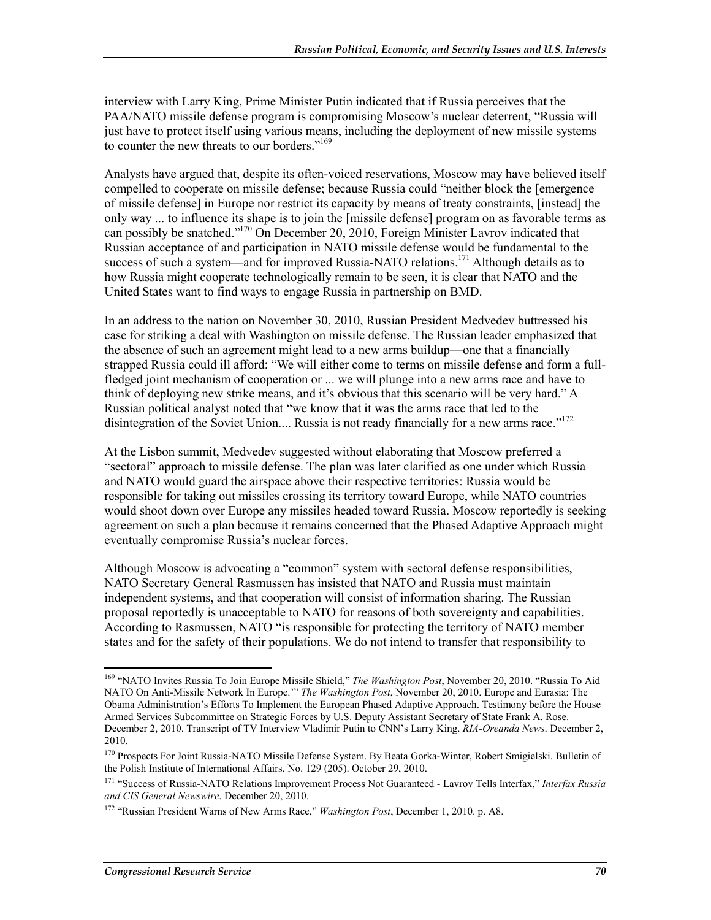interview with Larry King, Prime Minister Putin indicated that if Russia perceives that the PAA/NATO missile defense program is compromising Moscow's nuclear deterrent, "Russia will just have to protect itself using various means, including the deployment of new missile systems to counter the new threats to our borders."[169]

Analysts have argued that, despite its often-voiced reservations, Moscow may have believed itself compelled to cooperate on missile defense; because Russia could "neither block the [emergence of missile defense] in Europe nor restrict its capacity by means of treaty constraints, [instead] the only way ... to influence its shape is to join the [missile defense] program on as favorable terms as can possibly be snatched."[170] On December 20, 2010, Foreign Minister Lavrov indicated that Russian acceptance of and participation in NATO missile defense would be fundamental to the success of such a system—and for improved Russia-NATO relations.[171] Although details as to how Russia might cooperate technologically remain to be seen, it is clear that NATO and the United States want to find ways to engage Russia in partnership on BMD.

In an address to the nation on November 30, 2010, Russian President Medvedev buttressed his case for striking a deal with Washington on missile defense. The Russian leader emphasized that the absence of such an agreement might lead to a new arms buildup—one that a financially strapped Russia could ill afford: "We will either come to terms on missile defense and form a full-fledged joint mechanism of cooperation or ... we will plunge into a new arms race and have to think of deploying new strike means, and it's obvious that this scenario will be very hard." A Russian political analyst noted that "we know that it was the arms race that led to the disintegration of the Soviet Union.... Russia is not ready financially for a new arms race."[172]

At the Lisbon summit, Medvedev suggested without elaborating that Moscow preferred a "sectoral" approach to missile defense. The plan was later clarified as one under which Russia and NATO would guard the airspace above their respective territories: Russia would be responsible for taking out missiles crossing its territory toward Europe, while NATO countries would shoot down over Europe any missiles headed toward Russia. Moscow reportedly is seeking agreement on such a plan because it remains concerned that the Phased Adaptive Approach might eventually compromise Russia's nuclear forces.

Although Moscow is advocating a "common" system with sectoral defense responsibilities, NATO Secretary General Rasmussen has insisted that NATO and Russia must maintain independent systems, and that cooperation will consist of information sharing. The Russian proposal reportedly is unacceptable to NATO for reasons of both sovereignty and capabilities. According to Rasmussen, NATO "is responsible for protecting the territory of NATO member states and for the safety of their populations. We do not intend to transfer that responsibility to

---

[169] "NATO Invites Russia To Join Europe Missile Shield," *The Washington Post*, November 20, 2010. "Russia To Aid NATO On Anti-Missile Network In Europe.'" *The Washington Post*, November 20, 2010. Europe and Eurasia: The Obama Administration's Efforts To Implement the European Phased Adaptive Approach. Testimony before the House Armed Services Subcommittee on Strategic Forces by U.S. Deputy Assistant Secretary of State Frank A. Rose. December 2, 2010. Transcript of TV Interview Vladimir Putin to CNN's Larry King. *RIA-Oreanda News*. December 2, 2010.

[170] Prospects For Joint Russia-NATO Missile Defense System. By Beata Gorka-Winter, Robert Smigielski. Bulletin of the Polish Institute of International Affairs. No. 129 (205). October 29, 2010.

[171] "Success of Russia-NATO Relations Improvement Process Not Guaranteed - Lavrov Tells Interfax," *Interfax Russia and CIS General Newswire*. December 20, 2010.

[172] "Russian President Warns of New Arms Race," *Washington Post*, December 1, 2010. p. A8.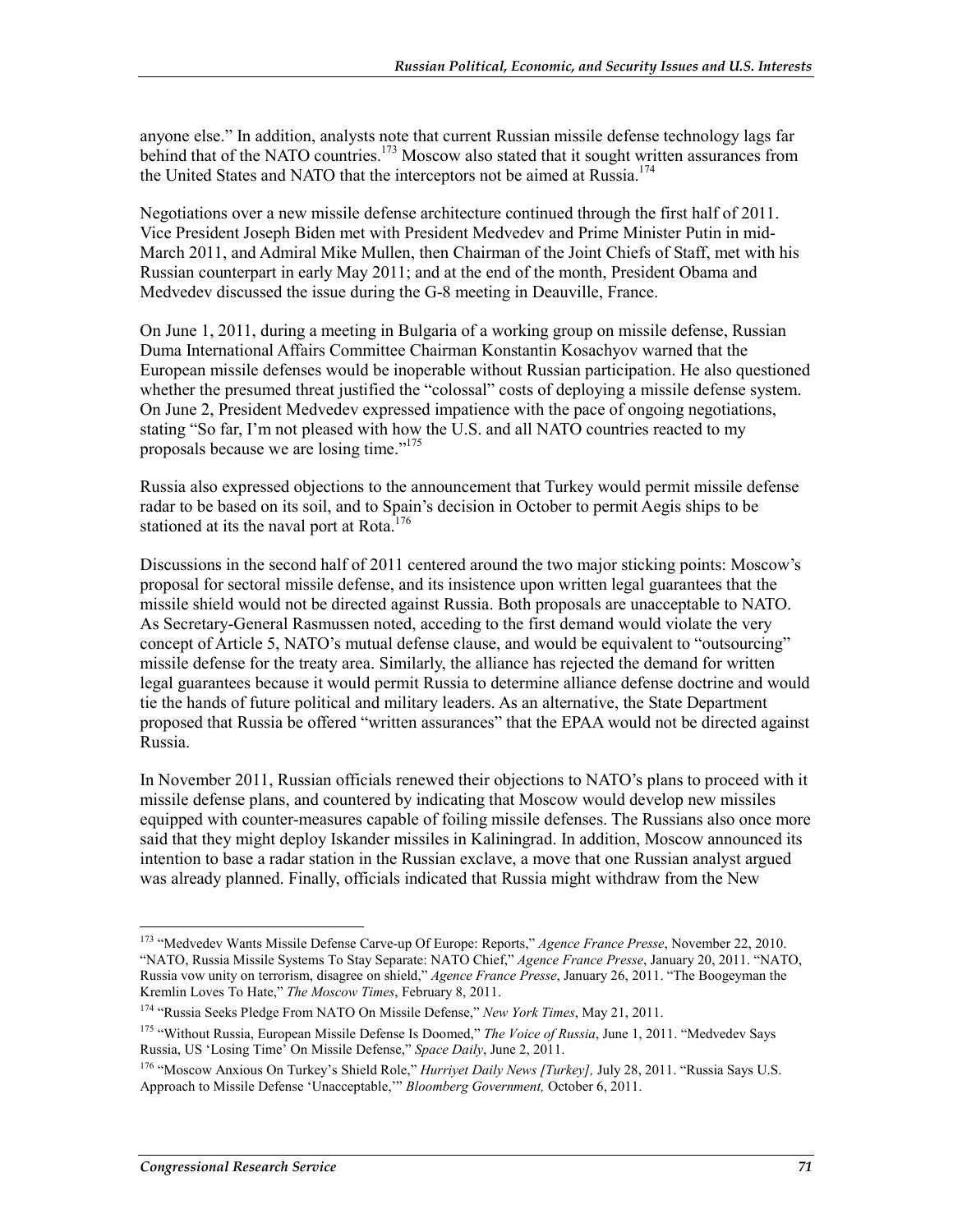anyone else." In addition, analysts note that current Russian missile defense technology lags far behind that of the NATO countries.[173] Moscow also stated that it sought written assurances from the United States and NATO that the interceptors not be aimed at Russia.[174]

Negotiations over a new missile defense architecture continued through the first half of 2011. Vice President Joseph Biden met with President Medvedev and Prime Minister Putin in mid-March 2011, and Admiral Mike Mullen, then Chairman of the Joint Chiefs of Staff, met with his Russian counterpart in early May 2011; and at the end of the month, President Obama and Medvedev discussed the issue during the G-8 meeting in Deauville, France.

On June 1, 2011, during a meeting in Bulgaria of a working group on missile defense, Russian Duma International Affairs Committee Chairman Konstantin Kosachyov warned that the European missile defenses would be inoperable without Russian participation. He also questioned whether the presumed threat justified the "colossal" costs of deploying a missile defense system. On June 2, President Medvedev expressed impatience with the pace of ongoing negotiations, stating "So far, I'm not pleased with how the U.S. and all NATO countries reacted to my proposals because we are losing time."[175]

Russia also expressed objections to the announcement that Turkey would permit missile defense radar to be based on its soil, and to Spain's decision in October to permit Aegis ships to be stationed at its the naval port at Rota.[176]

Discussions in the second half of 2011 centered around the two major sticking points: Moscow's proposal for sectoral missile defense, and its insistence upon written legal guarantees that the missile shield would not be directed against Russia. Both proposals are unacceptable to NATO. As Secretary-General Rasmussen noted, acceding to the first demand would violate the very concept of Article 5, NATO's mutual defense clause, and would be equivalent to "outsourcing" missile defense for the treaty area. Similarly, the alliance has rejected the demand for written legal guarantees because it would permit Russia to determine alliance defense doctrine and would tie the hands of future political and military leaders. As an alternative, the State Department proposed that Russia be offered "written assurances" that the EPAA would not be directed against Russia.

In November 2011, Russian officials renewed their objections to NATO's plans to proceed with it missile defense plans, and countered by indicating that Moscow would develop new missiles equipped with counter-measures capable of foiling missile defenses. The Russians also once more said that they might deploy Iskander missiles in Kaliningrad. In addition, Moscow announced its intention to base a radar station in the Russian exclave, a move that one Russian analyst argued was already planned. Finally, officials indicated that Russia might withdraw from the New

---

[173] "Medvedev Wants Missile Defense Carve-up Of Europe: Reports," *Agence France Presse*, November 22, 2010. "NATO, Russia Missile Systems To Stay Separate: NATO Chief," *Agence France Presse*, January 20, 2011. "NATO, Russia vow unity on terrorism, disagree on shield," *Agence France Presse*, January 26, 2011. "The Boogeyman the Kremlin Loves To Hate," *The Moscow Times*, February 8, 2011.

[174] "Russia Seeks Pledge From NATO On Missile Defense," *New York Times*, May 21, 2011.

[175] "Without Russia, European Missile Defense Is Doomed," *The Voice of Russia*, June 1, 2011. "Medvedev Says Russia, US 'Losing Time' On Missile Defense," *Space Daily*, June 2, 2011.

[176] "Moscow Anxious On Turkey's Shield Role," *Hurriyet Daily News [Turkey],* July 28, 2011. "Russia Says U.S. Approach to Missile Defense 'Unacceptable,'" *Bloomberg Government,* October 6, 2011.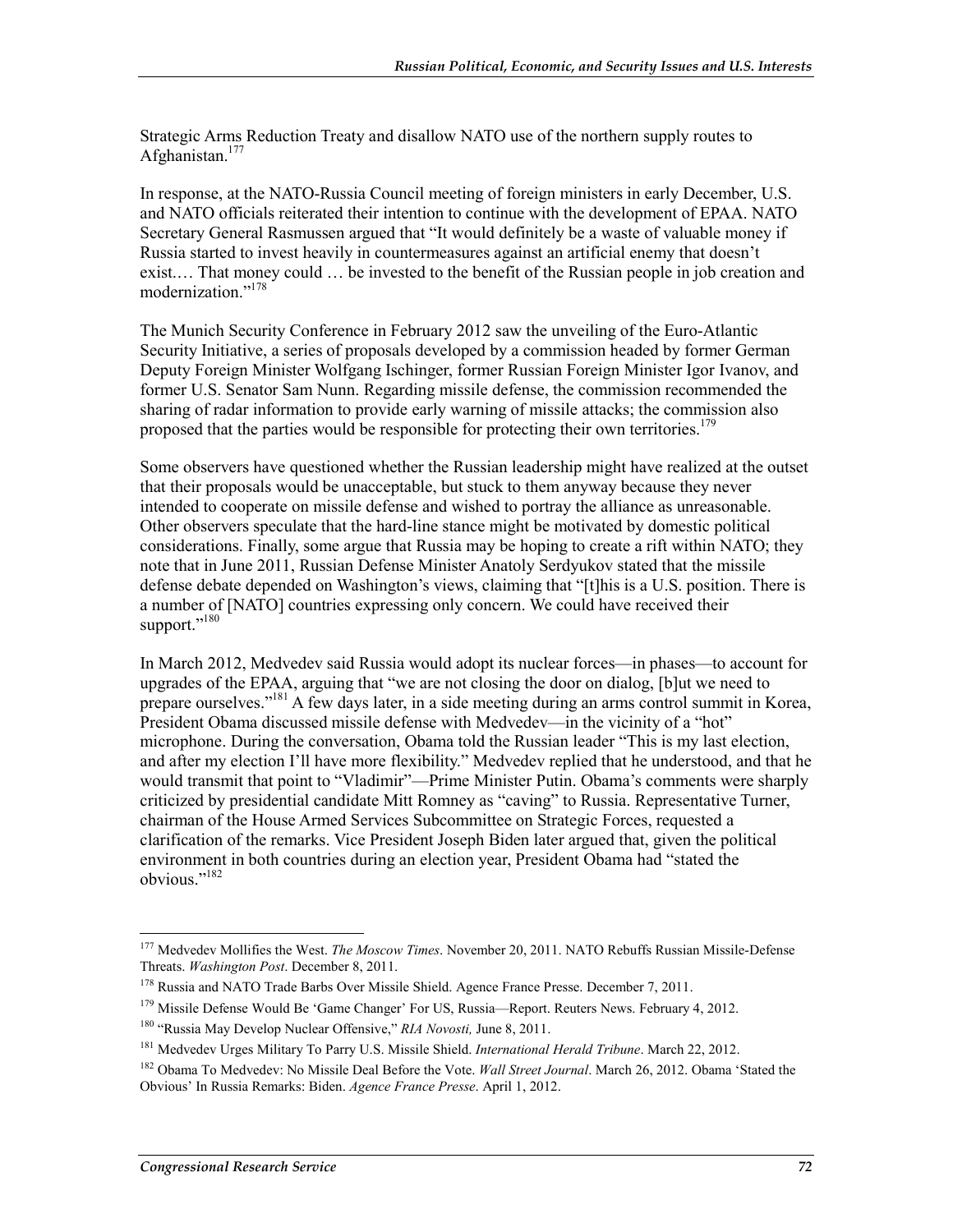Strategic Arms Reduction Treaty and disallow NATO use of the northern supply routes to Afghanistan.[177]

In response, at the NATO-Russia Council meeting of foreign ministers in early December, U.S. and NATO officials reiterated their intention to continue with the development of EPAA. NATO Secretary General Rasmussen argued that "It would definitely be a waste of valuable money if Russia started to invest heavily in countermeasures against an artificial enemy that doesn't exist.… That money could … be invested to the benefit of the Russian people in job creation and modernization."[178]

The Munich Security Conference in February 2012 saw the unveiling of the Euro-Atlantic Security Initiative, a series of proposals developed by a commission headed by former German Deputy Foreign Minister Wolfgang Ischinger, former Russian Foreign Minister Igor Ivanov, and former U.S. Senator Sam Nunn. Regarding missile defense, the commission recommended the sharing of radar information to provide early warning of missile attacks; the commission also proposed that the parties would be responsible for protecting their own territories.[179]

Some observers have questioned whether the Russian leadership might have realized at the outset that their proposals would be unacceptable, but stuck to them anyway because they never intended to cooperate on missile defense and wished to portray the alliance as unreasonable. Other observers speculate that the hard-line stance might be motivated by domestic political considerations. Finally, some argue that Russia may be hoping to create a rift within NATO; they note that in June 2011, Russian Defense Minister Anatoly Serdyukov stated that the missile defense debate depended on Washington's views, claiming that "[t]his is a U.S. position. There is a number of [NATO] countries expressing only concern. We could have received their support."[180]

In March 2012, Medvedev said Russia would adopt its nuclear forces—in phases—to account for upgrades of the EPAA, arguing that "we are not closing the door on dialog, [b]ut we need to prepare ourselves."[181] A few days later, in a side meeting during an arms control summit in Korea, President Obama discussed missile defense with Medvedev—in the vicinity of a "hot" microphone. During the conversation, Obama told the Russian leader "This is my last election, and after my election I'll have more flexibility." Medvedev replied that he understood, and that he would transmit that point to "Vladimir"—Prime Minister Putin. Obama's comments were sharply criticized by presidential candidate Mitt Romney as "caving" to Russia. Representative Turner, chairman of the House Armed Services Subcommittee on Strategic Forces, requested a clarification of the remarks. Vice President Joseph Biden later argued that, given the political environment in both countries during an election year, President Obama had "stated the obvious."[182]

---

[177] Medvedev Mollifies the West. *The Moscow Times*. November 20, 2011. NATO Rebuffs Russian Missile-Defense Threats. *Washington Post*. December 8, 2011.

[178] Russia and NATO Trade Barbs Over Missile Shield. Agence France Presse. December 7, 2011.

[179] Missile Defense Would Be 'Game Changer' For US, Russia—Report. Reuters News. February 4, 2012.

[180] "Russia May Develop Nuclear Offensive," *RIA Novosti,* June 8, 2011.

[181] Medvedev Urges Military To Parry U.S. Missile Shield. *International Herald Tribune*. March 22, 2012.

[182] Obama To Medvedev: No Missile Deal Before the Vote. *Wall Street Journal*. March 26, 2012. Obama 'Stated the Obvious' In Russia Remarks: Biden. *Agence France Presse*. April 1, 2012.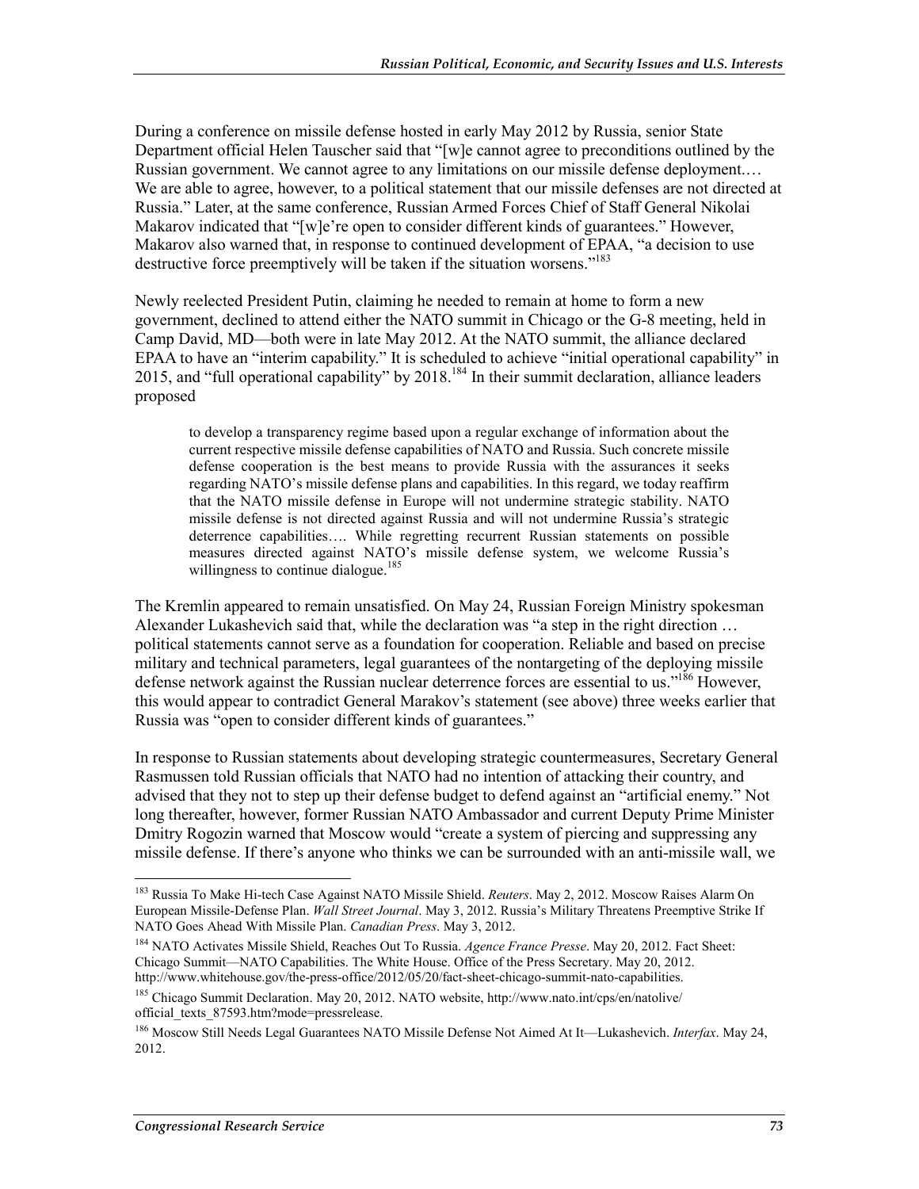During a conference on missile defense hosted in early May 2012 by Russia, senior State Department official Helen Tauscher said that "[w]e cannot agree to preconditions outlined by the Russian government. We cannot agree to any limitations on our missile defense deployment.… We are able to agree, however, to a political statement that our missile defenses are not directed at Russia." Later, at the same conference, Russian Armed Forces Chief of Staff General Nikolai Makarov indicated that "[w]e're open to consider different kinds of guarantees." However, Makarov also warned that, in response to continued development of EPAA, "a decision to use destructive force preemptively will be taken if the situation worsens."[183]

Newly reelected President Putin, claiming he needed to remain at home to form a new government, declined to attend either the NATO summit in Chicago or the G-8 meeting, held in Camp David, MD—both were in late May 2012. At the NATO summit, the alliance declared EPAA to have an "interim capability." It is scheduled to achieve "initial operational capability" in 2015, and "full operational capability" by 2018.[184] In their summit declaration, alliance leaders proposed

> to develop a transparency regime based upon a regular exchange of information about the current respective missile defense capabilities of NATO and Russia. Such concrete missile defense cooperation is the best means to provide Russia with the assurances it seeks regarding NATO's missile defense plans and capabilities. In this regard, we today reaffirm that the NATO missile defense in Europe will not undermine strategic stability. NATO missile defense is not directed against Russia and will not undermine Russia's strategic deterrence capabilities…. While regretting recurrent Russian statements on possible measures directed against NATO's missile defense system, we welcome Russia's willingness to continue dialogue.[185]

The Kremlin appeared to remain unsatisfied. On May 24, Russian Foreign Ministry spokesman Alexander Lukashevich said that, while the declaration was "a step in the right direction … political statements cannot serve as a foundation for cooperation. Reliable and based on precise military and technical parameters, legal guarantees of the nontargeting of the deploying missile defense network against the Russian nuclear deterrence forces are essential to us."[186] However, this would appear to contradict General Marakov's statement (see above) three weeks earlier that Russia was "open to consider different kinds of guarantees."

In response to Russian statements about developing strategic countermeasures, Secretary General Rasmussen told Russian officials that NATO had no intention of attacking their country, and advised that they not to step up their defense budget to defend against an "artificial enemy." Not long thereafter, however, former Russian NATO Ambassador and current Deputy Prime Minister Dmitry Rogozin warned that Moscow would "create a system of piercing and suppressing any missile defense. If there's anyone who thinks we can be surrounded with an anti-missile wall, we

---

[183] Russia To Make Hi-tech Case Against NATO Missile Shield. *Reuters*. May 2, 2012. Moscow Raises Alarm On European Missile-Defense Plan. *Wall Street Journal*. May 3, 2012. Russia's Military Threatens Preemptive Strike If NATO Goes Ahead With Missile Plan. *Canadian Press*. May 3, 2012.

[184] NATO Activates Missile Shield, Reaches Out To Russia. *Agence France Presse*. May 20, 2012. Fact Sheet: Chicago Summit—NATO Capabilities. The White House. Office of the Press Secretary. May 20, 2012. http://www.whitehouse.gov/the-press-office/2012/05/20/fact-sheet-chicago-summit-nato-capabilities.

[185] Chicago Summit Declaration. May 20, 2012. NATO website, http://www.nato.int/cps/en/natolive/official_texts_87593.htm?mode=pressrelease.

[186] Moscow Still Needs Legal Guarantees NATO Missile Defense Not Aimed At It—Lukashevich. *Interfax*. May 24, 2012.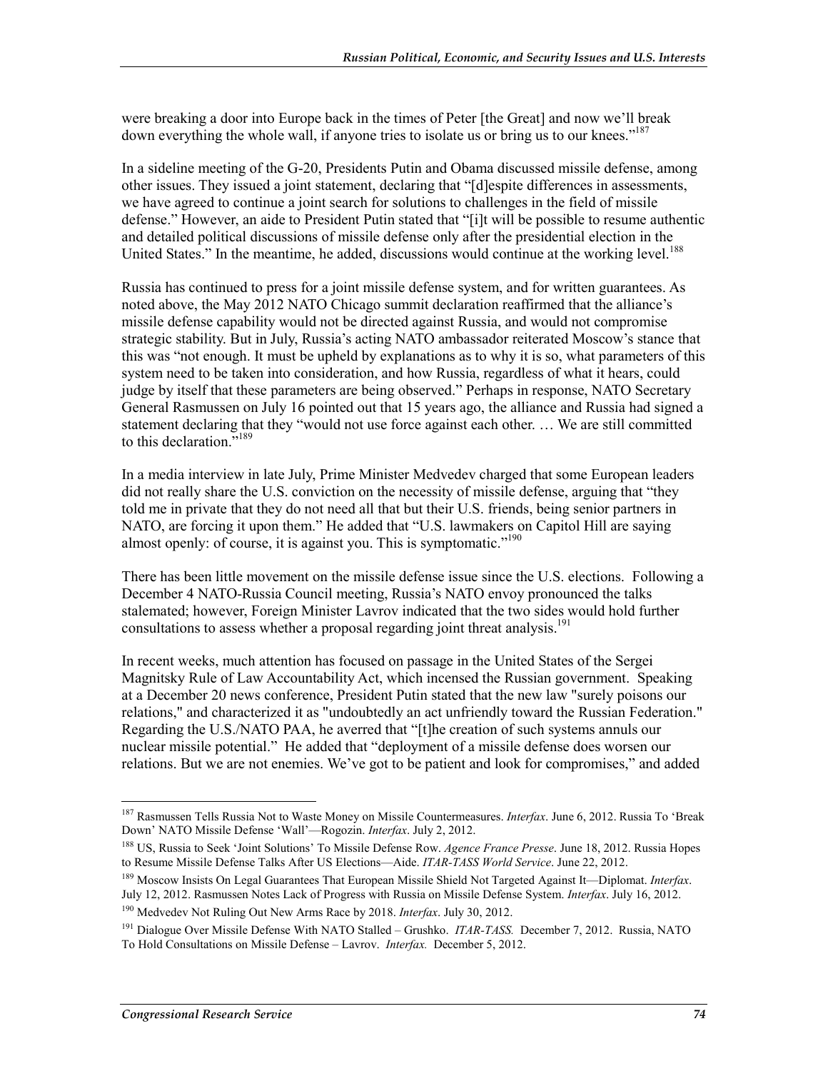were breaking a door into Europe back in the times of Peter [the Great] and now we'll break down everything the whole wall, if anyone tries to isolate us or bring us to our knees."[187]

In a sideline meeting of the G-20, Presidents Putin and Obama discussed missile defense, among other issues. They issued a joint statement, declaring that "[d]espite differences in assessments, we have agreed to continue a joint search for solutions to challenges in the field of missile defense." However, an aide to President Putin stated that "[i]t will be possible to resume authentic and detailed political discussions of missile defense only after the presidential election in the United States." In the meantime, he added, discussions would continue at the working level.[188]

Russia has continued to press for a joint missile defense system, and for written guarantees. As noted above, the May 2012 NATO Chicago summit declaration reaffirmed that the alliance's missile defense capability would not be directed against Russia, and would not compromise strategic stability. But in July, Russia's acting NATO ambassador reiterated Moscow's stance that this was "not enough. It must be upheld by explanations as to why it is so, what parameters of this system need to be taken into consideration, and how Russia, regardless of what it hears, could judge by itself that these parameters are being observed." Perhaps in response, NATO Secretary General Rasmussen on July 16 pointed out that 15 years ago, the alliance and Russia had signed a statement declaring that they "would not use force against each other. … We are still committed to this declaration."[189]

In a media interview in late July, Prime Minister Medvedev charged that some European leaders did not really share the U.S. conviction on the necessity of missile defense, arguing that "they told me in private that they do not need all that but their U.S. friends, being senior partners in NATO, are forcing it upon them." He added that "U.S. lawmakers on Capitol Hill are saying almost openly: of course, it is against you. This is symptomatic."[190]

There has been little movement on the missile defense issue since the U.S. elections. Following a December 4 NATO-Russia Council meeting, Russia's NATO envoy pronounced the talks stalemated; however, Foreign Minister Lavrov indicated that the two sides would hold further consultations to assess whether a proposal regarding joint threat analysis.[191]

In recent weeks, much attention has focused on passage in the United States of the Sergei Magnitsky Rule of Law Accountability Act, which incensed the Russian government. Speaking at a December 20 news conference, President Putin stated that the new law "surely poisons our relations," and characterized it as "undoubtedly an act unfriendly toward the Russian Federation." Regarding the U.S./NATO PAA, he averred that "[t]he creation of such systems annuls our nuclear missile potential." He added that "deployment of a missile defense does worsen our relations. But we are not enemies. We've got to be patient and look for compromises," and added

---

[187] Rasmussen Tells Russia Not to Waste Money on Missile Countermeasures. *Interfax*. June 6, 2012. Russia To 'Break Down' NATO Missile Defense 'Wall'—Rogozin. *Interfax*. July 2, 2012.

[188] US, Russia to Seek 'Joint Solutions' To Missile Defense Row. *Agence France Presse*. June 18, 2012. Russia Hopes to Resume Missile Defense Talks After US Elections—Aide. *ITAR-TASS World Service*. June 22, 2012.

[189] Moscow Insists On Legal Guarantees That European Missile Shield Not Targeted Against It—Diplomat. *Interfax*. July 12, 2012. Rasmussen Notes Lack of Progress with Russia on Missile Defense System. *Interfax*. July 16, 2012.

[190] Medvedev Not Ruling Out New Arms Race by 2018. *Interfax*. July 30, 2012.

[191] Dialogue Over Missile Defense With NATO Stalled – Grushko. *ITAR-TASS.* December 7, 2012. Russia, NATO To Hold Consultations on Missile Defense – Lavrov. *Interfax.* December 5, 2012.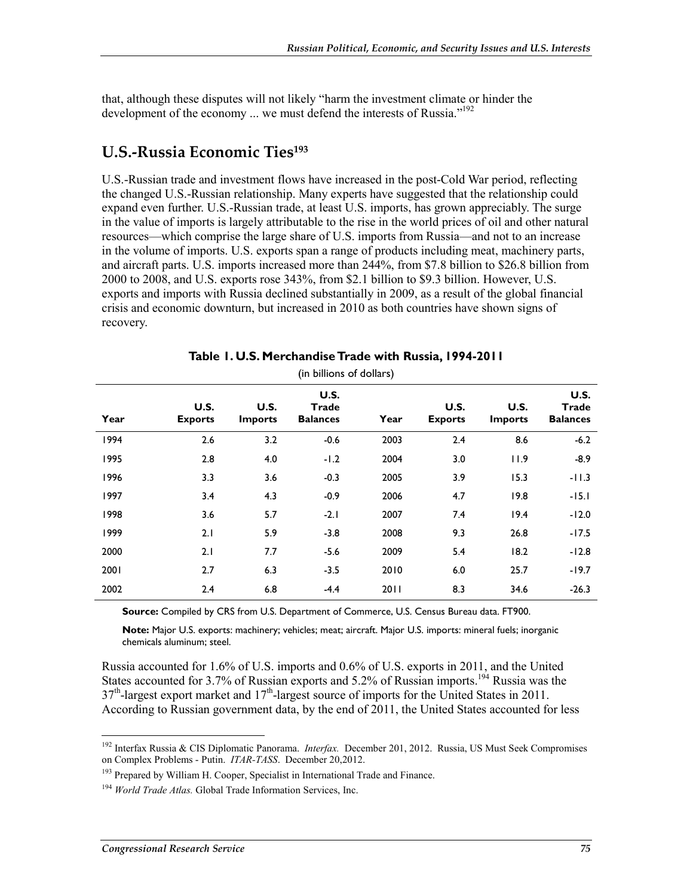that, although these disputes will not likely "harm the investment climate or hinder the development of the economy ... we must defend the interests of Russia."[192]

## U.S.-Russia Economic Ties[193]

U.S.-Russian trade and investment flows have increased in the post-Cold War period, reflecting the changed U.S.-Russian relationship. Many experts have suggested that the relationship could expand even further. U.S.-Russian trade, at least U.S. imports, has grown appreciably. The surge in the value of imports is largely attributable to the rise in the world prices of oil and other natural resources—which comprise the large share of U.S. imports from Russia—and not to an increase in the volume of imports. U.S. exports span a range of products including meat, machinery parts, and aircraft parts. U.S. imports increased more than 244%, from $7.8 billion to $26.8 billion from 2000 to 2008, and U.S. exports rose 343%, from $2.1 billion to $9.3 billion. However, U.S. exports and imports with Russia declined substantially in 2009, as a result of the global financial crisis and economic downturn, but increased in 2010 as both countries have shown signs of recovery.

**Table 1. U.S. Merchandise Trade with Russia, 1994-2011**

(in billions of dollars)

| Year | U.S. Exports | U.S. Imports | U.S. Trade Balances | Year | U.S. Exports | U.S. Imports | U.S. Trade Balances |
|---|---|---|---|---|---|---|---|
| 1994 | 2.6 | 3.2 | -0.6 | 2003 | 2.4 | 8.6 | -6.2 |
| 1995 | 2.8 | 4.0 | -1.2 | 2004 | 3.0 | 11.9 | -8.9 |
| 1996 | 3.3 | 3.6 | -0.3 | 2005 | 3.9 | 15.3 | -11.3 |
| 1997 | 3.4 | 4.3 | -0.9 | 2006 | 4.7 | 19.8 | -15.1 |
| 1998 | 3.6 | 5.7 | -2.1 | 2007 | 7.4 | 19.4 | -12.0 |
| 1999 | 2.1 | 5.9 | -3.8 | 2008 | 9.3 | 26.8 | -17.5 |
| 2000 | 2.1 | 7.7 | -5.6 | 2009 | 5.4 | 18.2 | -12.8 |
| 2001 | 2.7 | 6.3 | -3.5 | 2010 | 6.0 | 25.7 | -19.7 |
| 2002 | 2.4 | 6.8 | -4.4 | 2011 | 8.3 | 34.6 | -26.3 |

**Source:** Compiled by CRS from U.S. Department of Commerce, U.S. Census Bureau data. FT900.

**Note:** Major U.S. exports: machinery; vehicles; meat; aircraft. Major U.S. imports: mineral fuels; inorganic chemicals aluminum; steel.

Russia accounted for 1.6% of U.S. imports and 0.6% of U.S. exports in 2011, and the United States accounted for 3.7% of Russian exports and 5.2% of Russian imports.[194] Russia was the 37th-largest export market and 17th-largest source of imports for the United States in 2011. According to Russian government data, by the end of 2011, the United States accounted for less

[192] Interfax Russia & CIS Diplomatic Panorama. *Interfax.* December 201, 2012. Russia, US Must Seek Compromises on Complex Problems - Putin. *ITAR-TASS*. December 20,2012.

[193] Prepared by William H. Cooper, Specialist in International Trade and Finance.

[194] *World Trade Atlas.* Global Trade Information Services, Inc.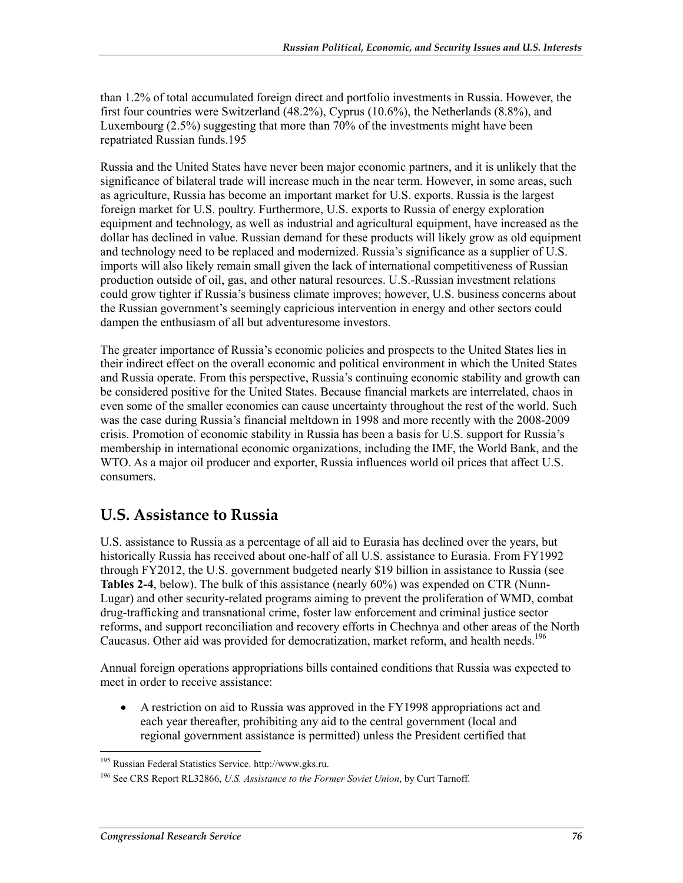than 1.2% of total accumulated foreign direct and portfolio investments in Russia. However, the first four countries were Switzerland (48.2%), Cyprus (10.6%), the Netherlands (8.8%), and Luxembourg (2.5%) suggesting that more than 70% of the investments might have been repatriated Russian funds.195

Russia and the United States have never been major economic partners, and it is unlikely that the significance of bilateral trade will increase much in the near term. However, in some areas, such as agriculture, Russia has become an important market for U.S. exports. Russia is the largest foreign market for U.S. poultry. Furthermore, U.S. exports to Russia of energy exploration equipment and technology, as well as industrial and agricultural equipment, have increased as the dollar has declined in value. Russian demand for these products will likely grow as old equipment and technology need to be replaced and modernized. Russia's significance as a supplier of U.S. imports will also likely remain small given the lack of international competitiveness of Russian production outside of oil, gas, and other natural resources. U.S.-Russian investment relations could grow tighter if Russia's business climate improves; however, U.S. business concerns about the Russian government's seemingly capricious intervention in energy and other sectors could dampen the enthusiasm of all but adventuresome investors.

The greater importance of Russia's economic policies and prospects to the United States lies in their indirect effect on the overall economic and political environment in which the United States and Russia operate. From this perspective, Russia's continuing economic stability and growth can be considered positive for the United States. Because financial markets are interrelated, chaos in even some of the smaller economies can cause uncertainty throughout the rest of the world. Such was the case during Russia's financial meltdown in 1998 and more recently with the 2008-2009 crisis. Promotion of economic stability in Russia has been a basis for U.S. support for Russia's membership in international economic organizations, including the IMF, the World Bank, and the WTO. As a major oil producer and exporter, Russia influences world oil prices that affect U.S. consumers.

## U.S. Assistance to Russia

U.S. assistance to Russia as a percentage of all aid to Eurasia has declined over the years, but historically Russia has received about one-half of all U.S. assistance to Eurasia. From FY1992 through FY2012, the U.S. government budgeted nearly $19 billion in assistance to Russia (see **Tables 2-4**, below). The bulk of this assistance (nearly 60%) was expended on CTR (Nunn-Lugar) and other security-related programs aiming to prevent the proliferation of WMD, combat drug-trafficking and transnational crime, foster law enforcement and criminal justice sector reforms, and support reconciliation and recovery efforts in Chechnya and other areas of the North Caucasus. Other aid was provided for democratization, market reform, and health needs.[196]

Annual foreign operations appropriations bills contained conditions that Russia was expected to meet in order to receive assistance:

- A restriction on aid to Russia was approved in the FY1998 appropriations act and each year thereafter, prohibiting any aid to the central government (local and regional government assistance is permitted) unless the President certified that

---

195 Russian Federal Statistics Service. http://www.gks.ru.

196 See CRS Report RL32866, *U.S. Assistance to the Former Soviet Union*, by Curt Tarnoff.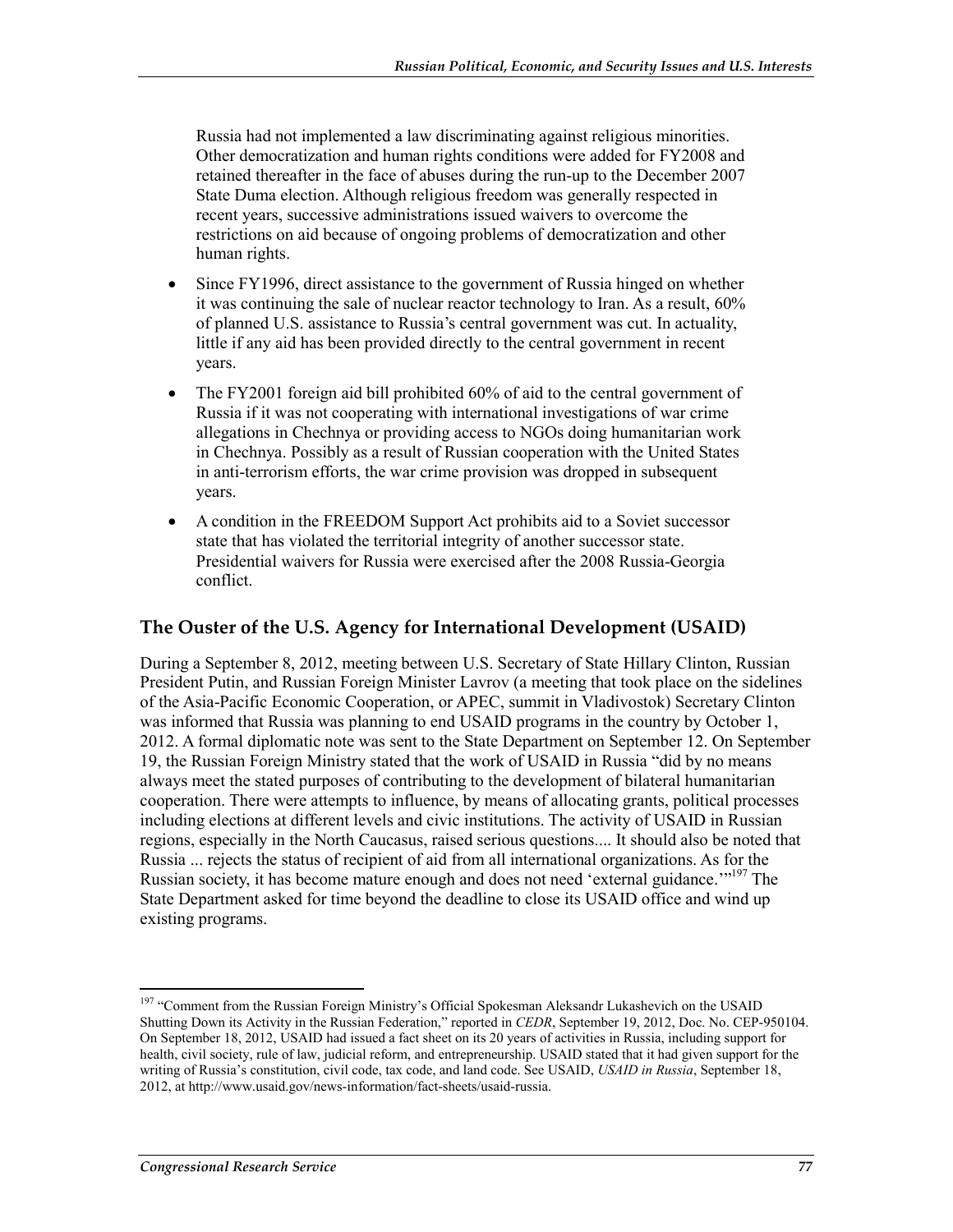Russia had not implemented a law discriminating against religious minorities. Other democratization and human rights conditions were added for FY2008 and retained thereafter in the face of abuses during the run-up to the December 2007 State Duma election. Although religious freedom was generally respected in recent years, successive administrations issued waivers to overcome the restrictions on aid because of ongoing problems of democratization and other human rights.

- Since FY1996, direct assistance to the government of Russia hinged on whether it was continuing the sale of nuclear reactor technology to Iran. As a result, 60% of planned U.S. assistance to Russia's central government was cut. In actuality, little if any aid has been provided directly to the central government in recent years.
- The FY2001 foreign aid bill prohibited 60% of aid to the central government of Russia if it was not cooperating with international investigations of war crime allegations in Chechnya or providing access to NGOs doing humanitarian work in Chechnya. Possibly as a result of Russian cooperation with the United States in anti-terrorism efforts, the war crime provision was dropped in subsequent years.
- A condition in the FREEDOM Support Act prohibits aid to a Soviet successor state that has violated the territorial integrity of another successor state. Presidential waivers for Russia were exercised after the 2008 Russia-Georgia conflict.

## The Ouster of the U.S. Agency for International Development (USAID)

During a September 8, 2012, meeting between U.S. Secretary of State Hillary Clinton, Russian President Putin, and Russian Foreign Minister Lavrov (a meeting that took place on the sidelines of the Asia-Pacific Economic Cooperation, or APEC, summit in Vladivostok) Secretary Clinton was informed that Russia was planning to end USAID programs in the country by October 1, 2012. A formal diplomatic note was sent to the State Department on September 12. On September 19, the Russian Foreign Ministry stated that the work of USAID in Russia "did by no means always meet the stated purposes of contributing to the development of bilateral humanitarian cooperation. There were attempts to influence, by means of allocating grants, political processes including elections at different levels and civic institutions. The activity of USAID in Russian regions, especially in the North Caucasus, raised serious questions.... It should also be noted that Russia ... rejects the status of recipient of aid from all international organizations. As for the Russian society, it has become mature enough and does not need 'external guidance.'"[197] The State Department asked for time beyond the deadline to close its USAID office and wind up existing programs.

[197] "Comment from the Russian Foreign Ministry's Official Spokesman Aleksandr Lukashevich on the USAID Shutting Down its Activity in the Russian Federation," reported in *CEDR*, September 19, 2012, Doc. No. CEP-950104. On September 18, 2012, USAID had issued a fact sheet on its 20 years of activities in Russia, including support for health, civil society, rule of law, judicial reform, and entrepreneurship. USAID stated that it had given support for the writing of Russia's constitution, civil code, tax code, and land code. See USAID, *USAID in Russia*, September 18, 2012, at http://www.usaid.gov/news-information/fact-sheets/usaid-russia.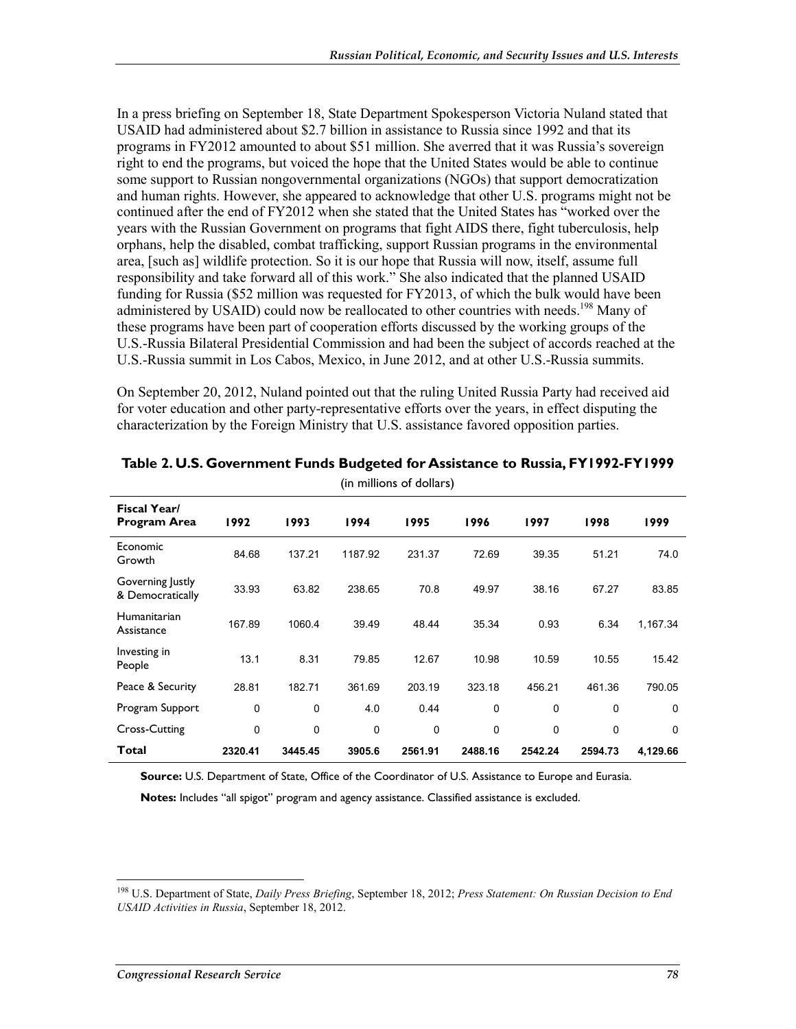In a press briefing on September 18, State Department Spokesperson Victoria Nuland stated that USAID had administered about $2.7 billion in assistance to Russia since 1992 and that its programs in FY2012 amounted to about $51 million. She averred that it was Russia's sovereign right to end the programs, but voiced the hope that the United States would be able to continue some support to Russian nongovernmental organizations (NGOs) that support democratization and human rights. However, she appeared to acknowledge that other U.S. programs might not be continued after the end of FY2012 when she stated that the United States has "worked over the years with the Russian Government on programs that fight AIDS there, fight tuberculosis, help orphans, help the disabled, combat trafficking, support Russian programs in the environmental area, [such as] wildlife protection. So it is our hope that Russia will now, itself, assume full responsibility and take forward all of this work." She also indicated that the planned USAID funding for Russia ($52 million was requested for FY2013, of which the bulk would have been administered by USAID) could now be reallocated to other countries with needs.[198] Many of these programs have been part of cooperation efforts discussed by the working groups of the U.S.-Russia Bilateral Presidential Commission and had been the subject of accords reached at the U.S.-Russia summit in Los Cabos, Mexico, in June 2012, and at other U.S.-Russia summits.

On September 20, 2012, Nuland pointed out that the ruling United Russia Party had received aid for voter education and other party-representative efforts over the years, in effect disputing the characterization by the Foreign Ministry that U.S. assistance favored opposition parties.

**Table 2. U.S. Government Funds Budgeted for Assistance to Russia, FY1992-FY1999**

(in millions of dollars)

| Fiscal Year/ Program Area | 1992 | 1993 | 1994 | 1995 | 1996 | 1997 | 1998 | 1999 |
|---|---|---|---|---|---|---|---|---|
| Economic Growth | 84.68 | 137.21 | 1187.92 | 231.37 | 72.69 | 39.35 | 51.21 | 74.0 |
| Governing Justly & Democratically | 33.93 | 63.82 | 238.65 | 70.8 | 49.97 | 38.16 | 67.27 | 83.85 |
| Humanitarian Assistance | 167.89 | 1060.4 | 39.49 | 48.44 | 35.34 | 0.93 | 6.34 | 1,167.34 |
| Investing in People | 13.1 | 8.31 | 79.85 | 12.67 | 10.98 | 10.59 | 10.55 | 15.42 |
| Peace & Security | 28.81 | 182.71 | 361.69 | 203.19 | 323.18 | 456.21 | 461.36 | 790.05 |
| Program Support | 0 | 0 | 4.0 | 0.44 | 0 | 0 | 0 | 0 |
| Cross-Cutting | 0 | 0 | 0 | 0 | 0 | 0 | 0 | 0 |
| **Total** | **2320.41** | **3445.45** | **3905.6** | **2561.91** | **2488.16** | **2542.24** | **2594.73** | **4,129.66** |

**Source:** U.S. Department of State, Office of the Coordinator of U.S. Assistance to Europe and Eurasia.

**Notes:** Includes "all spigot" program and agency assistance. Classified assistance is excluded.

---

[198] U.S. Department of State, *Daily Press Briefing*, September 18, 2012; *Press Statement: On Russian Decision to End USAID Activities in Russia*, September 18, 2012.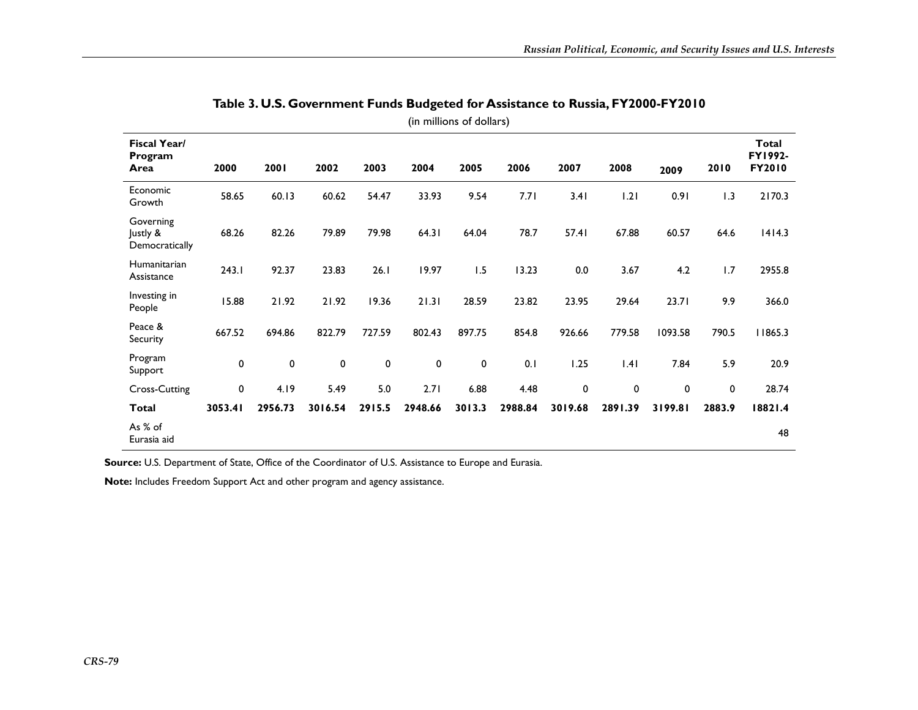**Table 3. U.S. Government Funds Budgeted for Assistance to Russia, FY2000-FY2010**

(in millions of dollars)

| Fiscal Year/ Program Area | 2000 | 2001 | 2002 | 2003 | 2004 | 2005 | 2006 | 2007 | 2008 | 2009 | 2010 | Total FY1992-FY2010 |
|---|---|---|---|---|---|---|---|---|---|---|---|---|
| Economic Growth | 58.65 | 60.13 | 60.62 | 54.47 | 33.93 | 9.54 | 7.71 | 3.41 | 1.21 | 0.91 | 1.3 | 2170.3 |
| Governing Justly & Democratically | 68.26 | 82.26 | 79.89 | 79.98 | 64.31 | 64.04 | 78.7 | 57.41 | 67.88 | 60.57 | 64.6 | 1414.3 |
| Humanitarian Assistance | 243.1 | 92.37 | 23.83 | 26.1 | 19.97 | 1.5 | 13.23 | 0.0 | 3.67 | 4.2 | 1.7 | 2955.8 |
| Investing in People | 15.88 | 21.92 | 21.92 | 19.36 | 21.31 | 28.59 | 23.82 | 23.95 | 29.64 | 23.71 | 9.9 | 366.0 |
| Peace & Security | 667.52 | 694.86 | 822.79 | 727.59 | 802.43 | 897.75 | 854.8 | 926.66 | 779.58 | 1093.58 | 790.5 | 11865.3 |
| Program Support | 0 | 0 | 0 | 0 | 0 | 0 | 0.1 | 1.25 | 1.41 | 7.84 | 5.9 | 20.9 |
| Cross-Cutting | 0 | 4.19 | 5.49 | 5.0 | 2.71 | 6.88 | 4.48 | 0 | 0 | 0 | 0 | 28.74 |
| **Total** | **3053.41** | **2956.73** | **3016.54** | **2915.5** | **2948.66** | **3013.3** | **2988.84** | **3019.68** | **2891.39** | **3199.81** | **2883.9** | **18821.4** |
| As % of Eurasia aid | | | | | | | | | | | | 48 |

**Source:** U.S. Department of State, Office of the Coordinator of U.S. Assistance to Europe and Eurasia.

**Note:** Includes Freedom Support Act and other program and agency assistance.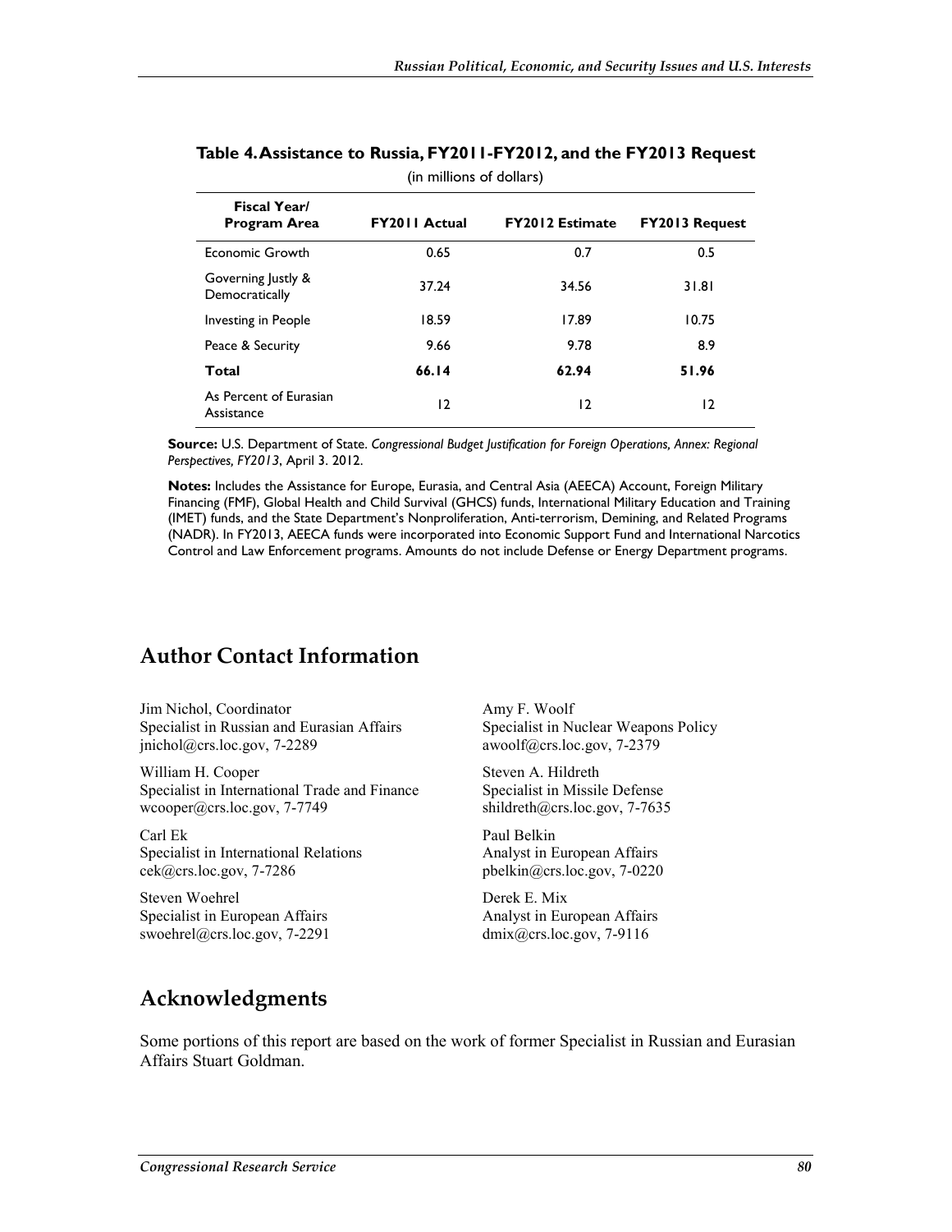**Table 4. Assistance to Russia, FY2011-FY2012, and the FY2013 Request**

(in millions of dollars)

| Fiscal Year/ Program Area | FY2011 Actual | FY2012 Estimate | FY2013 Request |
|---|---|---|---|
| Economic Growth | 0.65 | 0.7 | 0.5 |
| Governing Justly & Democratically | 37.24 | 34.56 | 31.81 |
| Investing in People | 18.59 | 17.89 | 10.75 |
| Peace & Security | 9.66 | 9.78 | 8.9 |
| **Total** | **66.14** | **62.94** | **51.96** |
| As Percent of Eurasian Assistance | 12 | 12 | 12 |

**Source:** U.S. Department of State. *Congressional Budget Justification for Foreign Operations, Annex: Regional Perspectives, FY2013*, April 3. 2012.

**Notes:** Includes the Assistance for Europe, Eurasia, and Central Asia (AEECA) Account, Foreign Military Financing (FMF), Global Health and Child Survival (GHCS) funds, International Military Education and Training (IMET) funds, and the State Department's Nonproliferation, Anti-terrorism, Demining, and Related Programs (NADR). In FY2013, AEECA funds were incorporated into Economic Support Fund and International Narcotics Control and Law Enforcement programs. Amounts do not include Defense or Energy Department programs.

## Author Contact Information

Jim Nichol, Coordinator
Specialist in Russian and Eurasian Affairs
jnichol@crs.loc.gov, 7-2289

William H. Cooper
Specialist in International Trade and Finance
wcooper@crs.loc.gov, 7-7749

Carl Ek
Specialist in International Relations
cek@crs.loc.gov, 7-7286

Steven Woehrel
Specialist in European Affairs
swoehrel@crs.loc.gov, 7-2291

Amy F. Woolf
Specialist in Nuclear Weapons Policy
awoolf@crs.loc.gov, 7-2379

Steven A. Hildreth
Specialist in Missile Defense
shildreth@crs.loc.gov, 7-7635

Paul Belkin
Analyst in European Affairs
pbelkin@crs.loc.gov, 7-0220

Derek E. Mix
Analyst in European Affairs
dmix@crs.loc.gov, 7-9116

## Acknowledgments

Some portions of this report are based on the work of former Specialist in Russian and Eurasian Affairs Stuart Goldman.